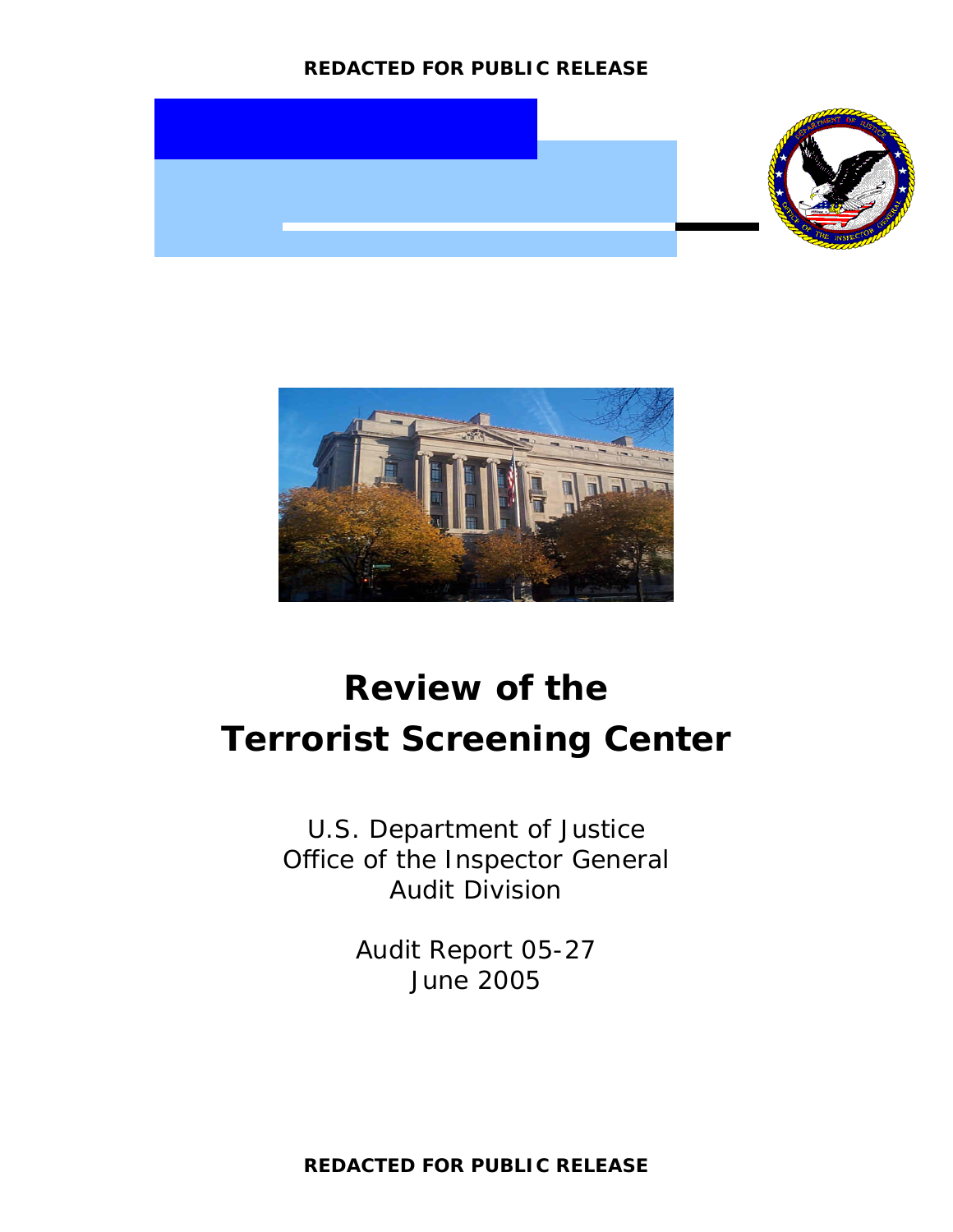REDACTED FOR PUBLIC RELEASE

# Review of the Terrorist Screening Center

U.S. Department of Justice
Office of the Inspector General
Audit Division

Audit Report 05-27
June 2005

REDACTED FOR PUBLIC RELEASE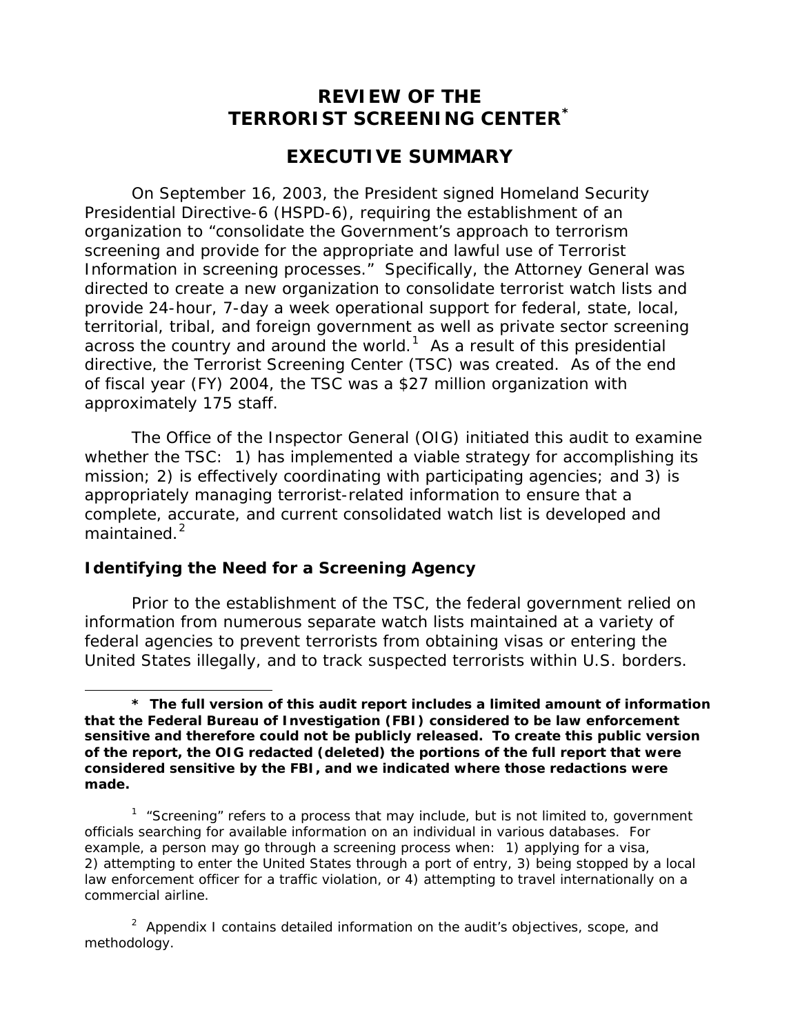# REVIEW OF THE TERRORIST SCREENING CENTER*

## EXECUTIVE SUMMARY

On September 16, 2003, the President signed Homeland Security Presidential Directive-6 (HSPD-6), requiring the establishment of an organization to "consolidate the Government's approach to terrorism screening and provide for the appropriate and lawful use of Terrorist Information in screening processes." Specifically, the Attorney General was directed to create a new organization to consolidate terrorist watch lists and provide 24-hour, 7-day a week operational support for federal, state, local, territorial, tribal, and foreign government as well as private sector screening across the country and around the world.[1] As a result of this presidential directive, the Terrorist Screening Center (TSC) was created. As of the end of fiscal year (FY) 2004, the TSC was a $27 million organization with approximately 175 staff.

The Office of the Inspector General (OIG) initiated this audit to examine whether the TSC: 1) has implemented a viable strategy for accomplishing its mission; 2) is effectively coordinating with participating agencies; and 3) is appropriately managing terrorist-related information to ensure that a complete, accurate, and current consolidated watch list is developed and maintained.[2]

### Identifying the Need for a Screening Agency

Prior to the establishment of the TSC, the federal government relied on information from numerous separate watch lists maintained at a variety of federal agencies to prevent terrorists from obtaining visas or entering the United States illegally, and to track suspected terrorists within U.S. borders.

---

**\* The full version of this audit report includes a limited amount of information that the Federal Bureau of Investigation (FBI) considered to be law enforcement sensitive and therefore could not be publicly released. To create this public version of the report, the OIG redacted (deleted) the portions of the full report that were considered sensitive by the FBI, and we indicated where those redactions were made.**

[1] "Screening" refers to a process that may include, but is not limited to, government officials searching for available information on an individual in various databases. For example, a person may go through a screening process when: 1) applying for a visa, 2) attempting to enter the United States through a port of entry, 3) being stopped by a local law enforcement officer for a traffic violation, or 4) attempting to travel internationally on a commercial airline.

[2] Appendix I contains detailed information on the audit's objectives, scope, and methodology.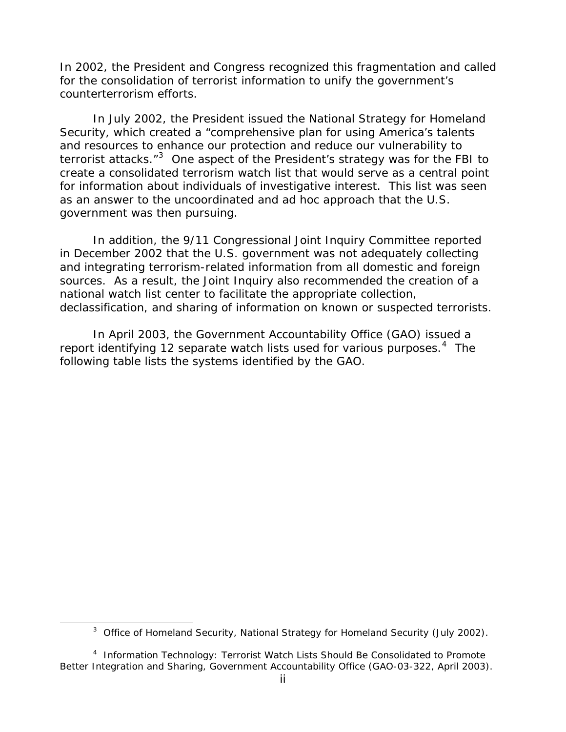In 2002, the President and Congress recognized this fragmentation and called for the consolidation of terrorist information to unify the government's counterterrorism efforts.

In July 2002, the President issued the National Strategy for Homeland Security, which created a "comprehensive plan for using America's talents and resources to enhance our protection and reduce our vulnerability to terrorist attacks."[3] One aspect of the President's strategy was for the FBI to create a consolidated terrorism watch list that would serve as a central point for information about individuals of investigative interest. This list was seen as an answer to the uncoordinated and ad hoc approach that the U.S. government was then pursuing.

In addition, the 9/11 Congressional Joint Inquiry Committee reported in December 2002 that the U.S. government was not adequately collecting and integrating terrorism-related information from all domestic and foreign sources. As a result, the Joint Inquiry also recommended the creation of a national watch list center to facilitate the appropriate collection, declassification, and sharing of information on known or suspected terrorists.

In April 2003, the Government Accountability Office (GAO) issued a report identifying 12 separate watch lists used for various purposes.[4] The following table lists the systems identified by the GAO.

[3] Office of Homeland Security, National Strategy for Homeland Security (July 2002).

[4] Information Technology: Terrorist Watch Lists Should Be Consolidated to Promote Better Integration and Sharing, Government Accountability Office (GAO-03-322, April 2003).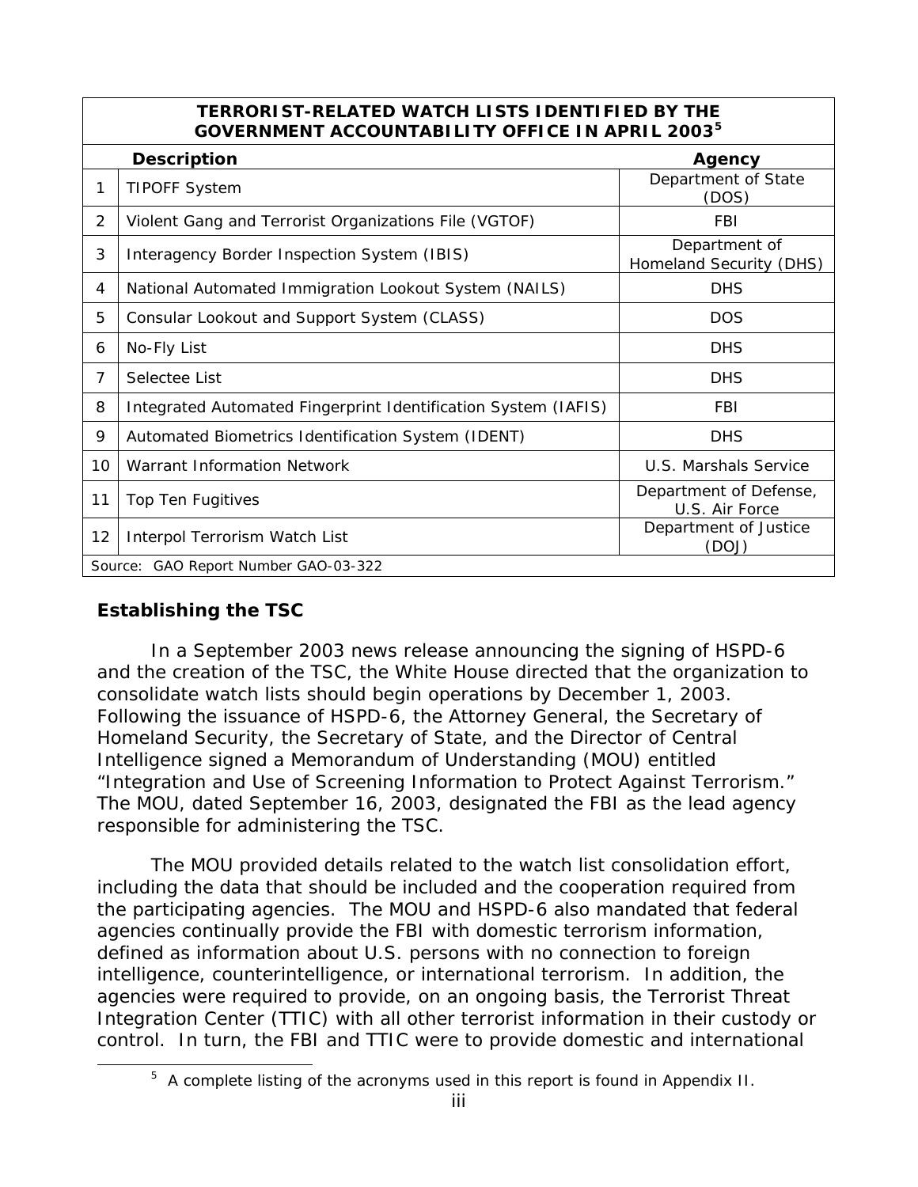| TERRORIST-RELATED WATCH LISTS IDENTIFIED BY THE GOVERNMENT ACCOUNTABILITY OFFICE IN APRIL 2003[5] | | |
|---|---|---|
| | **Description** | **Agency** |
| 1 | TIPOFF System | Department of State (DOS) |
| 2 | Violent Gang and Terrorist Organizations File (VGTOF) | FBI |
| 3 | Interagency Border Inspection System (IBIS) | Department of Homeland Security (DHS) |
| 4 | National Automated Immigration Lookout System (NAILS) | DHS |
| 5 | Consular Lookout and Support System (CLASS) | DOS |
| 6 | No-Fly List | DHS |
| 7 | Selectee List | DHS |
| 8 | Integrated Automated Fingerprint Identification System (IAFIS) | FBI |
| 9 | Automated Biometrics Identification System (IDENT) | DHS |
| 10 | Warrant Information Network | U.S. Marshals Service |
| 11 | Top Ten Fugitives | Department of Defense, U.S. Air Force |
| 12 | Interpol Terrorism Watch List | Department of Justice (DOJ) |
| Source: GAO Report Number GAO-03-322 | | |

## Establishing the TSC

In a September 2003 news release announcing the signing of HSPD-6 and the creation of the TSC, the White House directed that the organization to consolidate watch lists should begin operations by December 1, 2003. Following the issuance of HSPD-6, the Attorney General, the Secretary of Homeland Security, the Secretary of State, and the Director of Central Intelligence signed a Memorandum of Understanding (MOU) entitled "Integration and Use of Screening Information to Protect Against Terrorism." The MOU, dated September 16, 2003, designated the FBI as the lead agency responsible for administering the TSC.

The MOU provided details related to the watch list consolidation effort, including the data that should be included and the cooperation required from the participating agencies. The MOU and HSPD-6 also mandated that federal agencies continually provide the FBI with domestic terrorism information, defined as information about U.S. persons with no connection to foreign intelligence, counterintelligence, or international terrorism. In addition, the agencies were required to provide, on an ongoing basis, the Terrorist Threat Integration Center (TTIC) with all other terrorist information in their custody or control. In turn, the FBI and TTIC were to provide domestic and international

[5] A complete listing of the acronyms used in this report is found in Appendix II.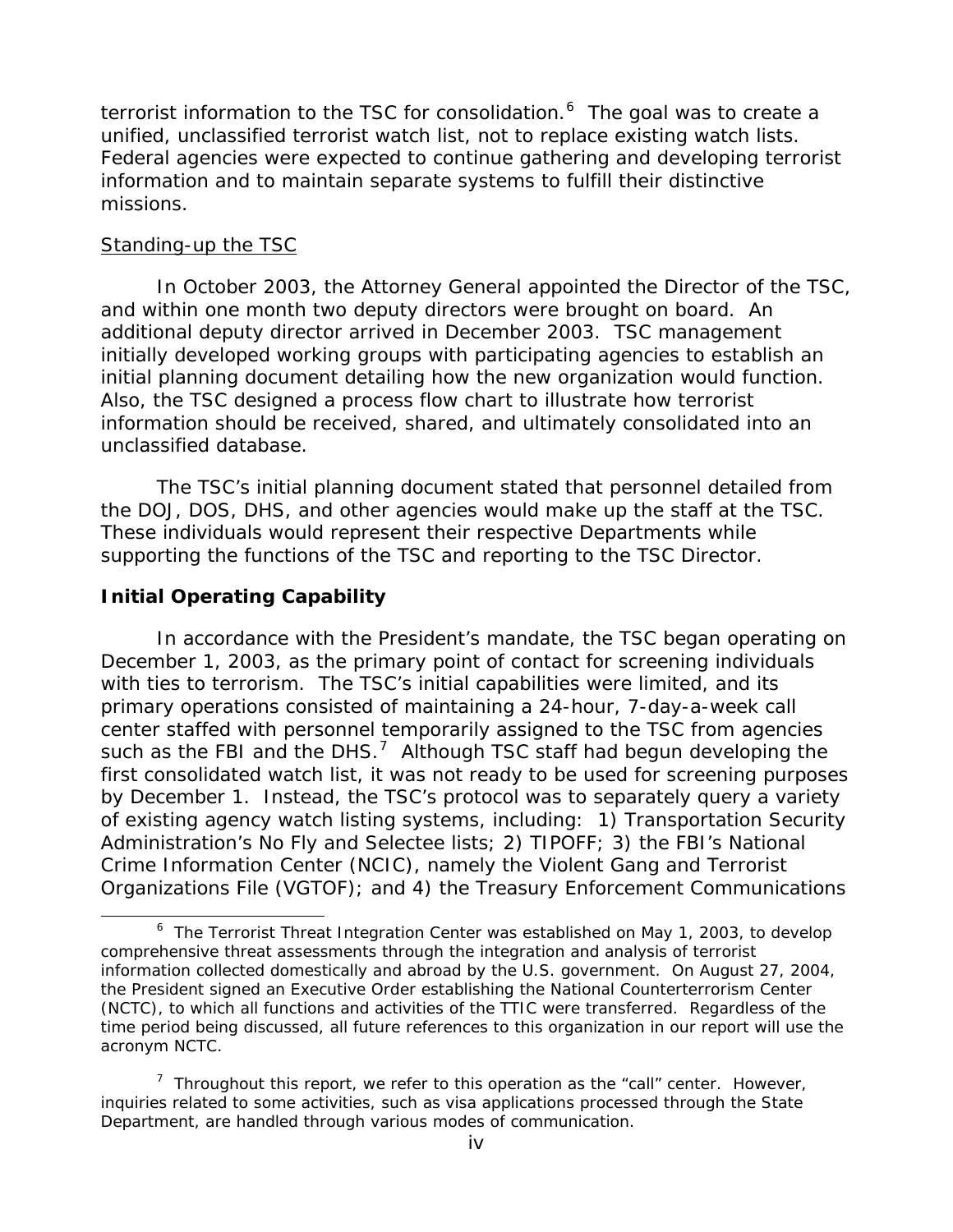terrorist information to the TSC for consolidation.[6] The goal was to create a unified, unclassified terrorist watch list, not to replace existing watch lists. Federal agencies were expected to continue gathering and developing terrorist information and to maintain separate systems to fulfill their distinctive missions.

Standing-up the TSC

In October 2003, the Attorney General appointed the Director of the TSC, and within one month two deputy directors were brought on board. An additional deputy director arrived in December 2003. TSC management initially developed working groups with participating agencies to establish an initial planning document detailing how the new organization would function. Also, the TSC designed a process flow chart to illustrate how terrorist information should be received, shared, and ultimately consolidated into an unclassified database.

The TSC's initial planning document stated that personnel detailed from the DOJ, DOS, DHS, and other agencies would make up the staff at the TSC. These individuals would represent their respective Departments while supporting the functions of the TSC and reporting to the TSC Director.

**Initial Operating Capability**

In accordance with the President's mandate, the TSC began operating on December 1, 2003, as the primary point of contact for screening individuals with ties to terrorism. The TSC's initial capabilities were limited, and its primary operations consisted of maintaining a 24-hour, 7-day-a-week call center staffed with personnel temporarily assigned to the TSC from agencies such as the FBI and the DHS.[7] Although TSC staff had begun developing the first consolidated watch list, it was not ready to be used for screening purposes by December 1. Instead, the TSC's protocol was to separately query a variety of existing agency watch listing systems, including: 1) Transportation Security Administration's No Fly and Selectee lists; 2) TIPOFF; 3) the FBI's National Crime Information Center (NCIC), namely the Violent Gang and Terrorist Organizations File (VGTOF); and 4) the Treasury Enforcement Communications

[6] The Terrorist Threat Integration Center was established on May 1, 2003, to develop comprehensive threat assessments through the integration and analysis of terrorist information collected domestically and abroad by the U.S. government. On August 27, 2004, the President signed an Executive Order establishing the National Counterterrorism Center (NCTC), to which all functions and activities of the TTIC were transferred. Regardless of the time period being discussed, all future references to this organization in our report will use the acronym NCTC.

[7] Throughout this report, we refer to this operation as the "call" center. However, inquiries related to some activities, such as visa applications processed through the State Department, are handled through various modes of communication.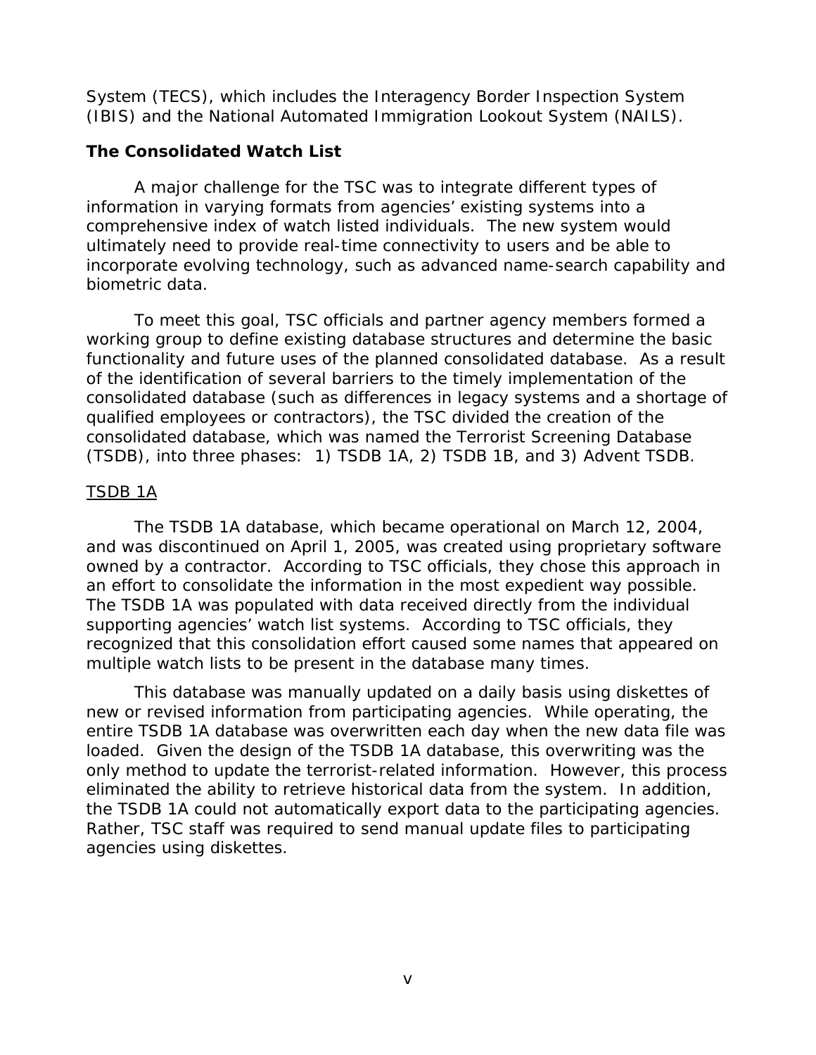System (TECS), which includes the Interagency Border Inspection System (IBIS) and the National Automated Immigration Lookout System (NAILS).

## The Consolidated Watch List

A major challenge for the TSC was to integrate different types of information in varying formats from agencies' existing systems into a comprehensive index of watch listed individuals. The new system would ultimately need to provide real-time connectivity to users and be able to incorporate evolving technology, such as advanced name-search capability and biometric data.

To meet this goal, TSC officials and partner agency members formed a working group to define existing database structures and determine the basic functionality and future uses of the planned consolidated database. As a result of the identification of several barriers to the timely implementation of the consolidated database (such as differences in legacy systems and a shortage of qualified employees or contractors), the TSC divided the creation of the consolidated database, which was named the Terrorist Screening Database (TSDB), into three phases: 1) TSDB 1A, 2) TSDB 1B, and 3) Advent TSDB.

### TSDB 1A

The TSDB 1A database, which became operational on March 12, 2004, and was discontinued on April 1, 2005, was created using proprietary software owned by a contractor. According to TSC officials, they chose this approach in an effort to consolidate the information in the most expedient way possible. The TSDB 1A was populated with data received directly from the individual supporting agencies' watch list systems. According to TSC officials, they recognized that this consolidation effort caused some names that appeared on multiple watch lists to be present in the database many times.

This database was manually updated on a daily basis using diskettes of new or revised information from participating agencies. While operating, the entire TSDB 1A database was overwritten each day when the new data file was loaded. Given the design of the TSDB 1A database, this overwriting was the only method to update the terrorist-related information. However, this process eliminated the ability to retrieve historical data from the system. In addition, the TSDB 1A could not automatically export data to the participating agencies. Rather, TSC staff was required to send manual update files to participating agencies using diskettes.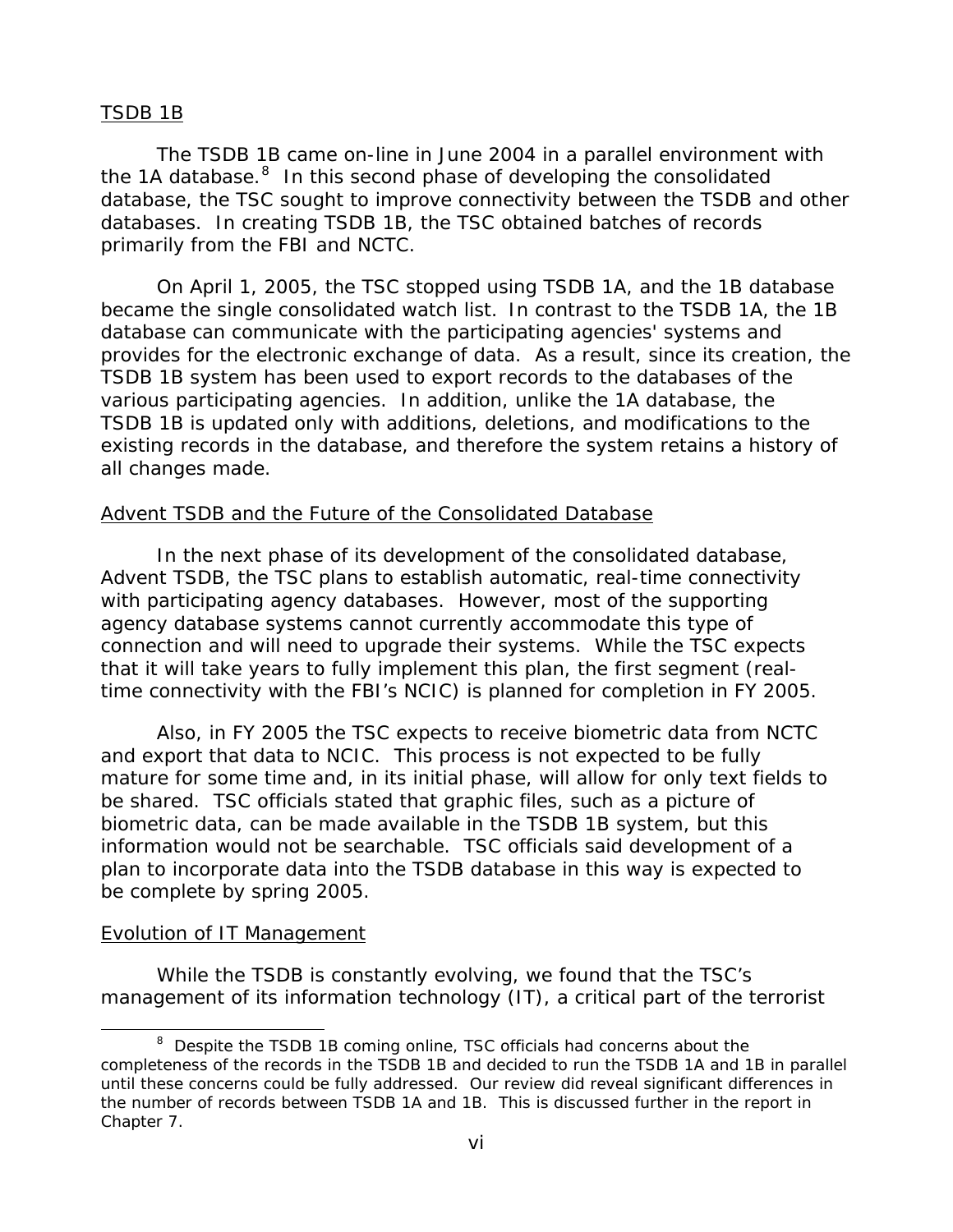TSDB 1B

The TSDB 1B came on-line in June 2004 in a parallel environment with the 1A database.[8] In this second phase of developing the consolidated database, the TSC sought to improve connectivity between the TSDB and other databases. In creating TSDB 1B, the TSC obtained batches of records primarily from the FBI and NCTC.

On April 1, 2005, the TSC stopped using TSDB 1A, and the 1B database became the single consolidated watch list. In contrast to the TSDB 1A, the 1B database can communicate with the participating agencies' systems and provides for the electronic exchange of data. As a result, since its creation, the TSDB 1B system has been used to export records to the databases of the various participating agencies. In addition, unlike the 1A database, the TSDB 1B is updated only with additions, deletions, and modifications to the existing records in the database, and therefore the system retains a history of all changes made.

Advent TSDB and the Future of the Consolidated Database

In the next phase of its development of the consolidated database, Advent TSDB, the TSC plans to establish automatic, real-time connectivity with participating agency databases. However, most of the supporting agency database systems cannot currently accommodate this type of connection and will need to upgrade their systems. While the TSC expects that it will take years to fully implement this plan, the first segment (real-time connectivity with the FBI's NCIC) is planned for completion in FY 2005.

Also, in FY 2005 the TSC expects to receive biometric data from NCTC and export that data to NCIC. This process is not expected to be fully mature for some time and, in its initial phase, will allow for only text fields to be shared. TSC officials stated that graphic files, such as a picture of biometric data, can be made available in the TSDB 1B system, but this information would not be searchable. TSC officials said development of a plan to incorporate data into the TSDB database in this way is expected to be complete by spring 2005.

Evolution of IT Management

While the TSDB is constantly evolving, we found that the TSC's management of its information technology (IT), a critical part of the terrorist

[8] Despite the TSDB 1B coming online, TSC officials had concerns about the completeness of the records in the TSDB 1B and decided to run the TSDB 1A and 1B in parallel until these concerns could be fully addressed. Our review did reveal significant differences in the number of records between TSDB 1A and 1B. This is discussed further in the report in Chapter 7.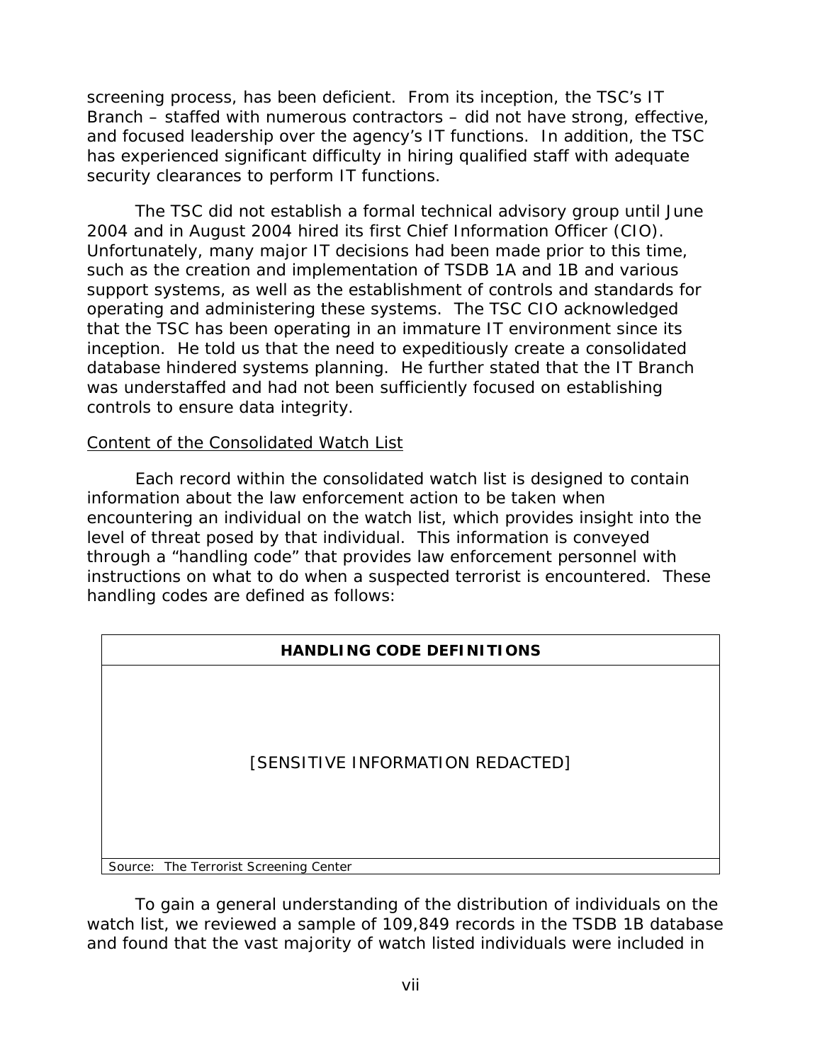screening process, has been deficient. From its inception, the TSC's IT Branch – staffed with numerous contractors – did not have strong, effective, and focused leadership over the agency's IT functions. In addition, the TSC has experienced significant difficulty in hiring qualified staff with adequate security clearances to perform IT functions.

The TSC did not establish a formal technical advisory group until June 2004 and in August 2004 hired its first Chief Information Officer (CIO). Unfortunately, many major IT decisions had been made prior to this time, such as the creation and implementation of TSDB 1A and 1B and various support systems, as well as the establishment of controls and standards for operating and administering these systems. The TSC CIO acknowledged that the TSC has been operating in an immature IT environment since its inception. He told us that the need to expeditiously create a consolidated database hindered systems planning. He further stated that the IT Branch was understaffed and had not been sufficiently focused on establishing controls to ensure data integrity.

Content of the Consolidated Watch List

Each record within the consolidated watch list is designed to contain information about the law enforcement action to be taken when encountering an individual on the watch list, which provides insight into the level of threat posed by that individual. This information is conveyed through a "handling code" that provides law enforcement personnel with instructions on what to do when a suspected terrorist is encountered. These handling codes are defined as follows:

| HANDLING CODE DEFINITIONS |
| --- |
| [SENSITIVE INFORMATION REDACTED] |

Source: The Terrorist Screening Center

To gain a general understanding of the distribution of individuals on the watch list, we reviewed a sample of 109,849 records in the TSDB 1B database and found that the vast majority of watch listed individuals were included in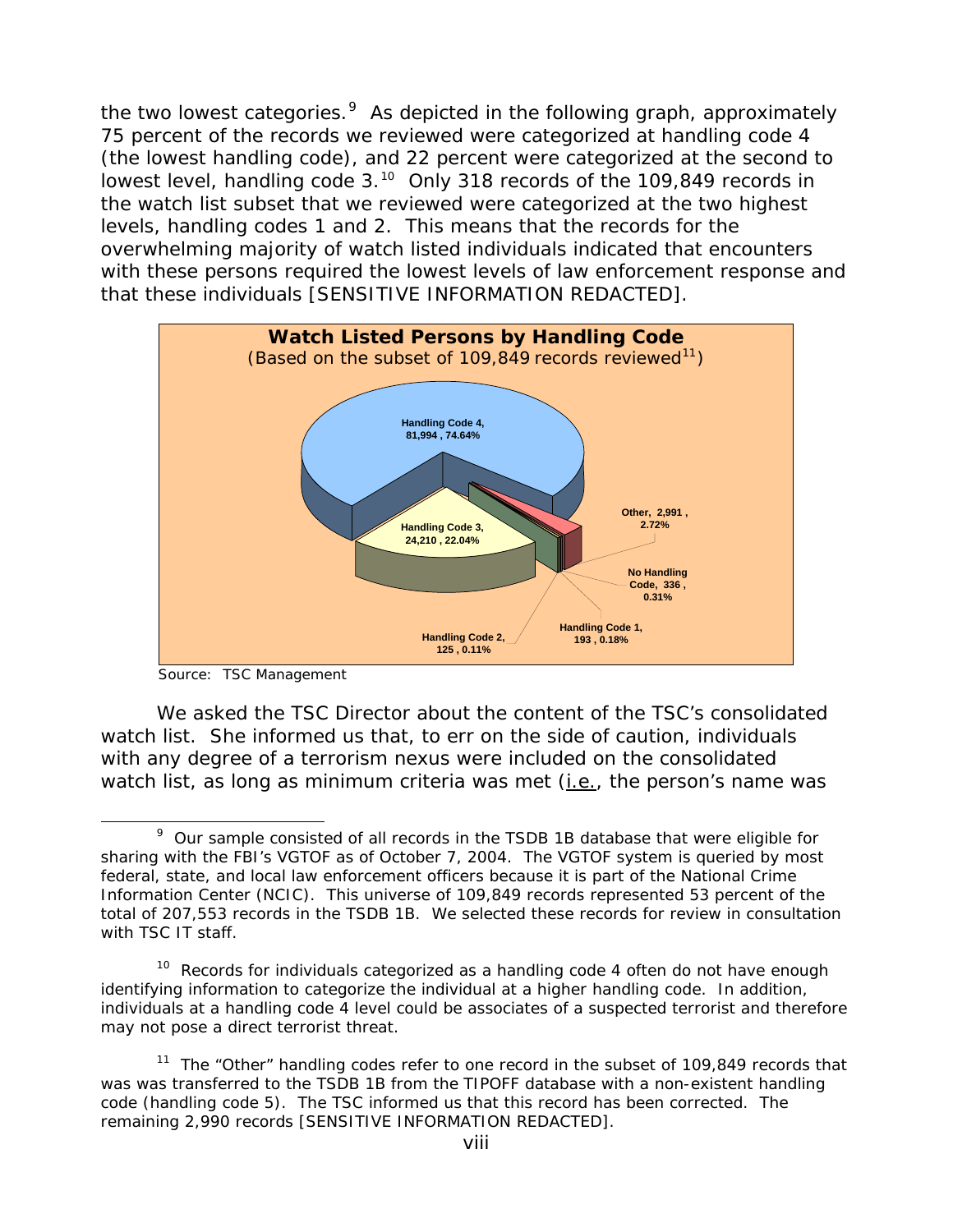the two lowest categories.[9] As depicted in the following graph, approximately 75 percent of the records we reviewed were categorized at handling code 4 (the lowest handling code), and 22 percent were categorized at the second to lowest level, handling code 3.[10] Only 318 records of the 109,849 records in the watch list subset that we reviewed were categorized at the two highest levels, handling codes 1 and 2. This means that the records for the overwhelming majority of watch listed individuals indicated that encounters with these persons required the lowest levels of law enforcement response and that these individuals [SENSITIVE INFORMATION REDACTED].

**Watch Listed Persons by Handling Code**
(Based on the subset of 109,849 records reviewed[11])

Handling Code 4, 81,994 , 74.64%

Handling Code 3, 24,210 , 22.04%

Other, 2,991 , 2.72%

No Handling Code, 336 , 0.31%

Handling Code 1, 193 , 0.18%

Handling Code 2, 125 , 0.11%

Source: TSC Management

We asked the TSC Director about the content of the TSC's consolidated watch list. She informed us that, to err on the side of caution, individuals with any degree of a terrorism nexus were included on the consolidated watch list, as long as minimum criteria was met (i.e., the person's name was

---

[9] Our sample consisted of all records in the TSDB 1B database that were eligible for sharing with the FBI's VGTOF as of October 7, 2004. The VGTOF system is queried by most federal, state, and local law enforcement officers because it is part of the National Crime Information Center (NCIC). This universe of 109,849 records represented 53 percent of the total of 207,553 records in the TSDB 1B. We selected these records for review in consultation with TSC IT staff.

[10] Records for individuals categorized as a handling code 4 often do not have enough identifying information to categorize the individual at a higher handling code. In addition, individuals at a handling code 4 level could be associates of a suspected terrorist and therefore may not pose a direct terrorist threat.

[11] The "Other" handling codes refer to one record in the subset of 109,849 records that was was transferred to the TSDB 1B from the TIPOFF database with a non-existent handling code (handling code 5). The TSC informed us that this record has been corrected. The remaining 2,990 records [SENSITIVE INFORMATION REDACTED].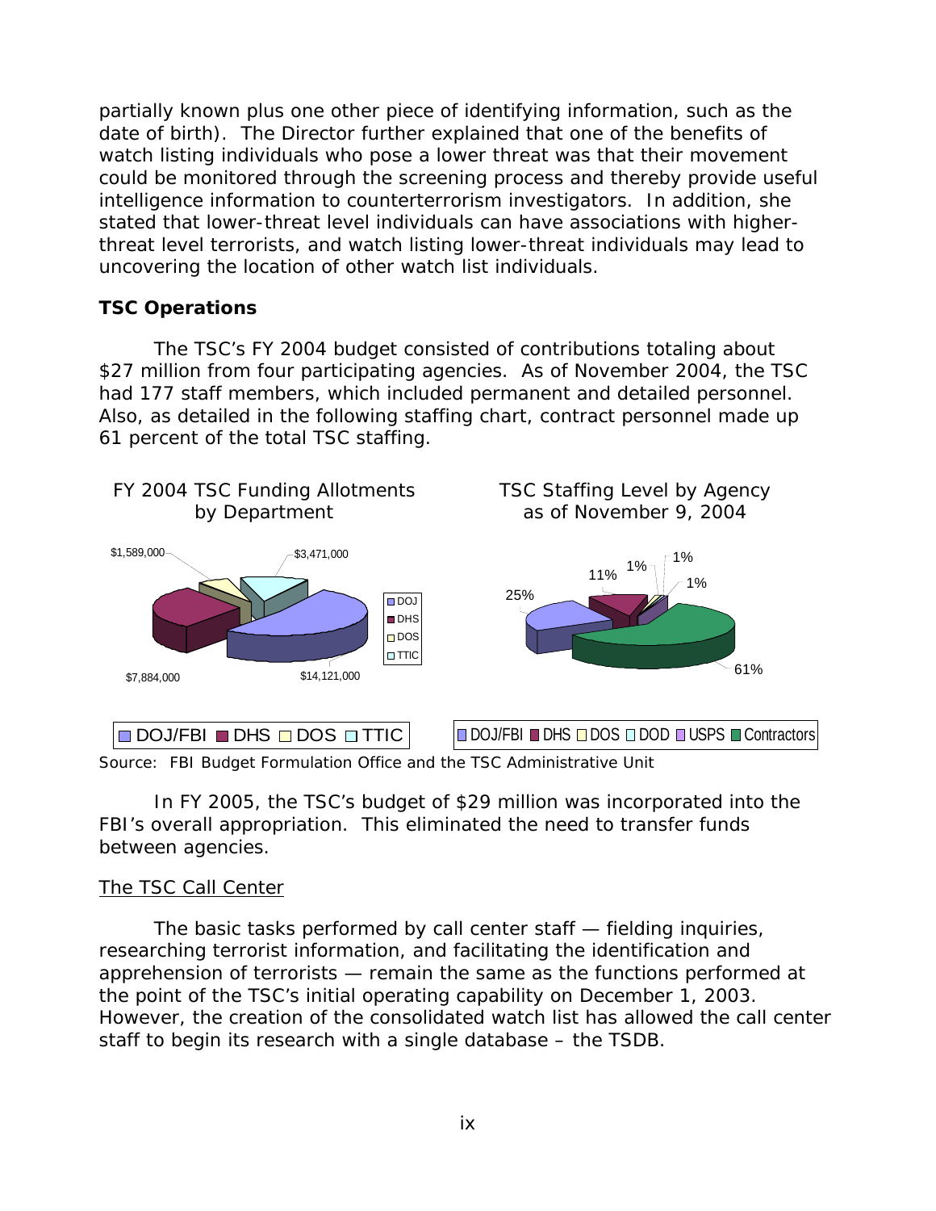partially known plus one other piece of identifying information, such as the date of birth). The Director further explained that one of the benefits of watch listing individuals who pose a lower threat was that their movement could be monitored through the screening process and thereby provide useful intelligence information to counterterrorism investigators. In addition, she stated that lower-threat level individuals can have associations with higher-threat level terrorists, and watch listing lower-threat individuals may lead to uncovering the location of other watch list individuals.

**TSC Operations**

The TSC's FY 2004 budget consisted of contributions totaling about $27 million from four participating agencies. As of November 2004, the TSC had 177 staff members, which included permanent and detailed personnel. Also, as detailed in the following staffing chart, contract personnel made up 61 percent of the total TSC staffing.

FY 2004 TSC Funding Allotments by Department

| Department | Amount |
|---|---|
| DOJ/FBI | $14,121,000 |
| DHS | $7,884,000 |
| DOS | $1,589,000 |
| TTIC | $3,471,000 |

TSC Staffing Level by Agency as of November 9, 2004

| Agency | Percent |
|---|---|
| DOJ/FBI | 25% |
| DHS | 11% |
| DOS | 1% |
| DOD | 1% |
| USPS | 1% |
| Contractors | 61% |

Source: FBI Budget Formulation Office and the TSC Administrative Unit

In FY 2005, the TSC's budget of $29 million was incorporated into the FBI's overall appropriation. This eliminated the need to transfer funds between agencies.

The TSC Call Center

The basic tasks performed by call center staff — fielding inquiries, researching terrorist information, and facilitating the identification and apprehension of terrorists — remain the same as the functions performed at the point of the TSC's initial operating capability on December 1, 2003. However, the creation of the consolidated watch list has allowed the call center staff to begin its research with a single database – the TSDB.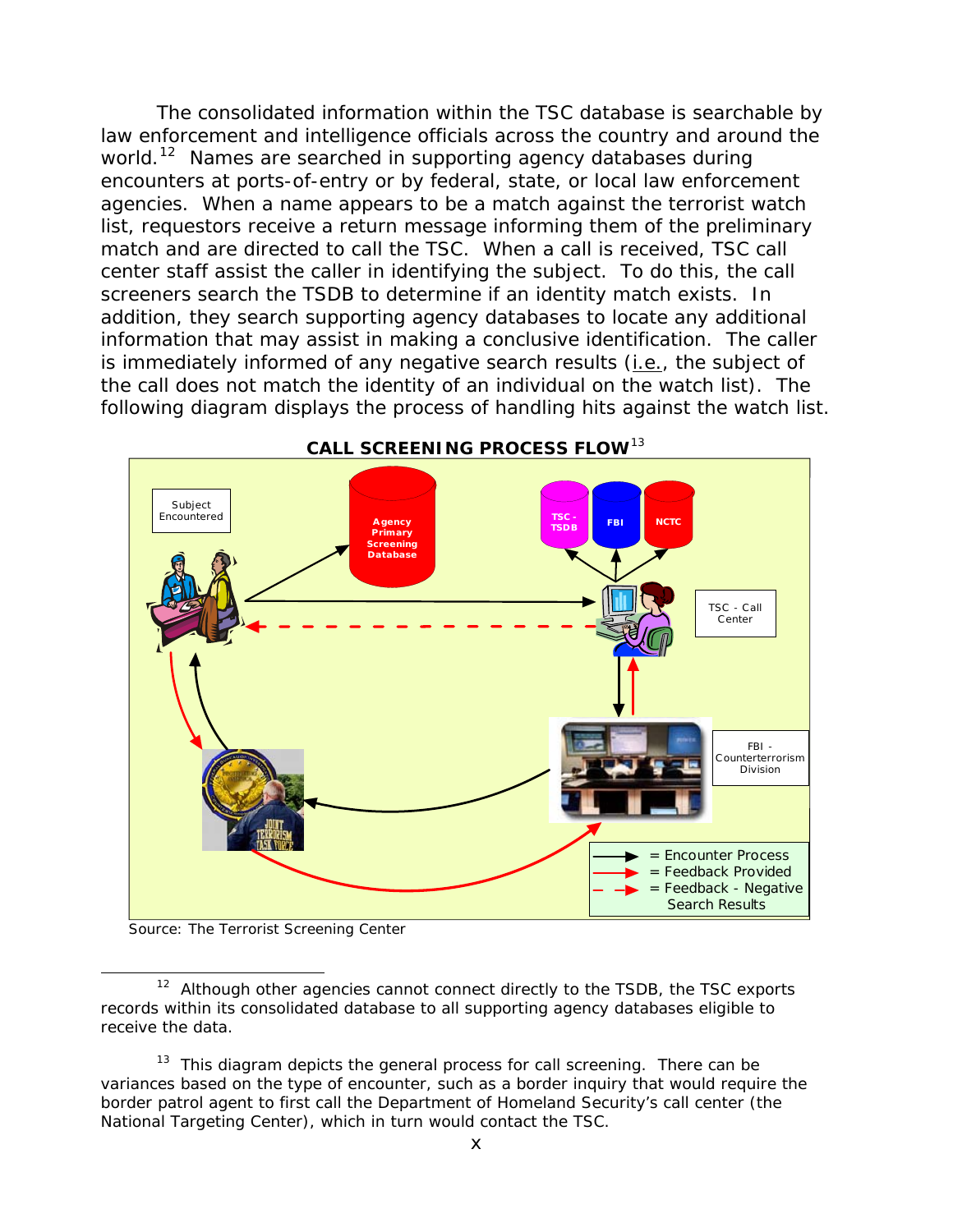The consolidated information within the TSC database is searchable by law enforcement and intelligence officials across the country and around the world.[12] Names are searched in supporting agency databases during encounters at ports-of-entry or by federal, state, or local law enforcement agencies. When a name appears to be a match against the terrorist watch list, requestors receive a return message informing them of the preliminary match and are directed to call the TSC. When a call is received, TSC call center staff assist the caller in identifying the subject. To do this, the call screeners search the TSDB to determine if an identity match exists. In addition, they search supporting agency databases to locate any additional information that may assist in making a conclusive identification. The caller is immediately informed of any negative search results (i.e., the subject of the call does not match the identity of an individual on the watch list). The following diagram displays the process of handling hits against the watch list.

**CALL SCREENING PROCESS FLOW**[13]

Subject Encountered

Agency Primary Screening Database

TSC - TSDB

FBI

NCTC

TSC - Call Center

FBI - Counterterrorism Division

= Encounter Process

= Feedback Provided

= Feedback - Negative Search Results

Source: The Terrorist Screening Center

---

[12] Although other agencies cannot connect directly to the TSDB, the TSC exports records within its consolidated database to all supporting agency databases eligible to receive the data.

[13] This diagram depicts the general process for call screening. There can be variances based on the type of encounter, such as a border inquiry that would require the border patrol agent to first call the Department of Homeland Security's call center (the National Targeting Center), which in turn would contact the TSC.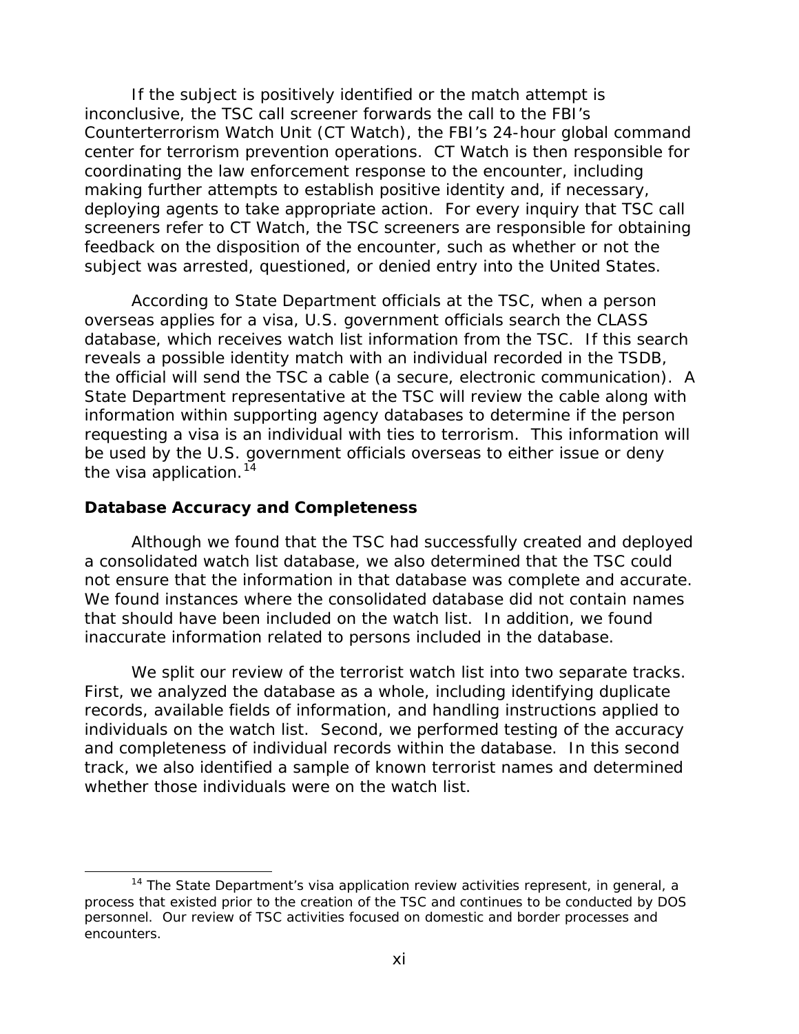If the subject is positively identified or the match attempt is inconclusive, the TSC call screener forwards the call to the FBI's Counterterrorism Watch Unit (CT Watch), the FBI's 24-hour global command center for terrorism prevention operations. CT Watch is then responsible for coordinating the law enforcement response to the encounter, including making further attempts to establish positive identity and, if necessary, deploying agents to take appropriate action. For every inquiry that TSC call screeners refer to CT Watch, the TSC screeners are responsible for obtaining feedback on the disposition of the encounter, such as whether or not the subject was arrested, questioned, or denied entry into the United States.

According to State Department officials at the TSC, when a person overseas applies for a visa, U.S. government officials search the CLASS database, which receives watch list information from the TSC. If this search reveals a possible identity match with an individual recorded in the TSDB, the official will send the TSC a cable (a secure, electronic communication). A State Department representative at the TSC will review the cable along with information within supporting agency databases to determine if the person requesting a visa is an individual with ties to terrorism. This information will be used by the U.S. government officials overseas to either issue or deny the visa application.[14]

**Database Accuracy and Completeness**

Although we found that the TSC had successfully created and deployed a consolidated watch list database, we also determined that the TSC could not ensure that the information in that database was complete and accurate. We found instances where the consolidated database did not contain names that should have been included on the watch list. In addition, we found inaccurate information related to persons included in the database.

We split our review of the terrorist watch list into two separate tracks. First, we analyzed the database as a whole, including identifying duplicate records, available fields of information, and handling instructions applied to individuals on the watch list. Second, we performed testing of the accuracy and completeness of individual records within the database. In this second track, we also identified a sample of known terrorist names and determined whether those individuals were on the watch list.

[14] The State Department's visa application review activities represent, in general, a process that existed prior to the creation of the TSC and continues to be conducted by DOS personnel. Our review of TSC activities focused on domestic and border processes and encounters.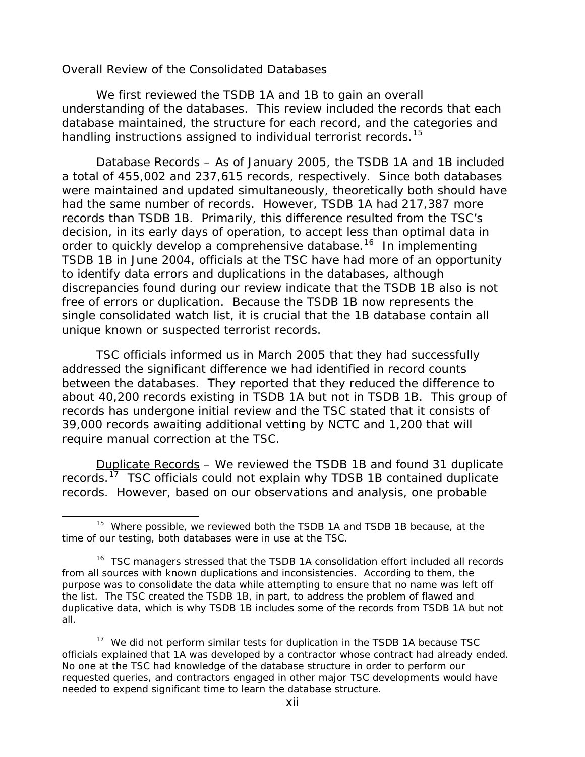Overall Review of the Consolidated Databases

We first reviewed the TSDB 1A and 1B to gain an overall understanding of the databases. This review included the records that each database maintained, the structure for each record, and the categories and handling instructions assigned to individual terrorist records.[15]

Database Records – As of January 2005, the TSDB 1A and 1B included a total of 455,002 and 237,615 records, respectively. Since both databases were maintained and updated simultaneously, theoretically both should have had the same number of records. However, TSDB 1A had 217,387 more records than TSDB 1B. Primarily, this difference resulted from the TSC's decision, in its early days of operation, to accept less than optimal data in order to quickly develop a comprehensive database.[16] In implementing TSDB 1B in June 2004, officials at the TSC have had more of an opportunity to identify data errors and duplications in the databases, although discrepancies found during our review indicate that the TSDB 1B also is not free of errors or duplication. Because the TSDB 1B now represents the single consolidated watch list, it is crucial that the 1B database contain all unique known or suspected terrorist records.

TSC officials informed us in March 2005 that they had successfully addressed the significant difference we had identified in record counts between the databases. They reported that they reduced the difference to about 40,200 records existing in TSDB 1A but not in TSDB 1B. This group of records has undergone initial review and the TSC stated that it consists of 39,000 records awaiting additional vetting by NCTC and 1,200 that will require manual correction at the TSC.

Duplicate Records – We reviewed the TSDB 1B and found 31 duplicate records.[17] TSC officials could not explain why TDSB 1B contained duplicate records. However, based on our observations and analysis, one probable

---

[15] Where possible, we reviewed both the TSDB 1A and TSDB 1B because, at the time of our testing, both databases were in use at the TSC.

[16] TSC managers stressed that the TSDB 1A consolidation effort included all records from all sources with known duplications and inconsistencies. According to them, the purpose was to consolidate the data while attempting to ensure that no name was left off the list. The TSC created the TSDB 1B, in part, to address the problem of flawed and duplicative data, which is why TSDB 1B includes some of the records from TSDB 1A but not all.

[17] We did not perform similar tests for duplication in the TSDB 1A because TSC officials explained that 1A was developed by a contractor whose contract had already ended. No one at the TSC had knowledge of the database structure in order to perform our requested queries, and contractors engaged in other major TSC developments would have needed to expend significant time to learn the database structure.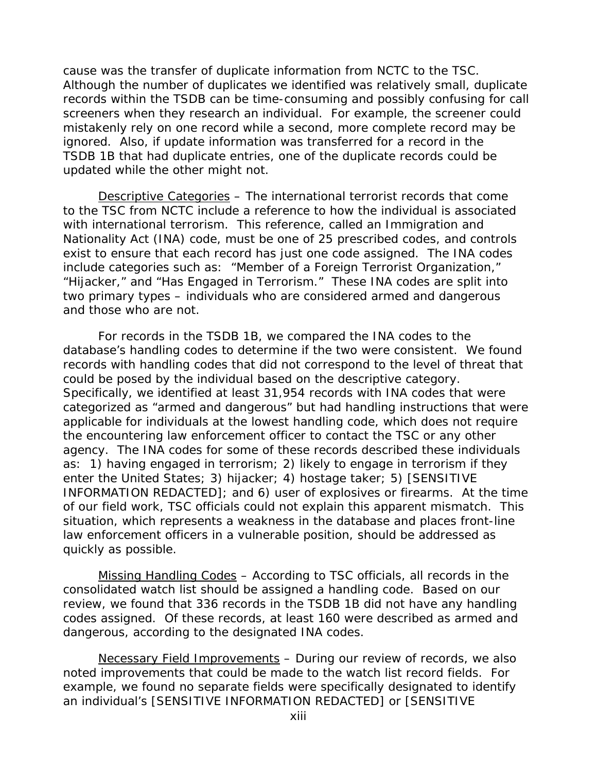cause was the transfer of duplicate information from NCTC to the TSC. Although the number of duplicates we identified was relatively small, duplicate records within the TSDB can be time-consuming and possibly confusing for call screeners when they research an individual. For example, the screener could mistakenly rely on one record while a second, more complete record may be ignored. Also, if update information was transferred for a record in the TSDB 1B that had duplicate entries, one of the duplicate records could be updated while the other might not.

Descriptive Categories – The international terrorist records that come to the TSC from NCTC include a reference to how the individual is associated with international terrorism. This reference, called an Immigration and Nationality Act (INA) code, must be one of 25 prescribed codes, and controls exist to ensure that each record has just one code assigned. The INA codes include categories such as: "Member of a Foreign Terrorist Organization," "Hijacker," and "Has Engaged in Terrorism." These INA codes are split into two primary types – individuals who are considered armed and dangerous and those who are not.

For records in the TSDB 1B, we compared the INA codes to the database's handling codes to determine if the two were consistent. We found records with handling codes that did not correspond to the level of threat that could be posed by the individual based on the descriptive category. Specifically, we identified at least 31,954 records with INA codes that were categorized as "armed and dangerous" but had handling instructions that were applicable for individuals at the lowest handling code, which does not require the encountering law enforcement officer to contact the TSC or any other agency. The INA codes for some of these records described these individuals as: 1) having engaged in terrorism; 2) likely to engage in terrorism if they enter the United States; 3) hijacker; 4) hostage taker; 5) [SENSITIVE INFORMATION REDACTED]; and 6) user of explosives or firearms. At the time of our field work, TSC officials could not explain this apparent mismatch. This situation, which represents a weakness in the database and places front-line law enforcement officers in a vulnerable position, should be addressed as quickly as possible.

Missing Handling Codes – According to TSC officials, all records in the consolidated watch list should be assigned a handling code. Based on our review, we found that 336 records in the TSDB 1B did not have any handling codes assigned. Of these records, at least 160 were described as armed and dangerous, according to the designated INA codes.

Necessary Field Improvements – During our review of records, we also noted improvements that could be made to the watch list record fields. For example, we found no separate fields were specifically designated to identify an individual's [SENSITIVE INFORMATION REDACTED] or [SENSITIVE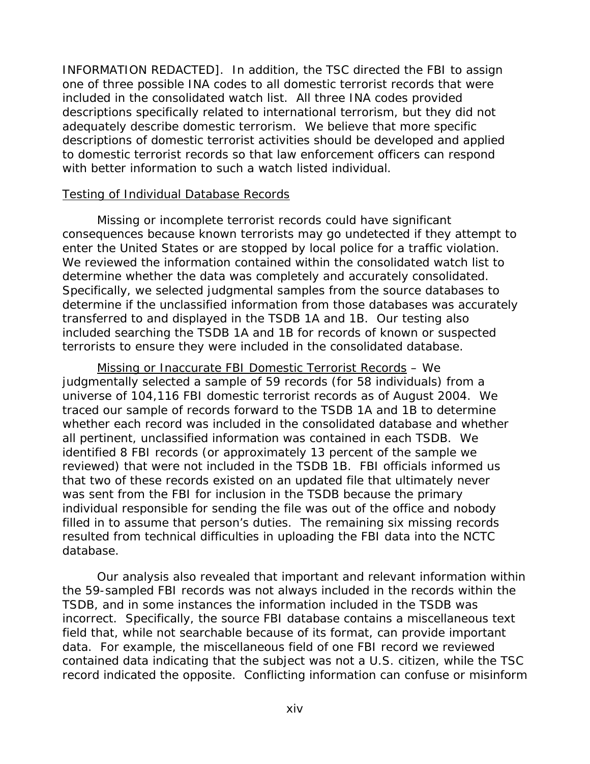INFORMATION REDACTED]. In addition, the TSC directed the FBI to assign one of three possible INA codes to all domestic terrorist records that were included in the consolidated watch list. All three INA codes provided descriptions specifically related to international terrorism, but they did not adequately describe domestic terrorism. We believe that more specific descriptions of domestic terrorist activities should be developed and applied to domestic terrorist records so that law enforcement officers can respond with better information to such a watch listed individual.

Testing of Individual Database Records

Missing or incomplete terrorist records could have significant consequences because known terrorists may go undetected if they attempt to enter the United States or are stopped by local police for a traffic violation. We reviewed the information contained within the consolidated watch list to determine whether the data was completely and accurately consolidated. Specifically, we selected judgmental samples from the source databases to determine if the unclassified information from those databases was accurately transferred to and displayed in the TSDB 1A and 1B. Our testing also included searching the TSDB 1A and 1B for records of known or suspected terrorists to ensure they were included in the consolidated database.

Missing or Inaccurate FBI Domestic Terrorist Records – We judgmentally selected a sample of 59 records (for 58 individuals) from a universe of 104,116 FBI domestic terrorist records as of August 2004. We traced our sample of records forward to the TSDB 1A and 1B to determine whether each record was included in the consolidated database and whether all pertinent, unclassified information was contained in each TSDB. We identified 8 FBI records (or approximately 13 percent of the sample we reviewed) that were not included in the TSDB 1B. FBI officials informed us that two of these records existed on an updated file that ultimately never was sent from the FBI for inclusion in the TSDB because the primary individual responsible for sending the file was out of the office and nobody filled in to assume that person's duties. The remaining six missing records resulted from technical difficulties in uploading the FBI data into the NCTC database.

Our analysis also revealed that important and relevant information within the 59-sampled FBI records was not always included in the records within the TSDB, and in some instances the information included in the TSDB was incorrect. Specifically, the source FBI database contains a miscellaneous text field that, while not searchable because of its format, can provide important data. For example, the miscellaneous field of one FBI record we reviewed contained data indicating that the subject was not a U.S. citizen, while the TSC record indicated the opposite. Conflicting information can confuse or misinform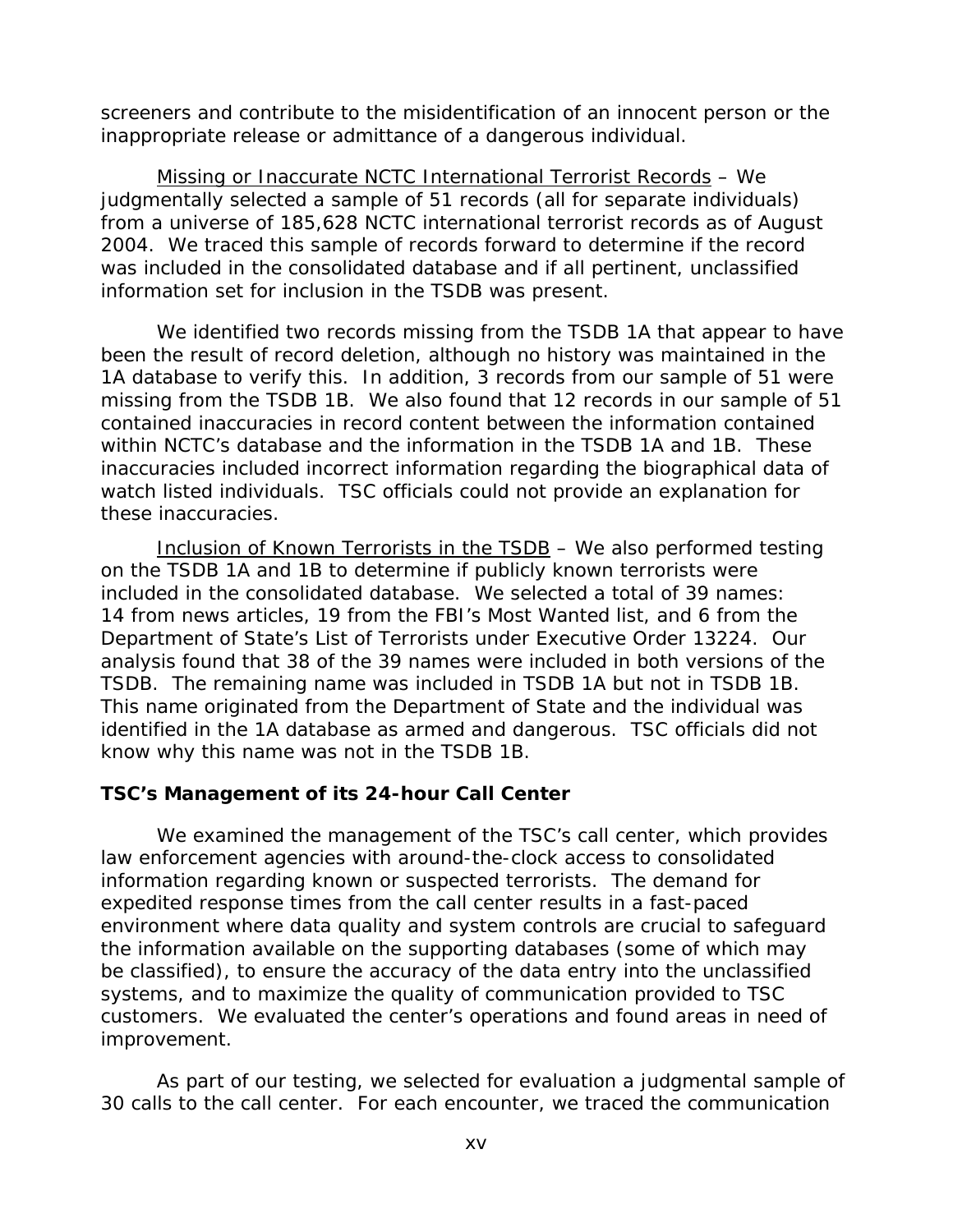screeners and contribute to the misidentification of an innocent person or the inappropriate release or admittance of a dangerous individual.

Missing or Inaccurate NCTC International Terrorist Records – We judgmentally selected a sample of 51 records (all for separate individuals) from a universe of 185,628 NCTC international terrorist records as of August 2004. We traced this sample of records forward to determine if the record was included in the consolidated database and if all pertinent, unclassified information set for inclusion in the TSDB was present.

We identified two records missing from the TSDB 1A that appear to have been the result of record deletion, although no history was maintained in the 1A database to verify this. In addition, 3 records from our sample of 51 were missing from the TSDB 1B. We also found that 12 records in our sample of 51 contained inaccuracies in record content between the information contained within NCTC's database and the information in the TSDB 1A and 1B. These inaccuracies included incorrect information regarding the biographical data of watch listed individuals. TSC officials could not provide an explanation for these inaccuracies.

Inclusion of Known Terrorists in the TSDB – We also performed testing on the TSDB 1A and 1B to determine if publicly known terrorists were included in the consolidated database. We selected a total of 39 names: 14 from news articles, 19 from the FBI's Most Wanted list, and 6 from the Department of State's List of Terrorists under Executive Order 13224. Our analysis found that 38 of the 39 names were included in both versions of the TSDB. The remaining name was included in TSDB 1A but not in TSDB 1B. This name originated from the Department of State and the individual was identified in the 1A database as armed and dangerous. TSC officials did not know why this name was not in the TSDB 1B.

**TSC's Management of its 24-hour Call Center**

We examined the management of the TSC's call center, which provides law enforcement agencies with around-the-clock access to consolidated information regarding known or suspected terrorists. The demand for expedited response times from the call center results in a fast-paced environment where data quality and system controls are crucial to safeguard the information available on the supporting databases (some of which may be classified), to ensure the accuracy of the data entry into the unclassified systems, and to maximize the quality of communication provided to TSC customers. We evaluated the center's operations and found areas in need of improvement.

As part of our testing, we selected for evaluation a judgmental sample of 30 calls to the call center. For each encounter, we traced the communication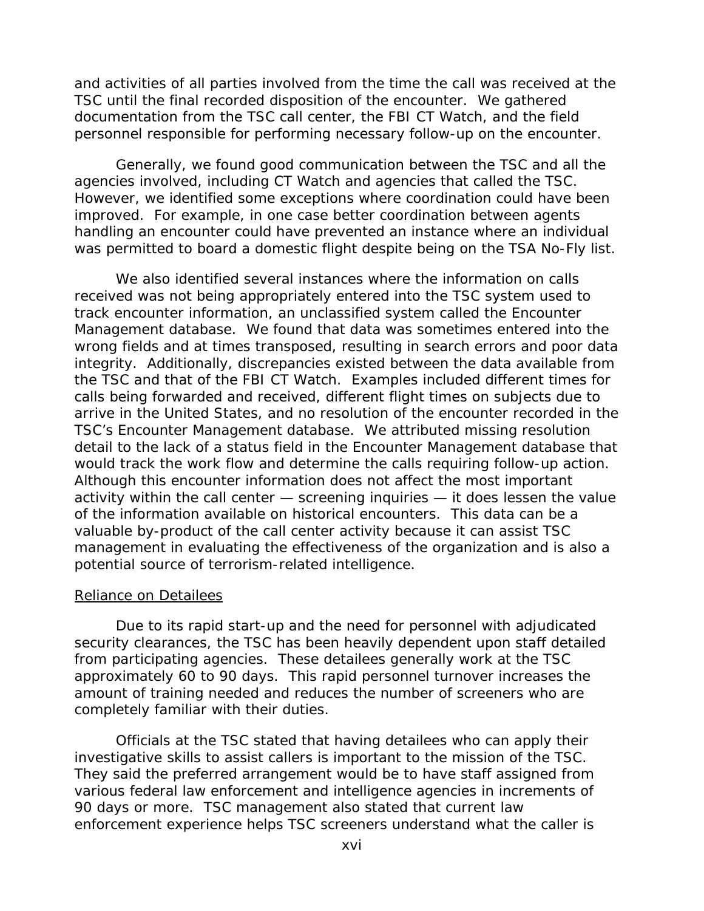and activities of all parties involved from the time the call was received at the TSC until the final recorded disposition of the encounter. We gathered documentation from the TSC call center, the FBI CT Watch, and the field personnel responsible for performing necessary follow-up on the encounter.

Generally, we found good communication between the TSC and all the agencies involved, including CT Watch and agencies that called the TSC. However, we identified some exceptions where coordination could have been improved. For example, in one case better coordination between agents handling an encounter could have prevented an instance where an individual was permitted to board a domestic flight despite being on the TSA No-Fly list.

We also identified several instances where the information on calls received was not being appropriately entered into the TSC system used to track encounter information, an unclassified system called the Encounter Management database. We found that data was sometimes entered into the wrong fields and at times transposed, resulting in search errors and poor data integrity. Additionally, discrepancies existed between the data available from the TSC and that of the FBI CT Watch. Examples included different times for calls being forwarded and received, different flight times on subjects due to arrive in the United States, and no resolution of the encounter recorded in the TSC's Encounter Management database. We attributed missing resolution detail to the lack of a status field in the Encounter Management database that would track the work flow and determine the calls requiring follow-up action. Although this encounter information does not affect the most important activity within the call center — screening inquiries — it does lessen the value of the information available on historical encounters. This data can be a valuable by-product of the call center activity because it can assist TSC management in evaluating the effectiveness of the organization and is also a potential source of terrorism-related intelligence.

<u>Reliance on Detailees</u>

Due to its rapid start-up and the need for personnel with adjudicated security clearances, the TSC has been heavily dependent upon staff detailed from participating agencies. These detailees generally work at the TSC approximately 60 to 90 days. This rapid personnel turnover increases the amount of training needed and reduces the number of screeners who are completely familiar with their duties.

Officials at the TSC stated that having detailees who can apply their investigative skills to assist callers is important to the mission of the TSC. They said the preferred arrangement would be to have staff assigned from various federal law enforcement and intelligence agencies in increments of 90 days or more. TSC management also stated that current law enforcement experience helps TSC screeners understand what the caller is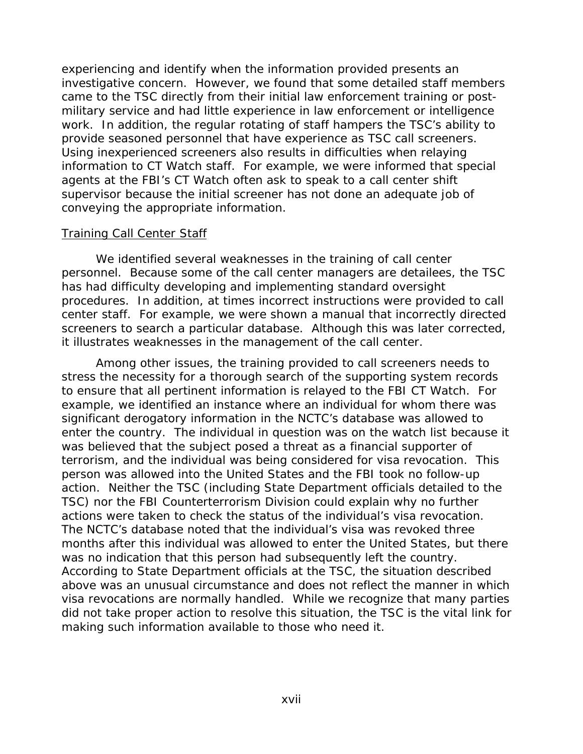experiencing and identify when the information provided presents an investigative concern. However, we found that some detailed staff members came to the TSC directly from their initial law enforcement training or post-military service and had little experience in law enforcement or intelligence work. In addition, the regular rotating of staff hampers the TSC's ability to provide seasoned personnel that have experience as TSC call screeners. Using inexperienced screeners also results in difficulties when relaying information to CT Watch staff. For example, we were informed that special agents at the FBI's CT Watch often ask to speak to a call center shift supervisor because the initial screener has not done an adequate job of conveying the appropriate information.

Training Call Center Staff

We identified several weaknesses in the training of call center personnel. Because some of the call center managers are detailees, the TSC has had difficulty developing and implementing standard oversight procedures. In addition, at times incorrect instructions were provided to call center staff. For example, we were shown a manual that incorrectly directed screeners to search a particular database. Although this was later corrected, it illustrates weaknesses in the management of the call center.

Among other issues, the training provided to call screeners needs to stress the necessity for a thorough search of the supporting system records to ensure that all pertinent information is relayed to the FBI CT Watch. For example, we identified an instance where an individual for whom there was significant derogatory information in the NCTC's database was allowed to enter the country. The individual in question was on the watch list because it was believed that the subject posed a threat as a financial supporter of terrorism, and the individual was being considered for visa revocation. This person was allowed into the United States and the FBI took no follow-up action. Neither the TSC (including State Department officials detailed to the TSC) nor the FBI Counterterrorism Division could explain why no further actions were taken to check the status of the individual's visa revocation. The NCTC's database noted that the individual's visa was revoked three months after this individual was allowed to enter the United States, but there was no indication that this person had subsequently left the country. According to State Department officials at the TSC, the situation described above was an unusual circumstance and does not reflect the manner in which visa revocations are normally handled. While we recognize that many parties did not take proper action to resolve this situation, the TSC is the vital link for making such information available to those who need it.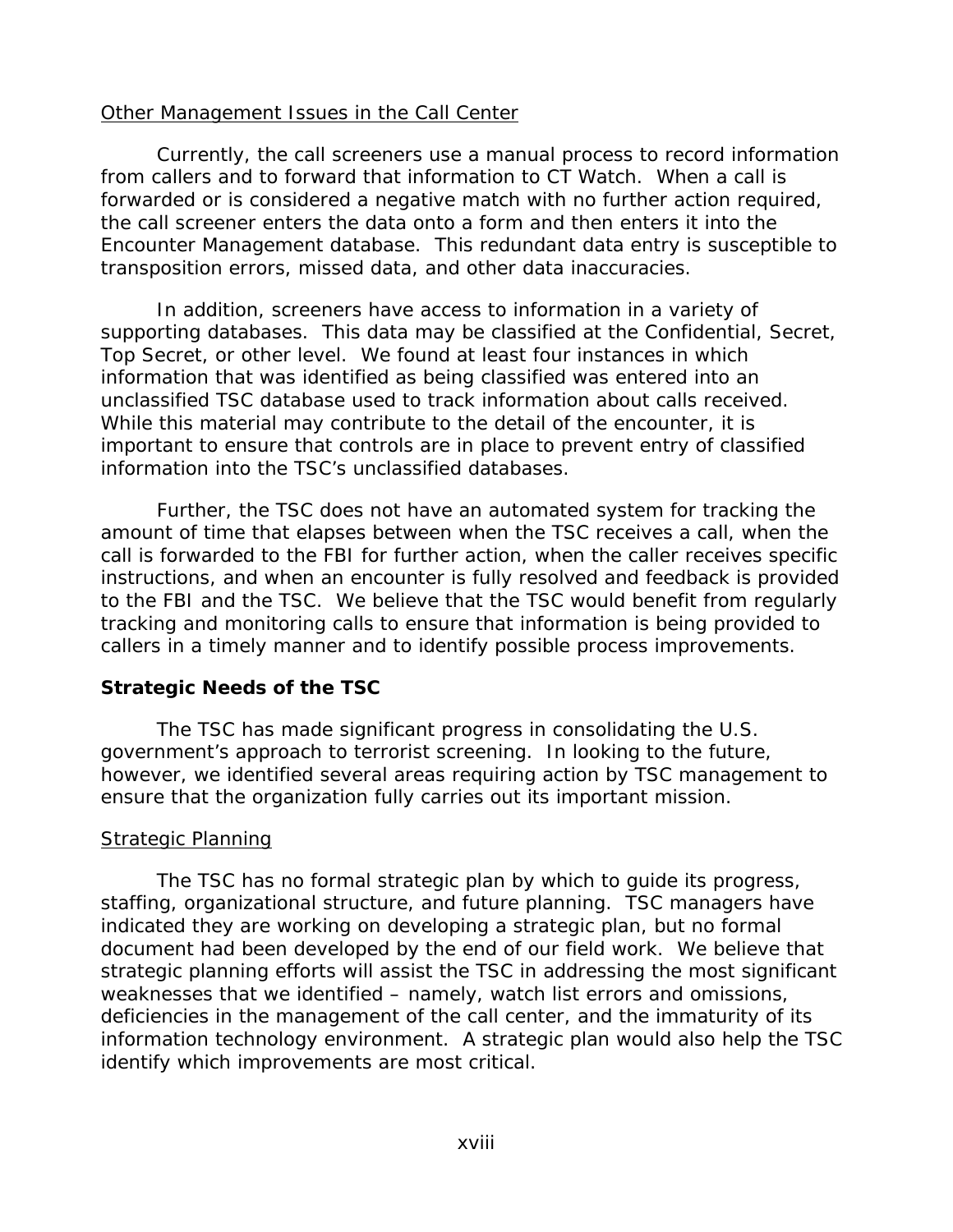Other Management Issues in the Call Center

Currently, the call screeners use a manual process to record information from callers and to forward that information to CT Watch. When a call is forwarded or is considered a negative match with no further action required, the call screener enters the data onto a form and then enters it into the Encounter Management database. This redundant data entry is susceptible to transposition errors, missed data, and other data inaccuracies.

In addition, screeners have access to information in a variety of supporting databases. This data may be classified at the Confidential, Secret, Top Secret, or other level. We found at least four instances in which information that was identified as being classified was entered into an unclassified TSC database used to track information about calls received. While this material may contribute to the detail of the encounter, it is important to ensure that controls are in place to prevent entry of classified information into the TSC's unclassified databases.

Further, the TSC does not have an automated system for tracking the amount of time that elapses between when the TSC receives a call, when the call is forwarded to the FBI for further action, when the caller receives specific instructions, and when an encounter is fully resolved and feedback is provided to the FBI and the TSC. We believe that the TSC would benefit from regularly tracking and monitoring calls to ensure that information is being provided to callers in a timely manner and to identify possible process improvements.

**Strategic Needs of the TSC**

The TSC has made significant progress in consolidating the U.S. government's approach to terrorist screening. In looking to the future, however, we identified several areas requiring action by TSC management to ensure that the organization fully carries out its important mission.

Strategic Planning

The TSC has no formal strategic plan by which to guide its progress, staffing, organizational structure, and future planning. TSC managers have indicated they are working on developing a strategic plan, but no formal document had been developed by the end of our field work. We believe that strategic planning efforts will assist the TSC in addressing the most significant weaknesses that we identified – namely, watch list errors and omissions, deficiencies in the management of the call center, and the immaturity of its information technology environment. A strategic plan would also help the TSC identify which improvements are most critical.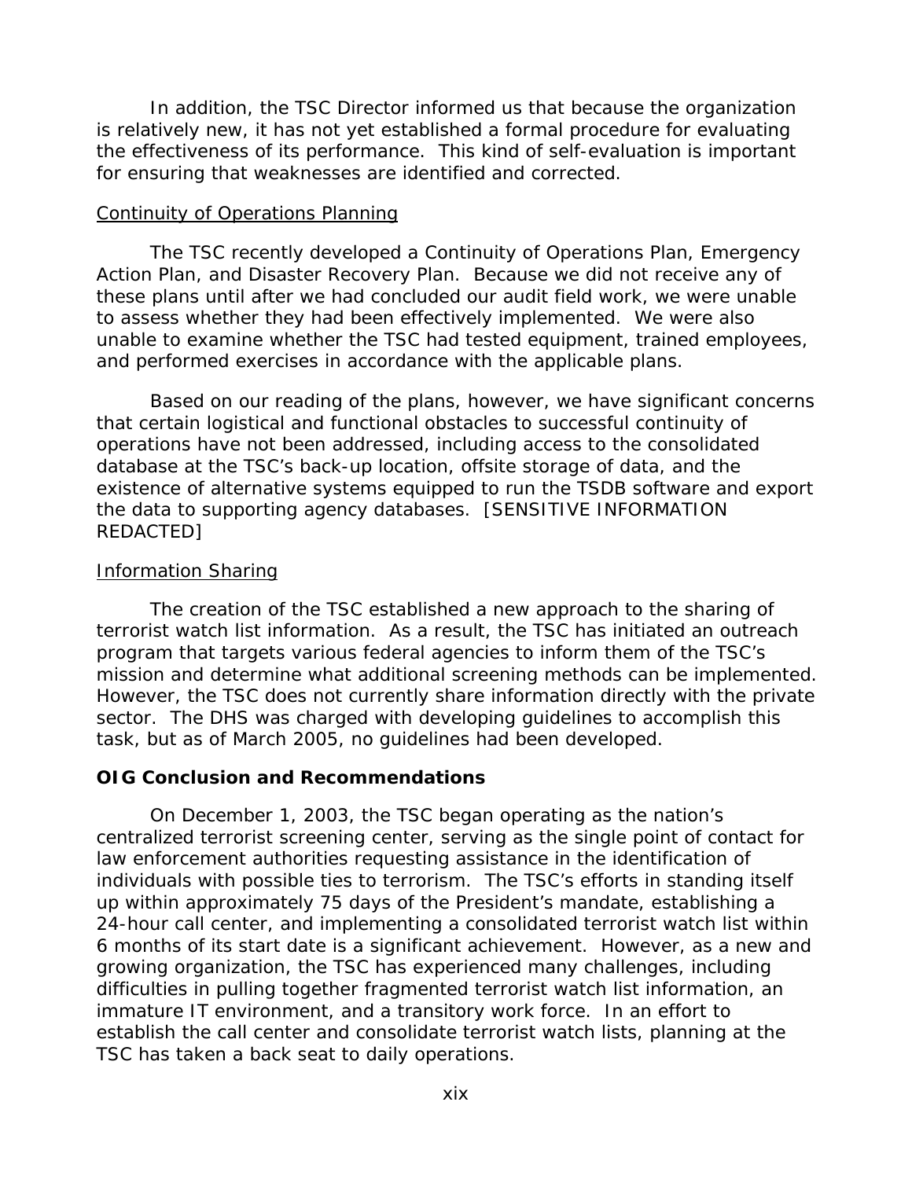In addition, the TSC Director informed us that because the organization is relatively new, it has not yet established a formal procedure for evaluating the effectiveness of its performance. This kind of self-evaluation is important for ensuring that weaknesses are identified and corrected.

Continuity of Operations Planning

The TSC recently developed a Continuity of Operations Plan, Emergency Action Plan, and Disaster Recovery Plan. Because we did not receive any of these plans until after we had concluded our audit field work, we were unable to assess whether they had been effectively implemented. We were also unable to examine whether the TSC had tested equipment, trained employees, and performed exercises in accordance with the applicable plans.

Based on our reading of the plans, however, we have significant concerns that certain logistical and functional obstacles to successful continuity of operations have not been addressed, including access to the consolidated database at the TSC's back-up location, offsite storage of data, and the existence of alternative systems equipped to run the TSDB software and export the data to supporting agency databases. [SENSITIVE INFORMATION REDACTED]

Information Sharing

The creation of the TSC established a new approach to the sharing of terrorist watch list information. As a result, the TSC has initiated an outreach program that targets various federal agencies to inform them of the TSC's mission and determine what additional screening methods can be implemented. However, the TSC does not currently share information directly with the private sector. The DHS was charged with developing guidelines to accomplish this task, but as of March 2005, no guidelines had been developed.

**OIG Conclusion and Recommendations**

On December 1, 2003, the TSC began operating as the nation's centralized terrorist screening center, serving as the single point of contact for law enforcement authorities requesting assistance in the identification of individuals with possible ties to terrorism. The TSC's efforts in standing itself up within approximately 75 days of the President's mandate, establishing a 24-hour call center, and implementing a consolidated terrorist watch list within 6 months of its start date is a significant achievement. However, as a new and growing organization, the TSC has experienced many challenges, including difficulties in pulling together fragmented terrorist watch list information, an immature IT environment, and a transitory work force. In an effort to establish the call center and consolidate terrorist watch lists, planning at the TSC has taken a back seat to daily operations.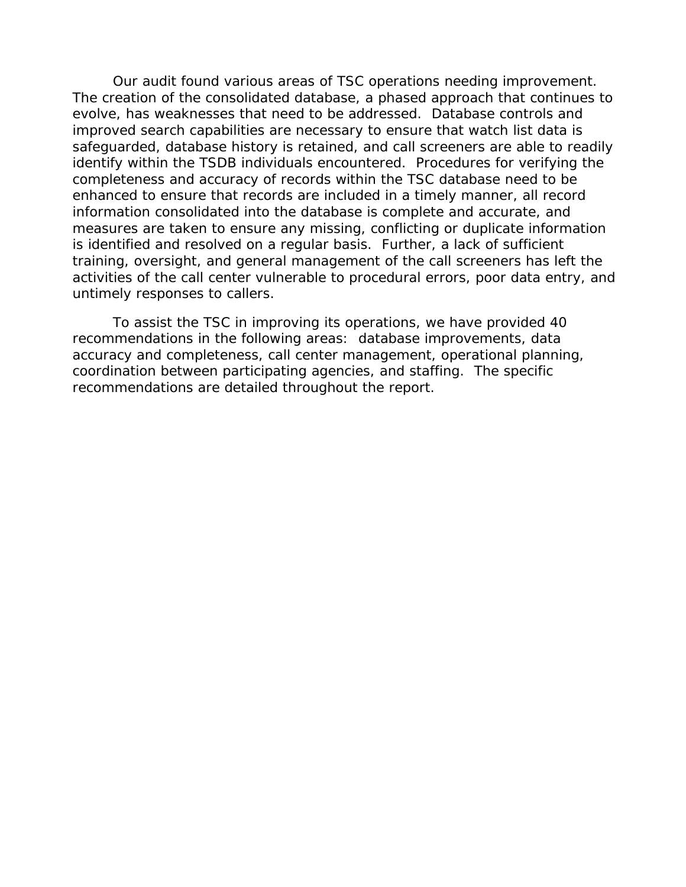Our audit found various areas of TSC operations needing improvement. The creation of the consolidated database, a phased approach that continues to evolve, has weaknesses that need to be addressed. Database controls and improved search capabilities are necessary to ensure that watch list data is safeguarded, database history is retained, and call screeners are able to readily identify within the TSDB individuals encountered. Procedures for verifying the completeness and accuracy of records within the TSC database need to be enhanced to ensure that records are included in a timely manner, all record information consolidated into the database is complete and accurate, and measures are taken to ensure any missing, conflicting or duplicate information is identified and resolved on a regular basis. Further, a lack of sufficient training, oversight, and general management of the call screeners has left the activities of the call center vulnerable to procedural errors, poor data entry, and untimely responses to callers.

To assist the TSC in improving its operations, we have provided 40 recommendations in the following areas: database improvements, data accuracy and completeness, call center management, operational planning, coordination between participating agencies, and staffing. The specific recommendations are detailed throughout the report.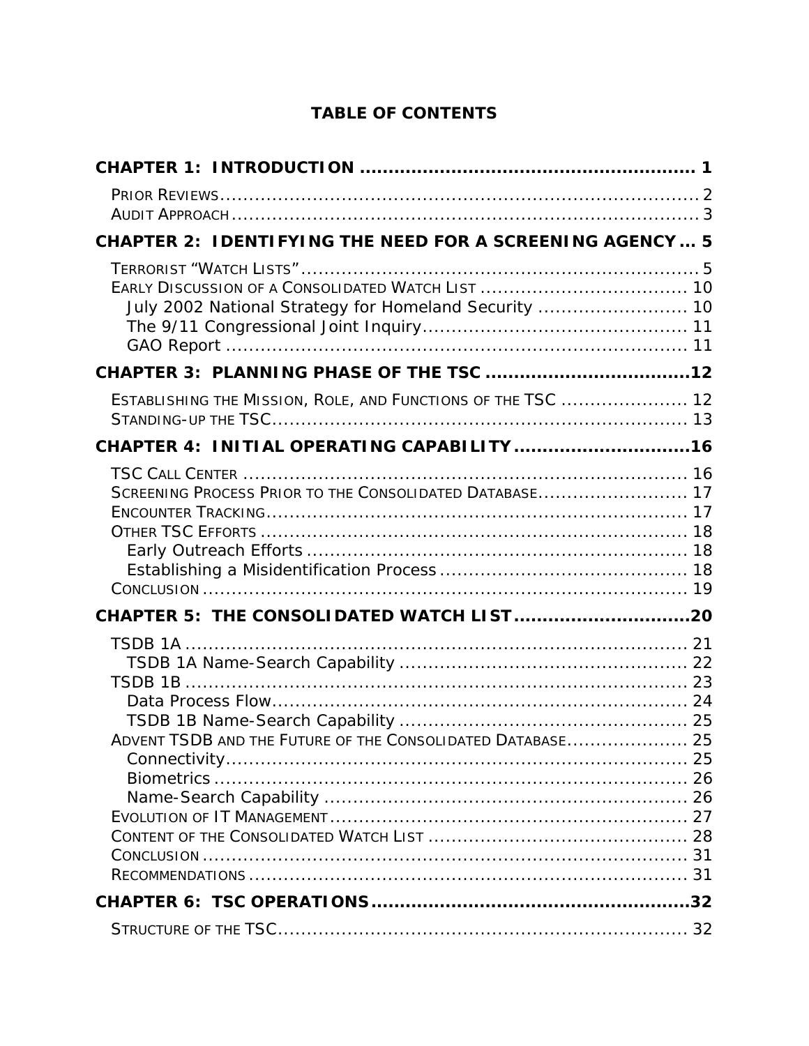# TABLE OF CONTENTS

**CHAPTER 1: INTRODUCTION ........................................................ 1**

- PRIOR REVIEWS .................................................................................. 2
- AUDIT APPROACH ................................................................................ 3

**CHAPTER 2: IDENTIFYING THE NEED FOR A SCREENING AGENCY ... 5**

- TERRORIST "WATCH LISTS" .................................................................... 5
- EARLY DISCUSSION OF A CONSOLIDATED WATCH LIST .................................... 10
  - July 2002 National Strategy for Homeland Security .......................... 10
  - The 9/11 Congressional Joint Inquiry .............................................. 11
  - GAO Report .................................................................................. 11

**CHAPTER 3: PLANNING PHASE OF THE TSC ...................................12**

- ESTABLISHING THE MISSION, ROLE, AND FUNCTIONS OF THE TSC ...................... 12
- STANDING-UP THE TSC ........................................................................ 13

**CHAPTER 4: INITIAL OPERATING CAPABILITY ..............................16**

- TSC CALL CENTER ............................................................................. 16
- SCREENING PROCESS PRIOR TO THE CONSOLIDATED DATABASE .......................... 17
- ENCOUNTER TRACKING ......................................................................... 17
- OTHER TSC EFFORTS .......................................................................... 18
  - Early Outreach Efforts ................................................................... 18
  - Establishing a Misidentification Process ........................................... 18
- CONCLUSION ..................................................................................... 19

**CHAPTER 5: THE CONSOLIDATED WATCH LIST ..............................20**

- TSDB 1A ........................................................................................... 21
  - TSDB 1A Name-Search Capability .................................................... 22
- TSDB 1B ........................................................................................... 23
  - Data Process Flow ......................................................................... 24
  - TSDB 1B Name-Search Capability .................................................... 25
- ADVENT TSDB AND THE FUTURE OF THE CONSOLIDATED DATABASE ..................... 25
  - Connectivity ................................................................................... 25
  - Biometrics ..................................................................................... 26
  - Name-Search Capability ................................................................. 26
- EVOLUTION OF IT MANAGEMENT ............................................................. 27
- CONTENT OF THE CONSOLIDATED WATCH LIST ............................................. 28
- CONCLUSION ..................................................................................... 31
- RECOMMENDATIONS ............................................................................. 31

**CHAPTER 6: TSC OPERATIONS .....................................................32**

- STRUCTURE OF THE TSC ....................................................................... 32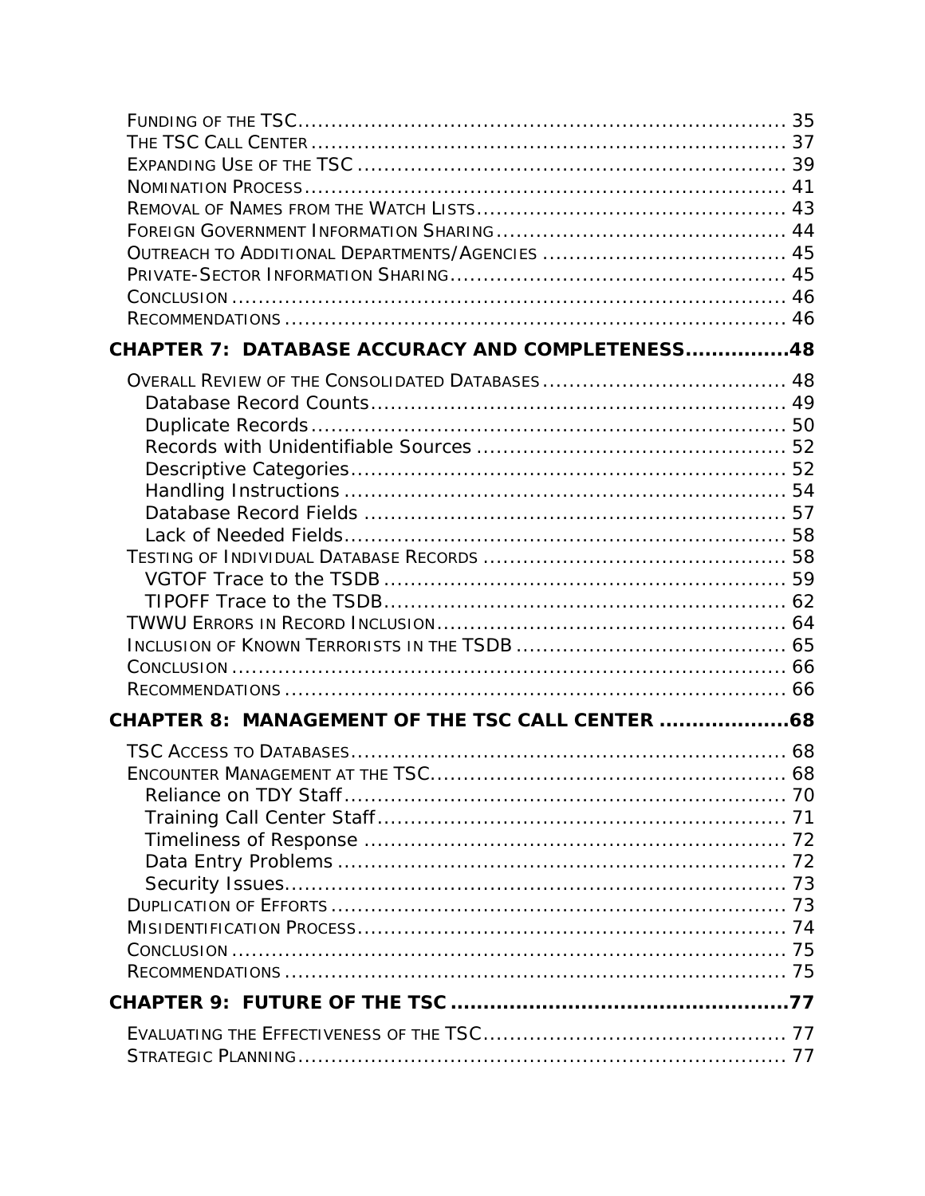Funding of the TSC ........................................................................ 35
The TSC Call Center ....................................................................... 37
Expanding Use of the TSC ................................................................ 39
Nomination Process ......................................................................... 41
Removal of Names from the Watch Lists ............................................. 43
Foreign Government Information Sharing ........................................... 44
Outreach to Additional Departments/Agencies .................................... 45
Private-Sector Information Sharing .................................................. 45
Conclusion ...................................................................................... 46
Recommendations ........................................................................... 46

**CHAPTER 7: DATABASE ACCURACY AND COMPLETENESS...............48**

Overall Review of the Consolidated Databases .................................... 48
- Database Record Counts ............................................................. 49
- Duplicate Records ...................................................................... 50
- Records with Unidentifiable Sources ............................................. 52
- Descriptive Categories ................................................................ 52
- Handling Instructions ................................................................. 54
- Database Record Fields .............................................................. 57
- Lack of Needed Fields ................................................................. 58

Testing of Individual Database Records ............................................. 58
- VGTOF Trace to the TSDB ............................................................ 59
- TIPOFF Trace to the TSDB ............................................................ 62

TWWU Errors in Record Inclusion ....................................................... 64
Inclusion of Known Terrorists in the TSDB ........................................ 65
Conclusion ...................................................................................... 66
Recommendations ........................................................................... 66

**CHAPTER 8: MANAGEMENT OF THE TSC CALL CENTER ...................68**

TSC Access to Databases ................................................................. 68
Encounter Management at the TSC .................................................... 68
- Reliance on TDY Staff ................................................................. 70
- Training Call Center Staff ............................................................ 71
- Timeliness of Response ............................................................... 72
- Data Entry Problems ................................................................... 72
- Security Issues ........................................................................... 73

Duplication of Efforts ....................................................................... 73
Misidentification Process .................................................................. 74
Conclusion ...................................................................................... 75
Recommendations ........................................................................... 75

**CHAPTER 9: FUTURE OF THE TSC ..................................................77**

Evaluating the Effectiveness of the TSC ............................................. 77
Strategic Planning ........................................................................... 77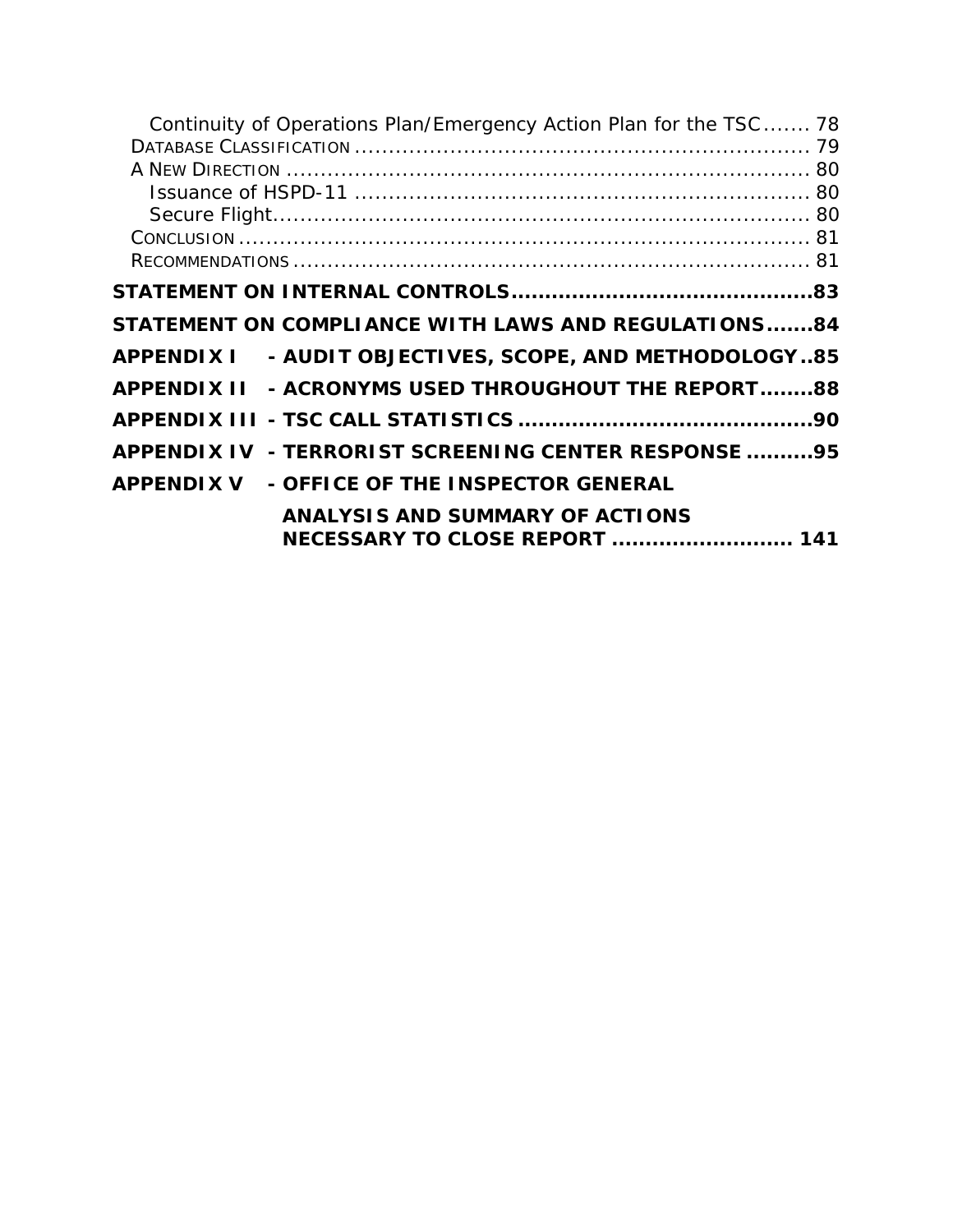Continuity of Operations Plan/Emergency Action Plan for the TSC ....... 78

DATABASE CLASSIFICATION .................................................................. 79

A NEW DIRECTION ........................................................................... 80

Issuance of HSPD-11 .................................................................. 80

Secure Flight.............................................................................. 80

CONCLUSION .................................................................................. 81

RECOMMENDATIONS ......................................................................... 81

**STATEMENT ON INTERNAL CONTROLS............................................83**

**STATEMENT ON COMPLIANCE WITH LAWS AND REGULATIONS.......84**

**APPENDIX I - AUDIT OBJECTIVES, SCOPE, AND METHODOLOGY..85**

**APPENDIX II - ACRONYMS USED THROUGHOUT THE REPORT........88**

**APPENDIX III - TSC CALL STATISTICS ...........................................90**

**APPENDIX IV - TERRORIST SCREENING CENTER RESPONSE ..........95**

**APPENDIX V - OFFICE OF THE INSPECTOR GENERAL ANALYSIS AND SUMMARY OF ACTIONS NECESSARY TO CLOSE REPORT ........................... 141**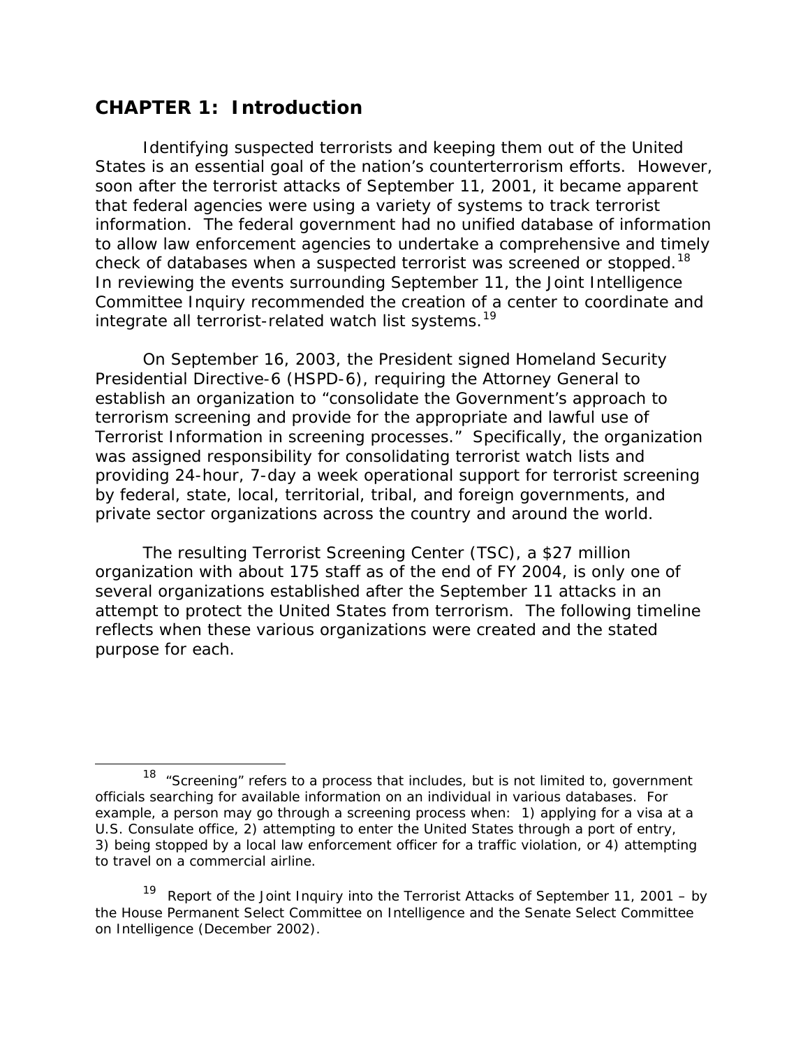# CHAPTER 1: Introduction

Identifying suspected terrorists and keeping them out of the United States is an essential goal of the nation's counterterrorism efforts. However, soon after the terrorist attacks of September 11, 2001, it became apparent that federal agencies were using a variety of systems to track terrorist information. The federal government had no unified database of information to allow law enforcement agencies to undertake a comprehensive and timely check of databases when a suspected terrorist was screened or stopped.[18] In reviewing the events surrounding September 11, the Joint Intelligence Committee Inquiry recommended the creation of a center to coordinate and integrate all terrorist-related watch list systems.[19]

On September 16, 2003, the President signed Homeland Security Presidential Directive-6 (HSPD-6), requiring the Attorney General to establish an organization to "consolidate the Government's approach to terrorism screening and provide for the appropriate and lawful use of Terrorist Information in screening processes." Specifically, the organization was assigned responsibility for consolidating terrorist watch lists and providing 24-hour, 7-day a week operational support for terrorist screening by federal, state, local, territorial, tribal, and foreign governments, and private sector organizations across the country and around the world.

The resulting Terrorist Screening Center (TSC), a $27 million organization with about 175 staff as of the end of FY 2004, is only one of several organizations established after the September 11 attacks in an attempt to protect the United States from terrorism. The following timeline reflects when these various organizations were created and the stated purpose for each.

---

[18] "Screening" refers to a process that includes, but is not limited to, government officials searching for available information on an individual in various databases. For example, a person may go through a screening process when: 1) applying for a visa at a U.S. Consulate office, 2) attempting to enter the United States through a port of entry, 3) being stopped by a local law enforcement officer for a traffic violation, or 4) attempting to travel on a commercial airline.

[19] Report of the Joint Inquiry into the Terrorist Attacks of September 11, 2001 – by the House Permanent Select Committee on Intelligence and the Senate Select Committee on Intelligence (December 2002).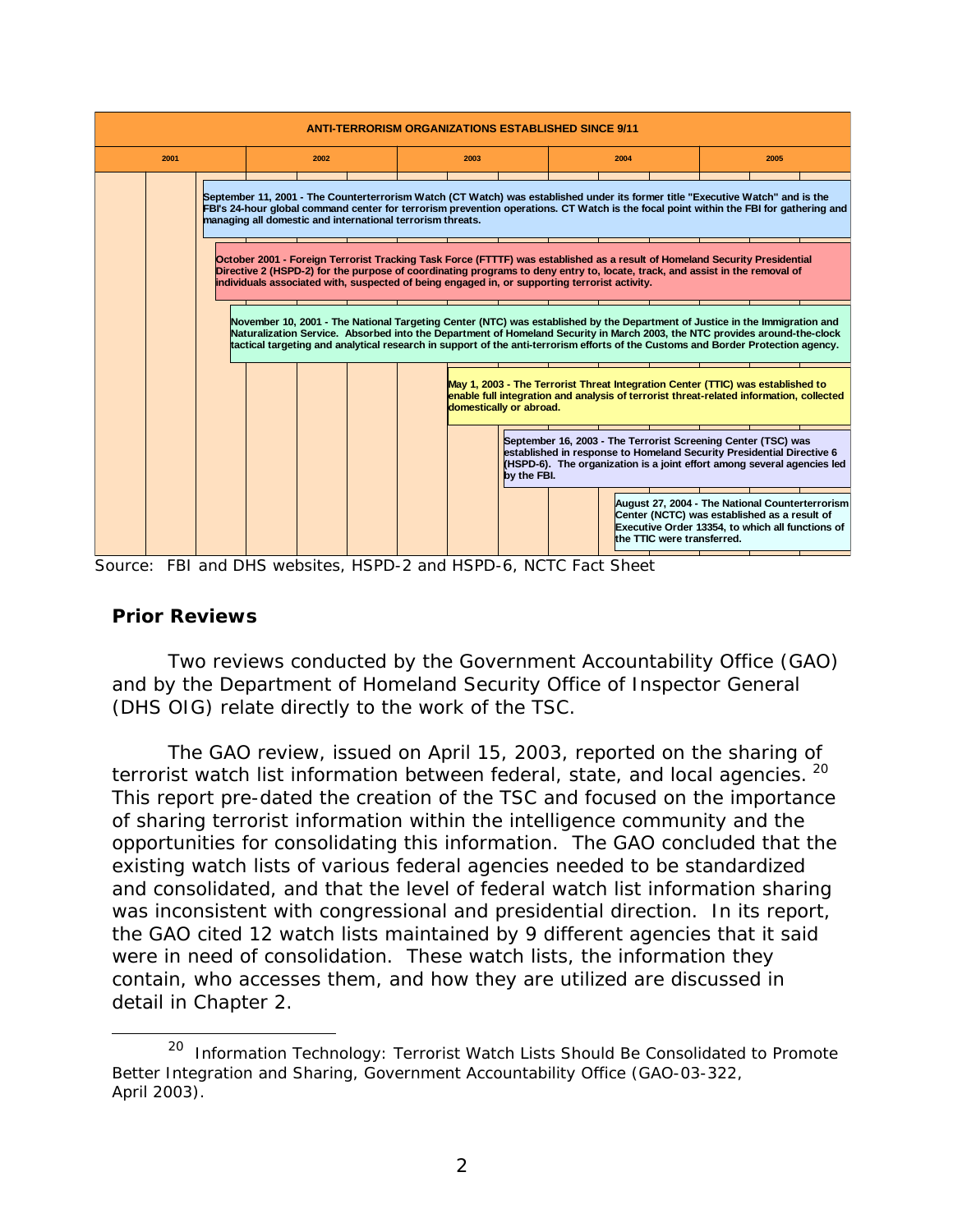**ANTI-TERRORISM ORGANIZATIONS ESTABLISHED SINCE 9/11**

| 2001 | 2002 | 2003 | 2004 | 2005 |
|---|---|---|---|---|

**September 11, 2001 - The Counterterrorism Watch (CT Watch) was established under its former title "Executive Watch" and is the FBI's 24-hour global command center for terrorism prevention operations. CT Watch is the focal point within the FBI for gathering and managing all domestic and international terrorism threats.**

**October 2001 - Foreign Terrorist Tracking Task Force (FTTTF) was established as a result of Homeland Security Presidential Directive 2 (HSPD-2) for the purpose of coordinating programs to deny entry to, locate, track, and assist in the removal of individuals associated with, suspected of being engaged in, or supporting terrorist activity.**

**November 10, 2001 - The National Targeting Center (NTC) was established by the Department of Justice in the Immigration and Naturalization Service. Absorbed into the Department of Homeland Security in March 2003, the NTC provides around-the-clock tactical targeting and analytical research in support of the anti-terrorism efforts of the Customs and Border Protection agency.**

**May 1, 2003 - The Terrorist Threat Integration Center (TTIC) was established to enable full integration and analysis of terrorist threat-related information, collected domestically or abroad.**

**September 16, 2003 - The Terrorist Screening Center (TSC) was established in response to Homeland Security Presidential Directive 6 (HSPD-6). The organization is a joint effort among several agencies led by the FBI.**

**August 27, 2004 - The National Counterterrorism Center (NCTC) was established as a result of Executive Order 13354, to which all functions of the TTIC were transferred.**

Source: FBI and DHS websites, HSPD-2 and HSPD-6, NCTC Fact Sheet

## Prior Reviews

Two reviews conducted by the Government Accountability Office (GAO) and by the Department of Homeland Security Office of Inspector General (DHS OIG) relate directly to the work of the TSC.

The GAO review, issued on April 15, 2003, reported on the sharing of terrorist watch list information between federal, state, and local agencies. [20] This report pre-dated the creation of the TSC and focused on the importance of sharing terrorist information within the intelligence community and the opportunities for consolidating this information. The GAO concluded that the existing watch lists of various federal agencies needed to be standardized and consolidated, and that the level of federal watch list information sharing was inconsistent with congressional and presidential direction. In its report, the GAO cited 12 watch lists maintained by 9 different agencies that it said were in need of consolidation. These watch lists, the information they contain, who accesses them, and how they are utilized are discussed in detail in Chapter 2.

---

[20] Information Technology: Terrorist Watch Lists Should Be Consolidated to Promote Better Integration and Sharing, Government Accountability Office (GAO-03-322, April 2003).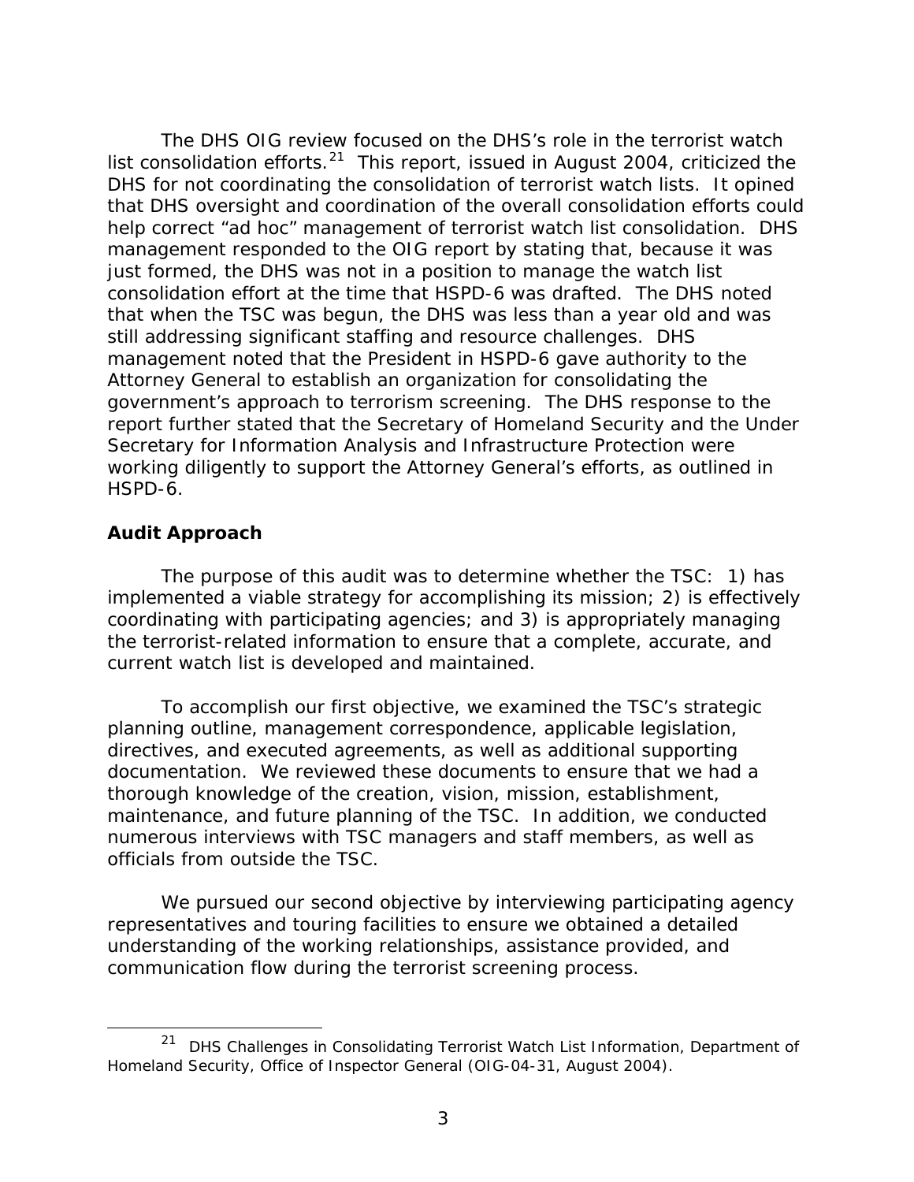The DHS OIG review focused on the DHS's role in the terrorist watch list consolidation efforts.[21] This report, issued in August 2004, criticized the DHS for not coordinating the consolidation of terrorist watch lists. It opined that DHS oversight and coordination of the overall consolidation efforts could help correct "ad hoc" management of terrorist watch list consolidation. DHS management responded to the OIG report by stating that, because it was just formed, the DHS was not in a position to manage the watch list consolidation effort at the time that HSPD-6 was drafted. The DHS noted that when the TSC was begun, the DHS was less than a year old and was still addressing significant staffing and resource challenges. DHS management noted that the President in HSPD-6 gave authority to the Attorney General to establish an organization for consolidating the government's approach to terrorism screening. The DHS response to the report further stated that the Secretary of Homeland Security and the Under Secretary for Information Analysis and Infrastructure Protection were working diligently to support the Attorney General's efforts, as outlined in HSPD-6.

## Audit Approach

The purpose of this audit was to determine whether the TSC: 1) has implemented a viable strategy for accomplishing its mission; 2) is effectively coordinating with participating agencies; and 3) is appropriately managing the terrorist-related information to ensure that a complete, accurate, and current watch list is developed and maintained.

To accomplish our first objective, we examined the TSC's strategic planning outline, management correspondence, applicable legislation, directives, and executed agreements, as well as additional supporting documentation. We reviewed these documents to ensure that we had a thorough knowledge of the creation, vision, mission, establishment, maintenance, and future planning of the TSC. In addition, we conducted numerous interviews with TSC managers and staff members, as well as officials from outside the TSC.

We pursued our second objective by interviewing participating agency representatives and touring facilities to ensure we obtained a detailed understanding of the working relationships, assistance provided, and communication flow during the terrorist screening process.

---

[21] *DHS Challenges in Consolidating Terrorist Watch List Information*, Department of Homeland Security, Office of Inspector General (OIG-04-31, August 2004).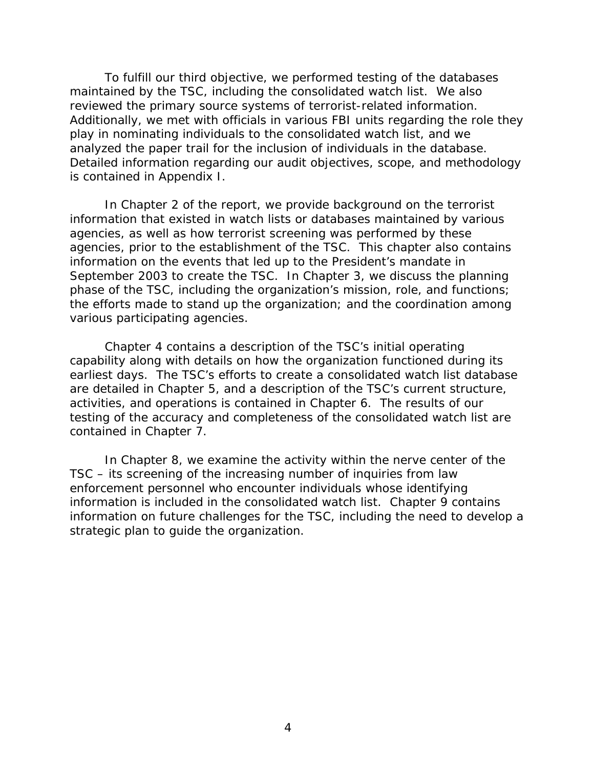To fulfill our third objective, we performed testing of the databases maintained by the TSC, including the consolidated watch list. We also reviewed the primary source systems of terrorist-related information. Additionally, we met with officials in various FBI units regarding the role they play in nominating individuals to the consolidated watch list, and we analyzed the paper trail for the inclusion of individuals in the database. Detailed information regarding our audit objectives, scope, and methodology is contained in Appendix I.

In Chapter 2 of the report, we provide background on the terrorist information that existed in watch lists or databases maintained by various agencies, as well as how terrorist screening was performed by these agencies, prior to the establishment of the TSC. This chapter also contains information on the events that led up to the President's mandate in September 2003 to create the TSC. In Chapter 3, we discuss the planning phase of the TSC, including the organization's mission, role, and functions; the efforts made to stand up the organization; and the coordination among various participating agencies.

Chapter 4 contains a description of the TSC's initial operating capability along with details on how the organization functioned during its earliest days. The TSC's efforts to create a consolidated watch list database are detailed in Chapter 5, and a description of the TSC's current structure, activities, and operations is contained in Chapter 6. The results of our testing of the accuracy and completeness of the consolidated watch list are contained in Chapter 7.

In Chapter 8, we examine the activity within the nerve center of the TSC – its screening of the increasing number of inquiries from law enforcement personnel who encounter individuals whose identifying information is included in the consolidated watch list. Chapter 9 contains information on future challenges for the TSC, including the need to develop a strategic plan to guide the organization.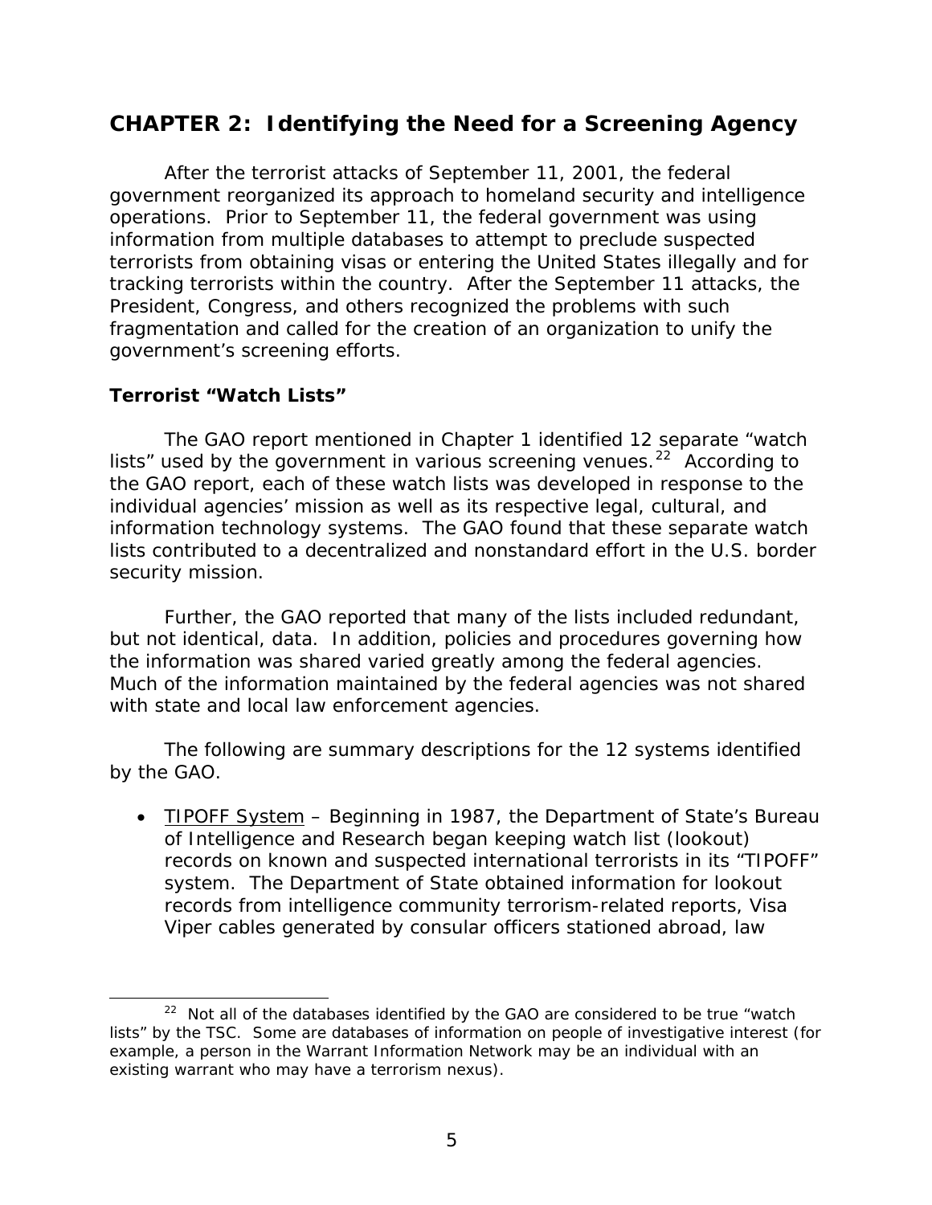# CHAPTER 2: Identifying the Need for a Screening Agency

After the terrorist attacks of September 11, 2001, the federal government reorganized its approach to homeland security and intelligence operations. Prior to September 11, the federal government was using information from multiple databases to attempt to preclude suspected terrorists from obtaining visas or entering the United States illegally and for tracking terrorists within the country. After the September 11 attacks, the President, Congress, and others recognized the problems with such fragmentation and called for the creation of an organization to unify the government's screening efforts.

## Terrorist "Watch Lists"

The GAO report mentioned in Chapter 1 identified 12 separate "watch lists" used by the government in various screening venues.[22] According to the GAO report, each of these watch lists was developed in response to the individual agencies' mission as well as its respective legal, cultural, and information technology systems. The GAO found that these separate watch lists contributed to a decentralized and nonstandard effort in the U.S. border security mission.

Further, the GAO reported that many of the lists included redundant, but not identical, data. In addition, policies and procedures governing how the information was shared varied greatly among the federal agencies. Much of the information maintained by the federal agencies was not shared with state and local law enforcement agencies.

The following are summary descriptions for the 12 systems identified by the GAO.

- <u>TIPOFF System</u> – Beginning in 1987, the Department of State's Bureau of Intelligence and Research began keeping watch list (lookout) records on known and suspected international terrorists in its "TIPOFF" system. The Department of State obtained information for lookout records from intelligence community terrorism-related reports, Visa Viper cables generated by consular officers stationed abroad, law

[22] Not all of the databases identified by the GAO are considered to be true "watch lists" by the TSC. Some are databases of information on people of investigative interest (for example, a person in the Warrant Information Network may be an individual with an existing warrant who may have a terrorism nexus).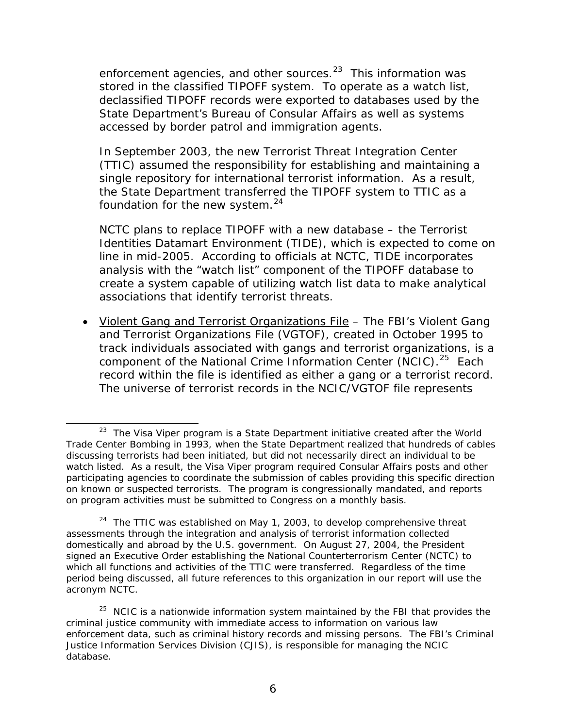enforcement agencies, and other sources.[23] This information was stored in the classified TIPOFF system. To operate as a watch list, declassified TIPOFF records were exported to databases used by the State Department's Bureau of Consular Affairs as well as systems accessed by border patrol and immigration agents.

In September 2003, the new Terrorist Threat Integration Center (TTIC) assumed the responsibility for establishing and maintaining a single repository for international terrorist information. As a result, the State Department transferred the TIPOFF system to TTIC as a foundation for the new system.[24]

NCTC plans to replace TIPOFF with a new database – the Terrorist Identities Datamart Environment (TIDE), which is expected to come on line in mid-2005. According to officials at NCTC, TIDE incorporates analysis with the "watch list" component of the TIPOFF database to create a system capable of utilizing watch list data to make analytical associations that identify terrorist threats.

- <u>Violent Gang and Terrorist Organizations File</u> – The FBI's Violent Gang and Terrorist Organizations File (VGTOF), created in October 1995 to track individuals associated with gangs and terrorist organizations, is a component of the National Crime Information Center (NCIC).[25] Each record within the file is identified as either a gang or a terrorist record. The universe of terrorist records in the NCIC/VGTOF file represents

---

[23] The Visa Viper program is a State Department initiative created after the World Trade Center Bombing in 1993, when the State Department realized that hundreds of cables discussing terrorists had been initiated, but did not necessarily direct an individual to be watch listed. As a result, the Visa Viper program required Consular Affairs posts and other participating agencies to coordinate the submission of cables providing this specific direction on known or suspected terrorists. The program is congressionally mandated, and reports on program activities must be submitted to Congress on a monthly basis.

[24] The TTIC was established on May 1, 2003, to develop comprehensive threat assessments through the integration and analysis of terrorist information collected domestically and abroad by the U.S. government. On August 27, 2004, the President signed an Executive Order establishing the National Counterterrorism Center (NCTC) to which all functions and activities of the TTIC were transferred. Regardless of the time period being discussed, all future references to this organization in our report will use the acronym NCTC.

[25] NCIC is a nationwide information system maintained by the FBI that provides the criminal justice community with immediate access to information on various law enforcement data, such as criminal history records and missing persons. The FBI's Criminal Justice Information Services Division (CJIS), is responsible for managing the NCIC database.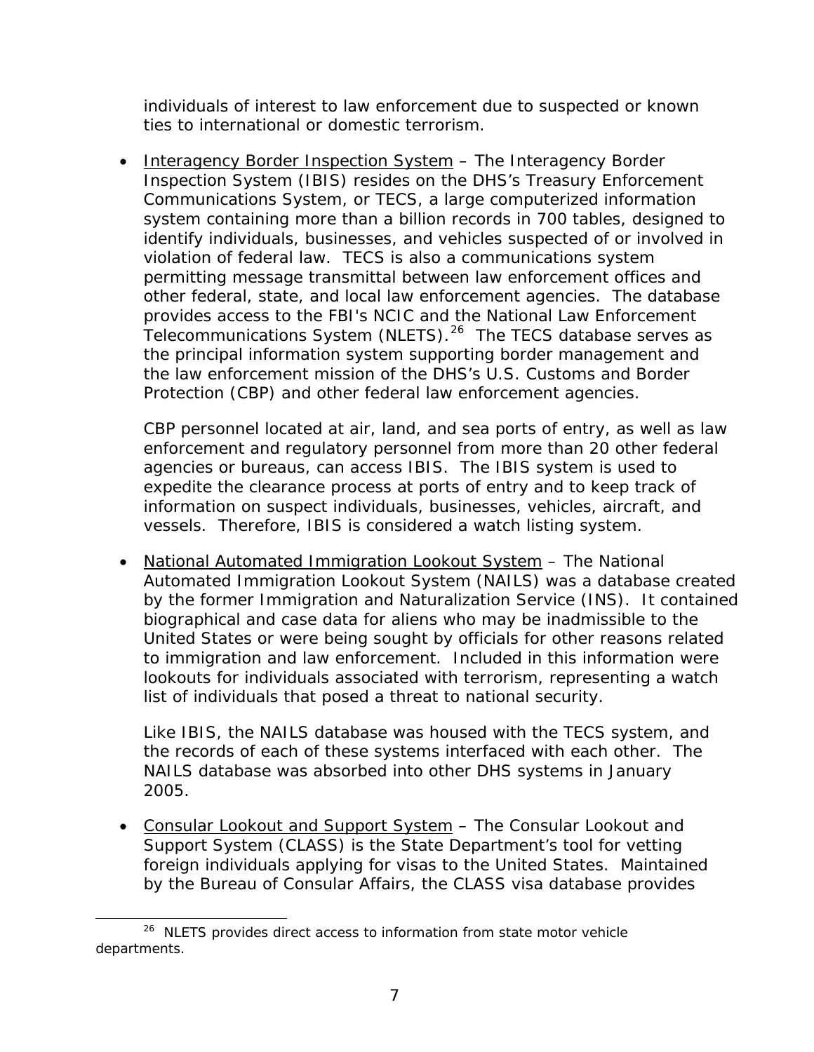individuals of interest to law enforcement due to suspected or known ties to international or domestic terrorism.

- Interagency Border Inspection System – The Interagency Border Inspection System (IBIS) resides on the DHS's Treasury Enforcement Communications System, or TECS, a large computerized information system containing more than a billion records in 700 tables, designed to identify individuals, businesses, and vehicles suspected of or involved in violation of federal law. TECS is also a communications system permitting message transmittal between law enforcement offices and other federal, state, and local law enforcement agencies. The database provides access to the FBI's NCIC and the National Law Enforcement Telecommunications System (NLETS).[26] The TECS database serves as the principal information system supporting border management and the law enforcement mission of the DHS's U.S. Customs and Border Protection (CBP) and other federal law enforcement agencies.

  CBP personnel located at air, land, and sea ports of entry, as well as law enforcement and regulatory personnel from more than 20 other federal agencies or bureaus, can access IBIS. The IBIS system is used to expedite the clearance process at ports of entry and to keep track of information on suspect individuals, businesses, vehicles, aircraft, and vessels. Therefore, IBIS is considered a watch listing system.

- National Automated Immigration Lookout System – The National Automated Immigration Lookout System (NAILS) was a database created by the former Immigration and Naturalization Service (INS). It contained biographical and case data for aliens who may be inadmissible to the United States or were being sought by officials for other reasons related to immigration and law enforcement. Included in this information were lookouts for individuals associated with terrorism, representing a watch list of individuals that posed a threat to national security.

  Like IBIS, the NAILS database was housed with the TECS system, and the records of each of these systems interfaced with each other. The NAILS database was absorbed into other DHS systems in January 2005.

- Consular Lookout and Support System – The Consular Lookout and Support System (CLASS) is the State Department's tool for vetting foreign individuals applying for visas to the United States. Maintained by the Bureau of Consular Affairs, the CLASS visa database provides

---

[26] NLETS provides direct access to information from state motor vehicle departments.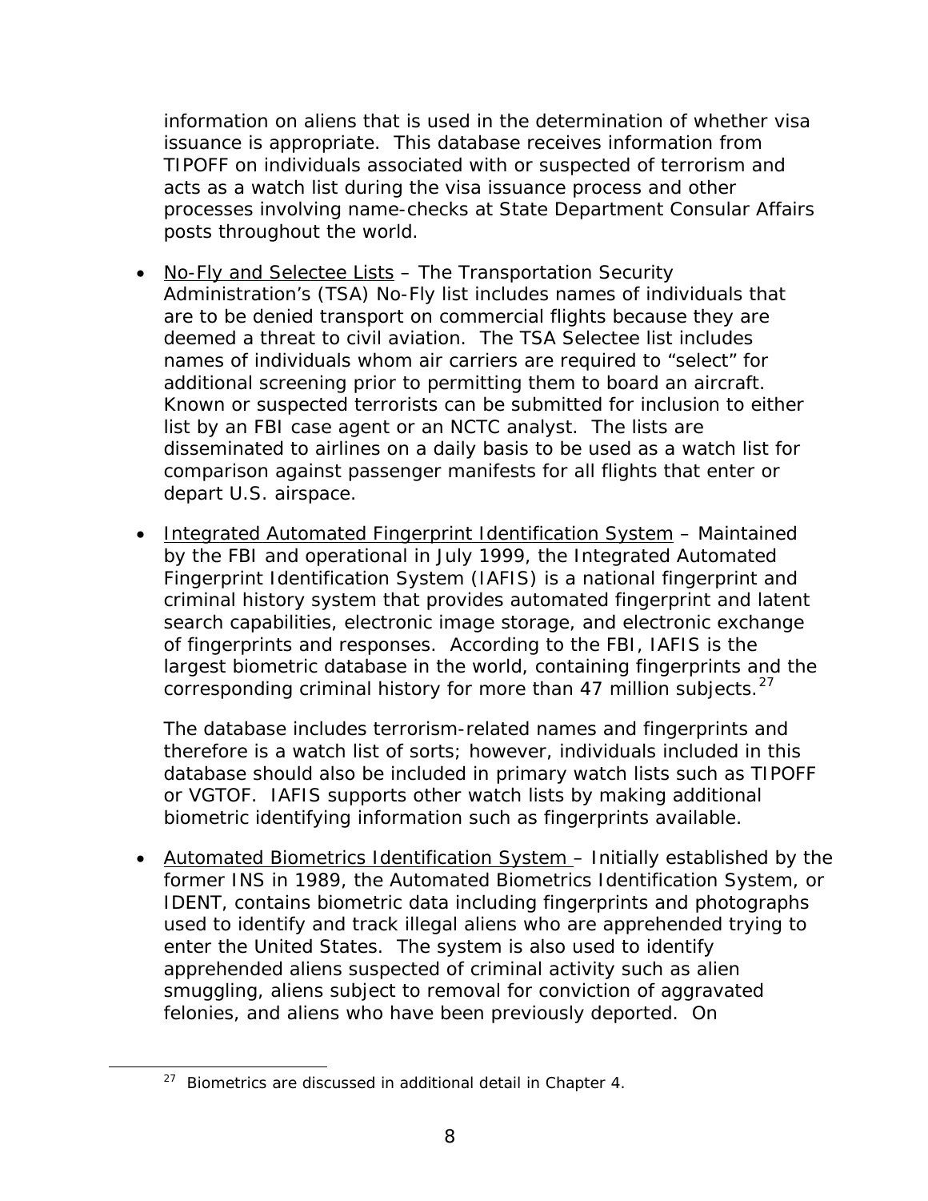information on aliens that is used in the determination of whether visa issuance is appropriate. This database receives information from TIPOFF on individuals associated with or suspected of terrorism and acts as a watch list during the visa issuance process and other processes involving name-checks at State Department Consular Affairs posts throughout the world.

- <u>No-Fly and Selectee Lists</u> – The Transportation Security Administration's (TSA) No-Fly list includes names of individuals that are to be denied transport on commercial flights because they are deemed a threat to civil aviation. The TSA Selectee list includes names of individuals whom air carriers are required to "select" for additional screening prior to permitting them to board an aircraft. Known or suspected terrorists can be submitted for inclusion to either list by an FBI case agent or an NCTC analyst. The lists are disseminated to airlines on a daily basis to be used as a watch list for comparison against passenger manifests for all flights that enter or depart U.S. airspace.

- <u>Integrated Automated Fingerprint Identification System</u> – Maintained by the FBI and operational in July 1999, the Integrated Automated Fingerprint Identification System (IAFIS) is a national fingerprint and criminal history system that provides automated fingerprint and latent search capabilities, electronic image storage, and electronic exchange of fingerprints and responses. According to the FBI, IAFIS is the largest biometric database in the world, containing fingerprints and the corresponding criminal history for more than 47 million subjects.[27]

  The database includes terrorism-related names and fingerprints and therefore is a watch list of sorts; however, individuals included in this database should also be included in primary watch lists such as TIPOFF or VGTOF. IAFIS supports other watch lists by making additional biometric identifying information such as fingerprints available.

- <u>Automated Biometrics Identification System</u> – Initially established by the former INS in 1989, the Automated Biometrics Identification System, or IDENT, contains biometric data including fingerprints and photographs used to identify and track illegal aliens who are apprehended trying to enter the United States. The system is also used to identify apprehended aliens suspected of criminal activity such as alien smuggling, aliens subject to removal for conviction of aggravated felonies, and aliens who have been previously deported. On

[27] Biometrics are discussed in additional detail in Chapter 4.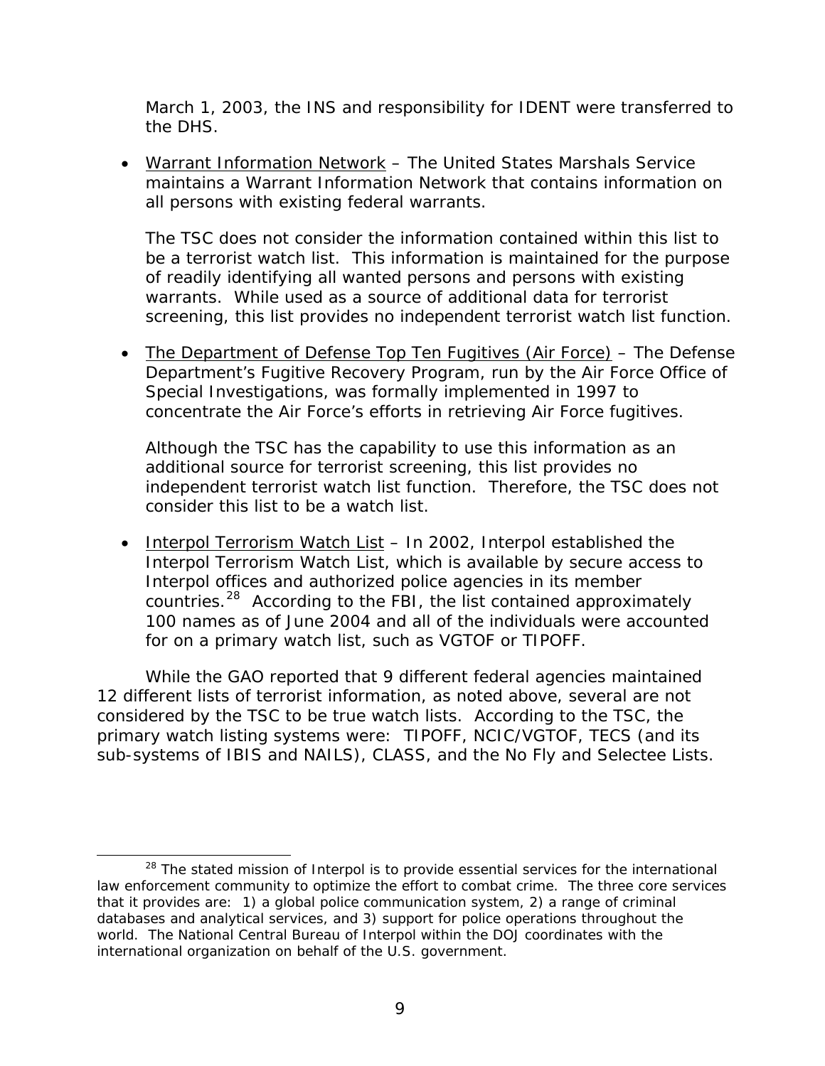March 1, 2003, the INS and responsibility for IDENT were transferred to the DHS.

- Warrant Information Network – The United States Marshals Service maintains a Warrant Information Network that contains information on all persons with existing federal warrants.

  The TSC does not consider the information contained within this list to be a terrorist watch list. This information is maintained for the purpose of readily identifying all wanted persons and persons with existing warrants. While used as a source of additional data for terrorist screening, this list provides no independent terrorist watch list function.

- The Department of Defense Top Ten Fugitives (Air Force) – The Defense Department's Fugitive Recovery Program, run by the Air Force Office of Special Investigations, was formally implemented in 1997 to concentrate the Air Force's efforts in retrieving Air Force fugitives.

  Although the TSC has the capability to use this information as an additional source for terrorist screening, this list provides no independent terrorist watch list function. Therefore, the TSC does not consider this list to be a watch list.

- Interpol Terrorism Watch List – In 2002, Interpol established the Interpol Terrorism Watch List, which is available by secure access to Interpol offices and authorized police agencies in its member countries.[28] According to the FBI, the list contained approximately 100 names as of June 2004 and all of the individuals were accounted for on a primary watch list, such as VGTOF or TIPOFF.

While the GAO reported that 9 different federal agencies maintained 12 different lists of terrorist information, as noted above, several are not considered by the TSC to be true watch lists. According to the TSC, the primary watch listing systems were: TIPOFF, NCIC/VGTOF, TECS (and its sub-systems of IBIS and NAILS), CLASS, and the No Fly and Selectee Lists.

---

[28] The stated mission of Interpol is to provide essential services for the international law enforcement community to optimize the effort to combat crime. The three core services that it provides are: 1) a global police communication system, 2) a range of criminal databases and analytical services, and 3) support for police operations throughout the world. The National Central Bureau of Interpol within the DOJ coordinates with the international organization on behalf of the U.S. government.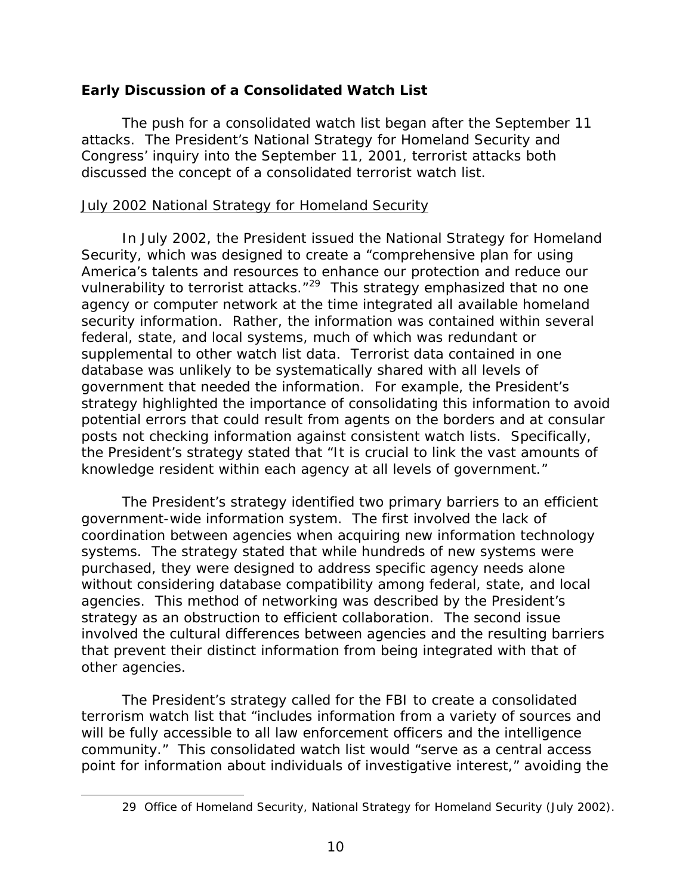**Early Discussion of a Consolidated Watch List**

The push for a consolidated watch list began after the September 11 attacks. The President's National Strategy for Homeland Security and Congress' inquiry into the September 11, 2001, terrorist attacks both discussed the concept of a consolidated terrorist watch list.

July 2002 National Strategy for Homeland Security

In July 2002, the President issued the National Strategy for Homeland Security, which was designed to create a "comprehensive plan for using America's talents and resources to enhance our protection and reduce our vulnerability to terrorist attacks."[29] This strategy emphasized that no one agency or computer network at the time integrated all available homeland security information. Rather, the information was contained within several federal, state, and local systems, much of which was redundant or supplemental to other watch list data. Terrorist data contained in one database was unlikely to be systematically shared with all levels of government that needed the information. For example, the President's strategy highlighted the importance of consolidating this information to avoid potential errors that could result from agents on the borders and at consular posts not checking information against consistent watch lists. Specifically, the President's strategy stated that "It is crucial to link the vast amounts of knowledge resident within each agency at all levels of government."

The President's strategy identified two primary barriers to an efficient government-wide information system. The first involved the lack of coordination between agencies when acquiring new information technology systems. The strategy stated that while hundreds of new systems were purchased, they were designed to address specific agency needs alone without considering database compatibility among federal, state, and local agencies. This method of networking was described by the President's strategy as an obstruction to efficient collaboration. The second issue involved the cultural differences between agencies and the resulting barriers that prevent their distinct information from being integrated with that of other agencies.

The President's strategy called for the FBI to create a consolidated terrorism watch list that "includes information from a variety of sources and will be fully accessible to all law enforcement officers and the intelligence community." This consolidated watch list would "serve as a central access point for information about individuals of investigative interest," avoiding the

---

29 Office of Homeland Security, *National Strategy for Homeland Security* (July 2002).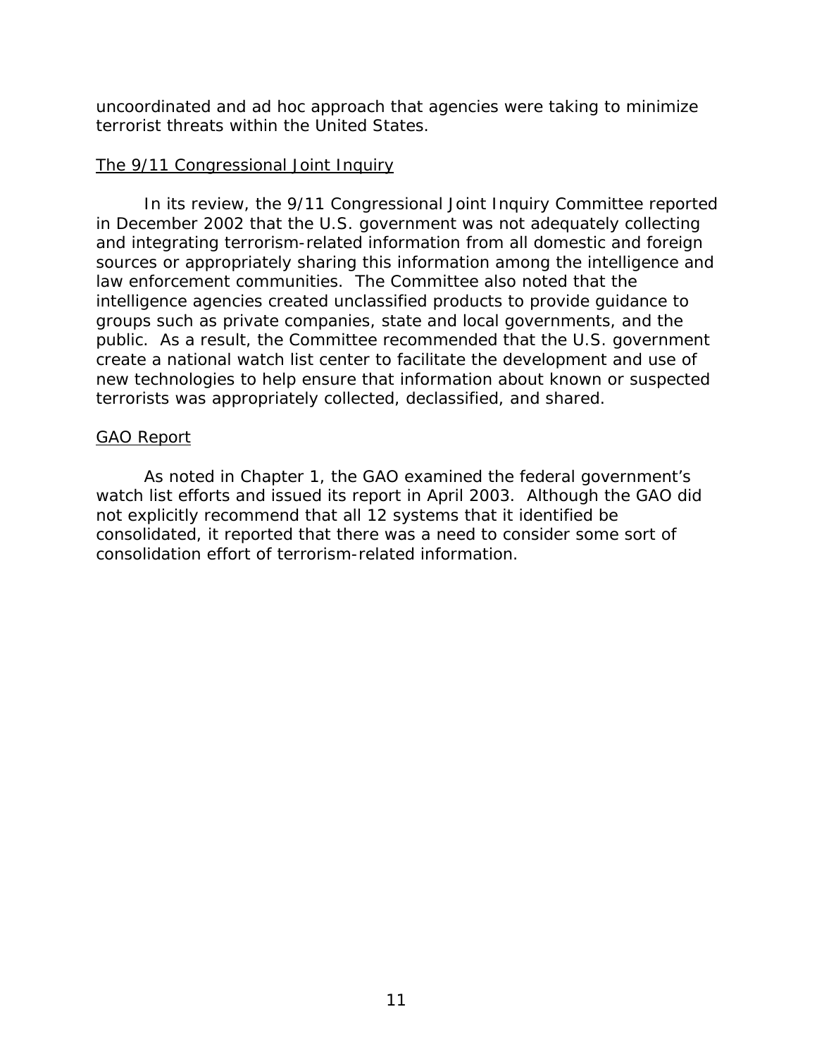uncoordinated and ad hoc approach that agencies were taking to minimize terrorist threats within the United States.

<u>The 9/11 Congressional Joint Inquiry</u>

In its review, the 9/11 Congressional Joint Inquiry Committee reported in December 2002 that the U.S. government was not adequately collecting and integrating terrorism-related information from all domestic and foreign sources or appropriately sharing this information among the intelligence and law enforcement communities. The Committee also noted that the intelligence agencies created unclassified products to provide guidance to groups such as private companies, state and local governments, and the public. As a result, the Committee recommended that the U.S. government create a national watch list center to facilitate the development and use of new technologies to help ensure that information about known or suspected terrorists was appropriately collected, declassified, and shared.

<u>GAO Report</u>

As noted in Chapter 1, the GAO examined the federal government's watch list efforts and issued its report in April 2003. Although the GAO did not explicitly recommend that all 12 systems that it identified be consolidated, it reported that there was a need to consider some sort of consolidation effort of terrorism-related information.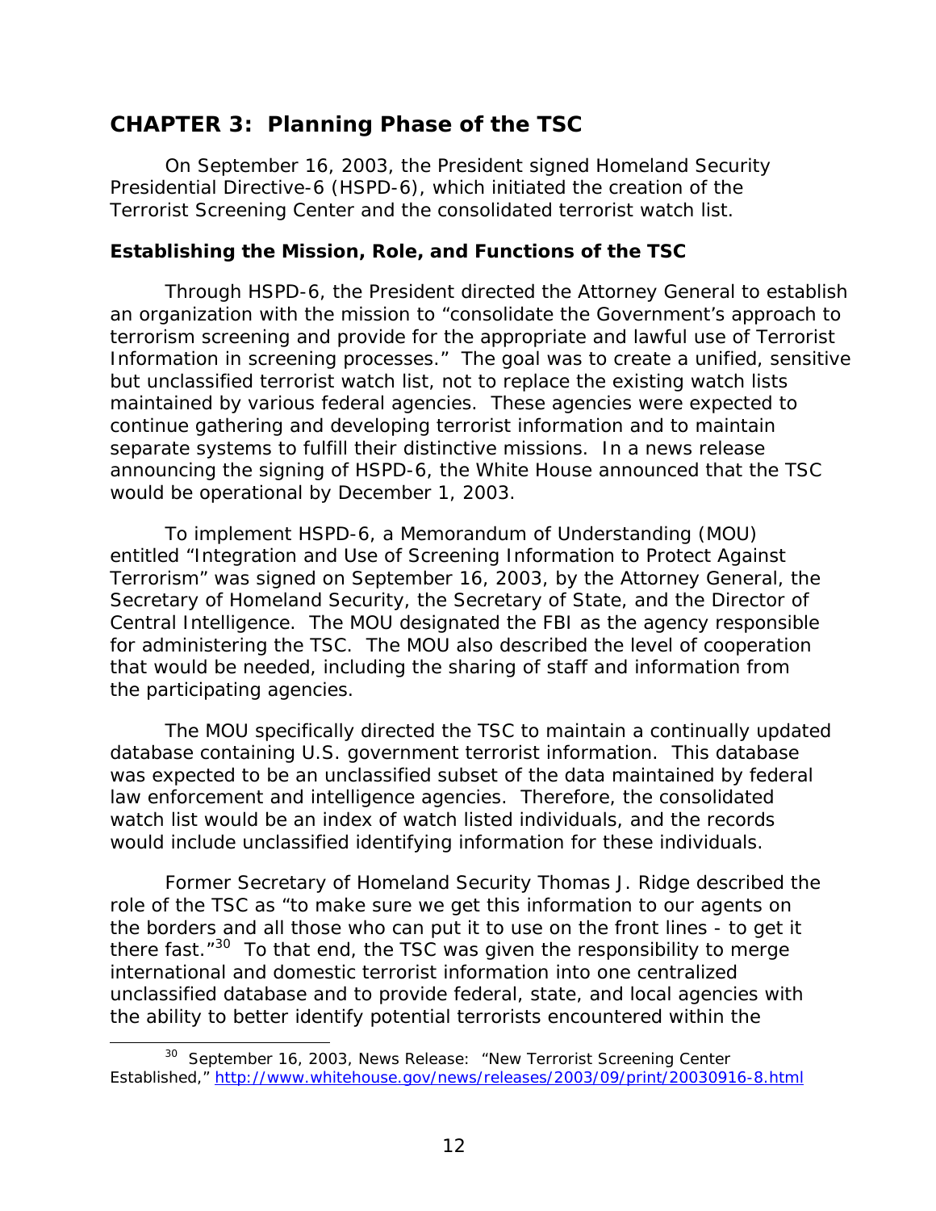# CHAPTER 3: Planning Phase of the TSC

On September 16, 2003, the President signed Homeland Security Presidential Directive-6 (HSPD-6), which initiated the creation of the Terrorist Screening Center and the consolidated terrorist watch list.

## Establishing the Mission, Role, and Functions of the TSC

Through HSPD-6, the President directed the Attorney General to establish an organization with the mission to "consolidate the Government's approach to terrorism screening and provide for the appropriate and lawful use of Terrorist Information in screening processes." The goal was to create a unified, sensitive but unclassified terrorist watch list, not to replace the existing watch lists maintained by various federal agencies. These agencies were expected to continue gathering and developing terrorist information and to maintain separate systems to fulfill their distinctive missions. In a news release announcing the signing of HSPD-6, the White House announced that the TSC would be operational by December 1, 2003.

To implement HSPD-6, a Memorandum of Understanding (MOU) entitled "Integration and Use of Screening Information to Protect Against Terrorism" was signed on September 16, 2003, by the Attorney General, the Secretary of Homeland Security, the Secretary of State, and the Director of Central Intelligence. The MOU designated the FBI as the agency responsible for administering the TSC. The MOU also described the level of cooperation that would be needed, including the sharing of staff and information from the participating agencies.

The MOU specifically directed the TSC to maintain a continually updated database containing U.S. government terrorist information. This database was expected to be an unclassified subset of the data maintained by federal law enforcement and intelligence agencies. Therefore, the consolidated watch list would be an index of watch listed individuals, and the records would include unclassified identifying information for these individuals.

Former Secretary of Homeland Security Thomas J. Ridge described the role of the TSC as "to make sure we get this information to our agents on the borders and all those who can put it to use on the front lines - to get it there fast."[30] To that end, the TSC was given the responsibility to merge international and domestic terrorist information into one centralized unclassified database and to provide federal, state, and local agencies with the ability to better identify potential terrorists encountered within the

[30] September 16, 2003, News Release: "New Terrorist Screening Center Established," http://www.whitehouse.gov/news/releases/2003/09/print/20030916-8.html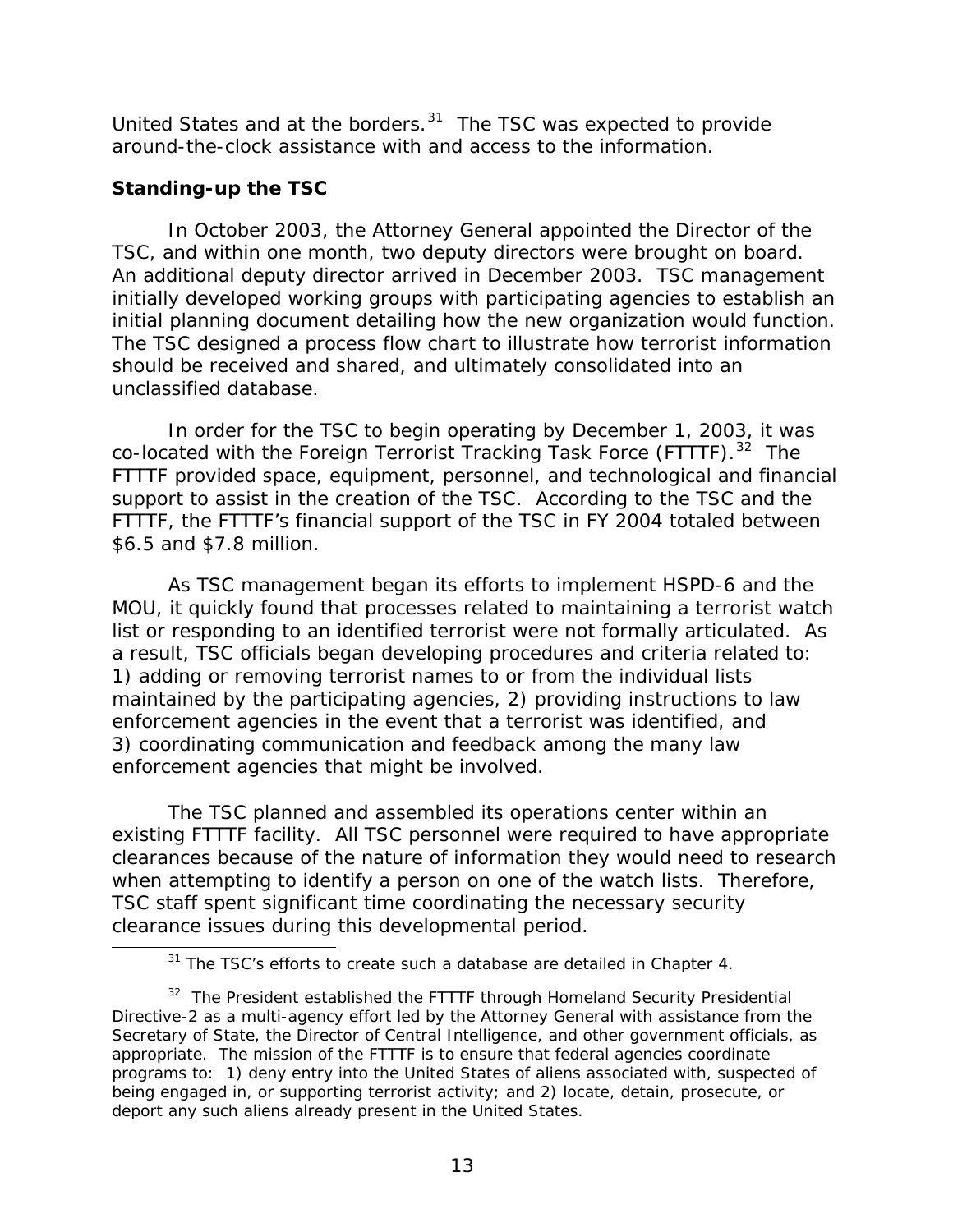United States and at the borders.[31] The TSC was expected to provide around-the-clock assistance with and access to the information.

### Standing-up the TSC

In October 2003, the Attorney General appointed the Director of the TSC, and within one month, two deputy directors were brought on board. An additional deputy director arrived in December 2003. TSC management initially developed working groups with participating agencies to establish an initial planning document detailing how the new organization would function. The TSC designed a process flow chart to illustrate how terrorist information should be received and shared, and ultimately consolidated into an unclassified database.

In order for the TSC to begin operating by December 1, 2003, it was co-located with the Foreign Terrorist Tracking Task Force (FTTTF).[32] The FTTTF provided space, equipment, personnel, and technological and financial support to assist in the creation of the TSC. According to the TSC and the FTTTF, the FTTTF's financial support of the TSC in FY 2004 totaled between $6.5 and $7.8 million.

As TSC management began its efforts to implement HSPD-6 and the MOU, it quickly found that processes related to maintaining a terrorist watch list or responding to an identified terrorist were not formally articulated. As a result, TSC officials began developing procedures and criteria related to: 1) adding or removing terrorist names to or from the individual lists maintained by the participating agencies, 2) providing instructions to law enforcement agencies in the event that a terrorist was identified, and 3) coordinating communication and feedback among the many law enforcement agencies that might be involved.

The TSC planned and assembled its operations center within an existing FTTTF facility. All TSC personnel were required to have appropriate clearances because of the nature of information they would need to research when attempting to identify a person on one of the watch lists. Therefore, TSC staff spent significant time coordinating the necessary security clearance issues during this developmental period.

---

[31] The TSC's efforts to create such a database are detailed in Chapter 4.

[32] The President established the FTTTF through Homeland Security Presidential Directive-2 as a multi-agency effort led by the Attorney General with assistance from the Secretary of State, the Director of Central Intelligence, and other government officials, as appropriate. The mission of the FTTTF is to ensure that federal agencies coordinate programs to: 1) deny entry into the United States of aliens associated with, suspected of being engaged in, or supporting terrorist activity; and 2) locate, detain, prosecute, or deport any such aliens already present in the United States.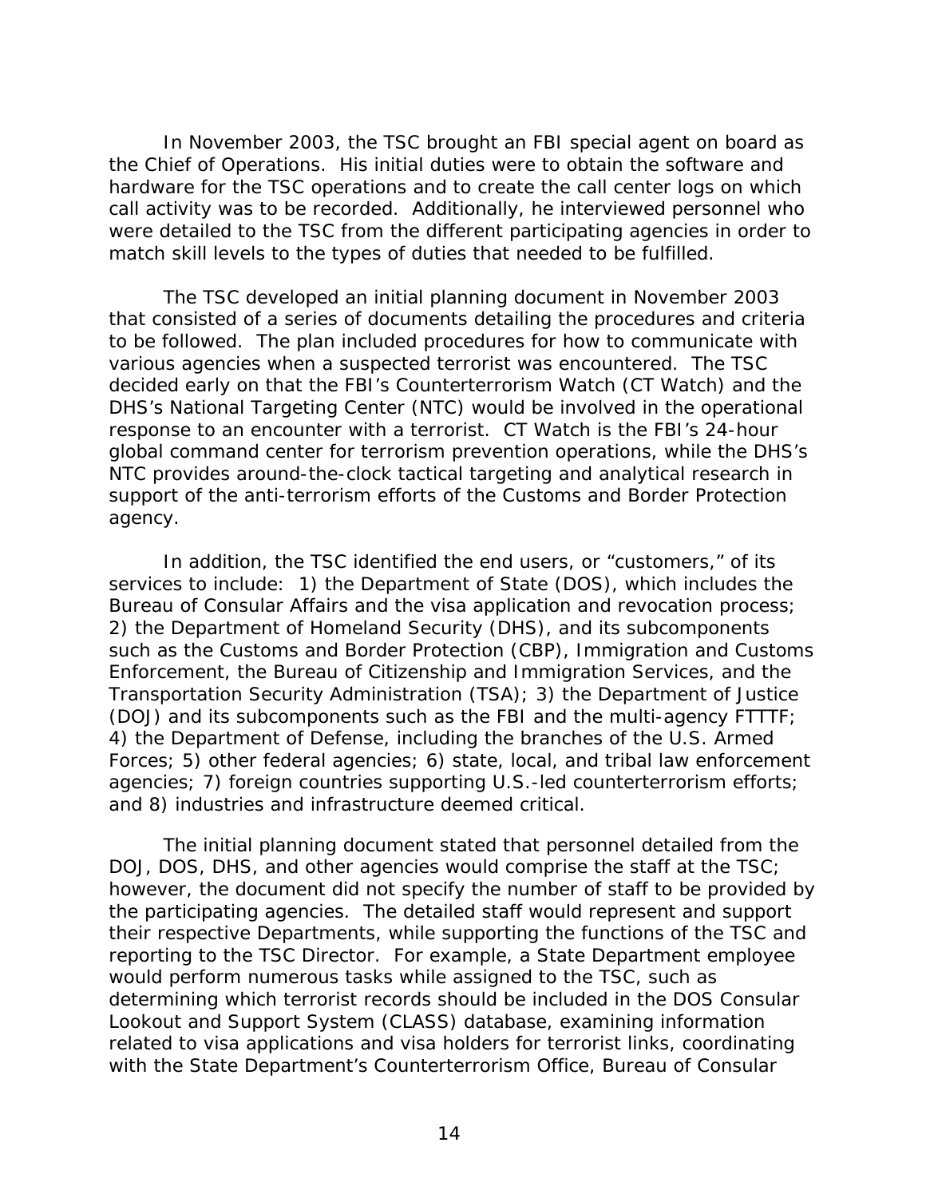In November 2003, the TSC brought an FBI special agent on board as the Chief of Operations. His initial duties were to obtain the software and hardware for the TSC operations and to create the call center logs on which call activity was to be recorded. Additionally, he interviewed personnel who were detailed to the TSC from the different participating agencies in order to match skill levels to the types of duties that needed to be fulfilled.

The TSC developed an initial planning document in November 2003 that consisted of a series of documents detailing the procedures and criteria to be followed. The plan included procedures for how to communicate with various agencies when a suspected terrorist was encountered. The TSC decided early on that the FBI's Counterterrorism Watch (CT Watch) and the DHS's National Targeting Center (NTC) would be involved in the operational response to an encounter with a terrorist. CT Watch is the FBI's 24-hour global command center for terrorism prevention operations, while the DHS's NTC provides around-the-clock tactical targeting and analytical research in support of the anti-terrorism efforts of the Customs and Border Protection agency.

In addition, the TSC identified the end users, or "customers," of its services to include: 1) the Department of State (DOS), which includes the Bureau of Consular Affairs and the visa application and revocation process; 2) the Department of Homeland Security (DHS), and its subcomponents such as the Customs and Border Protection (CBP), Immigration and Customs Enforcement, the Bureau of Citizenship and Immigration Services, and the Transportation Security Administration (TSA); 3) the Department of Justice (DOJ) and its subcomponents such as the FBI and the multi-agency FTTTF; 4) the Department of Defense, including the branches of the U.S. Armed Forces; 5) other federal agencies; 6) state, local, and tribal law enforcement agencies; 7) foreign countries supporting U.S.-led counterterrorism efforts; and 8) industries and infrastructure deemed critical.

The initial planning document stated that personnel detailed from the DOJ, DOS, DHS, and other agencies would comprise the staff at the TSC; however, the document did not specify the number of staff to be provided by the participating agencies. The detailed staff would represent and support their respective Departments, while supporting the functions of the TSC and reporting to the TSC Director. For example, a State Department employee would perform numerous tasks while assigned to the TSC, such as determining which terrorist records should be included in the DOS Consular Lookout and Support System (CLASS) database, examining information related to visa applications and visa holders for terrorist links, coordinating with the State Department's Counterterrorism Office, Bureau of Consular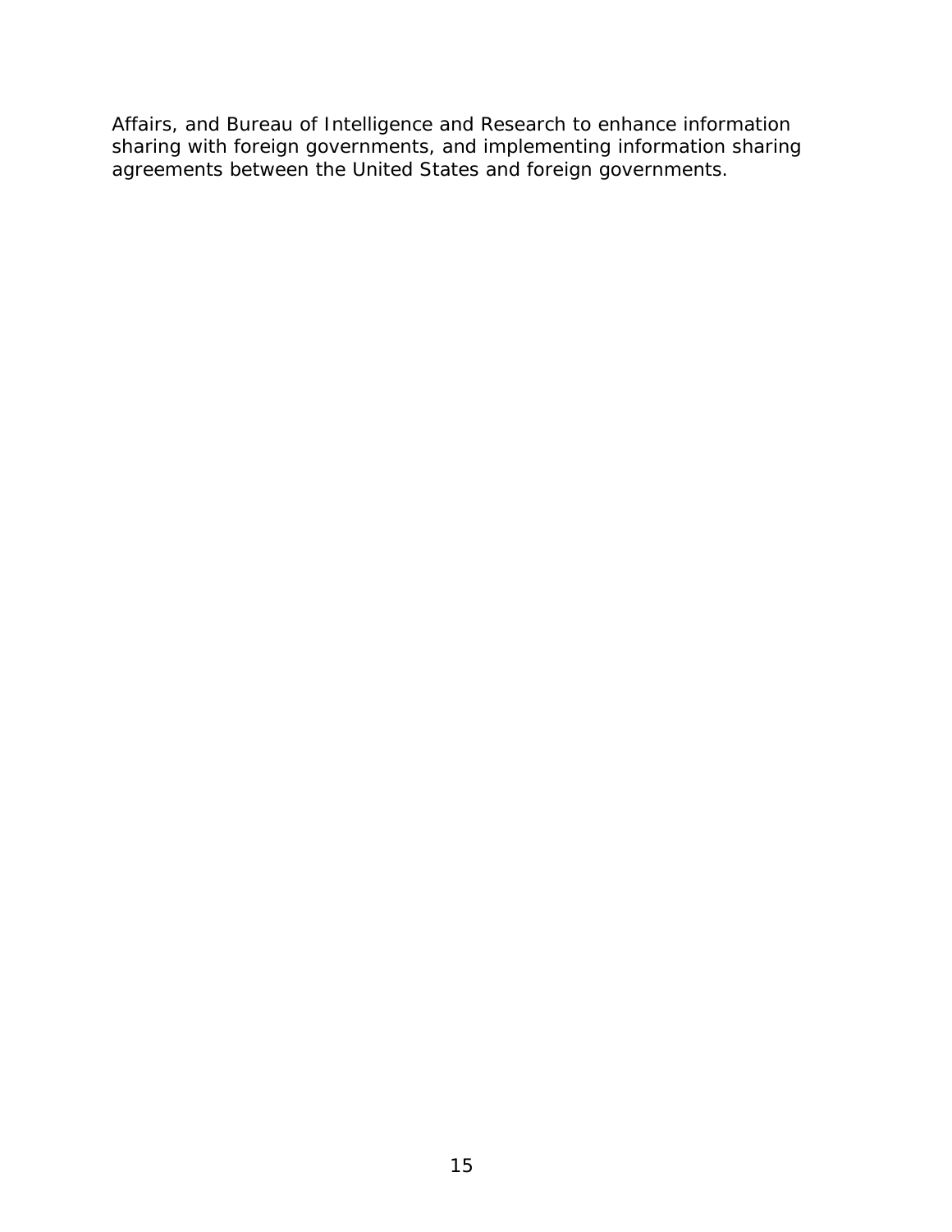Affairs, and Bureau of Intelligence and Research to enhance information sharing with foreign governments, and implementing information sharing agreements between the United States and foreign governments.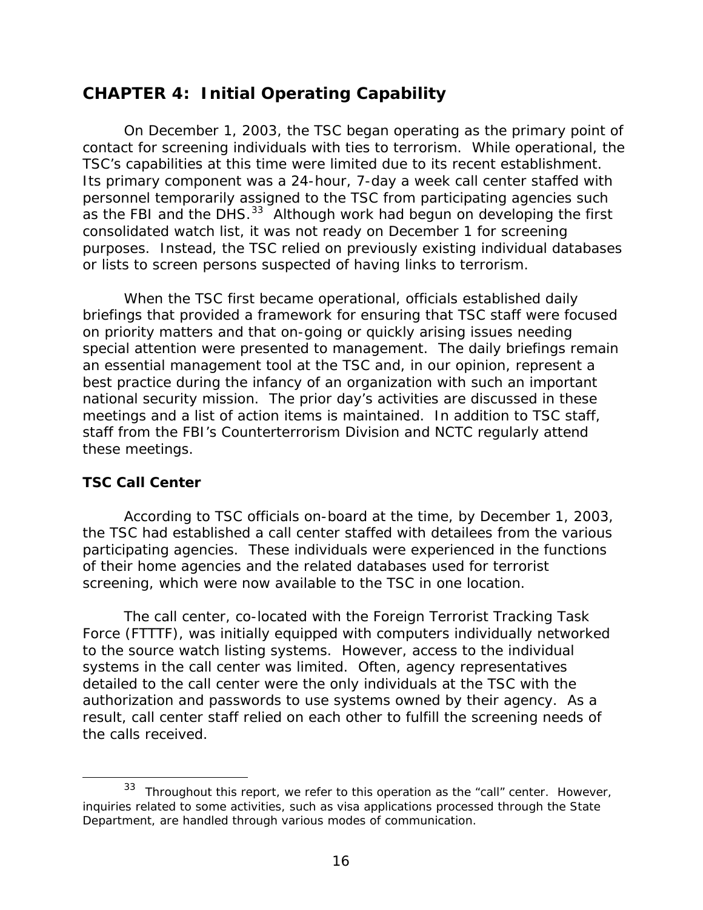## CHAPTER 4: Initial Operating Capability

On December 1, 2003, the TSC began operating as the primary point of contact for screening individuals with ties to terrorism. While operational, the TSC's capabilities at this time were limited due to its recent establishment. Its primary component was a 24-hour, 7-day a week call center staffed with personnel temporarily assigned to the TSC from participating agencies such as the FBI and the DHS.[33] Although work had begun on developing the first consolidated watch list, it was not ready on December 1 for screening purposes. Instead, the TSC relied on previously existing individual databases or lists to screen persons suspected of having links to terrorism.

When the TSC first became operational, officials established daily briefings that provided a framework for ensuring that TSC staff were focused on priority matters and that on-going or quickly arising issues needing special attention were presented to management. The daily briefings remain an essential management tool at the TSC and, in our opinion, represent a best practice during the infancy of an organization with such an important national security mission. The prior day's activities are discussed in these meetings and a list of action items is maintained. In addition to TSC staff, staff from the FBI's Counterterrorism Division and NCTC regularly attend these meetings.

### TSC Call Center

According to TSC officials on-board at the time, by December 1, 2003, the TSC had established a call center staffed with detailees from the various participating agencies. These individuals were experienced in the functions of their home agencies and the related databases used for terrorist screening, which were now available to the TSC in one location.

The call center, co-located with the Foreign Terrorist Tracking Task Force (FTTTF), was initially equipped with computers individually networked to the source watch listing systems. However, access to the individual systems in the call center was limited. Often, agency representatives detailed to the call center were the only individuals at the TSC with the authorization and passwords to use systems owned by their agency. As a result, call center staff relied on each other to fulfill the screening needs of the calls received.

[33] Throughout this report, we refer to this operation as the "call" center. However, inquiries related to some activities, such as visa applications processed through the State Department, are handled through various modes of communication.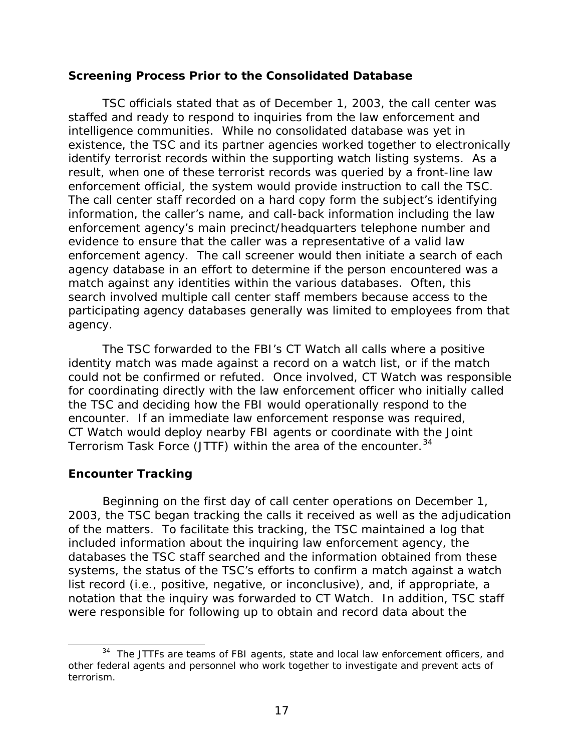## Screening Process Prior to the Consolidated Database

TSC officials stated that as of December 1, 2003, the call center was staffed and ready to respond to inquiries from the law enforcement and intelligence communities. While no consolidated database was yet in existence, the TSC and its partner agencies worked together to electronically identify terrorist records within the supporting watch listing systems. As a result, when one of these terrorist records was queried by a front-line law enforcement official, the system would provide instruction to call the TSC. The call center staff recorded on a hard copy form the subject's identifying information, the caller's name, and call-back information including the law enforcement agency's main precinct/headquarters telephone number and evidence to ensure that the caller was a representative of a valid law enforcement agency. The call screener would then initiate a search of each agency database in an effort to determine if the person encountered was a match against any identities within the various databases. Often, this search involved multiple call center staff members because access to the participating agency databases generally was limited to employees from that agency.

The TSC forwarded to the FBI's CT Watch all calls where a positive identity match was made against a record on a watch list, or if the match could not be confirmed or refuted. Once involved, CT Watch was responsible for coordinating directly with the law enforcement officer who initially called the TSC and deciding how the FBI would operationally respond to the encounter. If an immediate law enforcement response was required, CT Watch would deploy nearby FBI agents or coordinate with the Joint Terrorism Task Force (JTTF) within the area of the encounter.[34]

## Encounter Tracking

Beginning on the first day of call center operations on December 1, 2003, the TSC began tracking the calls it received as well as the adjudication of the matters. To facilitate this tracking, the TSC maintained a log that included information about the inquiring law enforcement agency, the databases the TSC staff searched and the information obtained from these systems, the status of the TSC's efforts to confirm a match against a watch list record (i.e., positive, negative, or inconclusive), and, if appropriate, a notation that the inquiry was forwarded to CT Watch. In addition, TSC staff were responsible for following up to obtain and record data about the

[34] The JTTFs are teams of FBI agents, state and local law enforcement officers, and other federal agents and personnel who work together to investigate and prevent acts of terrorism.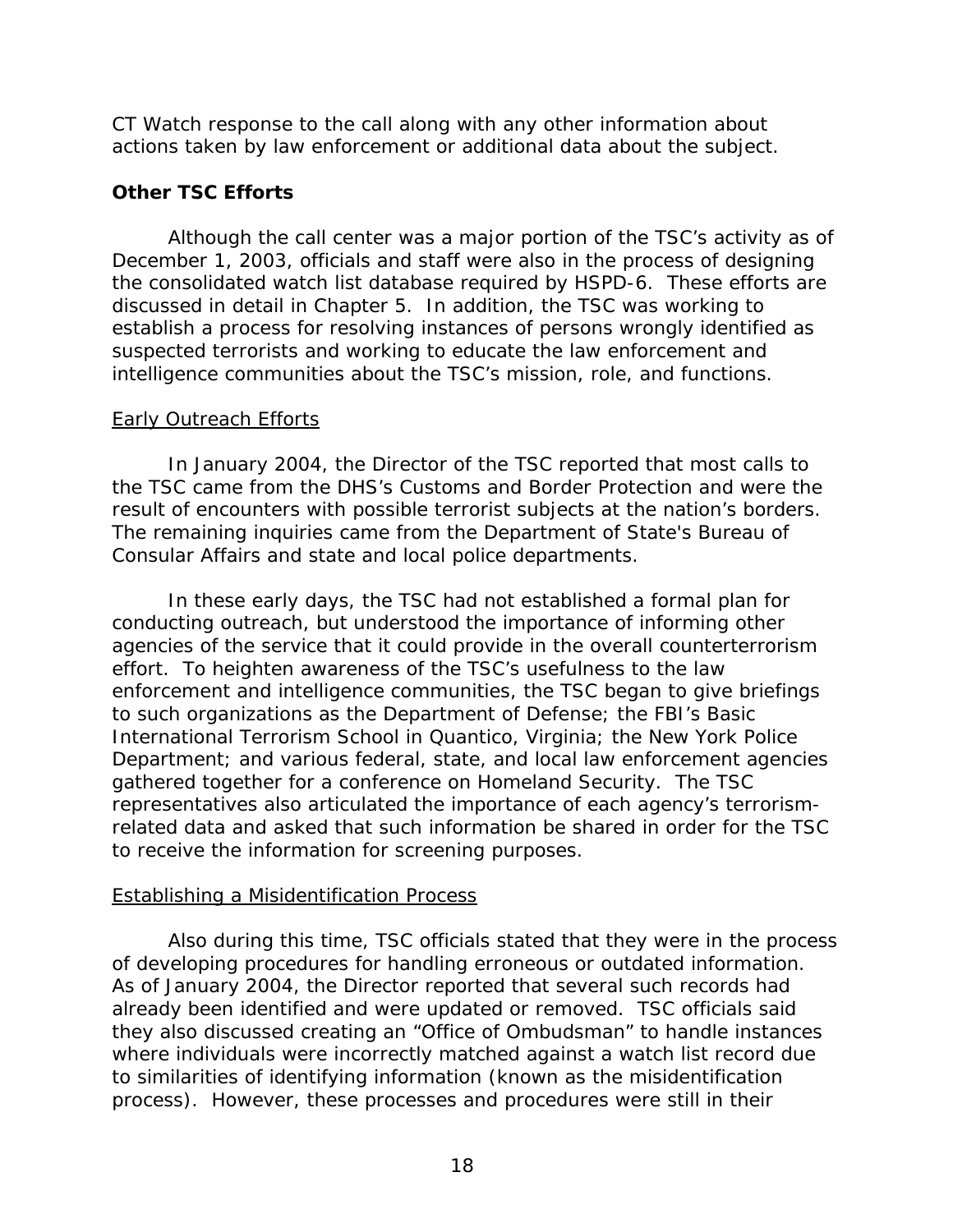CT Watch response to the call along with any other information about actions taken by law enforcement or additional data about the subject.

### Other TSC Efforts

Although the call center was a major portion of the TSC's activity as of December 1, 2003, officials and staff were also in the process of designing the consolidated watch list database required by HSPD-6. These efforts are discussed in detail in Chapter 5. In addition, the TSC was working to establish a process for resolving instances of persons wrongly identified as suspected terrorists and working to educate the law enforcement and intelligence communities about the TSC's mission, role, and functions.

#### Early Outreach Efforts

In January 2004, the Director of the TSC reported that most calls to the TSC came from the DHS's Customs and Border Protection and were the result of encounters with possible terrorist subjects at the nation's borders. The remaining inquiries came from the Department of State's Bureau of Consular Affairs and state and local police departments.

In these early days, the TSC had not established a formal plan for conducting outreach, but understood the importance of informing other agencies of the service that it could provide in the overall counterterrorism effort. To heighten awareness of the TSC's usefulness to the law enforcement and intelligence communities, the TSC began to give briefings to such organizations as the Department of Defense; the FBI's Basic International Terrorism School in Quantico, Virginia; the New York Police Department; and various federal, state, and local law enforcement agencies gathered together for a conference on Homeland Security. The TSC representatives also articulated the importance of each agency's terrorism-related data and asked that such information be shared in order for the TSC to receive the information for screening purposes.

#### Establishing a Misidentification Process

Also during this time, TSC officials stated that they were in the process of developing procedures for handling erroneous or outdated information. As of January 2004, the Director reported that several such records had already been identified and were updated or removed. TSC officials said they also discussed creating an "Office of Ombudsman" to handle instances where individuals were incorrectly matched against a watch list record due to similarities of identifying information (known as the misidentification process). However, these processes and procedures were still in their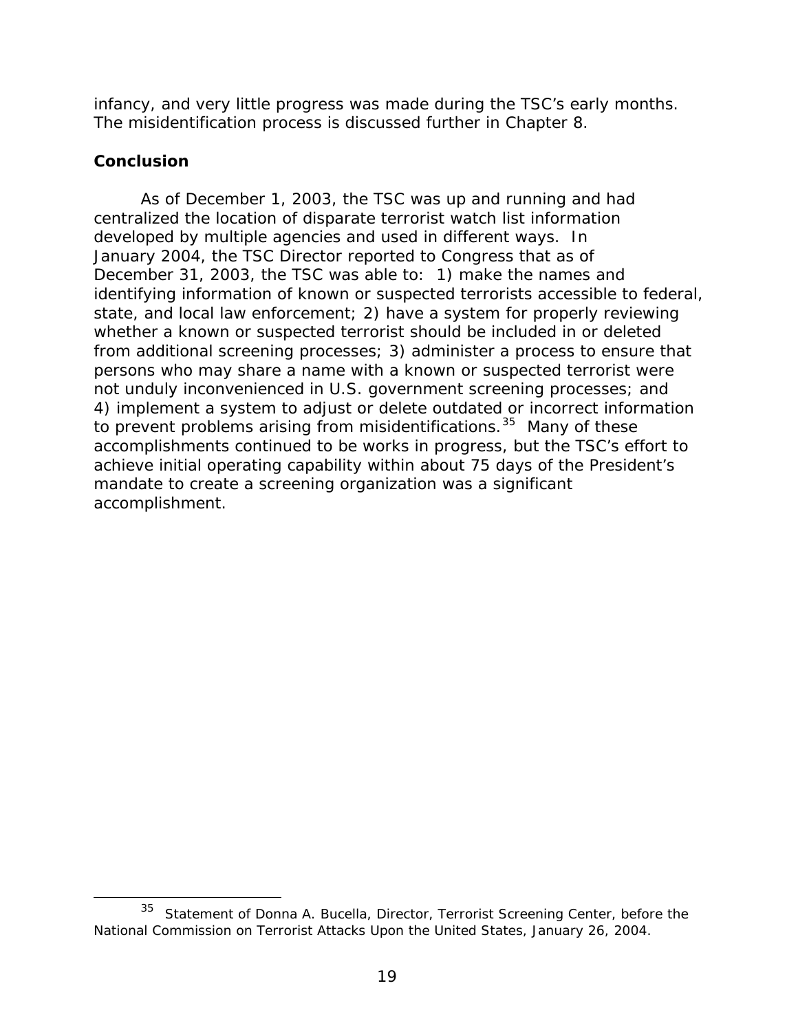infancy, and very little progress was made during the TSC's early months. The misidentification process is discussed further in Chapter 8.

### Conclusion

As of December 1, 2003, the TSC was up and running and had centralized the location of disparate terrorist watch list information developed by multiple agencies and used in different ways. In January 2004, the TSC Director reported to Congress that as of December 31, 2003, the TSC was able to: 1) make the names and identifying information of known or suspected terrorists accessible to federal, state, and local law enforcement; 2) have a system for properly reviewing whether a known or suspected terrorist should be included in or deleted from additional screening processes; 3) administer a process to ensure that persons who may share a name with a known or suspected terrorist were not unduly inconvenienced in U.S. government screening processes; and 4) implement a system to adjust or delete outdated or incorrect information to prevent problems arising from misidentifications.[35] Many of these accomplishments continued to be works in progress, but the TSC's effort to achieve initial operating capability within about 75 days of the President's mandate to create a screening organization was a significant accomplishment.

---

[35] Statement of Donna A. Bucella, Director, Terrorist Screening Center, before the National Commission on Terrorist Attacks Upon the United States, January 26, 2004.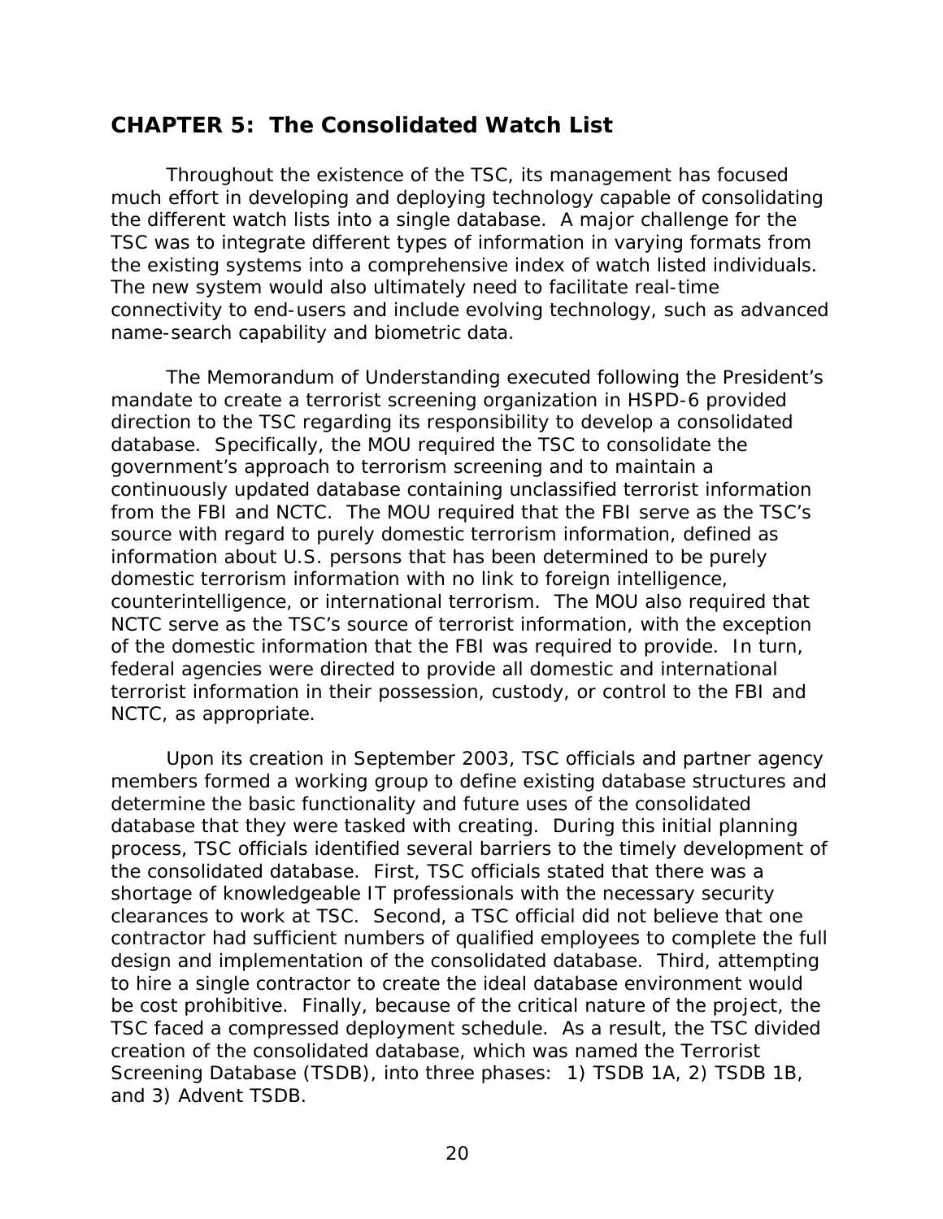## CHAPTER 5: The Consolidated Watch List

Throughout the existence of the TSC, its management has focused much effort in developing and deploying technology capable of consolidating the different watch lists into a single database. A major challenge for the TSC was to integrate different types of information in varying formats from the existing systems into a comprehensive index of watch listed individuals. The new system would also ultimately need to facilitate real-time connectivity to end-users and include evolving technology, such as advanced name-search capability and biometric data.

The Memorandum of Understanding executed following the President's mandate to create a terrorist screening organization in HSPD-6 provided direction to the TSC regarding its responsibility to develop a consolidated database. Specifically, the MOU required the TSC to consolidate the government's approach to terrorism screening and to maintain a continuously updated database containing unclassified terrorist information from the FBI and NCTC. The MOU required that the FBI serve as the TSC's source with regard to purely domestic terrorism information, defined as information about U.S. persons that has been determined to be purely domestic terrorism information with no link to foreign intelligence, counterintelligence, or international terrorism. The MOU also required that NCTC serve as the TSC's source of terrorist information, with the exception of the domestic information that the FBI was required to provide. In turn, federal agencies were directed to provide all domestic and international terrorist information in their possession, custody, or control to the FBI and NCTC, as appropriate.

Upon its creation in September 2003, TSC officials and partner agency members formed a working group to define existing database structures and determine the basic functionality and future uses of the consolidated database that they were tasked with creating. During this initial planning process, TSC officials identified several barriers to the timely development of the consolidated database. First, TSC officials stated that there was a shortage of knowledgeable IT professionals with the necessary security clearances to work at TSC. Second, a TSC official did not believe that one contractor had sufficient numbers of qualified employees to complete the full design and implementation of the consolidated database. Third, attempting to hire a single contractor to create the ideal database environment would be cost prohibitive. Finally, because of the critical nature of the project, the TSC faced a compressed deployment schedule. As a result, the TSC divided creation of the consolidated database, which was named the Terrorist Screening Database (TSDB), into three phases: 1) TSDB 1A, 2) TSDB 1B, and 3) Advent TSDB.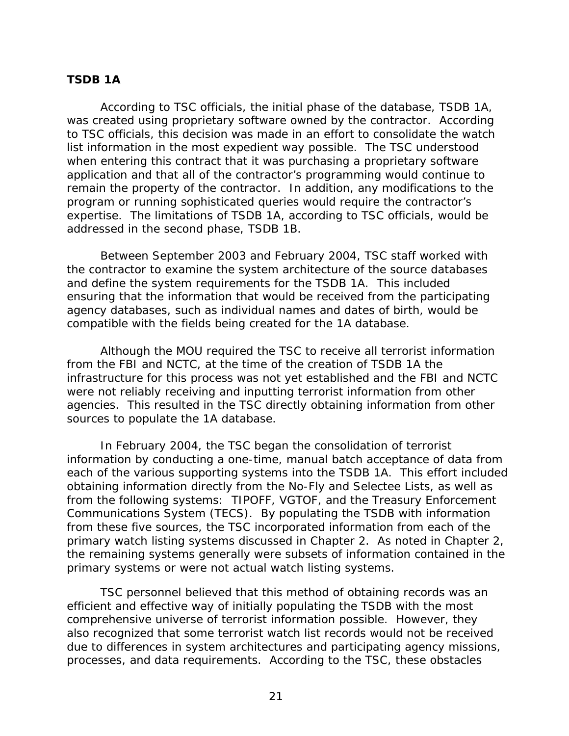**TSDB 1A**

According to TSC officials, the initial phase of the database, TSDB 1A, was created using proprietary software owned by the contractor. According to TSC officials, this decision was made in an effort to consolidate the watch list information in the most expedient way possible. The TSC understood when entering this contract that it was purchasing a proprietary software application and that all of the contractor's programming would continue to remain the property of the contractor. In addition, any modifications to the program or running sophisticated queries would require the contractor's expertise. The limitations of TSDB 1A, according to TSC officials, would be addressed in the second phase, TSDB 1B.

Between September 2003 and February 2004, TSC staff worked with the contractor to examine the system architecture of the source databases and define the system requirements for the TSDB 1A. This included ensuring that the information that would be received from the participating agency databases, such as individual names and dates of birth, would be compatible with the fields being created for the 1A database.

Although the MOU required the TSC to receive all terrorist information from the FBI and NCTC, at the time of the creation of TSDB 1A the infrastructure for this process was not yet established and the FBI and NCTC were not reliably receiving and inputting terrorist information from other agencies. This resulted in the TSC directly obtaining information from other sources to populate the 1A database.

In February 2004, the TSC began the consolidation of terrorist information by conducting a one-time, manual batch acceptance of data from each of the various supporting systems into the TSDB 1A. This effort included obtaining information directly from the No-Fly and Selectee Lists, as well as from the following systems: TIPOFF, VGTOF, and the Treasury Enforcement Communications System (TECS). By populating the TSDB with information from these five sources, the TSC incorporated information from each of the primary watch listing systems discussed in Chapter 2. As noted in Chapter 2, the remaining systems generally were subsets of information contained in the primary systems or were not actual watch listing systems.

TSC personnel believed that this method of obtaining records was an efficient and effective way of initially populating the TSDB with the most comprehensive universe of terrorist information possible. However, they also recognized that some terrorist watch list records would not be received due to differences in system architectures and participating agency missions, processes, and data requirements. According to the TSC, these obstacles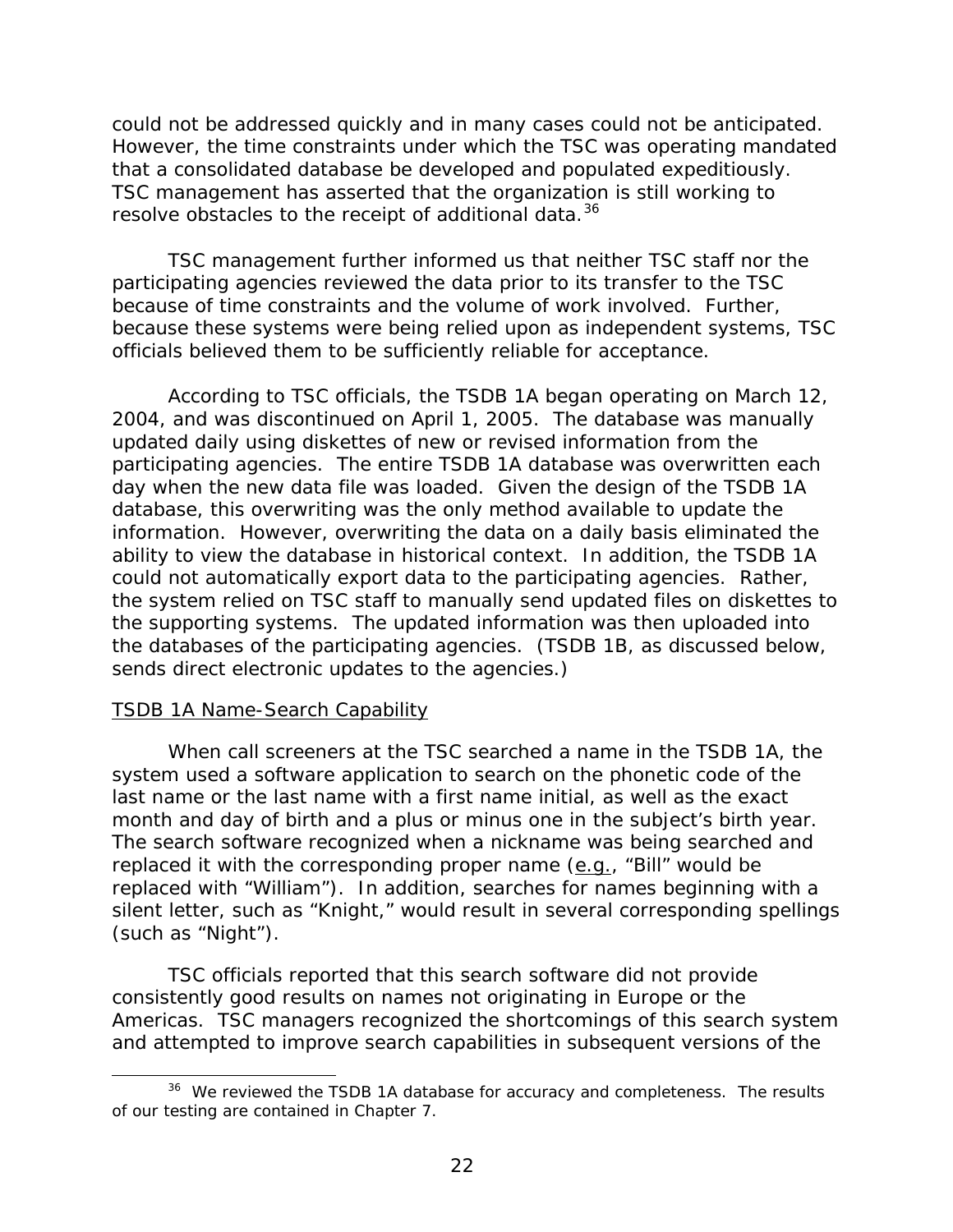could not be addressed quickly and in many cases could not be anticipated. However, the time constraints under which the TSC was operating mandated that a consolidated database be developed and populated expeditiously. TSC management has asserted that the organization is still working to resolve obstacles to the receipt of additional data.[36]

TSC management further informed us that neither TSC staff nor the participating agencies reviewed the data prior to its transfer to the TSC because of time constraints and the volume of work involved. Further, because these systems were being relied upon as independent systems, TSC officials believed them to be sufficiently reliable for acceptance.

According to TSC officials, the TSDB 1A began operating on March 12, 2004, and was discontinued on April 1, 2005. The database was manually updated daily using diskettes of new or revised information from the participating agencies. The entire TSDB 1A database was overwritten each day when the new data file was loaded. Given the design of the TSDB 1A database, this overwriting was the only method available to update the information. However, overwriting the data on a daily basis eliminated the ability to view the database in historical context. In addition, the TSDB 1A could not automatically export data to the participating agencies. Rather, the system relied on TSC staff to manually send updated files on diskettes to the supporting systems. The updated information was then uploaded into the databases of the participating agencies. (TSDB 1B, as discussed below, sends direct electronic updates to the agencies.)

<u>TSDB 1A Name-Search Capability</u>

When call screeners at the TSC searched a name in the TSDB 1A, the system used a software application to search on the phonetic code of the last name or the last name with a first name initial, as well as the exact month and day of birth and a plus or minus one in the subject's birth year. The search software recognized when a nickname was being searched and replaced it with the corresponding proper name (e.g., "Bill" would be replaced with "William"). In addition, searches for names beginning with a silent letter, such as "Knight," would result in several corresponding spellings (such as "Night").

TSC officials reported that this search software did not provide consistently good results on names not originating in Europe or the Americas. TSC managers recognized the shortcomings of this search system and attempted to improve search capabilities in subsequent versions of the

[36] We reviewed the TSDB 1A database for accuracy and completeness. The results of our testing are contained in Chapter 7.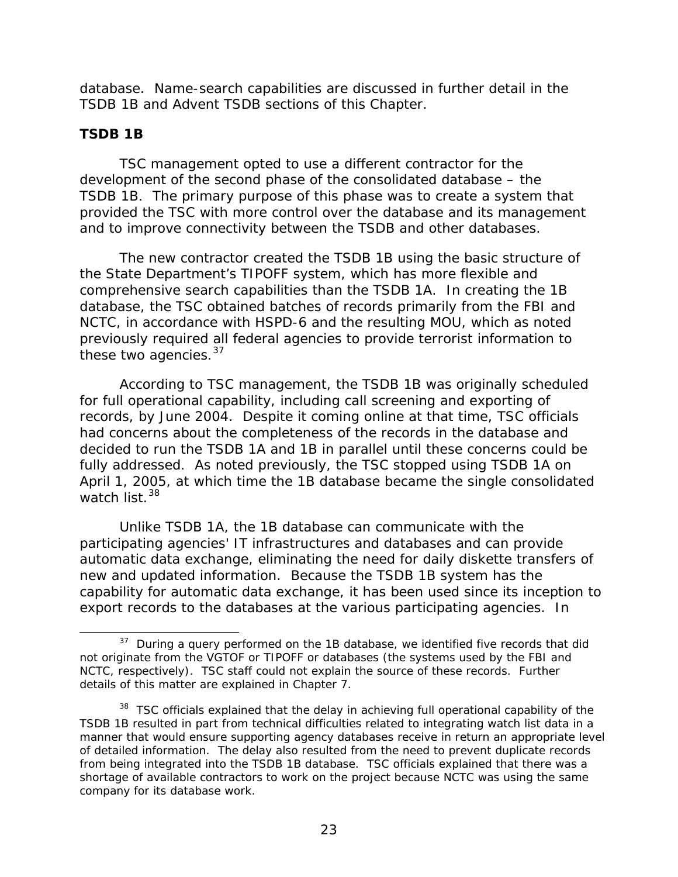database. Name-search capabilities are discussed in further detail in the TSDB 1B and Advent TSDB sections of this Chapter.

**TSDB 1B**

TSC management opted to use a different contractor for the development of the second phase of the consolidated database – the TSDB 1B. The primary purpose of this phase was to create a system that provided the TSC with more control over the database and its management and to improve connectivity between the TSDB and other databases.

The new contractor created the TSDB 1B using the basic structure of the State Department's TIPOFF system, which has more flexible and comprehensive search capabilities than the TSDB 1A. In creating the 1B database, the TSC obtained batches of records primarily from the FBI and NCTC, in accordance with HSPD-6 and the resulting MOU, which as noted previously required all federal agencies to provide terrorist information to these two agencies.[37]

According to TSC management, the TSDB 1B was originally scheduled for full operational capability, including call screening and exporting of records, by June 2004. Despite it coming online at that time, TSC officials had concerns about the completeness of the records in the database and decided to run the TSDB 1A and 1B in parallel until these concerns could be fully addressed. As noted previously, the TSC stopped using TSDB 1A on April 1, 2005, at which time the 1B database became the single consolidated watch list.[38]

Unlike TSDB 1A, the 1B database can communicate with the participating agencies' IT infrastructures and databases and can provide automatic data exchange, eliminating the need for daily diskette transfers of new and updated information. Because the TSDB 1B system has the capability for automatic data exchange, it has been used since its inception to export records to the databases at the various participating agencies. In

---

[37] During a query performed on the 1B database, we identified five records that did not originate from the VGTOF or TIPOFF or databases (the systems used by the FBI and NCTC, respectively). TSC staff could not explain the source of these records. Further details of this matter are explained in Chapter 7.

[38] TSC officials explained that the delay in achieving full operational capability of the TSDB 1B resulted in part from technical difficulties related to integrating watch list data in a manner that would ensure supporting agency databases receive in return an appropriate level of detailed information. The delay also resulted from the need to prevent duplicate records from being integrated into the TSDB 1B database. TSC officials explained that there was a shortage of available contractors to work on the project because NCTC was using the same company for its database work.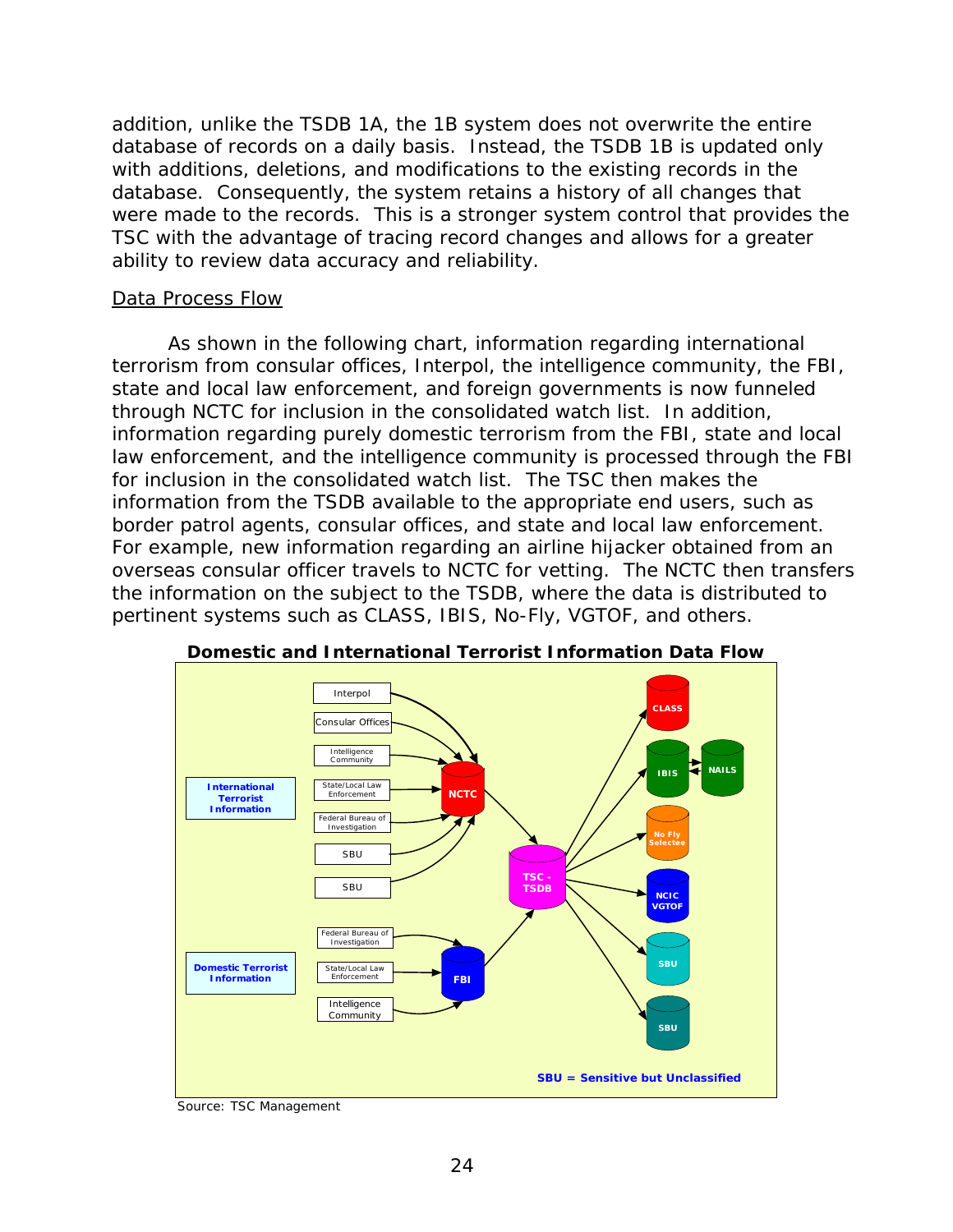addition, unlike the TSDB 1A, the 1B system does not overwrite the entire database of records on a daily basis. Instead, the TSDB 1B is updated only with additions, deletions, and modifications to the existing records in the database. Consequently, the system retains a history of all changes that were made to the records. This is a stronger system control that provides the TSC with the advantage of tracing record changes and allows for a greater ability to review data accuracy and reliability.

Data Process Flow

As shown in the following chart, information regarding international terrorism from consular offices, Interpol, the intelligence community, the FBI, state and local law enforcement, and foreign governments is now funneled through NCTC for inclusion in the consolidated watch list. In addition, information regarding purely domestic terrorism from the FBI, state and local law enforcement, and the intelligence community is processed through the FBI for inclusion in the consolidated watch list. The TSC then makes the information from the TSDB available to the appropriate end users, such as border patrol agents, consular offices, and state and local law enforcement. For example, new information regarding an airline hijacker obtained from an overseas consular officer travels to NCTC for vetting. The NCTC then transfers the information on the subject to the TSDB, where the data is distributed to pertinent systems such as CLASS, IBIS, No-Fly, VGTOF, and others.

**Domestic and International Terrorist Information Data Flow**

International Terrorist Information: Interpol, Consular Offices, Intelligence Community, State/Local Law Enforcement, Federal Bureau of Investigation, SBU, SBU → NCTC → TSC - TSDB

Domestic Terrorist Information: Federal Bureau of Investigation, State/Local Law Enforcement, Intelligence Community → FBI → TSC - TSDB

TSC - TSDB → CLASS, IBIS (↔ NAILS), No Fly Selectee, NCIC VGTOF, SBU, SBU

SBU = Sensitive but Unclassified

Source: TSC Management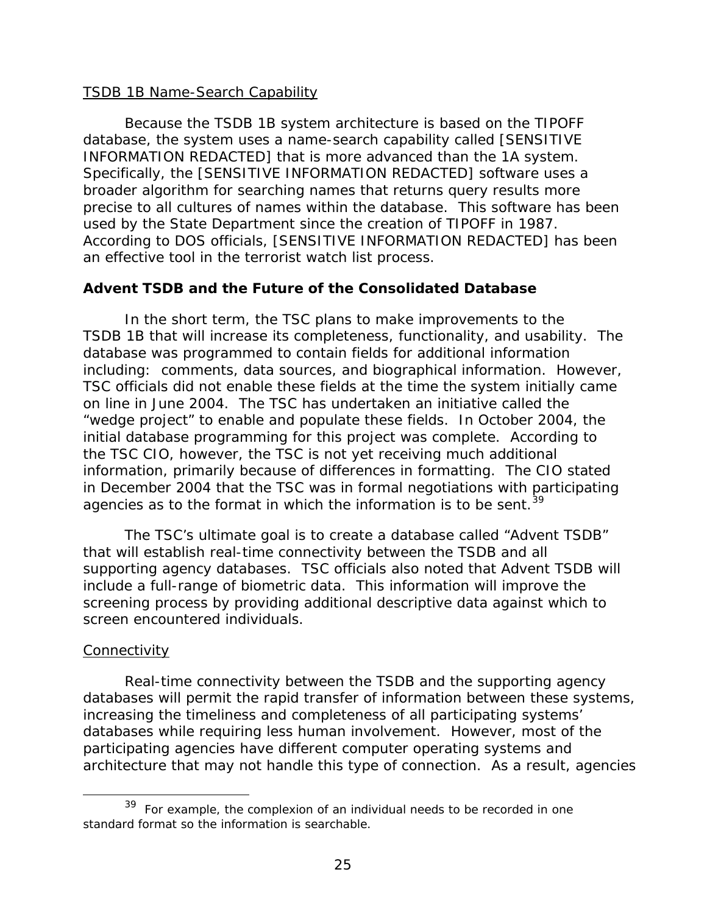TSDB 1B Name-Search Capability

Because the TSDB 1B system architecture is based on the TIPOFF database, the system uses a name-search capability called [SENSITIVE INFORMATION REDACTED] that is more advanced than the 1A system. Specifically, the [SENSITIVE INFORMATION REDACTED] software uses a broader algorithm for searching names that returns query results more precise to all cultures of names within the database. This software has been used by the State Department since the creation of TIPOFF in 1987. According to DOS officials, [SENSITIVE INFORMATION REDACTED] has been an effective tool in the terrorist watch list process.

**Advent TSDB and the Future of the Consolidated Database**

In the short term, the TSC plans to make improvements to the TSDB 1B that will increase its completeness, functionality, and usability. The database was programmed to contain fields for additional information including: comments, data sources, and biographical information. However, TSC officials did not enable these fields at the time the system initially came on line in June 2004. The TSC has undertaken an initiative called the "wedge project" to enable and populate these fields. In October 2004, the initial database programming for this project was complete. According to the TSC CIO, however, the TSC is not yet receiving much additional information, primarily because of differences in formatting. The CIO stated in December 2004 that the TSC was in formal negotiations with participating agencies as to the format in which the information is to be sent.[39]

The TSC's ultimate goal is to create a database called "Advent TSDB" that will establish real-time connectivity between the TSDB and all supporting agency databases. TSC officials also noted that Advent TSDB will include a full-range of biometric data. This information will improve the screening process by providing additional descriptive data against which to screen encountered individuals.

Connectivity

Real-time connectivity between the TSDB and the supporting agency databases will permit the rapid transfer of information between these systems, increasing the timeliness and completeness of all participating systems' databases while requiring less human involvement. However, most of the participating agencies have different computer operating systems and architecture that may not handle this type of connection. As a result, agencies

[39] For example, the complexion of an individual needs to be recorded in one standard format so the information is searchable.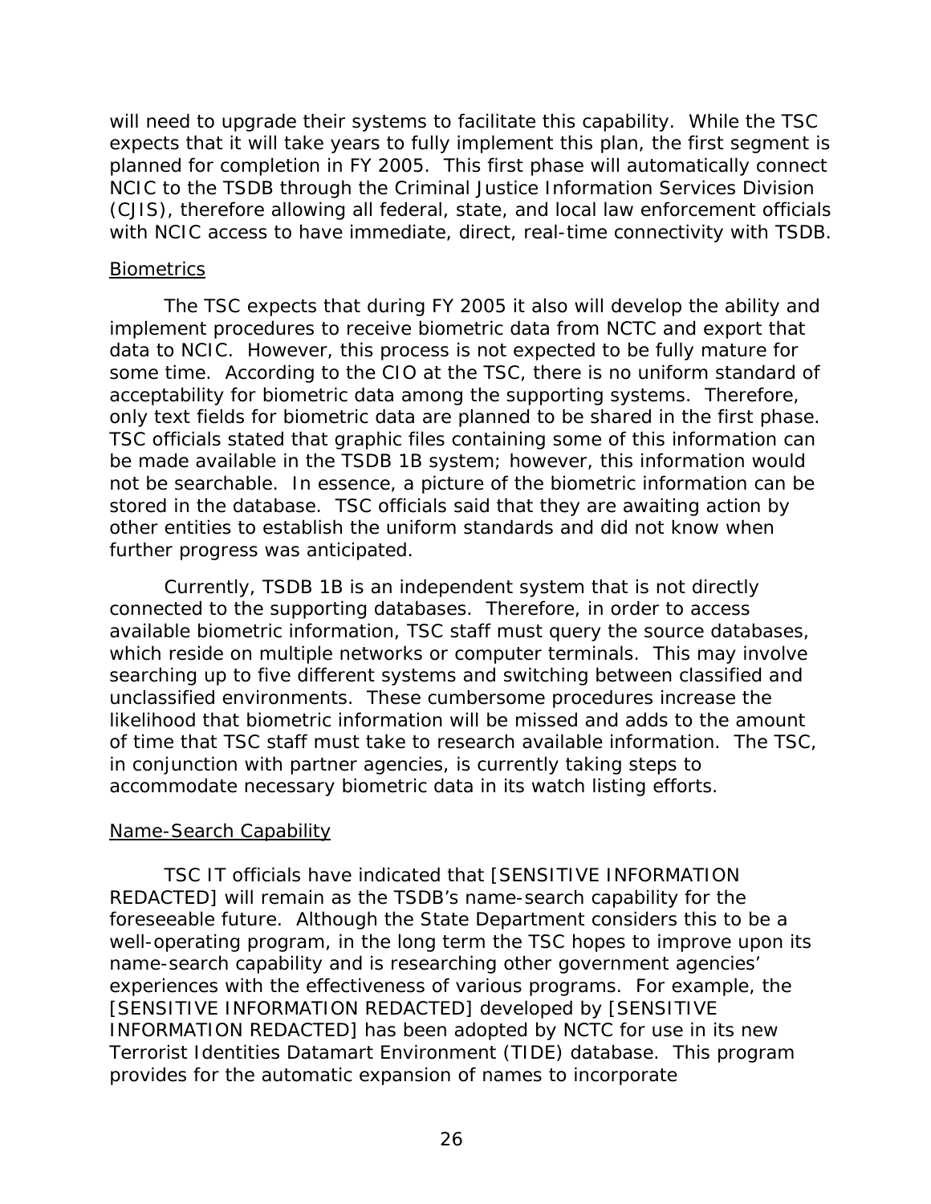will need to upgrade their systems to facilitate this capability. While the TSC expects that it will take years to fully implement this plan, the first segment is planned for completion in FY 2005. This first phase will automatically connect NCIC to the TSDB through the Criminal Justice Information Services Division (CJIS), therefore allowing all federal, state, and local law enforcement officials with NCIC access to have immediate, direct, real-time connectivity with TSDB.

Biometrics

The TSC expects that during FY 2005 it also will develop the ability and implement procedures to receive biometric data from NCTC and export that data to NCIC. However, this process is not expected to be fully mature for some time. According to the CIO at the TSC, there is no uniform standard of acceptability for biometric data among the supporting systems. Therefore, only text fields for biometric data are planned to be shared in the first phase. TSC officials stated that graphic files containing some of this information can be made available in the TSDB 1B system; however, this information would not be searchable. In essence, a picture of the biometric information can be stored in the database. TSC officials said that they are awaiting action by other entities to establish the uniform standards and did not know when further progress was anticipated.

Currently, TSDB 1B is an independent system that is not directly connected to the supporting databases. Therefore, in order to access available biometric information, TSC staff must query the source databases, which reside on multiple networks or computer terminals. This may involve searching up to five different systems and switching between classified and unclassified environments. These cumbersome procedures increase the likelihood that biometric information will be missed and adds to the amount of time that TSC staff must take to research available information. The TSC, in conjunction with partner agencies, is currently taking steps to accommodate necessary biometric data in its watch listing efforts.

Name-Search Capability

TSC IT officials have indicated that [SENSITIVE INFORMATION REDACTED] will remain as the TSDB's name-search capability for the foreseeable future. Although the State Department considers this to be a well-operating program, in the long term the TSC hopes to improve upon its name-search capability and is researching other government agencies' experiences with the effectiveness of various programs. For example, the [SENSITIVE INFORMATION REDACTED] developed by [SENSITIVE INFORMATION REDACTED] has been adopted by NCTC for use in its new Terrorist Identities Datamart Environment (TIDE) database. This program provides for the automatic expansion of names to incorporate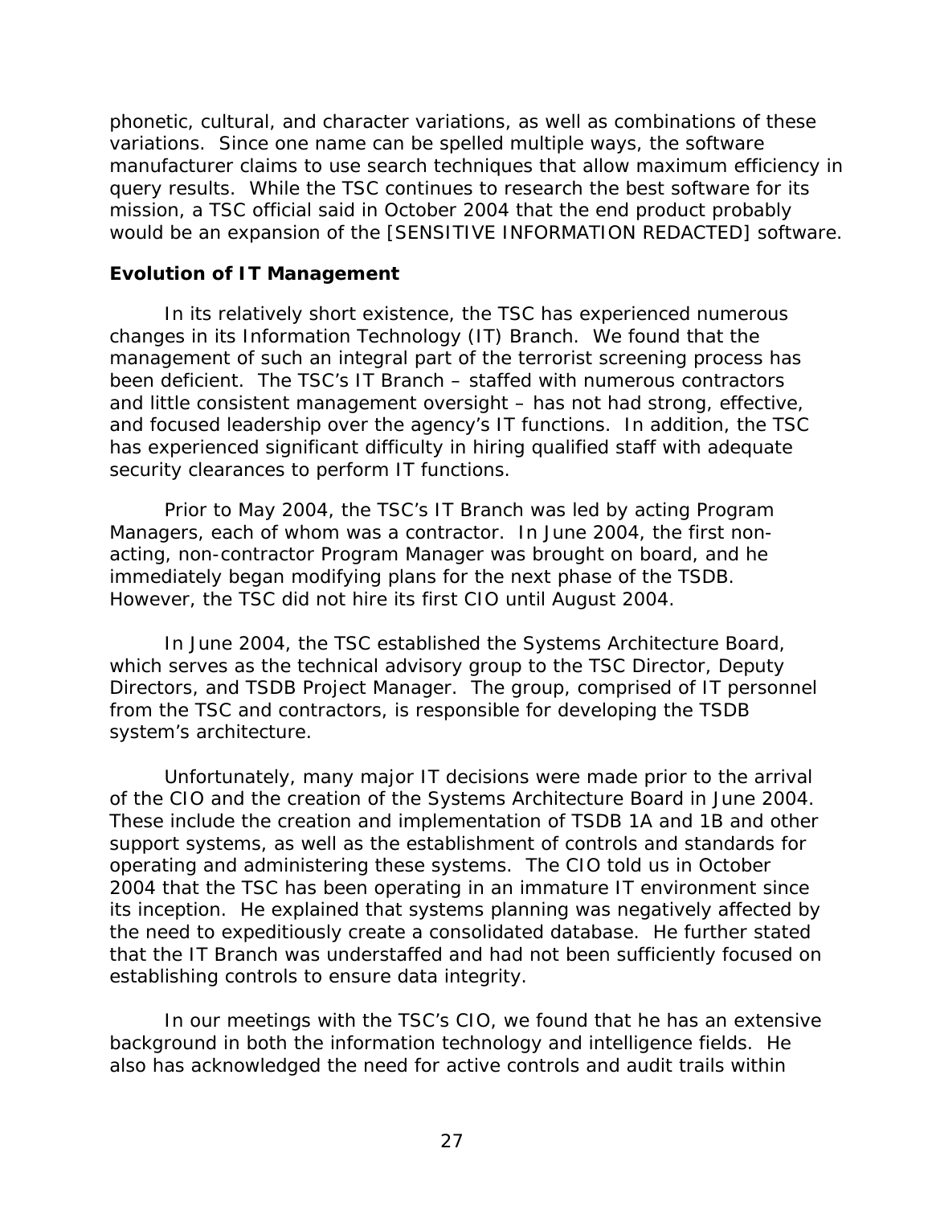phonetic, cultural, and character variations, as well as combinations of these variations. Since one name can be spelled multiple ways, the software manufacturer claims to use search techniques that allow maximum efficiency in query results. While the TSC continues to research the best software for its mission, a TSC official said in October 2004 that the end product probably would be an expansion of the [SENSITIVE INFORMATION REDACTED] software.

### Evolution of IT Management

In its relatively short existence, the TSC has experienced numerous changes in its Information Technology (IT) Branch. We found that the management of such an integral part of the terrorist screening process has been deficient. The TSC's IT Branch – staffed with numerous contractors and little consistent management oversight – has not had strong, effective, and focused leadership over the agency's IT functions. In addition, the TSC has experienced significant difficulty in hiring qualified staff with adequate security clearances to perform IT functions.

Prior to May 2004, the TSC's IT Branch was led by acting Program Managers, each of whom was a contractor. In June 2004, the first non-acting, non-contractor Program Manager was brought on board, and he immediately began modifying plans for the next phase of the TSDB. However, the TSC did not hire its first CIO until August 2004.

In June 2004, the TSC established the Systems Architecture Board, which serves as the technical advisory group to the TSC Director, Deputy Directors, and TSDB Project Manager. The group, comprised of IT personnel from the TSC and contractors, is responsible for developing the TSDB system's architecture.

Unfortunately, many major IT decisions were made prior to the arrival of the CIO and the creation of the Systems Architecture Board in June 2004. These include the creation and implementation of TSDB 1A and 1B and other support systems, as well as the establishment of controls and standards for operating and administering these systems. The CIO told us in October 2004 that the TSC has been operating in an immature IT environment since its inception. He explained that systems planning was negatively affected by the need to expeditiously create a consolidated database. He further stated that the IT Branch was understaffed and had not been sufficiently focused on establishing controls to ensure data integrity.

In our meetings with the TSC's CIO, we found that he has an extensive background in both the information technology and intelligence fields. He also has acknowledged the need for active controls and audit trails within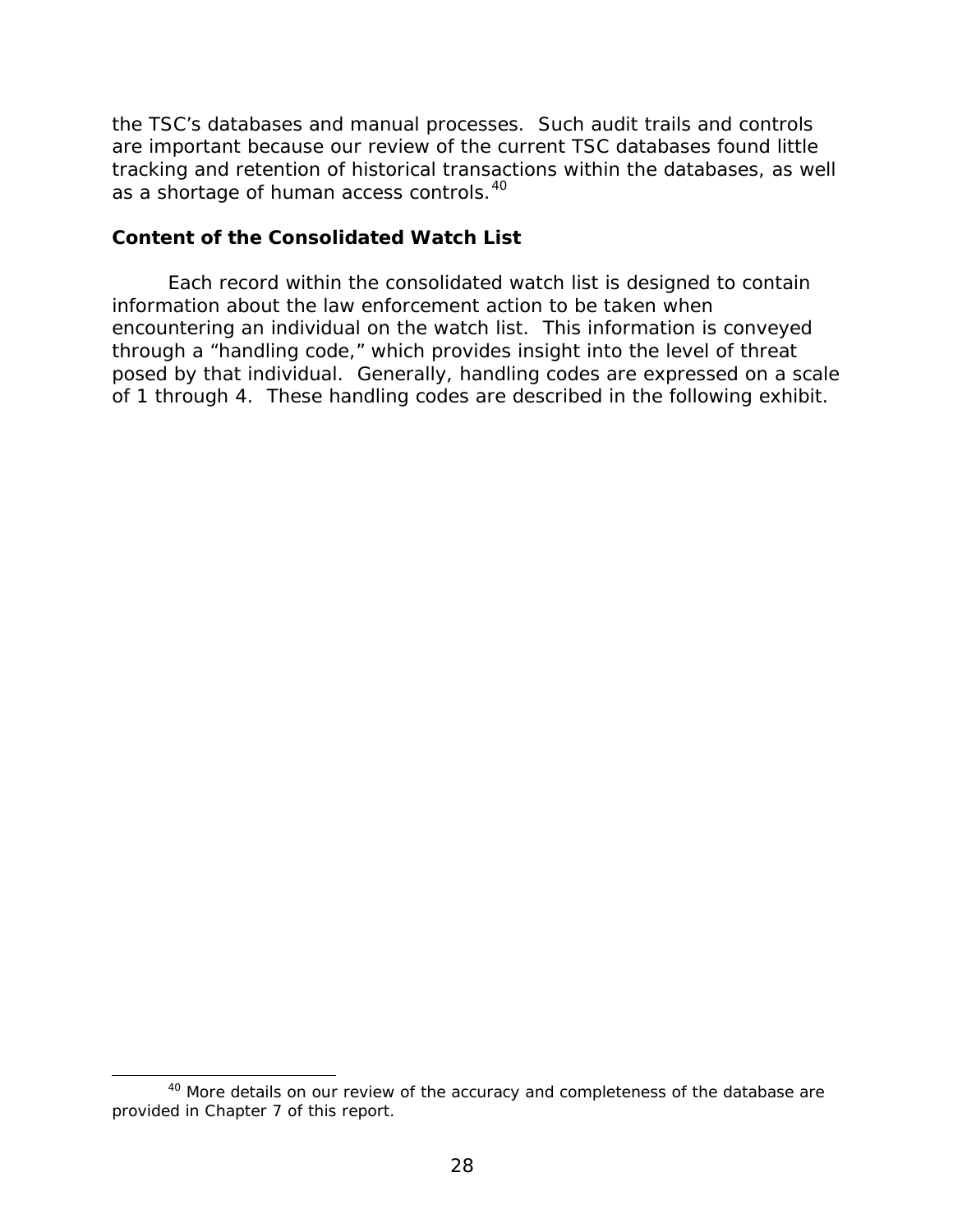the TSC's databases and manual processes. Such audit trails and controls are important because our review of the current TSC databases found little tracking and retention of historical transactions within the databases, as well as a shortage of human access controls.[40]

**Content of the Consolidated Watch List**

Each record within the consolidated watch list is designed to contain information about the law enforcement action to be taken when encountering an individual on the watch list. This information is conveyed through a "handling code," which provides insight into the level of threat posed by that individual. Generally, handling codes are expressed on a scale of 1 through 4. These handling codes are described in the following exhibit.

[40] More details on our review of the accuracy and completeness of the database are provided in Chapter 7 of this report.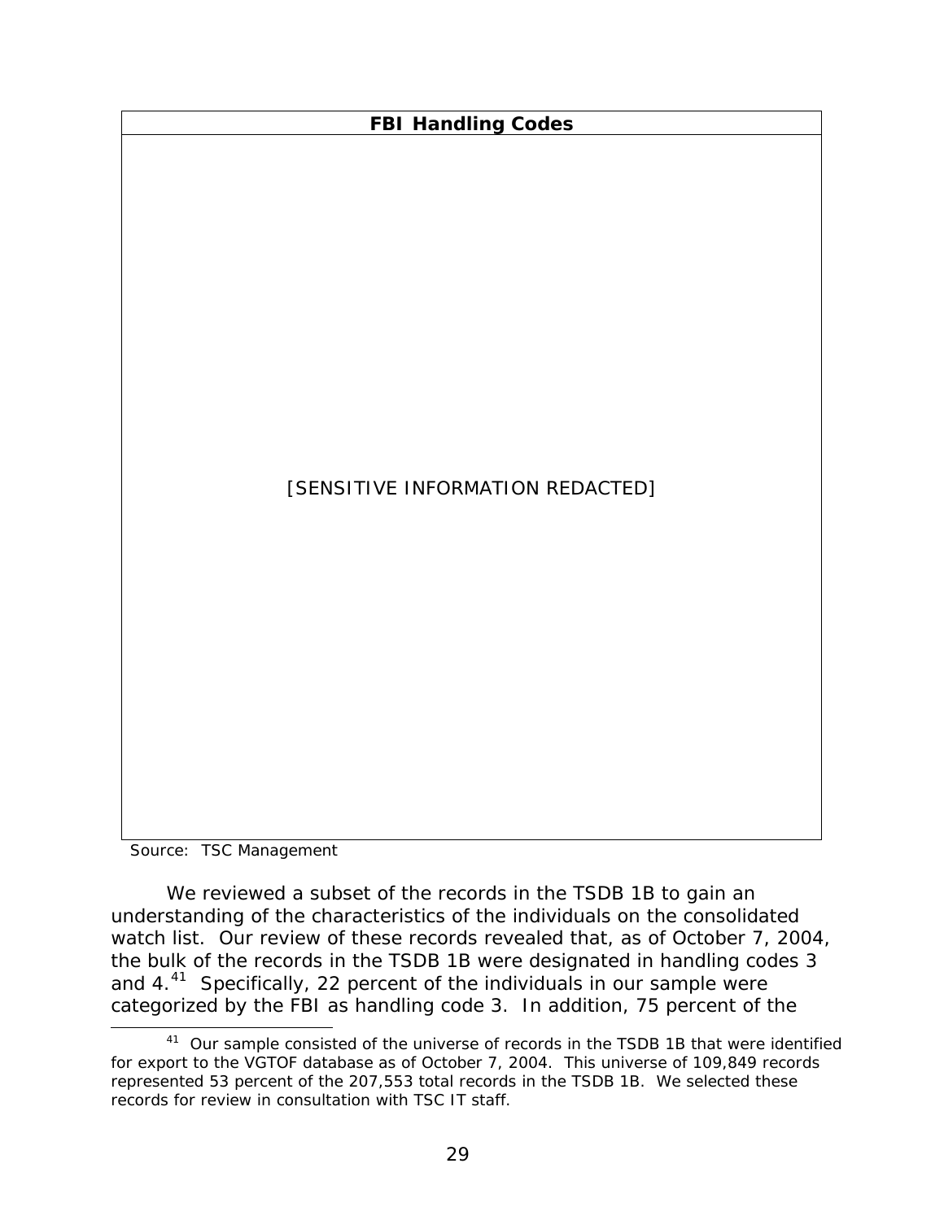| FBI Handling Codes |
| --- |
| [SENSITIVE INFORMATION REDACTED] |

Source: TSC Management

We reviewed a subset of the records in the TSDB 1B to gain an understanding of the characteristics of the individuals on the consolidated watch list. Our review of these records revealed that, as of October 7, 2004, the bulk of the records in the TSDB 1B were designated in handling codes 3 and 4.[41] Specifically, 22 percent of the individuals in our sample were categorized by the FBI as handling code 3. In addition, 75 percent of the

[41] Our sample consisted of the universe of records in the TSDB 1B that were identified for export to the VGTOF database as of October 7, 2004. This universe of 109,849 records represented 53 percent of the 207,553 total records in the TSDB 1B. We selected these records for review in consultation with TSC IT staff.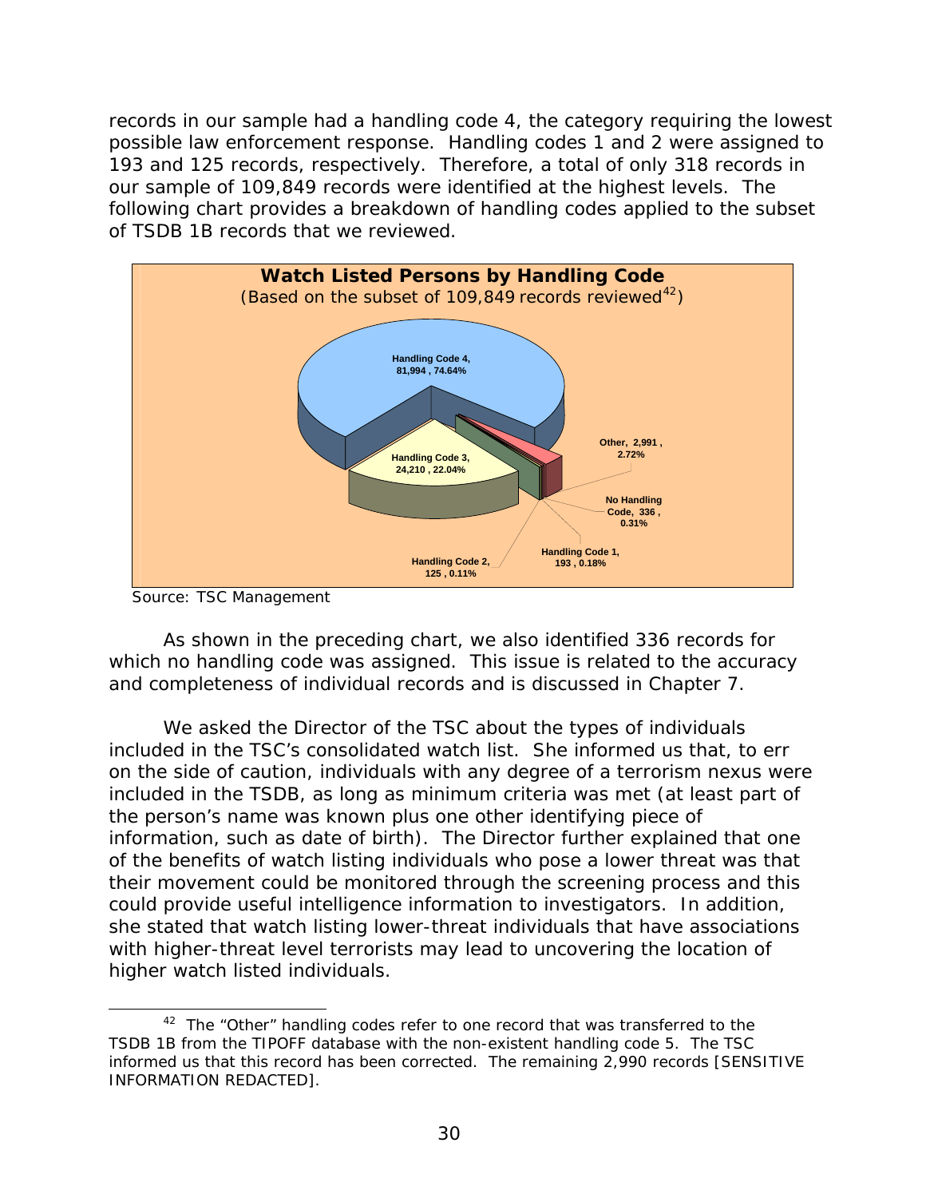records in our sample had a handling code 4, the category requiring the lowest possible law enforcement response. Handling codes 1 and 2 were assigned to 193 and 125 records, respectively. Therefore, a total of only 318 records in our sample of 109,849 records were identified at the highest levels. The following chart provides a breakdown of handling codes applied to the subset of TSDB 1B records that we reviewed.

**Watch Listed Persons by Handling Code**
(Based on the subset of 109,849 records reviewed[42])

| Category | Records | Percent |
| --- | --- | --- |
| Handling Code 4 | 81,994 | 74.64% |
| Handling Code 3 | 24,210 | 22.04% |
| Other | 2,991 | 2.72% |
| No Handling Code | 336 | 0.31% |
| Handling Code 1 | 193 | 0.18% |
| Handling Code 2 | 125 | 0.11% |

Source: TSC Management

As shown in the preceding chart, we also identified 336 records for which no handling code was assigned. This issue is related to the accuracy and completeness of individual records and is discussed in Chapter 7.

We asked the Director of the TSC about the types of individuals included in the TSC's consolidated watch list. She informed us that, to err on the side of caution, individuals with any degree of a terrorism nexus were included in the TSDB, as long as minimum criteria was met (at least part of the person's name was known plus one other identifying piece of information, such as date of birth). The Director further explained that one of the benefits of watch listing individuals who pose a lower threat was that their movement could be monitored through the screening process and this could provide useful intelligence information to investigators. In addition, she stated that watch listing lower-threat individuals that have associations with higher-threat level terrorists may lead to uncovering the location of higher watch listed individuals.

---

[42] The "Other" handling codes refer to one record that was transferred to the TSDB 1B from the TIPOFF database with the non-existent handling code 5. The TSC informed us that this record has been corrected. The remaining 2,990 records [SENSITIVE INFORMATION REDACTED].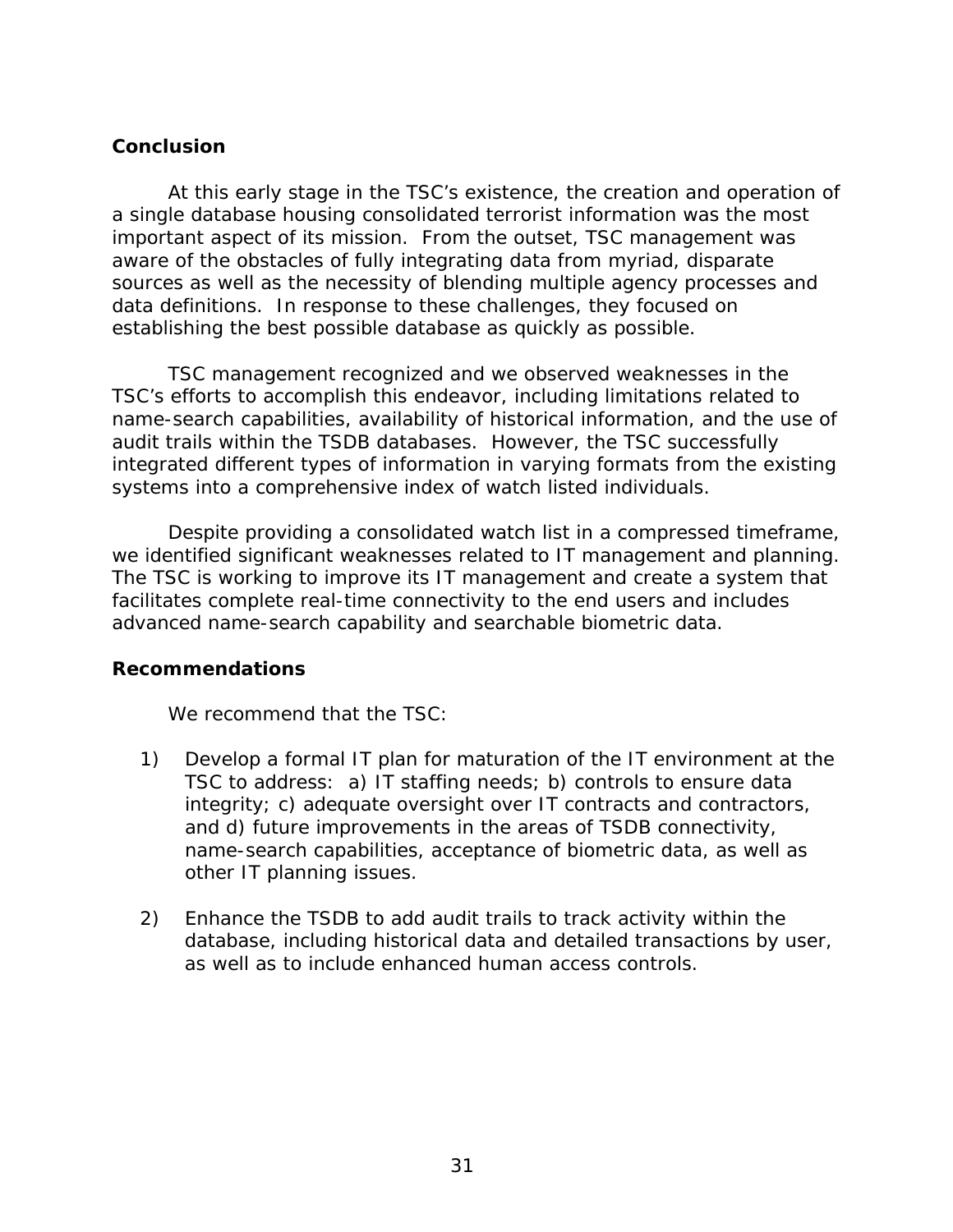## Conclusion

At this early stage in the TSC's existence, the creation and operation of a single database housing consolidated terrorist information was the most important aspect of its mission. From the outset, TSC management was aware of the obstacles of fully integrating data from myriad, disparate sources as well as the necessity of blending multiple agency processes and data definitions. In response to these challenges, they focused on establishing the best possible database as quickly as possible.

TSC management recognized and we observed weaknesses in the TSC's efforts to accomplish this endeavor, including limitations related to name-search capabilities, availability of historical information, and the use of audit trails within the TSDB databases. However, the TSC successfully integrated different types of information in varying formats from the existing systems into a comprehensive index of watch listed individuals.

Despite providing a consolidated watch list in a compressed timeframe, we identified significant weaknesses related to IT management and planning. The TSC is working to improve its IT management and create a system that facilitates complete real-time connectivity to the end users and includes advanced name-search capability and searchable biometric data.

## Recommendations

We recommend that the TSC:

1) Develop a formal IT plan for maturation of the IT environment at the TSC to address: a) IT staffing needs; b) controls to ensure data integrity; c) adequate oversight over IT contracts and contractors, and d) future improvements in the areas of TSDB connectivity, name-search capabilities, acceptance of biometric data, as well as other IT planning issues.

2) Enhance the TSDB to add audit trails to track activity within the database, including historical data and detailed transactions by user, as well as to include enhanced human access controls.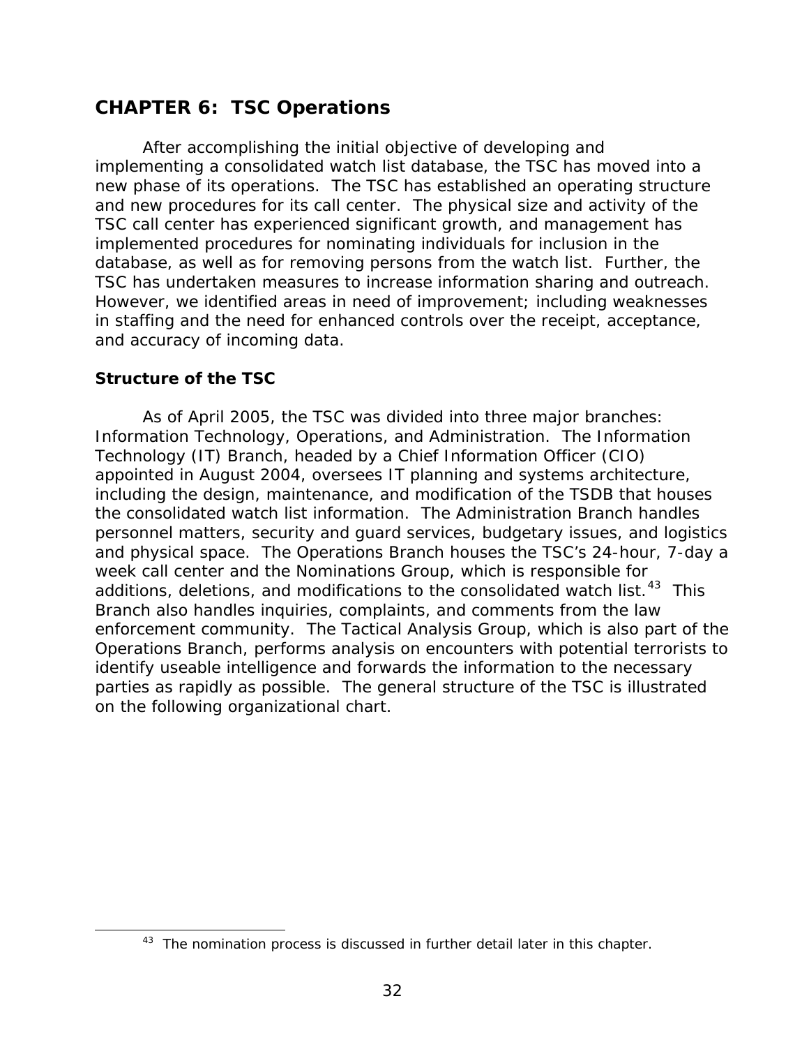## CHAPTER 6: TSC Operations

After accomplishing the initial objective of developing and implementing a consolidated watch list database, the TSC has moved into a new phase of its operations. The TSC has established an operating structure and new procedures for its call center. The physical size and activity of the TSC call center has experienced significant growth, and management has implemented procedures for nominating individuals for inclusion in the database, as well as for removing persons from the watch list. Further, the TSC has undertaken measures to increase information sharing and outreach. However, we identified areas in need of improvement; including weaknesses in staffing and the need for enhanced controls over the receipt, acceptance, and accuracy of incoming data.

### Structure of the TSC

As of April 2005, the TSC was divided into three major branches: Information Technology, Operations, and Administration. The Information Technology (IT) Branch, headed by a Chief Information Officer (CIO) appointed in August 2004, oversees IT planning and systems architecture, including the design, maintenance, and modification of the TSDB that houses the consolidated watch list information. The Administration Branch handles personnel matters, security and guard services, budgetary issues, and logistics and physical space. The Operations Branch houses the TSC's 24-hour, 7-day a week call center and the Nominations Group, which is responsible for additions, deletions, and modifications to the consolidated watch list.[43] This Branch also handles inquiries, complaints, and comments from the law enforcement community. The Tactical Analysis Group, which is also part of the Operations Branch, performs analysis on encounters with potential terrorists to identify useable intelligence and forwards the information to the necessary parties as rapidly as possible. The general structure of the TSC is illustrated on the following organizational chart.

[43] The nomination process is discussed in further detail later in this chapter.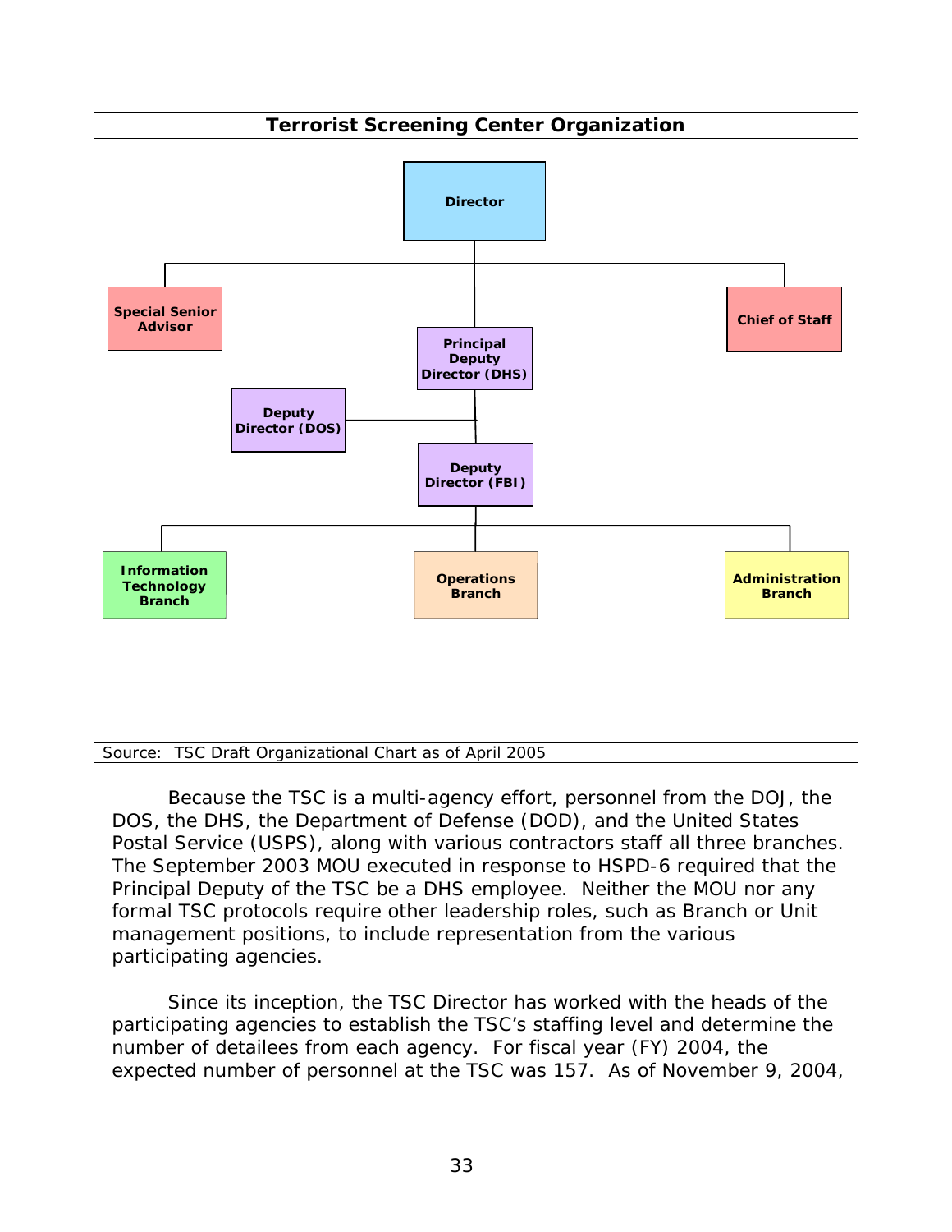**Terristrist Screening Center Organization**

Director

Special Senior Advisor

Chief of Staff

Principal Deputy Director (DHS)

Deputy Director (DOS)

Deputy Director (FBI)

Information Technology Branch

Operations Branch

Administration Branch

Source: TSC Draft Organizational Chart as of April 2005

Because the TSC is a multi-agency effort, personnel from the DOJ, the DOS, the DHS, the Department of Defense (DOD), and the United States Postal Service (USPS), along with various contractors staff all three branches. The September 2003 MOU executed in response to HSPD-6 required that the Principal Deputy of the TSC be a DHS employee. Neither the MOU nor any formal TSC protocols require other leadership roles, such as Branch or Unit management positions, to include representation from the various participating agencies.

Since its inception, the TSC Director has worked with the heads of the participating agencies to establish the TSC's staffing level and determine the number of detailees from each agency. For fiscal year (FY) 2004, the expected number of personnel at the TSC was 157. As of November 9, 2004,

**Terrorist Screening Center Organization**

Director

Special Senior Advisor

Chief of Staff

Principal Deputy Director (DHS)

Deputy Director (DOS)

Deputy Director (FBI)

Information Technology Branch

Operations Branch

Administration Branch

Source: TSC Draft Organizational Chart as of April 2005

Because the TSC is a multi-agency effort, personnel from the DOJ, the DOS, the DHS, the Department of Defense (DOD), and the United States Postal Service (USPS), along with various contractors staff all three branches. The September 2003 MOU executed in response to HSPD-6 required that the Principal Deputy of the TSC be a DHS employee. Neither the MOU nor any formal TSC protocols require other leadership roles, such as Branch or Unit management positions, to include representation from the various participating agencies.

Since its inception, the TSC Director has worked with the heads of the participating agencies to establish the TSC's staffing level and determine the number of detailees from each agency. For fiscal year (FY) 2004, the expected number of personnel at the TSC was 157. As of November 9, 2004,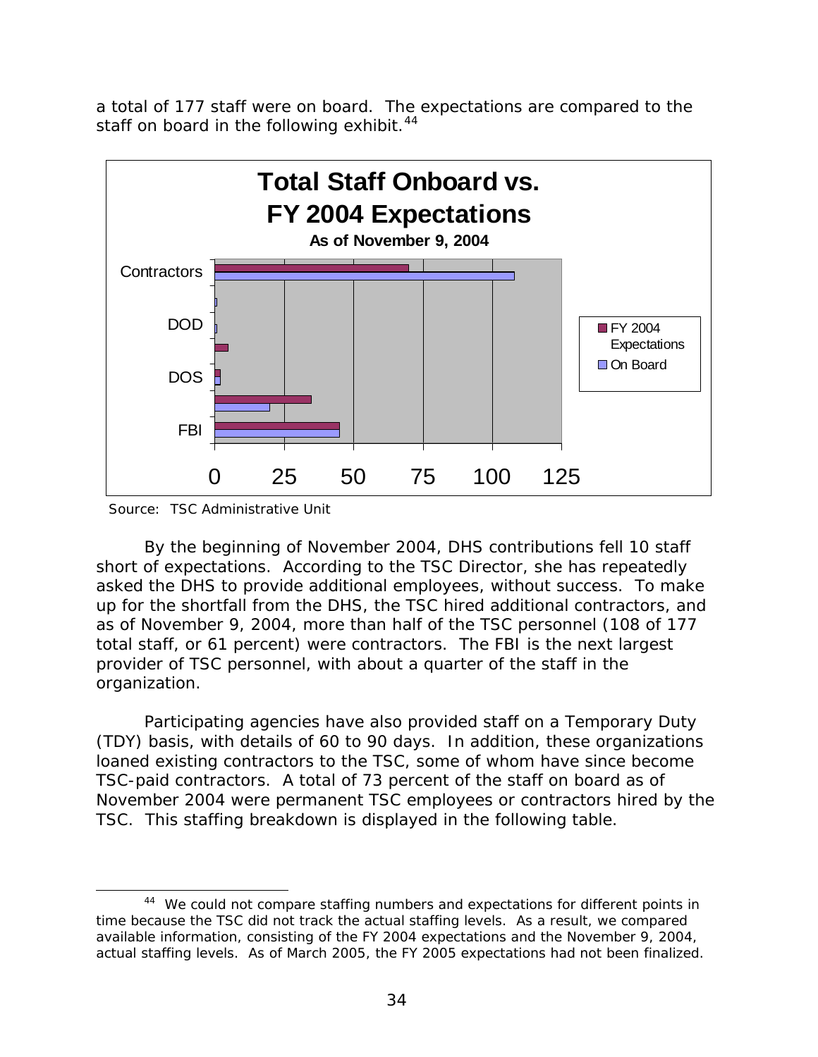a total of 177 staff were on board. The expectations are compared to the staff on board in the following exhibit.[44]

**Total Staff Onboard vs. FY 2004 Expectations**

**As of November 9, 2004**

Source: TSC Administrative Unit

By the beginning of November 2004, DHS contributions fell 10 staff short of expectations. According to the TSC Director, she has repeatedly asked the DHS to provide additional employees, without success. To make up for the shortfall from the DHS, the TSC hired additional contractors, and as of November 9, 2004, more than half of the TSC personnel (108 of 177 total staff, or 61 percent) were contractors. The FBI is the next largest provider of TSC personnel, with about a quarter of the staff in the organization.

Participating agencies have also provided staff on a Temporary Duty (TDY) basis, with details of 60 to 90 days. In addition, these organizations loaned existing contractors to the TSC, some of whom have since become TSC-paid contractors. A total of 73 percent of the staff on board as of November 2004 were permanent TSC employees or contractors hired by the TSC. This staffing breakdown is displayed in the following table.

---

[44] We could not compare staffing numbers and expectations for different points in time because the TSC did not track the actual staffing levels. As a result, we compared available information, consisting of the FY 2004 expectations and the November 9, 2004, actual staffing levels. As of March 2005, the FY 2005 expectations had not been finalized.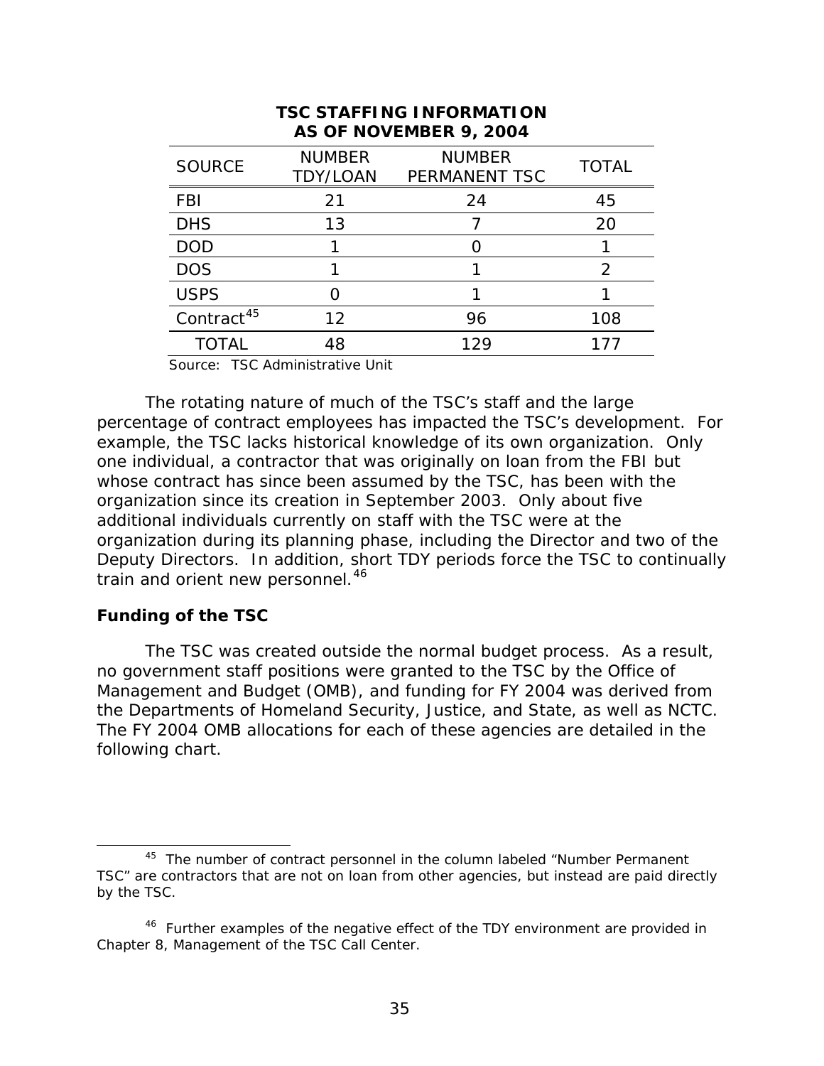**TSC STAFFING INFORMATION AS OF NOVEMBER 9, 2004**

| SOURCE | NUMBER TDY/LOAN | NUMBER PERMANENT TSC | TOTAL |
|---|---|---|---|
| FBI | 21 | 24 | 45 |
| DHS | 13 | 7 | 20 |
| DOD | 1 | 0 | 1 |
| DOS | 1 | 1 | 2 |
| USPS | 0 | 1 | 1 |
| Contract[45] | 12 | 96 | 108 |
| TOTAL | 48 | 129 | 177 |

Source: TSC Administrative Unit

The rotating nature of much of the TSC's staff and the large percentage of contract employees has impacted the TSC's development. For example, the TSC lacks historical knowledge of its own organization. Only one individual, a contractor that was originally on loan from the FBI but whose contract has since been assumed by the TSC, has been with the organization since its creation in September 2003. Only about five additional individuals currently on staff with the TSC were at the organization during its planning phase, including the Director and two of the Deputy Directors. In addition, short TDY periods force the TSC to continually train and orient new personnel.[46]

### Funding of the TSC

The TSC was created outside the normal budget process. As a result, no government staff positions were granted to the TSC by the Office of Management and Budget (OMB), and funding for FY 2004 was derived from the Departments of Homeland Security, Justice, and State, as well as NCTC. The FY 2004 OMB allocations for each of these agencies are detailed in the following chart.

[45] The number of contract personnel in the column labeled "Number Permanent TSC" are contractors that are not on loan from other agencies, but instead are paid directly by the TSC.

[46] Further examples of the negative effect of the TDY environment are provided in Chapter 8, Management of the TSC Call Center.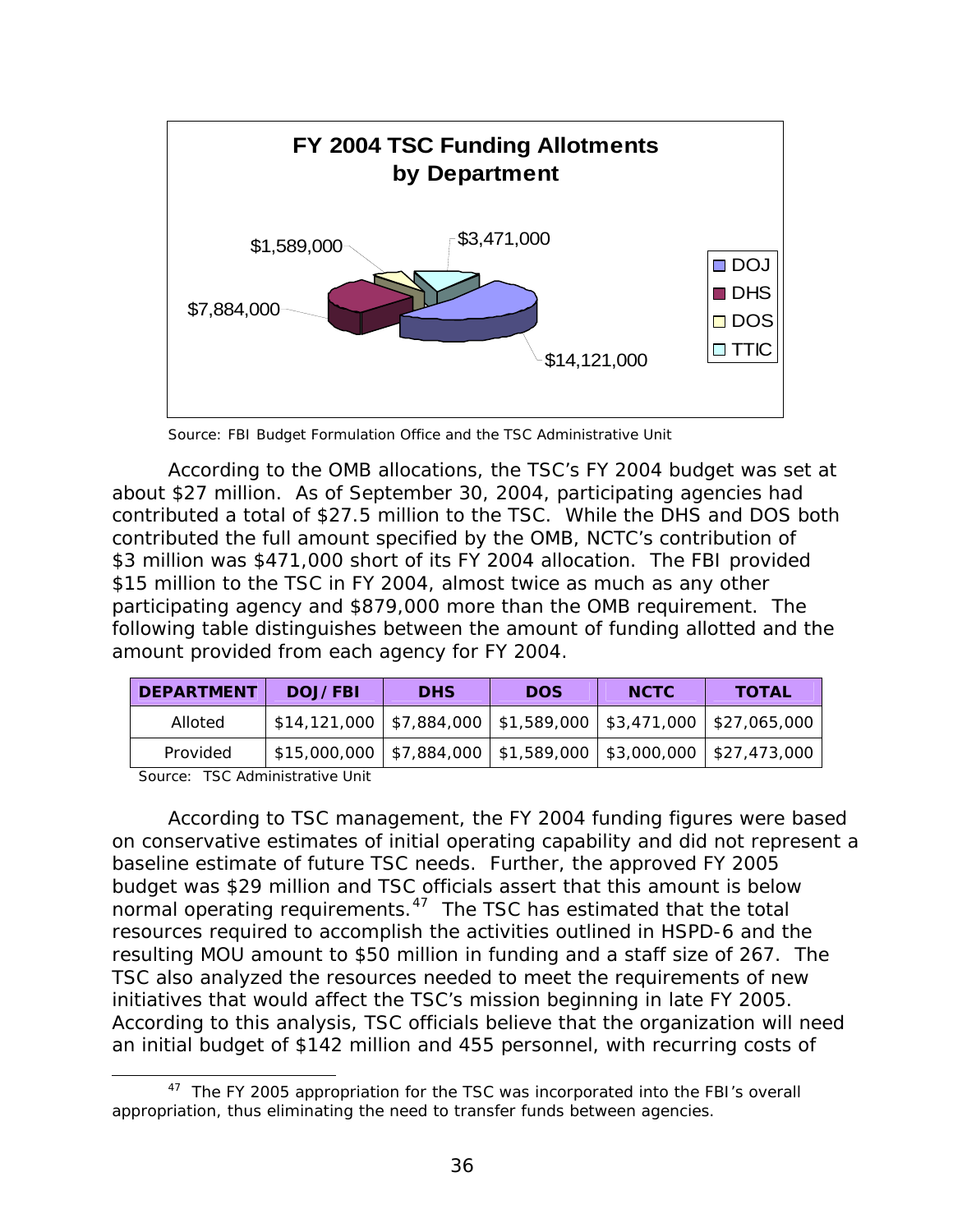**FY 2004 TSC Funding Allotments by Department**

| Department | Allotment |
|---|---|
| DOJ | $14,121,000 |
| DHS | $7,884,000 |
| DOS | $1,589,000 |
| TTIC | $3,471,000 |

Source: FBI Budget Formulation Office and the TSC Administrative Unit

According to the OMB allocations, the TSC's FY 2004 budget was set at about $27 million. As of September 30, 2004, participating agencies had contributed a total of $27.5 million to the TSC. While the DHS and DOS both contributed the full amount specified by the OMB, NCTC's contribution of $3 million was $471,000 short of its FY 2004 allocation. The FBI provided $15 million to the TSC in FY 2004, almost twice as much as any other participating agency and $879,000 more than the OMB requirement. The following table distinguishes between the amount of funding allotted and the amount provided from each agency for FY 2004.

| DEPARTMENT | DOJ/FBI | DHS | DOS | NCTC | TOTAL |
|---|---|---|---|---|---|
| Alloted | $14,121,000 | $7,884,000 | $1,589,000 | $3,471,000 | $27,065,000 |
| Provided | $15,000,000 | $7,884,000 | $1,589,000 | $3,000,000 | $27,473,000 |

Source: TSC Administrative Unit

According to TSC management, the FY 2004 funding figures were based on conservative estimates of initial operating capability and did not represent a baseline estimate of future TSC needs. Further, the approved FY 2005 budget was $29 million and TSC officials assert that this amount is below normal operating requirements.[47] The TSC has estimated that the total resources required to accomplish the activities outlined in HSPD-6 and the resulting MOU amount to $50 million in funding and a staff size of 267. The TSC also analyzed the resources needed to meet the requirements of new initiatives that would affect the TSC's mission beginning in late FY 2005. According to this analysis, TSC officials believe that the organization will need an initial budget of $142 million and 455 personnel, with recurring costs of

[47] The FY 2005 appropriation for the TSC was incorporated into the FBI's overall appropriation, thus eliminating the need to transfer funds between agencies.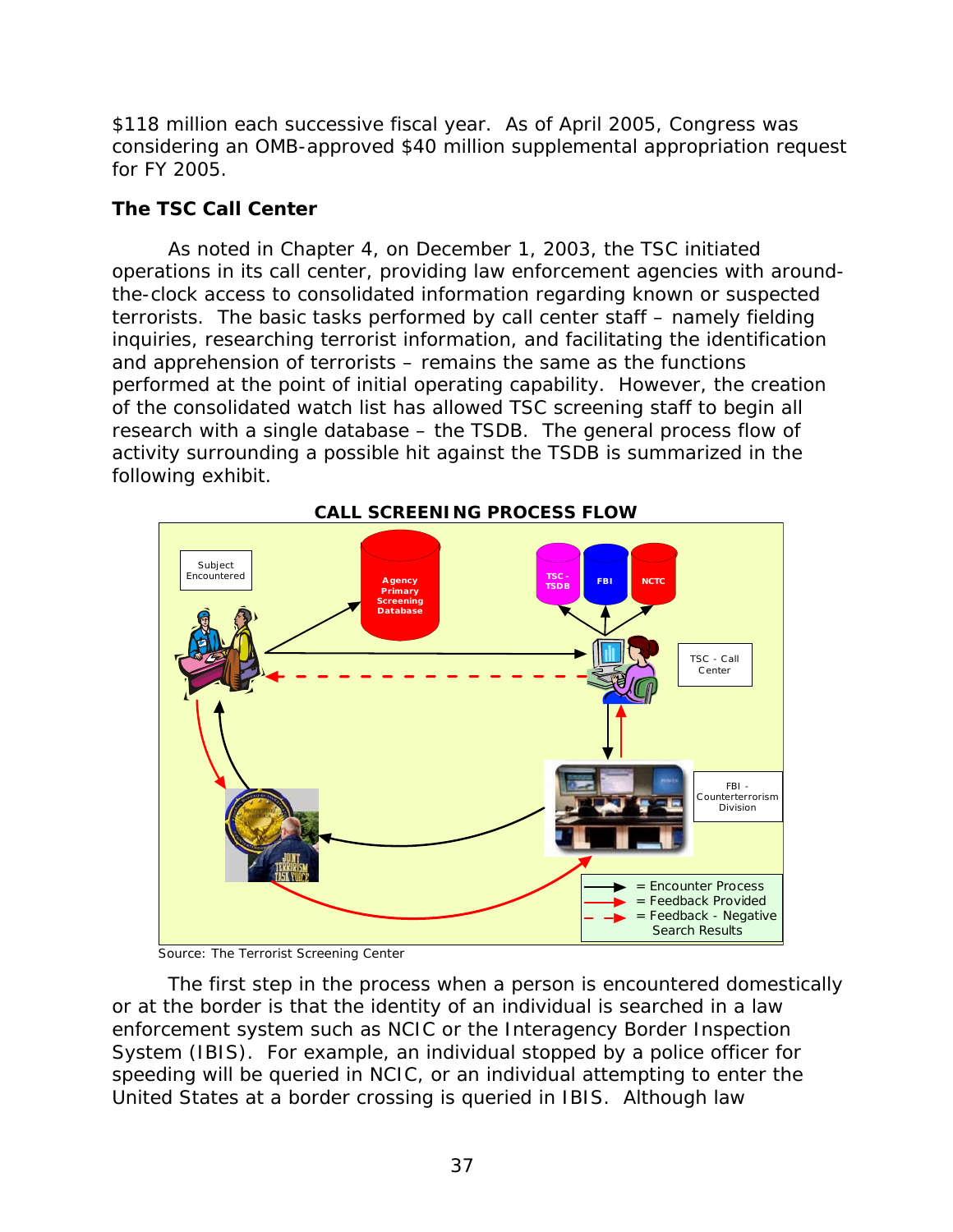$118 million each successive fiscal year. As of April 2005, Congress was considering an OMB-approved $40 million supplemental appropriation request for FY 2005.

### The TSC Call Center

As noted in Chapter 4, on December 1, 2003, the TSC initiated operations in its call center, providing law enforcement agencies with around-the-clock access to consolidated information regarding known or suspected terrorists. The basic tasks performed by call center staff – namely fielding inquiries, researching terrorist information, and facilitating the identification and apprehension of terrorists – remains the same as the functions performed at the point of initial operating capability. However, the creation of the consolidated watch list has allowed TSC screening staff to begin all research with a single database – the TSDB. The general process flow of activity surrounding a possible hit against the TSDB is summarized in the following exhibit.

**CALL SCREENING PROCESS FLOW**

Subject Encountered

Agency Primary Screening Database

TSC - TSDB

FBI

NCTC

TSC - Call Center

FBI - Counterterrorism Division

= Encounter Process
= Feedback Provided
= Feedback - Negative Search Results

Source: The Terrorist Screening Center

The first step in the process when a person is encountered domestically or at the border is that the identity of an individual is searched in a law enforcement system such as NCIC or the Interagency Border Inspection System (IBIS). For example, an individual stopped by a police officer for speeding will be queried in NCIC, or an individual attempting to enter the United States at a border crossing is queried in IBIS. Although law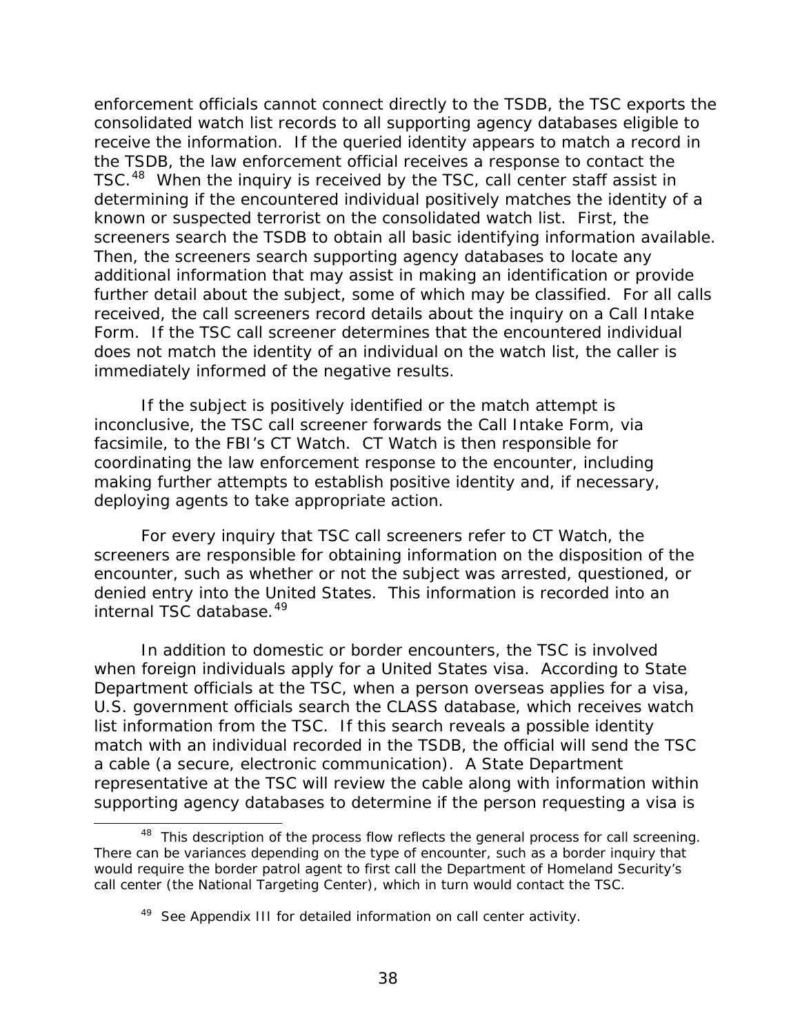enforcement officials cannot connect directly to the TSDB, the TSC exports the consolidated watch list records to all supporting agency databases eligible to receive the information. If the queried identity appears to match a record in the TSDB, the law enforcement official receives a response to contact the TSC.[48] When the inquiry is received by the TSC, call center staff assist in determining if the encountered individual positively matches the identity of a known or suspected terrorist on the consolidated watch list. First, the screeners search the TSDB to obtain all basic identifying information available. Then, the screeners search supporting agency databases to locate any additional information that may assist in making an identification or provide further detail about the subject, some of which may be classified. For all calls received, the call screeners record details about the inquiry on a Call Intake Form. If the TSC call screener determines that the encountered individual does not match the identity of an individual on the watch list, the caller is immediately informed of the negative results.

If the subject is positively identified or the match attempt is inconclusive, the TSC call screener forwards the Call Intake Form, via facsimile, to the FBI's CT Watch. CT Watch is then responsible for coordinating the law enforcement response to the encounter, including making further attempts to establish positive identity and, if necessary, deploying agents to take appropriate action.

For every inquiry that TSC call screeners refer to CT Watch, the screeners are responsible for obtaining information on the disposition of the encounter, such as whether or not the subject was arrested, questioned, or denied entry into the United States. This information is recorded into an internal TSC database.[49]

In addition to domestic or border encounters, the TSC is involved when foreign individuals apply for a United States visa. According to State Department officials at the TSC, when a person overseas applies for a visa, U.S. government officials search the CLASS database, which receives watch list information from the TSC. If this search reveals a possible identity match with an individual recorded in the TSDB, the official will send the TSC a cable (a secure, electronic communication). A State Department representative at the TSC will review the cable along with information within supporting agency databases to determine if the person requesting a visa is

---

[48] This description of the process flow reflects the general process for call screening. There can be variances depending on the type of encounter, such as a border inquiry that would require the border patrol agent to first call the Department of Homeland Security's call center (the National Targeting Center), which in turn would contact the TSC.

[49] See Appendix III for detailed information on call center activity.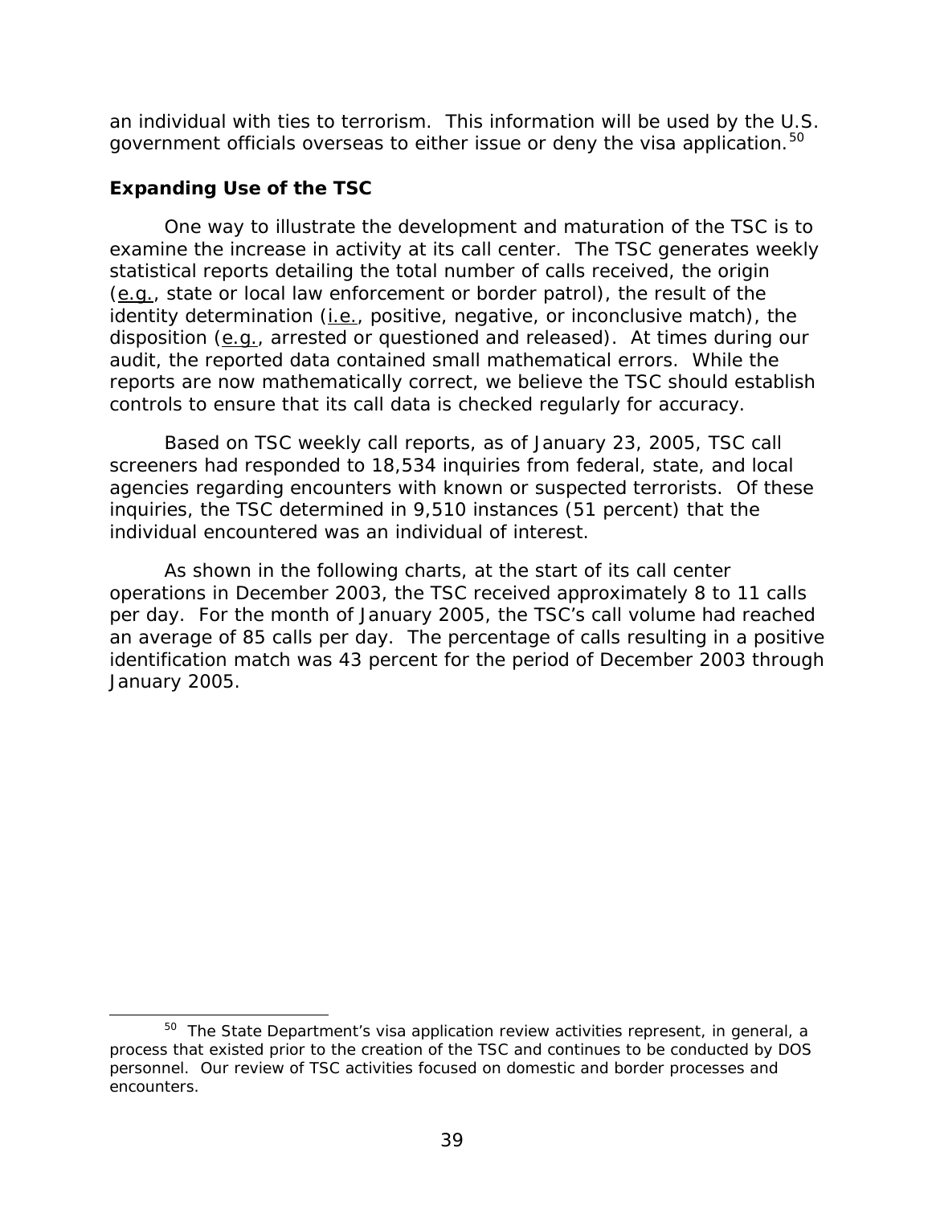an individual with ties to terrorism. This information will be used by the U.S. government officials overseas to either issue or deny the visa application.[50]

## Expanding Use of the TSC

One way to illustrate the development and maturation of the TSC is to examine the increase in activity at its call center. The TSC generates weekly statistical reports detailing the total number of calls received, the origin (e.g., state or local law enforcement or border patrol), the result of the identity determination (i.e., positive, negative, or inconclusive match), the disposition (e.g., arrested or questioned and released). At times during our audit, the reported data contained small mathematical errors. While the reports are now mathematically correct, we believe the TSC should establish controls to ensure that its call data is checked regularly for accuracy.

Based on TSC weekly call reports, as of January 23, 2005, TSC call screeners had responded to 18,534 inquiries from federal, state, and local agencies regarding encounters with known or suspected terrorists. Of these inquiries, the TSC determined in 9,510 instances (51 percent) that the individual encountered was an individual of interest.

As shown in the following charts, at the start of its call center operations in December 2003, the TSC received approximately 8 to 11 calls per day. For the month of January 2005, the TSC's call volume had reached an average of 85 calls per day. The percentage of calls resulting in a positive identification match was 43 percent for the period of December 2003 through January 2005.

[50] The State Department's visa application review activities represent, in general, a process that existed prior to the creation of the TSC and continues to be conducted by DOS personnel. Our review of TSC activities focused on domestic and border processes and encounters.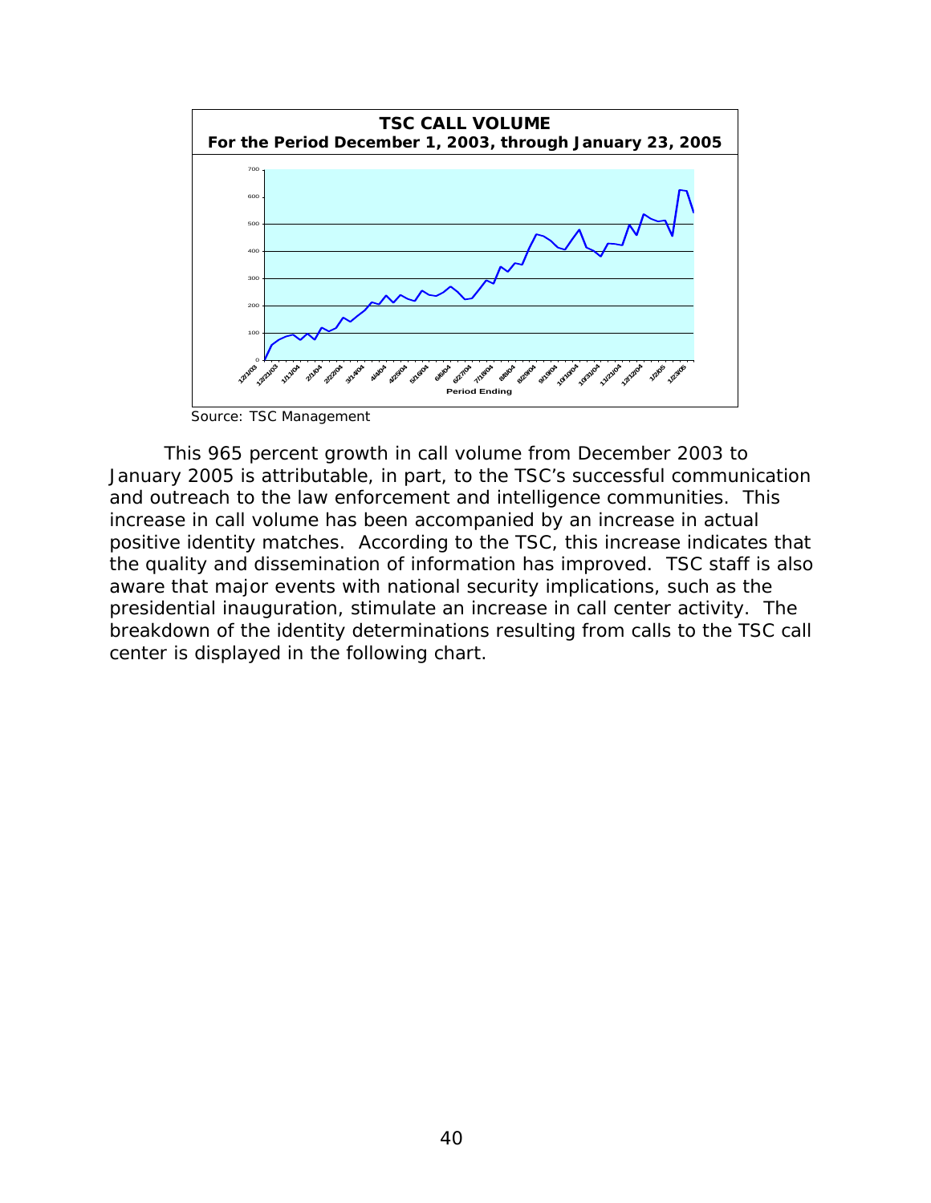**TSC CALL VOLUME**
**For the Period December 1, 2003, through January 23, 2005**

Source: TSC Management

This 965 percent growth in call volume from December 2003 to January 2005 is attributable, in part, to the TSC's successful communication and outreach to the law enforcement and intelligence communities. This increase in call volume has been accompanied by an increase in actual positive identity matches. According to the TSC, this increase indicates that the quality and dissemination of information has improved. TSC staff is also aware that major events with national security implications, such as the presidential inauguration, stimulate an increase in call center activity. The breakdown of the identity determinations resulting from calls to the TSC call center is displayed in the following chart.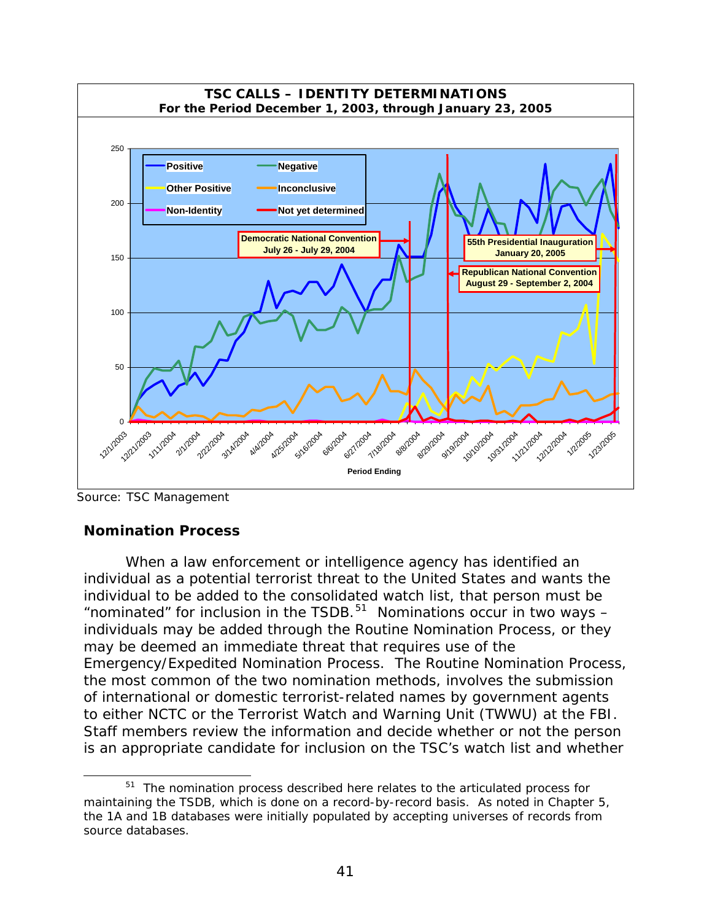**TSC CALLS – IDENTITY DETERMINATIONS**
**For the Period December 1, 2003, through January 23, 2005**

Source: TSC Management

### Nomination Process

When a law enforcement or intelligence agency has identified an individual as a potential terrorist threat to the United States and wants the individual to be added to the consolidated watch list, that person must be "nominated" for inclusion in the TSDB.[51] Nominations occur in two ways – individuals may be added through the Routine Nomination Process, or they may be deemed an immediate threat that requires use of the Emergency/Expedited Nomination Process. The Routine Nomination Process, the most common of the two nomination methods, involves the submission of international or domestic terrorist-related names by government agents to either NCTC or the Terrorist Watch and Warning Unit (TWWU) at the FBI. Staff members review the information and decide whether or not the person is an appropriate candidate for inclusion on the TSC's watch list and whether

[51] The nomination process described here relates to the articulated process for maintaining the TSDB, which is done on a record-by-record basis. As noted in Chapter 5, the 1A and 1B databases were initially populated by accepting universes of records from source databases.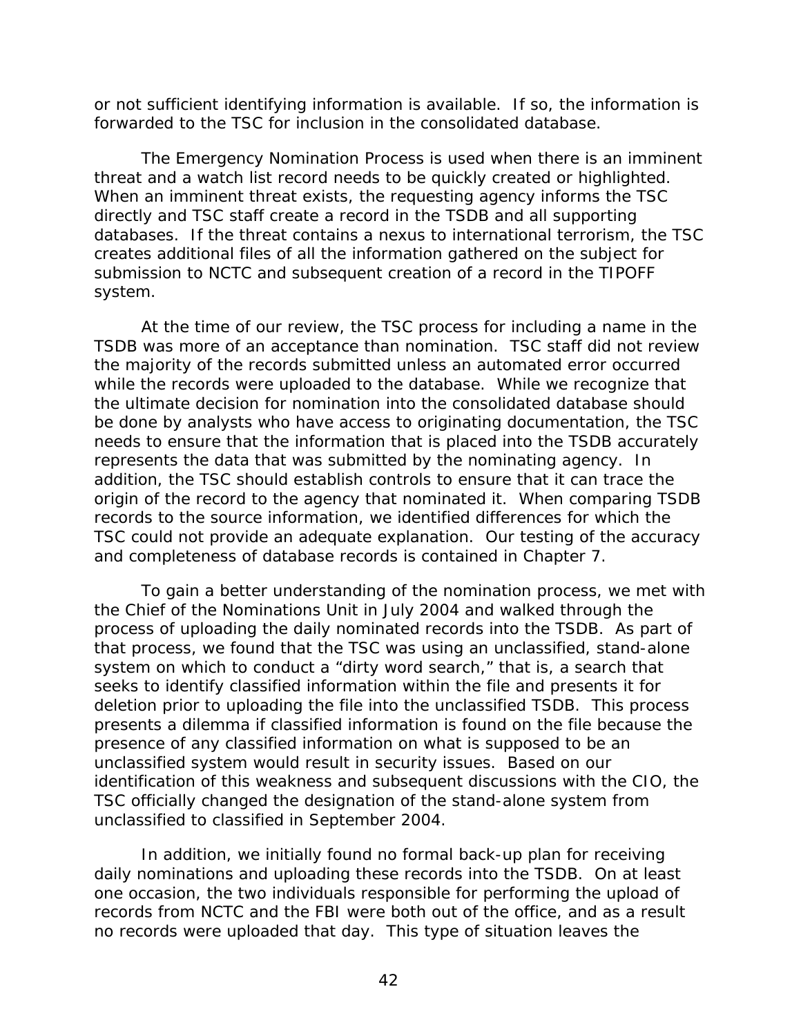or not sufficient identifying information is available. If so, the information is forwarded to the TSC for inclusion in the consolidated database.

The Emergency Nomination Process is used when there is an imminent threat and a watch list record needs to be quickly created or highlighted. When an imminent threat exists, the requesting agency informs the TSC directly and TSC staff create a record in the TSDB and all supporting databases. If the threat contains a nexus to international terrorism, the TSC creates additional files of all the information gathered on the subject for submission to NCTC and subsequent creation of a record in the TIPOFF system.

At the time of our review, the TSC process for including a name in the TSDB was more of an acceptance than nomination. TSC staff did not review the majority of the records submitted unless an automated error occurred while the records were uploaded to the database. While we recognize that the ultimate decision for nomination into the consolidated database should be done by analysts who have access to originating documentation, the TSC needs to ensure that the information that is placed into the TSDB accurately represents the data that was submitted by the nominating agency. In addition, the TSC should establish controls to ensure that it can trace the origin of the record to the agency that nominated it. When comparing TSDB records to the source information, we identified differences for which the TSC could not provide an adequate explanation. Our testing of the accuracy and completeness of database records is contained in Chapter 7.

To gain a better understanding of the nomination process, we met with the Chief of the Nominations Unit in July 2004 and walked through the process of uploading the daily nominated records into the TSDB. As part of that process, we found that the TSC was using an unclassified, stand-alone system on which to conduct a "dirty word search," that is, a search that seeks to identify classified information within the file and presents it for deletion prior to uploading the file into the unclassified TSDB. This process presents a dilemma if classified information is found on the file because the presence of any classified information on what is supposed to be an unclassified system would result in security issues. Based on our identification of this weakness and subsequent discussions with the CIO, the TSC officially changed the designation of the stand-alone system from unclassified to classified in September 2004.

In addition, we initially found no formal back-up plan for receiving daily nominations and uploading these records into the TSDB. On at least one occasion, the two individuals responsible for performing the upload of records from NCTC and the FBI were both out of the office, and as a result no records were uploaded that day. This type of situation leaves the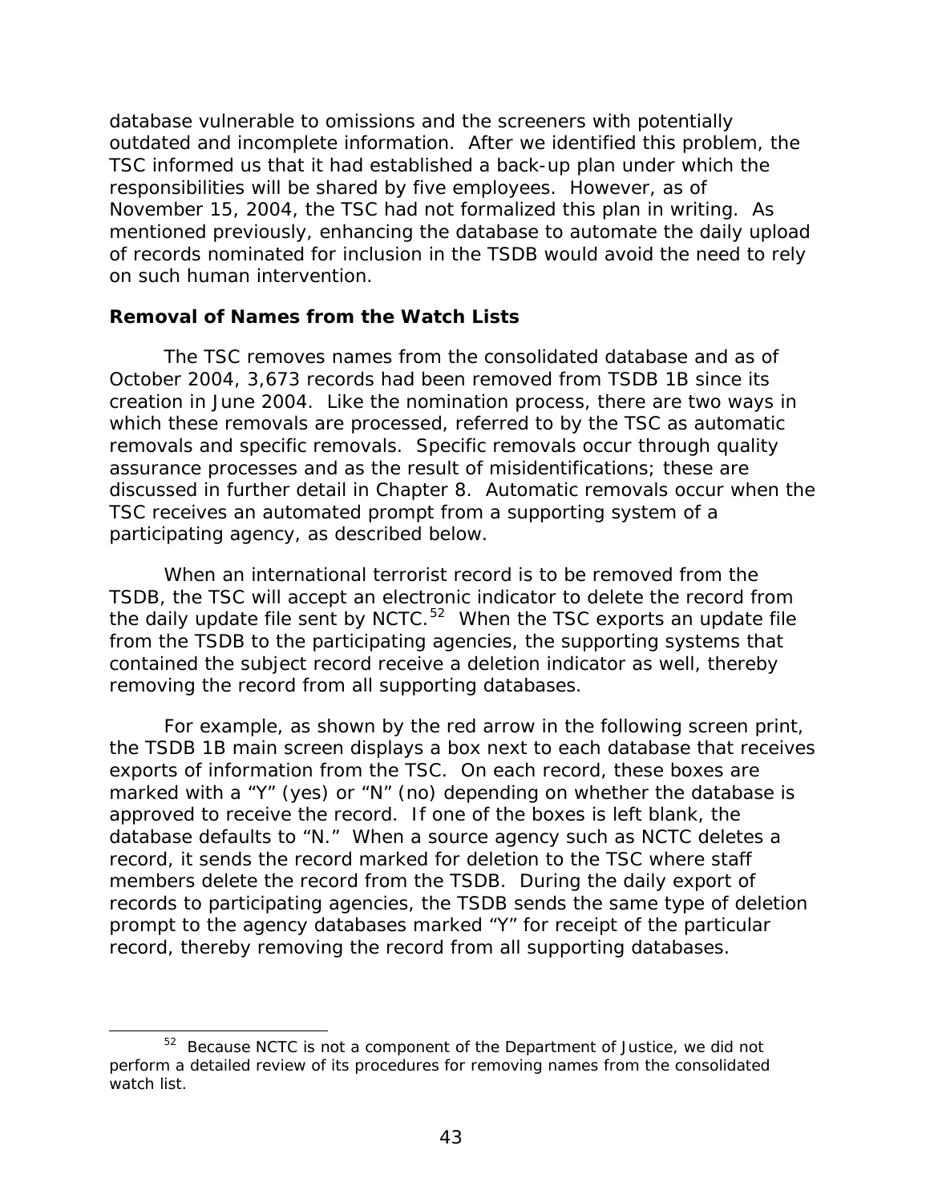database vulnerable to omissions and the screeners with potentially outdated and incomplete information. After we identified this problem, the TSC informed us that it had established a back-up plan under which the responsibilities will be shared by five employees. However, as of November 15, 2004, the TSC had not formalized this plan in writing. As mentioned previously, enhancing the database to automate the daily upload of records nominated for inclusion in the TSDB would avoid the need to rely on such human intervention.

### Removal of Names from the Watch Lists

The TSC removes names from the consolidated database and as of October 2004, 3,673 records had been removed from TSDB 1B since its creation in June 2004. Like the nomination process, there are two ways in which these removals are processed, referred to by the TSC as automatic removals and specific removals. Specific removals occur through quality assurance processes and as the result of misidentifications; these are discussed in further detail in Chapter 8. Automatic removals occur when the TSC receives an automated prompt from a supporting system of a participating agency, as described below.

When an international terrorist record is to be removed from the TSDB, the TSC will accept an electronic indicator to delete the record from the daily update file sent by NCTC.[52] When the TSC exports an update file from the TSDB to the participating agencies, the supporting systems that contained the subject record receive a deletion indicator as well, thereby removing the record from all supporting databases.

For example, as shown by the red arrow in the following screen print, the TSDB 1B main screen displays a box next to each database that receives exports of information from the TSC. On each record, these boxes are marked with a "Y" (yes) or "N" (no) depending on whether the database is approved to receive the record. If one of the boxes is left blank, the database defaults to "N." When a source agency such as NCTC deletes a record, it sends the record marked for deletion to the TSC where staff members delete the record from the TSDB. During the daily export of records to participating agencies, the TSDB sends the same type of deletion prompt to the agency databases marked "Y" for receipt of the particular record, thereby removing the record from all supporting databases.

[52] Because NCTC is not a component of the Department of Justice, we did not perform a detailed review of its procedures for removing names from the consolidated watch list.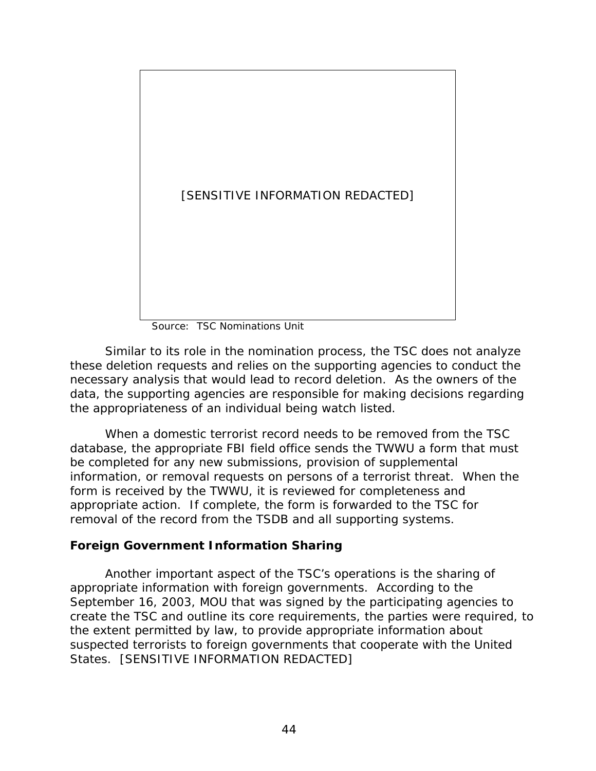[SENSITIVE INFORMATION REDACTED]

Source: TSC Nominations Unit

Similar to its role in the nomination process, the TSC does not analyze these deletion requests and relies on the supporting agencies to conduct the necessary analysis that would lead to record deletion. As the owners of the data, the supporting agencies are responsible for making decisions regarding the appropriateness of an individual being watch listed.

When a domestic terrorist record needs to be removed from the TSC database, the appropriate FBI field office sends the TWWU a form that must be completed for any new submissions, provision of supplemental information, or removal requests on persons of a terrorist threat. When the form is received by the TWWU, it is reviewed for completeness and appropriate action. If complete, the form is forwarded to the TSC for removal of the record from the TSDB and all supporting systems.

**Foreign Government Information Sharing**

Another important aspect of the TSC's operations is the sharing of appropriate information with foreign governments. According to the September 16, 2003, MOU that was signed by the participating agencies to create the TSC and outline its core requirements, the parties were required, to the extent permitted by law, to provide appropriate information about suspected terrorists to foreign governments that cooperate with the United States. [SENSITIVE INFORMATION REDACTED]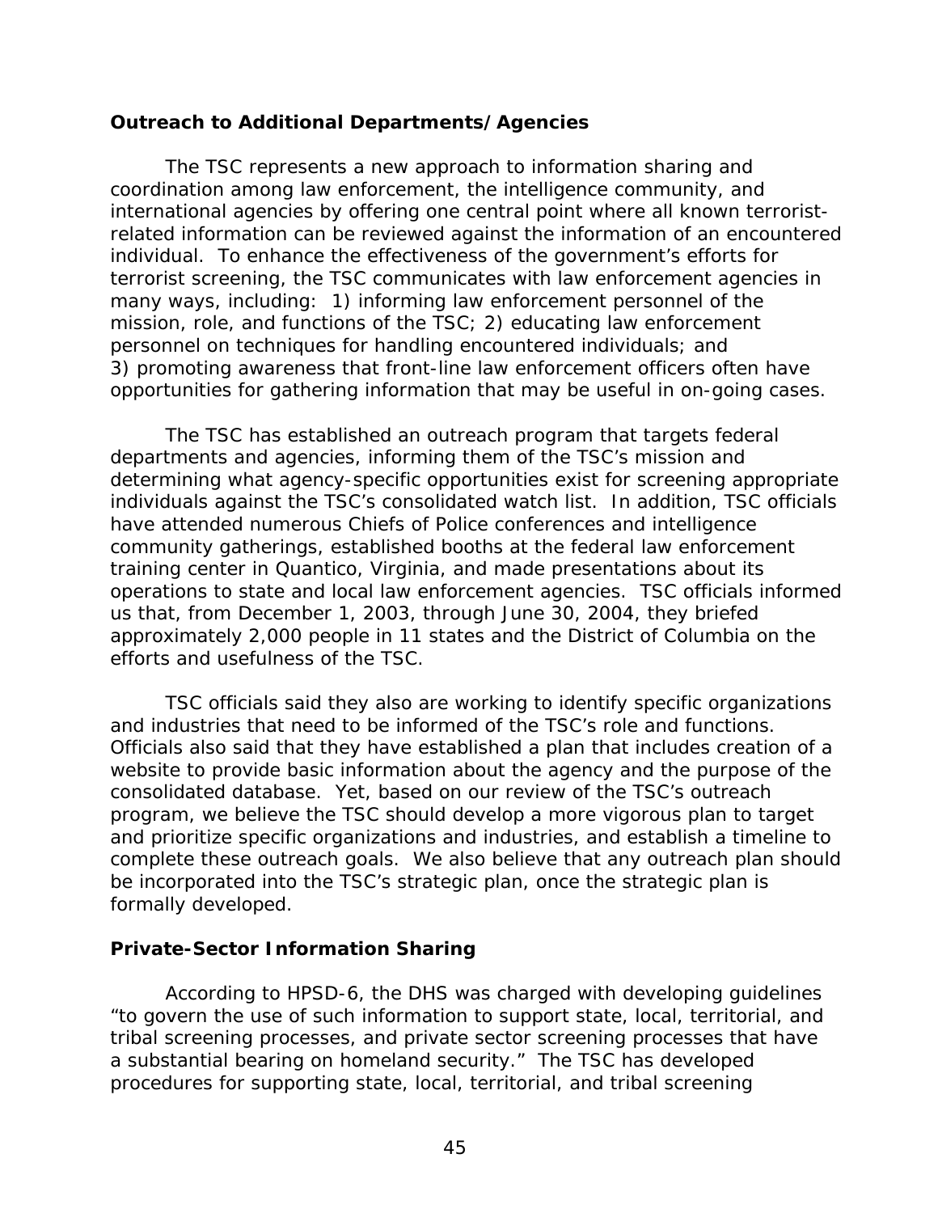**Outreach to Additional Departments/Agencies**

The TSC represents a new approach to information sharing and coordination among law enforcement, the intelligence community, and international agencies by offering one central point where all known terrorist-related information can be reviewed against the information of an encountered individual. To enhance the effectiveness of the government's efforts for terrorist screening, the TSC communicates with law enforcement agencies in many ways, including: 1) informing law enforcement personnel of the mission, role, and functions of the TSC; 2) educating law enforcement personnel on techniques for handling encountered individuals; and 3) promoting awareness that front-line law enforcement officers often have opportunities for gathering information that may be useful in on-going cases.

The TSC has established an outreach program that targets federal departments and agencies, informing them of the TSC's mission and determining what agency-specific opportunities exist for screening appropriate individuals against the TSC's consolidated watch list. In addition, TSC officials have attended numerous Chiefs of Police conferences and intelligence community gatherings, established booths at the federal law enforcement training center in Quantico, Virginia, and made presentations about its operations to state and local law enforcement agencies. TSC officials informed us that, from December 1, 2003, through June 30, 2004, they briefed approximately 2,000 people in 11 states and the District of Columbia on the efforts and usefulness of the TSC.

TSC officials said they also are working to identify specific organizations and industries that need to be informed of the TSC's role and functions. Officials also said that they have established a plan that includes creation of a website to provide basic information about the agency and the purpose of the consolidated database. Yet, based on our review of the TSC's outreach program, we believe the TSC should develop a more vigorous plan to target and prioritize specific organizations and industries, and establish a timeline to complete these outreach goals. We also believe that any outreach plan should be incorporated into the TSC's strategic plan, once the strategic plan is formally developed.

**Private-Sector Information Sharing**

According to HPSD-6, the DHS was charged with developing guidelines "to govern the use of such information to support state, local, territorial, and tribal screening processes, and private sector screening processes that have a substantial bearing on homeland security." The TSC has developed procedures for supporting state, local, territorial, and tribal screening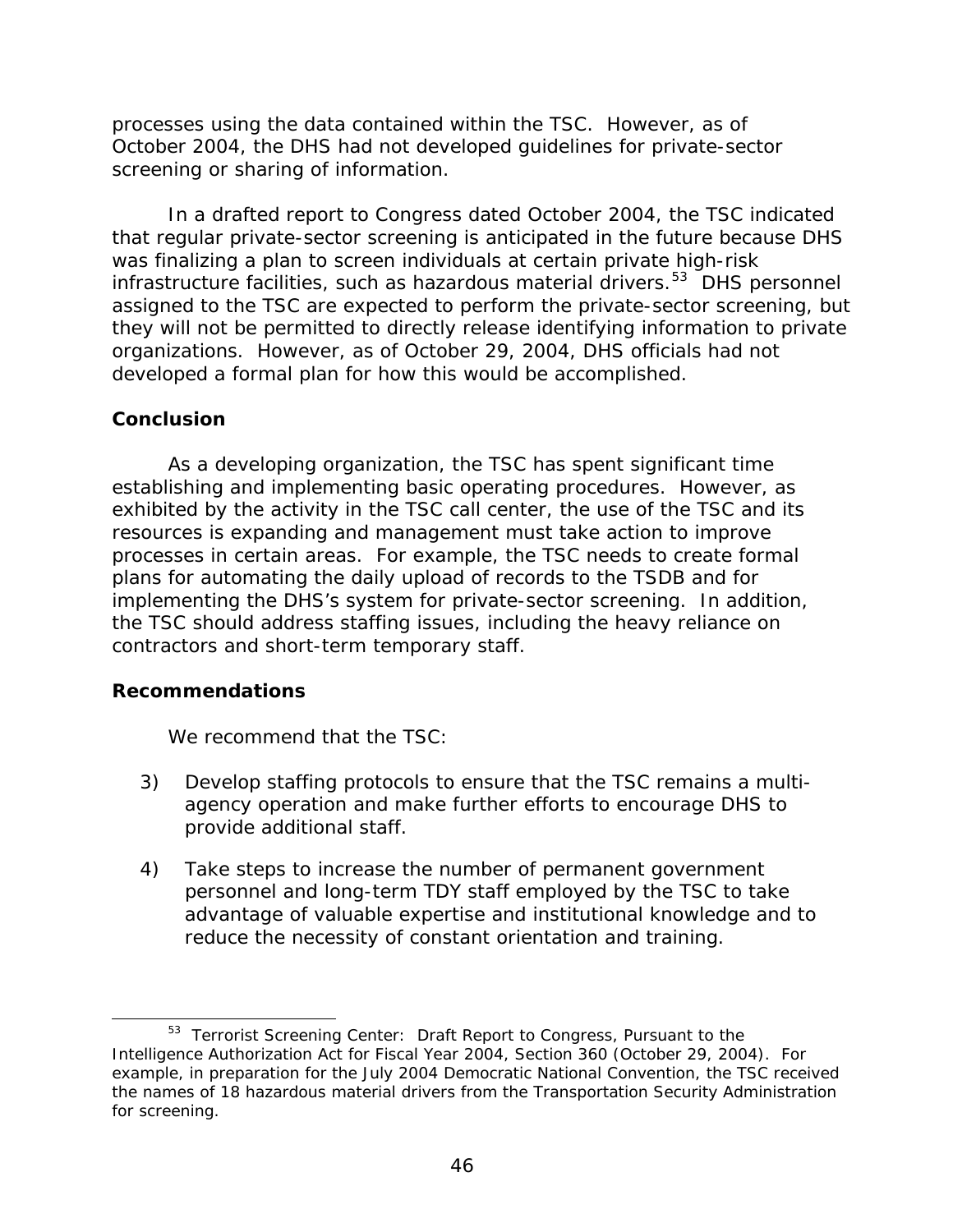processes using the data contained within the TSC. However, as of October 2004, the DHS had not developed guidelines for private-sector screening or sharing of information.

In a drafted report to Congress dated October 2004, the TSC indicated that regular private-sector screening is anticipated in the future because DHS was finalizing a plan to screen individuals at certain private high-risk infrastructure facilities, such as hazardous material drivers.[53] DHS personnel assigned to the TSC are expected to perform the private-sector screening, but they will not be permitted to directly release identifying information to private organizations. However, as of October 29, 2004, DHS officials had not developed a formal plan for how this would be accomplished.

**Conclusion**

As a developing organization, the TSC has spent significant time establishing and implementing basic operating procedures. However, as exhibited by the activity in the TSC call center, the use of the TSC and its resources is expanding and management must take action to improve processes in certain areas. For example, the TSC needs to create formal plans for automating the daily upload of records to the TSDB and for implementing the DHS's system for private-sector screening. In addition, the TSC should address staffing issues, including the heavy reliance on contractors and short-term temporary staff.

**Recommendations**

We recommend that the TSC:

3) Develop staffing protocols to ensure that the TSC remains a multi-agency operation and make further efforts to encourage DHS to provide additional staff.

4) Take steps to increase the number of permanent government personnel and long-term TDY staff employed by the TSC to take advantage of valuable expertise and institutional knowledge and to reduce the necessity of constant orientation and training.

---

[53] Terrorist Screening Center: Draft Report to Congress, Pursuant to the Intelligence Authorization Act for Fiscal Year 2004, Section 360 (October 29, 2004). For example, in preparation for the July 2004 Democratic National Convention, the TSC received the names of 18 hazardous material drivers from the Transportation Security Administration for screening.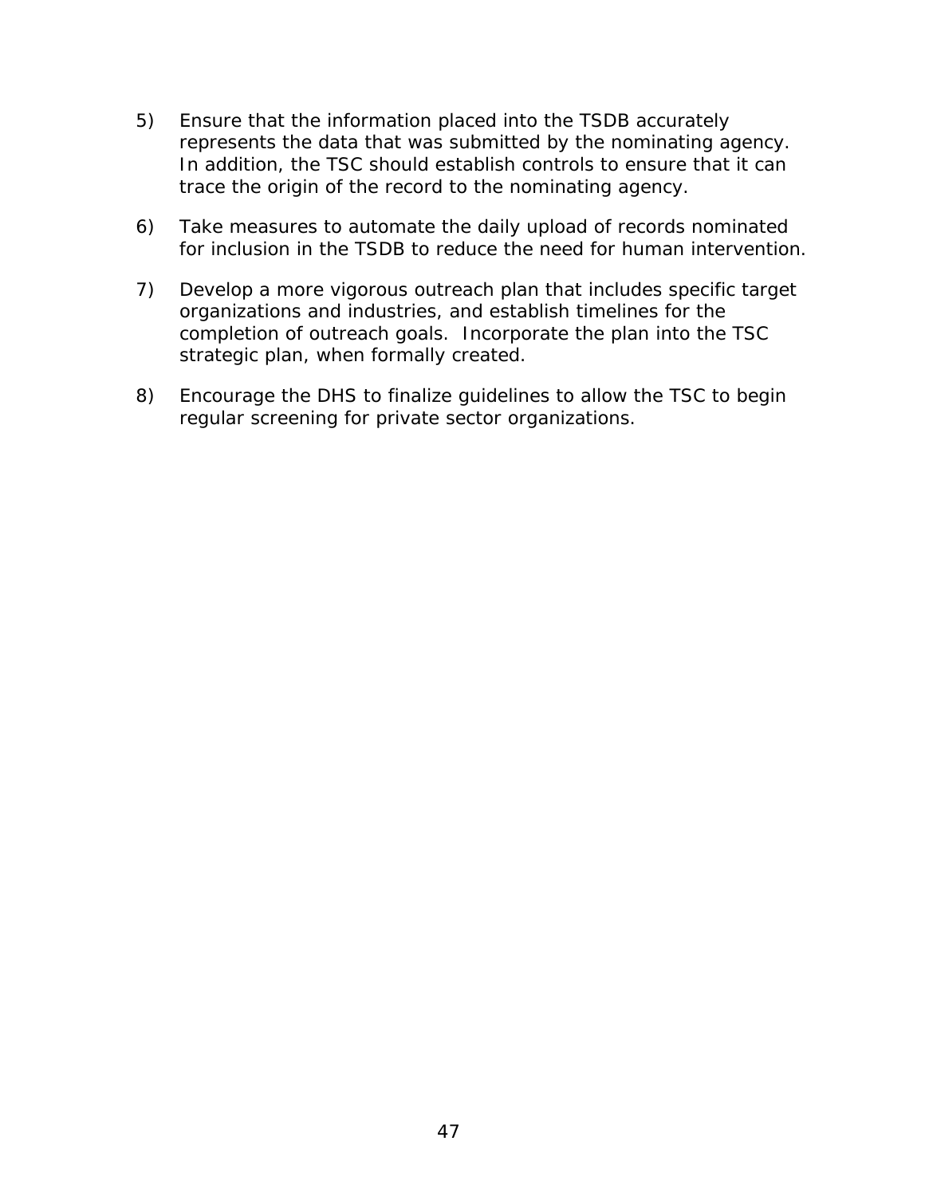5) Ensure that the information placed into the TSDB accurately represents the data that was submitted by the nominating agency. In addition, the TSC should establish controls to ensure that it can trace the origin of the record to the nominating agency.

6) Take measures to automate the daily upload of records nominated for inclusion in the TSDB to reduce the need for human intervention.

7) Develop a more vigorous outreach plan that includes specific target organizations and industries, and establish timelines for the completion of outreach goals. Incorporate the plan into the TSC strategic plan, when formally created.

8) Encourage the DHS to finalize guidelines to allow the TSC to begin regular screening for private sector organizations.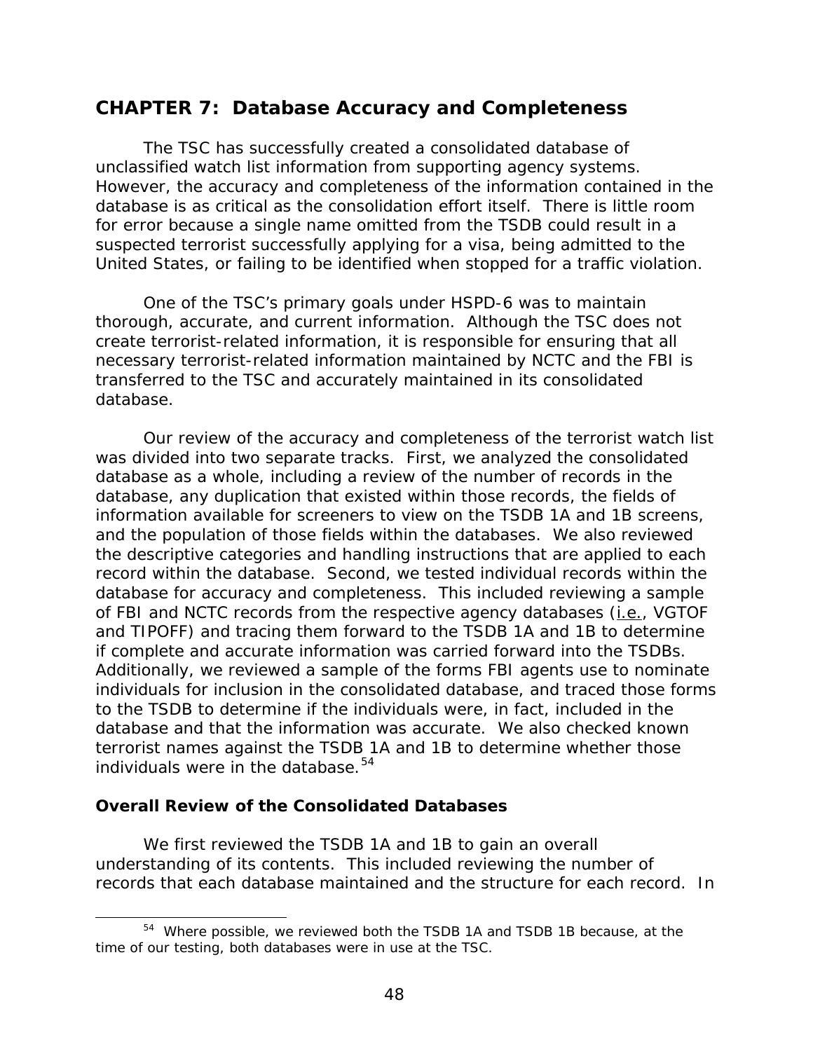## CHAPTER 7: Database Accuracy and Completeness

The TSC has successfully created a consolidated database of unclassified watch list information from supporting agency systems. However, the accuracy and completeness of the information contained in the database is as critical as the consolidation effort itself. There is little room for error because a single name omitted from the TSDB could result in a suspected terrorist successfully applying for a visa, being admitted to the United States, or failing to be identified when stopped for a traffic violation.

One of the TSC's primary goals under HSPD-6 was to maintain thorough, accurate, and current information. Although the TSC does not create terrorist-related information, it is responsible for ensuring that all necessary terrorist-related information maintained by NCTC and the FBI is transferred to the TSC and accurately maintained in its consolidated database.

Our review of the accuracy and completeness of the terrorist watch list was divided into two separate tracks. First, we analyzed the consolidated database as a whole, including a review of the number of records in the database, any duplication that existed within those records, the fields of information available for screeners to view on the TSDB 1A and 1B screens, and the population of those fields within the databases. We also reviewed the descriptive categories and handling instructions that are applied to each record within the database. Second, we tested individual records within the database for accuracy and completeness. This included reviewing a sample of FBI and NCTC records from the respective agency databases (i.e., VGTOF and TIPOFF) and tracing them forward to the TSDB 1A and 1B to determine if complete and accurate information was carried forward into the TSDBs. Additionally, we reviewed a sample of the forms FBI agents use to nominate individuals for inclusion in the consolidated database, and traced those forms to the TSDB to determine if the individuals were, in fact, included in the database and that the information was accurate. We also checked known terrorist names against the TSDB 1A and 1B to determine whether those individuals were in the database.[54]

### Overall Review of the Consolidated Databases

We first reviewed the TSDB 1A and 1B to gain an overall understanding of its contents. This included reviewing the number of records that each database maintained and the structure for each record. In

[54] Where possible, we reviewed both the TSDB 1A and TSDB 1B because, at the time of our testing, both databases were in use at the TSC.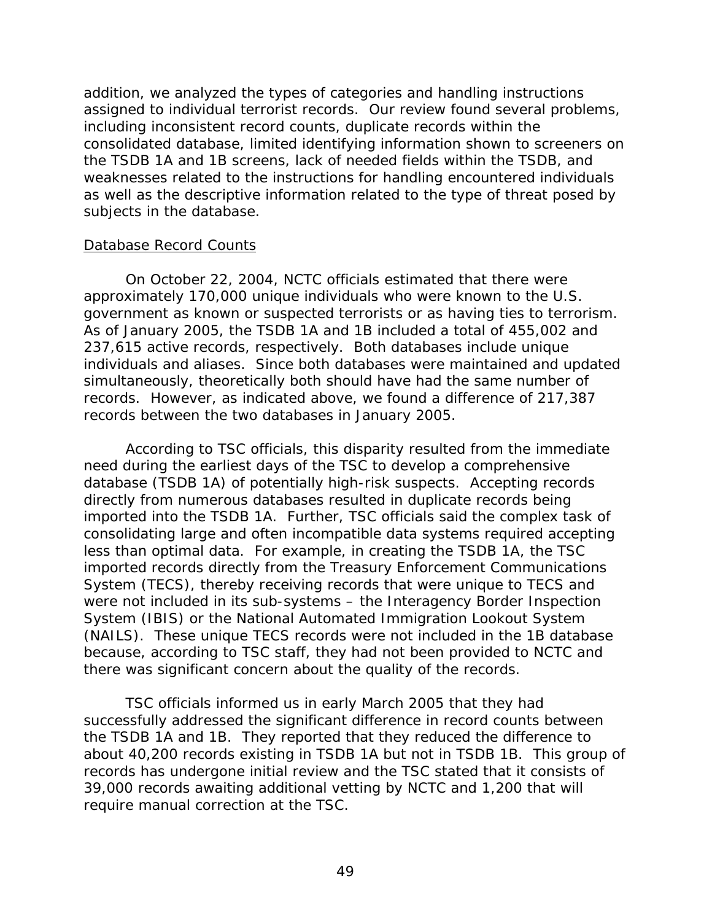addition, we analyzed the types of categories and handling instructions assigned to individual terrorist records. Our review found several problems, including inconsistent record counts, duplicate records within the consolidated database, limited identifying information shown to screeners on the TSDB 1A and 1B screens, lack of needed fields within the TSDB, and weaknesses related to the instructions for handling encountered individuals as well as the descriptive information related to the type of threat posed by subjects in the database.

<u>Database Record Counts</u>

On October 22, 2004, NCTC officials estimated that there were approximately 170,000 unique individuals who were known to the U.S. government as known or suspected terrorists or as having ties to terrorism. As of January 2005, the TSDB 1A and 1B included a total of 455,002 and 237,615 active records, respectively. Both databases include unique individuals and aliases. Since both databases were maintained and updated simultaneously, theoretically both should have had the same number of records. However, as indicated above, we found a difference of 217,387 records between the two databases in January 2005.

According to TSC officials, this disparity resulted from the immediate need during the earliest days of the TSC to develop a comprehensive database (TSDB 1A) of potentially high-risk suspects. Accepting records directly from numerous databases resulted in duplicate records being imported into the TSDB 1A. Further, TSC officials said the complex task of consolidating large and often incompatible data systems required accepting less than optimal data. For example, in creating the TSDB 1A, the TSC imported records directly from the Treasury Enforcement Communications System (TECS), thereby receiving records that were unique to TECS and were not included in its sub-systems – the Interagency Border Inspection System (IBIS) or the National Automated Immigration Lookout System (NAILS). These unique TECS records were not included in the 1B database because, according to TSC staff, they had not been provided to NCTC and there was significant concern about the quality of the records.

TSC officials informed us in early March 2005 that they had successfully addressed the significant difference in record counts between the TSDB 1A and 1B. They reported that they reduced the difference to about 40,200 records existing in TSDB 1A but not in TSDB 1B. This group of records has undergone initial review and the TSC stated that it consists of 39,000 records awaiting additional vetting by NCTC and 1,200 that will require manual correction at the TSC.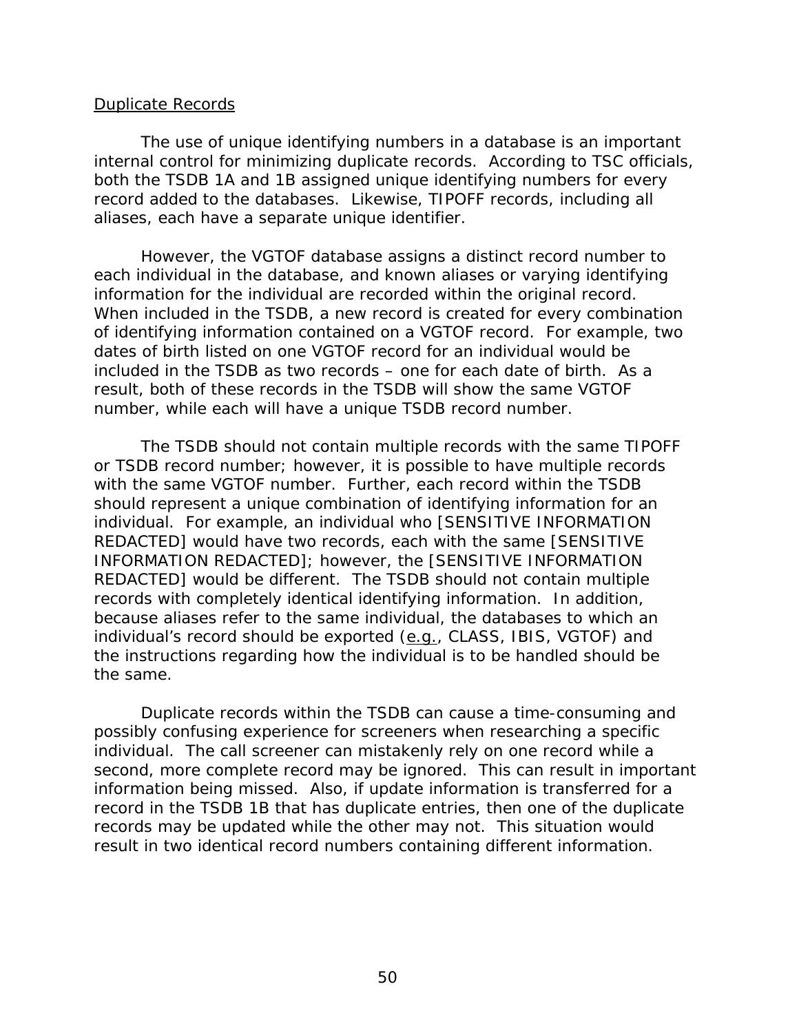<u>Duplicate Records</u>

The use of unique identifying numbers in a database is an important internal control for minimizing duplicate records. According to TSC officials, both the TSDB 1A and 1B assigned unique identifying numbers for every record added to the databases. Likewise, TIPOFF records, including all aliases, each have a separate unique identifier.

However, the VGTOF database assigns a distinct record number to each individual in the database, and known aliases or varying identifying information for the individual are recorded within the original record. When included in the TSDB, a new record is created for every combination of identifying information contained on a VGTOF record. For example, two dates of birth listed on one VGTOF record for an individual would be included in the TSDB as two records – one for each date of birth. As a result, both of these records in the TSDB will show the same VGTOF number, while each will have a unique TSDB record number.

The TSDB should not contain multiple records with the same TIPOFF or TSDB record number; however, it is possible to have multiple records with the same VGTOF number. Further, each record within the TSDB should represent a unique combination of identifying information for an individual. For example, an individual who [SENSITIVE INFORMATION REDACTED] would have two records, each with the same [SENSITIVE INFORMATION REDACTED]; however, the [SENSITIVE INFORMATION REDACTED] would be different. The TSDB should not contain multiple records with completely identical identifying information. In addition, because aliases refer to the same individual, the databases to which an individual's record should be exported (<u>e.g.</u>, CLASS, IBIS, VGTOF) and the instructions regarding how the individual is to be handled should be the same.

Duplicate records within the TSDB can cause a time-consuming and possibly confusing experience for screeners when researching a specific individual. The call screener can mistakenly rely on one record while a second, more complete record may be ignored. This can result in important information being missed. Also, if update information is transferred for a record in the TSDB 1B that has duplicate entries, then one of the duplicate records may be updated while the other may not. This situation would result in two identical record numbers containing different information.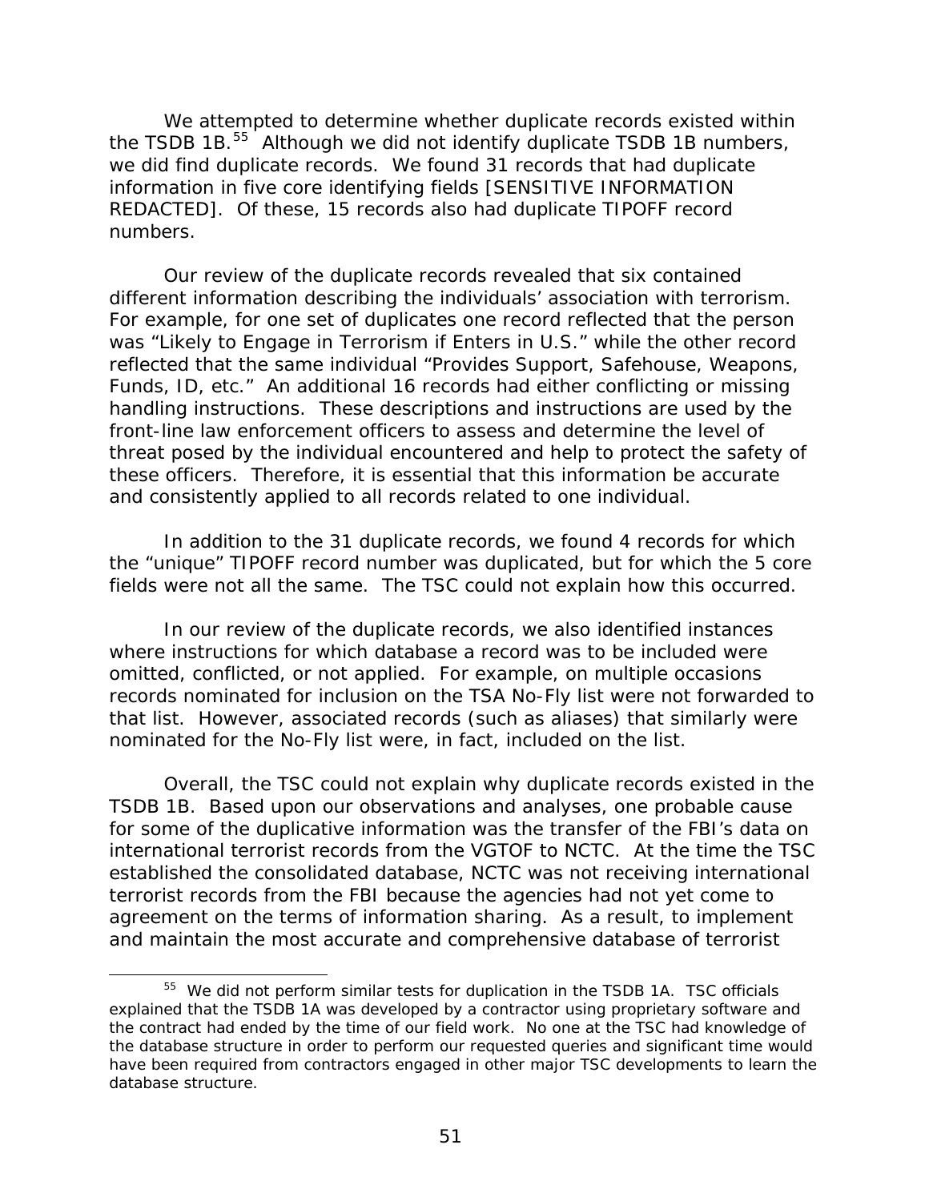We attempted to determine whether duplicate records existed within the TSDB 1B.[55] Although we did not identify duplicate TSDB 1B numbers, we did find duplicate records. We found 31 records that had duplicate information in five core identifying fields [SENSITIVE INFORMATION REDACTED]. Of these, 15 records also had duplicate TIPOFF record numbers.

Our review of the duplicate records revealed that six contained different information describing the individuals' association with terrorism. For example, for one set of duplicates one record reflected that the person was "Likely to Engage in Terrorism if Enters in U.S." while the other record reflected that the same individual "Provides Support, Safehouse, Weapons, Funds, ID, etc." An additional 16 records had either conflicting or missing handling instructions. These descriptions and instructions are used by the front-line law enforcement officers to assess and determine the level of threat posed by the individual encountered and help to protect the safety of these officers. Therefore, it is essential that this information be accurate and consistently applied to all records related to one individual.

In addition to the 31 duplicate records, we found 4 records for which the "unique" TIPOFF record number was duplicated, but for which the 5 core fields were not all the same. The TSC could not explain how this occurred.

In our review of the duplicate records, we also identified instances where instructions for which database a record was to be included were omitted, conflicted, or not applied. For example, on multiple occasions records nominated for inclusion on the TSA No-Fly list were not forwarded to that list. However, associated records (such as aliases) that similarly were nominated for the No-Fly list were, in fact, included on the list.

Overall, the TSC could not explain why duplicate records existed in the TSDB 1B. Based upon our observations and analyses, one probable cause for some of the duplicative information was the transfer of the FBI's data on international terrorist records from the VGTOF to NCTC. At the time the TSC established the consolidated database, NCTC was not receiving international terrorist records from the FBI because the agencies had not yet come to agreement on the terms of information sharing. As a result, to implement and maintain the most accurate and comprehensive database of terrorist

---

[55] We did not perform similar tests for duplication in the TSDB 1A. TSC officials explained that the TSDB 1A was developed by a contractor using proprietary software and the contract had ended by the time of our field work. No one at the TSC had knowledge of the database structure in order to perform our requested queries and significant time would have been required from contractors engaged in other major TSC developments to learn the database structure.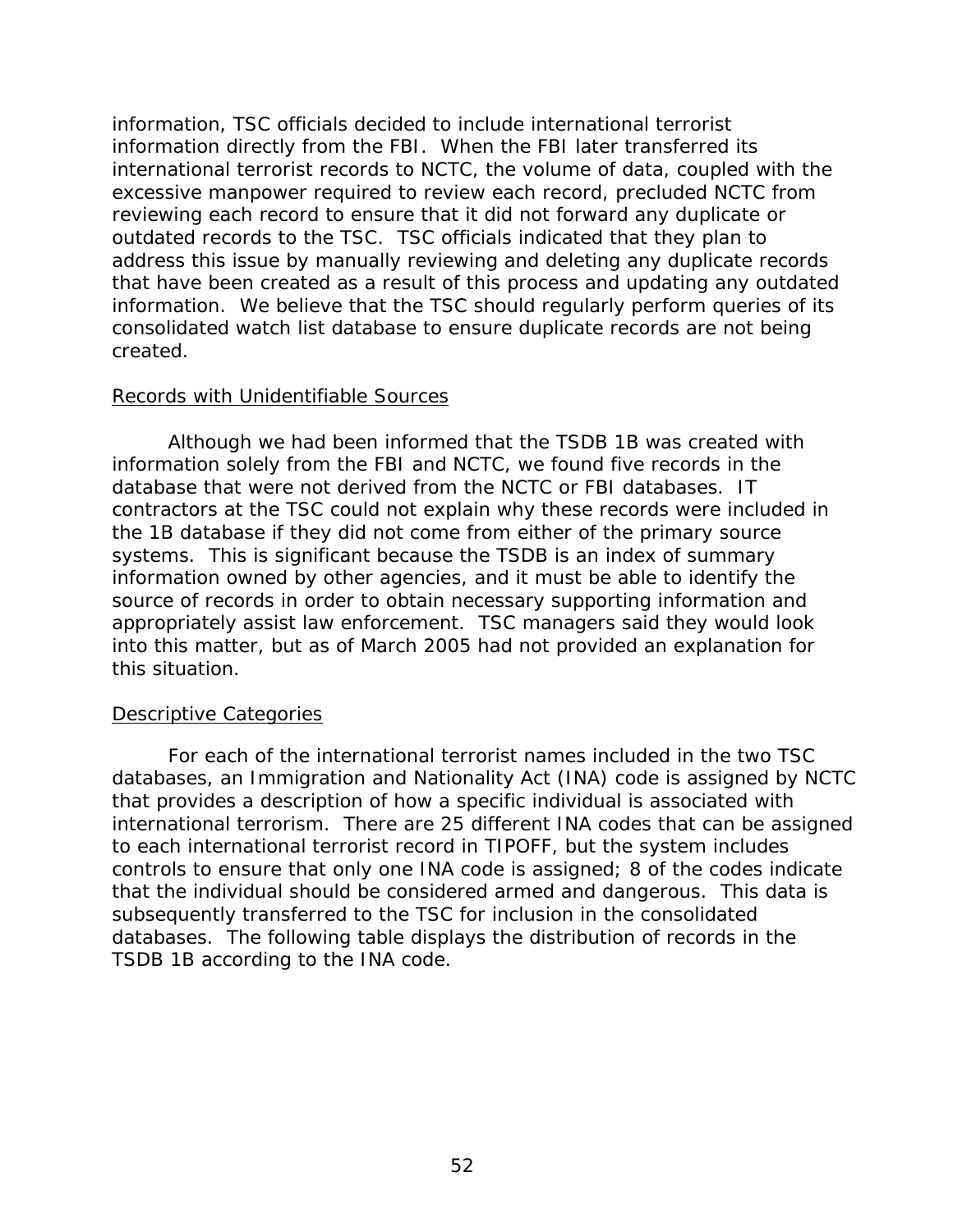information, TSC officials decided to include international terrorist information directly from the FBI. When the FBI later transferred its international terrorist records to NCTC, the volume of data, coupled with the excessive manpower required to review each record, precluded NCTC from reviewing each record to ensure that it did not forward any duplicate or outdated records to the TSC. TSC officials indicated that they plan to address this issue by manually reviewing and deleting any duplicate records that have been created as a result of this process and updating any outdated information. We believe that the TSC should regularly perform queries of its consolidated watch list database to ensure duplicate records are not being created.

Records with Unidentifiable Sources

Although we had been informed that the TSDB 1B was created with information solely from the FBI and NCTC, we found five records in the database that were not derived from the NCTC or FBI databases. IT contractors at the TSC could not explain why these records were included in the 1B database if they did not come from either of the primary source systems. This is significant because the TSDB is an index of summary information owned by other agencies, and it must be able to identify the source of records in order to obtain necessary supporting information and appropriately assist law enforcement. TSC managers said they would look into this matter, but as of March 2005 had not provided an explanation for this situation.

Descriptive Categories

For each of the international terrorist names included in the two TSC databases, an Immigration and Nationality Act (INA) code is assigned by NCTC that provides a description of how a specific individual is associated with international terrorism. There are 25 different INA codes that can be assigned to each international terrorist record in TIPOFF, but the system includes controls to ensure that only one INA code is assigned; 8 of the codes indicate that the individual should be considered armed and dangerous. This data is subsequently transferred to the TSC for inclusion in the consolidated databases. The following table displays the distribution of records in the TSDB 1B according to the INA code.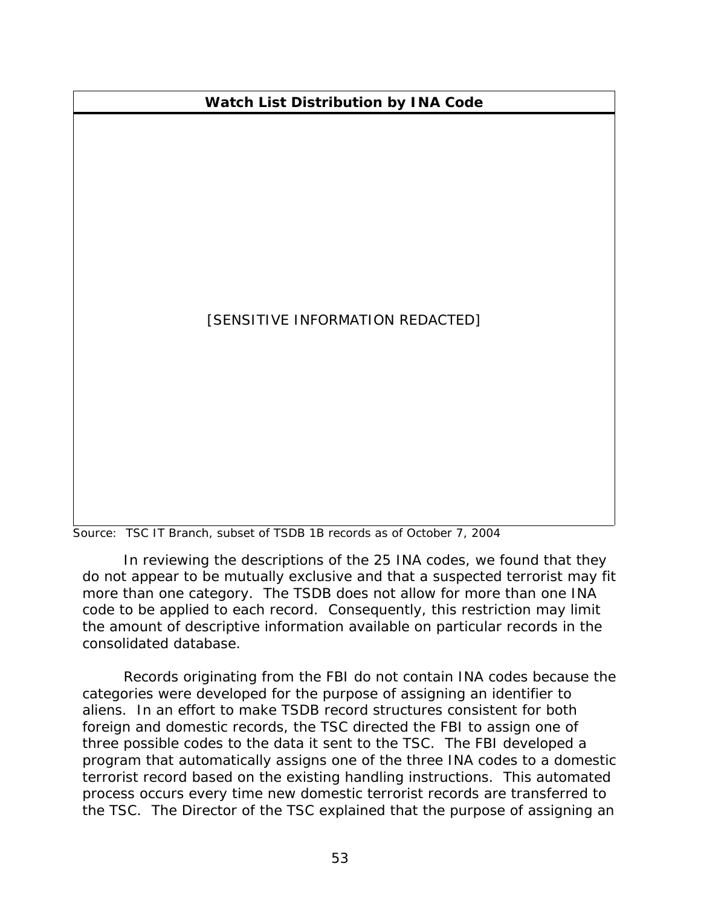**Watch List Distribution by INA Code**

[SENSITIVE INFORMATION REDACTED]

Source: TSC IT Branch, subset of TSDB 1B records as of October 7, 2004

In reviewing the descriptions of the 25 INA codes, we found that they do not appear to be mutually exclusive and that a suspected terrorist may fit more than one category. The TSDB does not allow for more than one INA code to be applied to each record. Consequently, this restriction may limit the amount of descriptive information available on particular records in the consolidated database.

Records originating from the FBI do not contain INA codes because the categories were developed for the purpose of assigning an identifier to aliens. In an effort to make TSDB record structures consistent for both foreign and domestic records, the TSC directed the FBI to assign one of three possible codes to the data it sent to the TSC. The FBI developed a program that automatically assigns one of the three INA codes to a domestic terrorist record based on the existing handling instructions. This automated process occurs every time new domestic terrorist records are transferred to the TSC. The Director of the TSC explained that the purpose of assigning an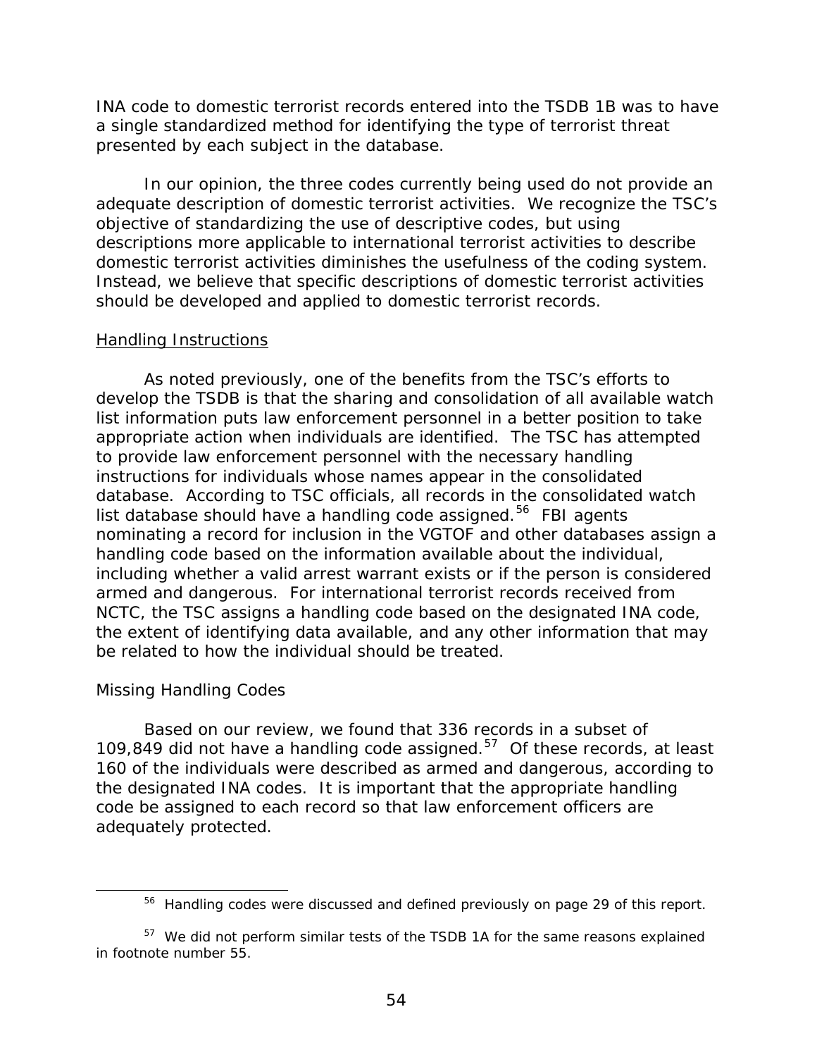INA code to domestic terrorist records entered into the TSDB 1B was to have a single standardized method for identifying the type of terrorist threat presented by each subject in the database.

In our opinion, the three codes currently being used do not provide an adequate description of domestic terrorist activities. We recognize the TSC's objective of standardizing the use of descriptive codes, but using descriptions more applicable to international terrorist activities to describe domestic terrorist activities diminishes the usefulness of the coding system. Instead, we believe that specific descriptions of domestic terrorist activities should be developed and applied to domestic terrorist records.

## Handling Instructions

As noted previously, one of the benefits from the TSC's efforts to develop the TSDB is that the sharing and consolidation of all available watch list information puts law enforcement personnel in a better position to take appropriate action when individuals are identified. The TSC has attempted to provide law enforcement personnel with the necessary handling instructions for individuals whose names appear in the consolidated database. According to TSC officials, all records in the consolidated watch list database should have a handling code assigned.[56] FBI agents nominating a record for inclusion in the VGTOF and other databases assign a handling code based on the information available about the individual, including whether a valid arrest warrant exists or if the person is considered armed and dangerous. For international terrorist records received from NCTC, the TSC assigns a handling code based on the designated INA code, the extent of identifying data available, and any other information that may be related to how the individual should be treated.

### Missing Handling Codes

Based on our review, we found that 336 records in a subset of 109,849 did not have a handling code assigned.[57] Of these records, at least 160 of the individuals were described as armed and dangerous, according to the designated INA codes. It is important that the appropriate handling code be assigned to each record so that law enforcement officers are adequately protected.

---

[56] Handling codes were discussed and defined previously on page 29 of this report.

[57] We did not perform similar tests of the TSDB 1A for the same reasons explained in footnote number 55.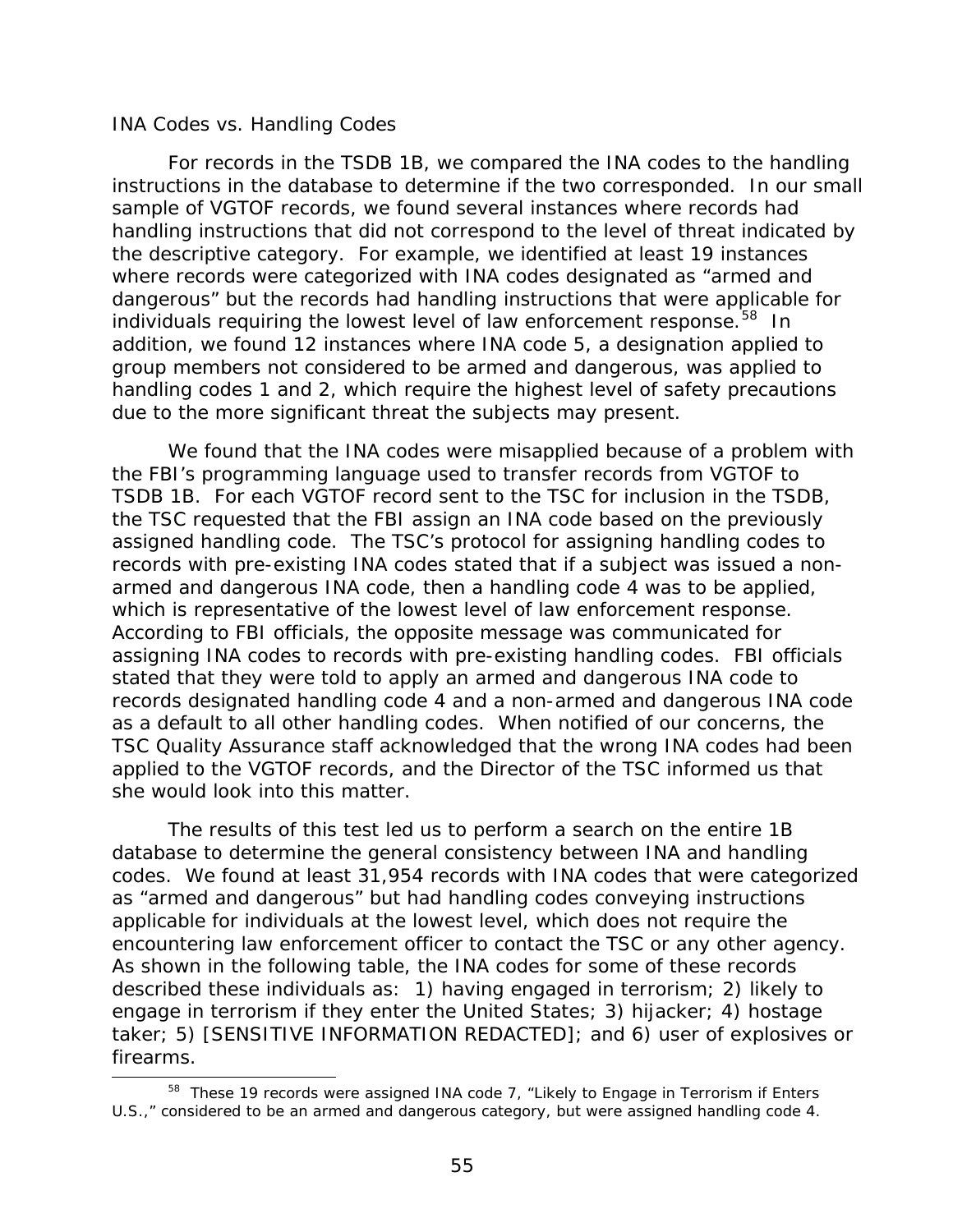*INA Codes vs. Handling Codes*

For records in the TSDB 1B, we compared the INA codes to the handling instructions in the database to determine if the two corresponded. In our small sample of VGTOF records, we found several instances where records had handling instructions that did not correspond to the level of threat indicated by the descriptive category. For example, we identified at least 19 instances where records were categorized with INA codes designated as "armed and dangerous" but the records had handling instructions that were applicable for individuals requiring the lowest level of law enforcement response.[58] In addition, we found 12 instances where INA code 5, a designation applied to group members not considered to be armed and dangerous, was applied to handling codes 1 and 2, which require the highest level of safety precautions due to the more significant threat the subjects may present.

We found that the INA codes were misapplied because of a problem with the FBI's programming language used to transfer records from VGTOF to TSDB 1B. For each VGTOF record sent to the TSC for inclusion in the TSDB, the TSC requested that the FBI assign an INA code based on the previously assigned handling code. The TSC's protocol for assigning handling codes to records with pre-existing INA codes stated that if a subject was issued a non-armed and dangerous INA code, then a handling code 4 was to be applied, which is representative of the lowest level of law enforcement response. According to FBI officials, the opposite message was communicated for assigning INA codes to records with pre-existing handling codes. FBI officials stated that they were told to apply an armed and dangerous INA code to records designated handling code 4 and a non-armed and dangerous INA code as a default to all other handling codes. When notified of our concerns, the TSC Quality Assurance staff acknowledged that the wrong INA codes had been applied to the VGTOF records, and the Director of the TSC informed us that she would look into this matter.

The results of this test led us to perform a search on the entire 1B database to determine the general consistency between INA and handling codes. We found at least 31,954 records with INA codes that were categorized as "armed and dangerous" but had handling codes conveying instructions applicable for individuals at the lowest level, which does not require the encountering law enforcement officer to contact the TSC or any other agency. As shown in the following table, the INA codes for some of these records described these individuals as: 1) having engaged in terrorism; 2) likely to engage in terrorism if they enter the United States; 3) hijacker; 4) hostage taker; 5) [SENSITIVE INFORMATION REDACTED]; and 6) user of explosives or firearms.

[58] These 19 records were assigned INA code 7, "Likely to Engage in Terrorism if Enters U.S.," considered to be an armed and dangerous category, but were assigned handling code 4.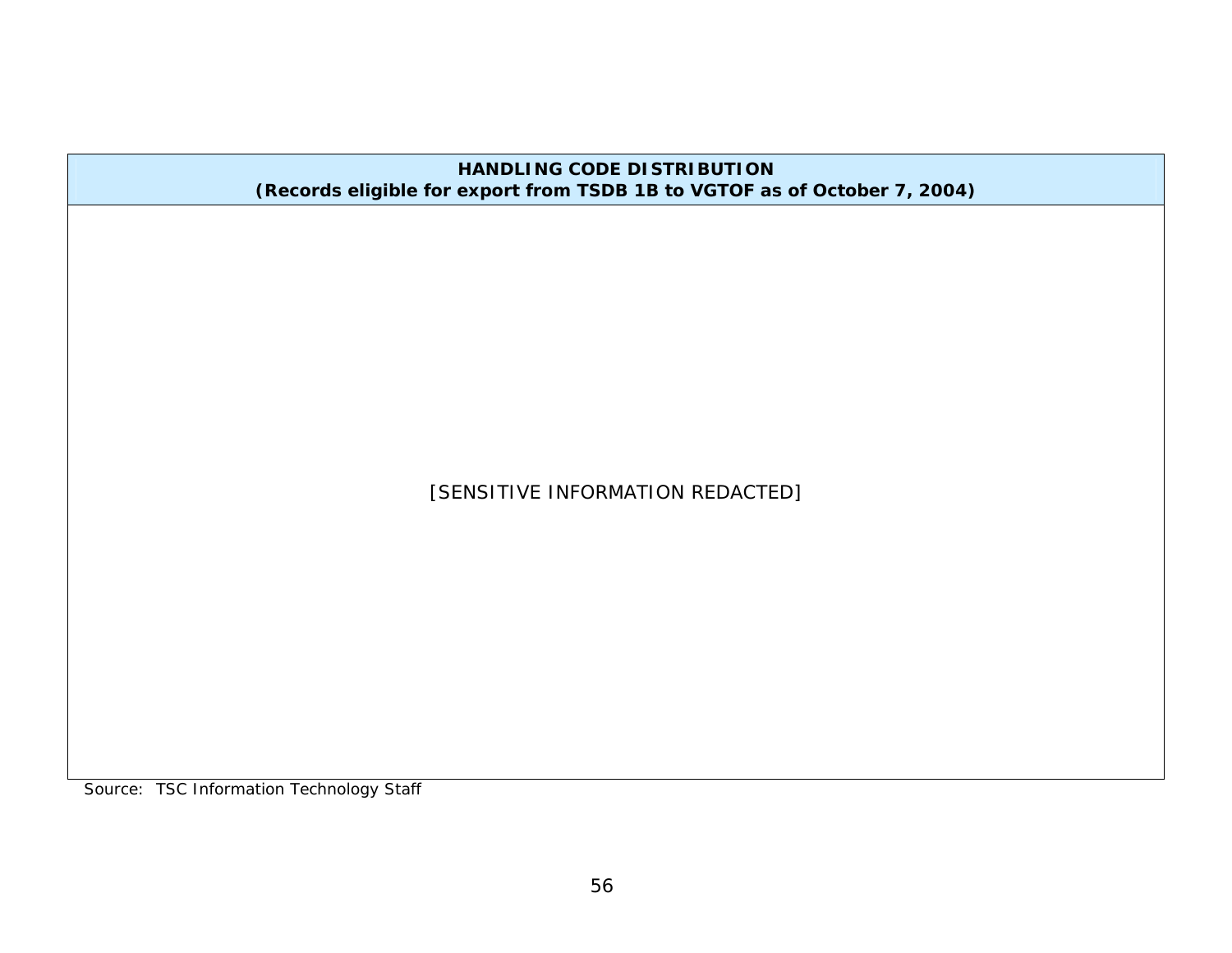| HANDLING CODE DISTRIBUTION (Records eligible for export from TSDB 1B to VGTOF as of October 7, 2004) |
| --- |
| [SENSITIVE INFORMATION REDACTED] |

Source: TSC Information Technology Staff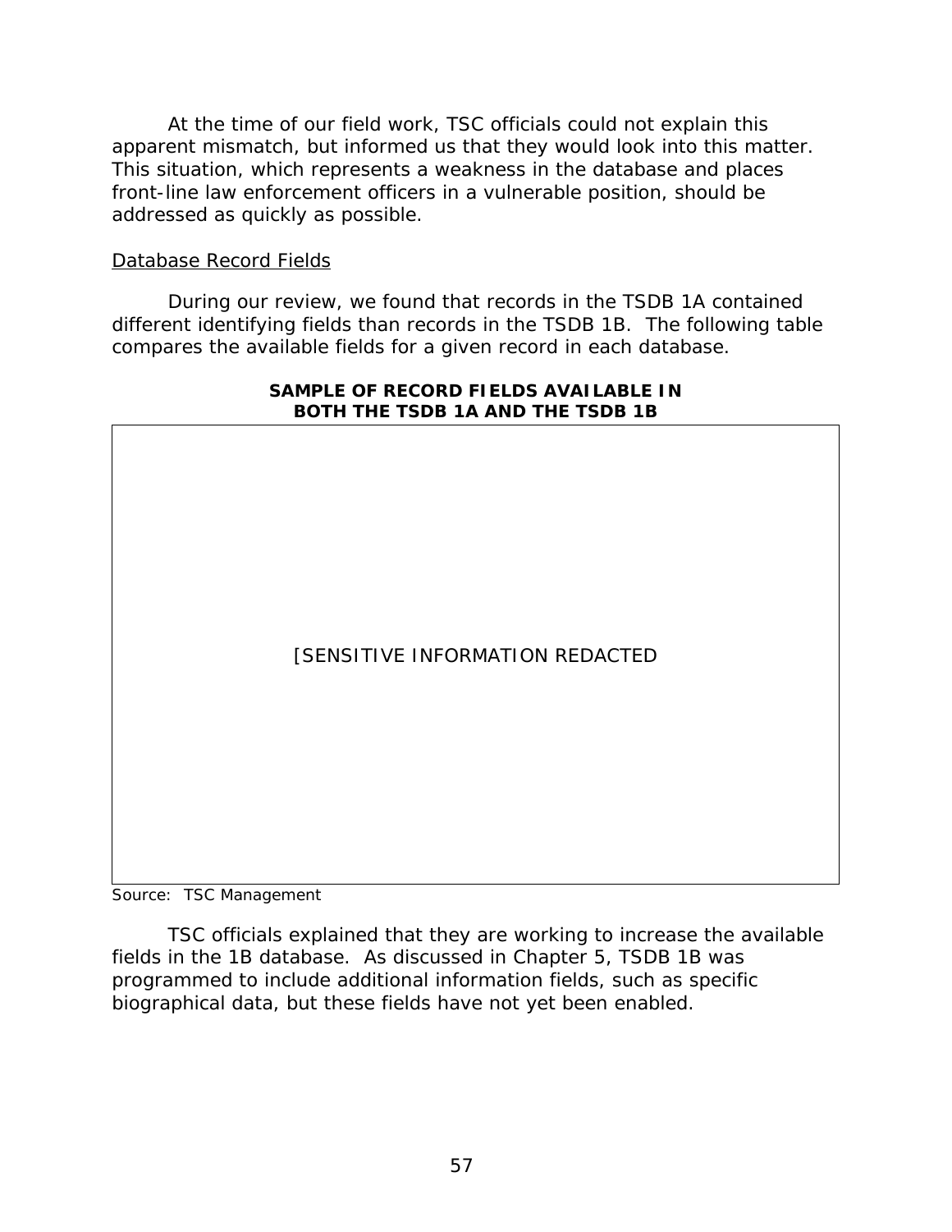At the time of our field work, TSC officials could not explain this apparent mismatch, but informed us that they would look into this matter. This situation, which represents a weakness in the database and places front-line law enforcement officers in a vulnerable position, should be addressed as quickly as possible.

<u>Database Record Fields</u>

During our review, we found that records in the TSDB 1A contained different identifying fields than records in the TSDB 1B. The following table compares the available fields for a given record in each database.

**SAMPLE OF RECORD FIELDS AVAILABLE IN BOTH THE TSDB 1A AND THE TSDB 1B**

| |
|---|
| [SENSITIVE INFORMATION REDACTED |

Source: TSC Management

TSC officials explained that they are working to increase the available fields in the 1B database. As discussed in Chapter 5, TSDB 1B was programmed to include additional information fields, such as specific biographical data, but these fields have not yet been enabled.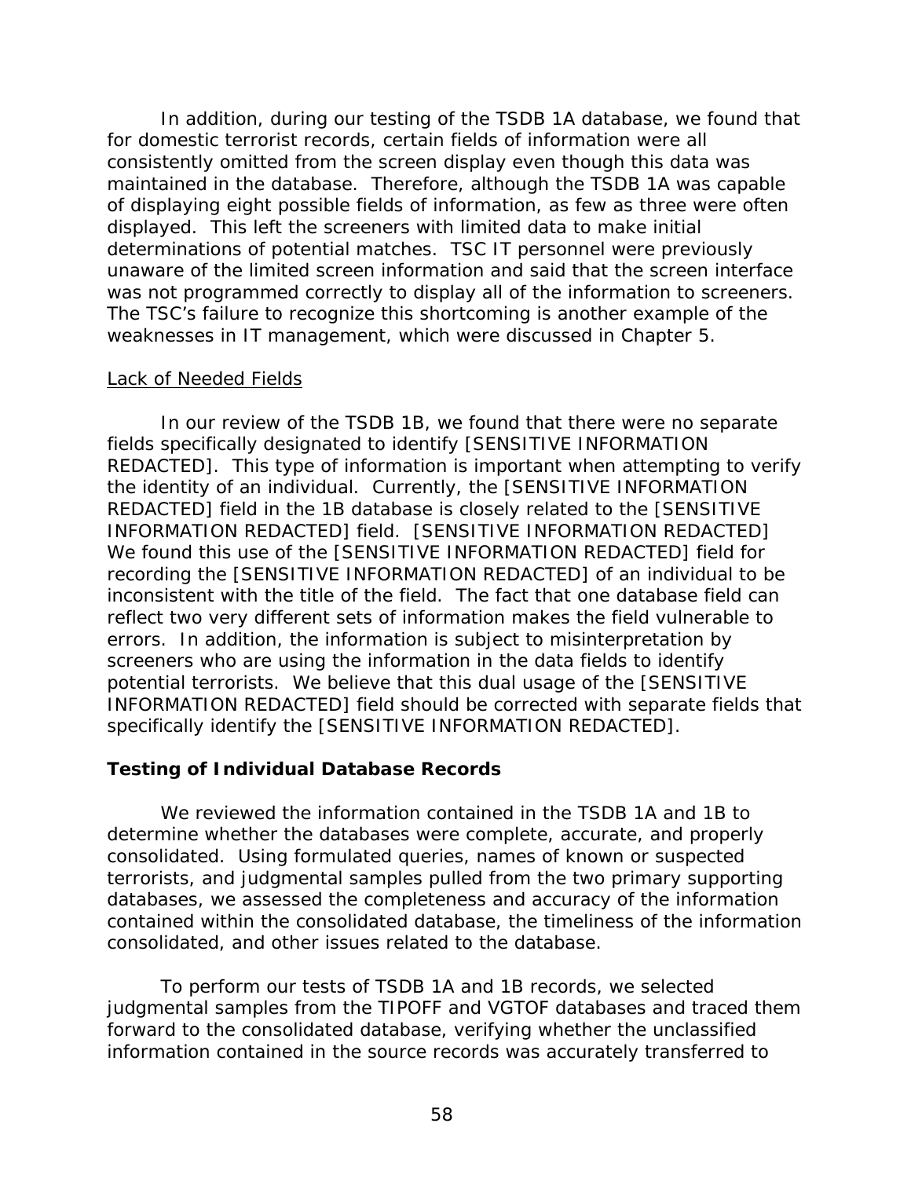In addition, during our testing of the TSDB 1A database, we found that for domestic terrorist records, certain fields of information were all consistently omitted from the screen display even though this data was maintained in the database. Therefore, although the TSDB 1A was capable of displaying eight possible fields of information, as few as three were often displayed. This left the screeners with limited data to make initial determinations of potential matches. TSC IT personnel were previously unaware of the limited screen information and said that the screen interface was not programmed correctly to display all of the information to screeners. The TSC's failure to recognize this shortcoming is another example of the weaknesses in IT management, which were discussed in Chapter 5.

Lack of Needed Fields

In our review of the TSDB 1B, we found that there were no separate fields specifically designated to identify [SENSITIVE INFORMATION REDACTED]. This type of information is important when attempting to verify the identity of an individual. Currently, the [SENSITIVE INFORMATION REDACTED] field in the 1B database is closely related to the [SENSITIVE INFORMATION REDACTED] field. [SENSITIVE INFORMATION REDACTED] We found this use of the [SENSITIVE INFORMATION REDACTED] field for recording the [SENSITIVE INFORMATION REDACTED] of an individual to be inconsistent with the title of the field. The fact that one database field can reflect two very different sets of information makes the field vulnerable to errors. In addition, the information is subject to misinterpretation by screeners who are using the information in the data fields to identify potential terrorists. We believe that this dual usage of the [SENSITIVE INFORMATION REDACTED] field should be corrected with separate fields that specifically identify the [SENSITIVE INFORMATION REDACTED].

### Testing of Individual Database Records

We reviewed the information contained in the TSDB 1A and 1B to determine whether the databases were complete, accurate, and properly consolidated. Using formulated queries, names of known or suspected terrorists, and judgmental samples pulled from the two primary supporting databases, we assessed the completeness and accuracy of the information contained within the consolidated database, the timeliness of the information consolidated, and other issues related to the database.

To perform our tests of TSDB 1A and 1B records, we selected judgmental samples from the TIPOFF and VGTOF databases and traced them forward to the consolidated database, verifying whether the unclassified information contained in the source records was accurately transferred to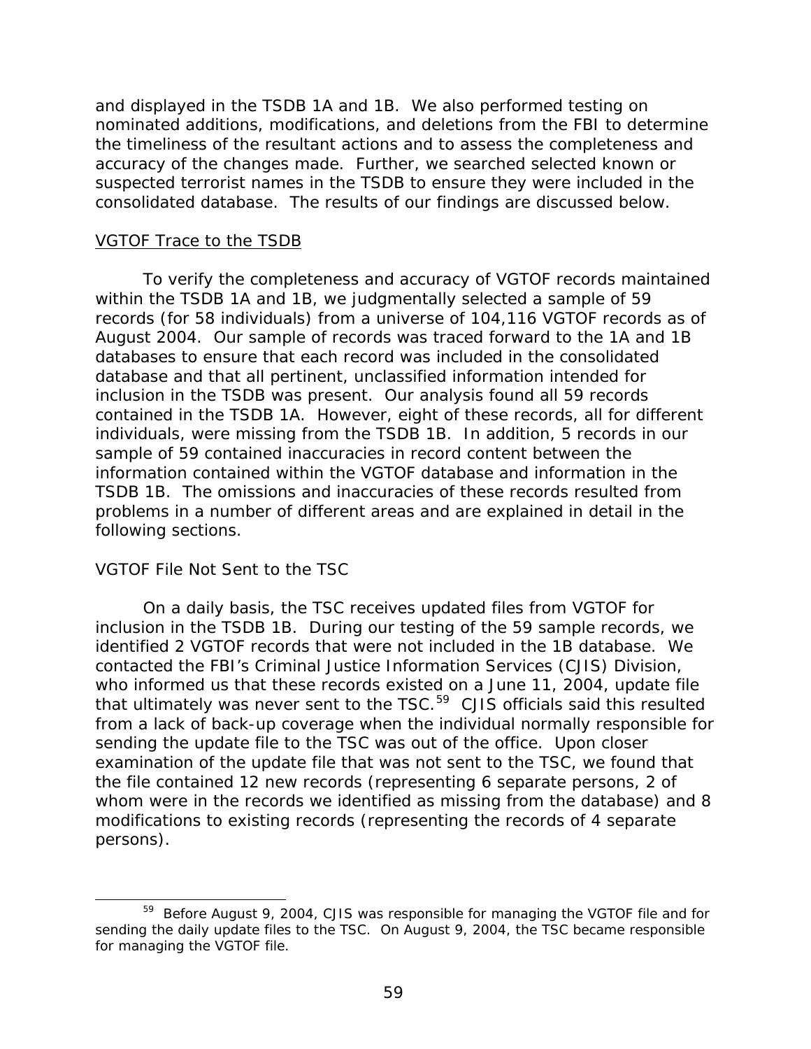and displayed in the TSDB 1A and 1B. We also performed testing on nominated additions, modifications, and deletions from the FBI to determine the timeliness of the resultant actions and to assess the completeness and accuracy of the changes made. Further, we searched selected known or suspected terrorist names in the TSDB to ensure they were included in the consolidated database. The results of our findings are discussed below.

<u>VGTOF Trace to the TSDB</u>

To verify the completeness and accuracy of VGTOF records maintained within the TSDB 1A and 1B, we judgmentally selected a sample of 59 records (for 58 individuals) from a universe of 104,116 VGTOF records as of August 2004. Our sample of records was traced forward to the 1A and 1B databases to ensure that each record was included in the consolidated database and that all pertinent, unclassified information intended for inclusion in the TSDB was present. Our analysis found all 59 records contained in the TSDB 1A. However, eight of these records, all for different individuals, were missing from the TSDB 1B. In addition, 5 records in our sample of 59 contained inaccuracies in record content between the information contained within the VGTOF database and information in the TSDB 1B. The omissions and inaccuracies of these records resulted from problems in a number of different areas and are explained in detail in the following sections.

*VGTOF File Not Sent to the TSC*

On a daily basis, the TSC receives updated files from VGTOF for inclusion in the TSDB 1B. During our testing of the 59 sample records, we identified 2 VGTOF records that were not included in the 1B database. We contacted the FBI's Criminal Justice Information Services (CJIS) Division, who informed us that these records existed on a June 11, 2004, update file that ultimately was never sent to the TSC.[59] CJIS officials said this resulted from a lack of back-up coverage when the individual normally responsible for sending the update file to the TSC was out of the office. Upon closer examination of the update file that was not sent to the TSC, we found that the file contained 12 new records (representing 6 separate persons, 2 of whom were in the records we identified as missing from the database) and 8 modifications to existing records (representing the records of 4 separate persons).

[59] Before August 9, 2004, CJIS was responsible for managing the VGTOF file and for sending the daily update files to the TSC. On August 9, 2004, the TSC became responsible for managing the VGTOF file.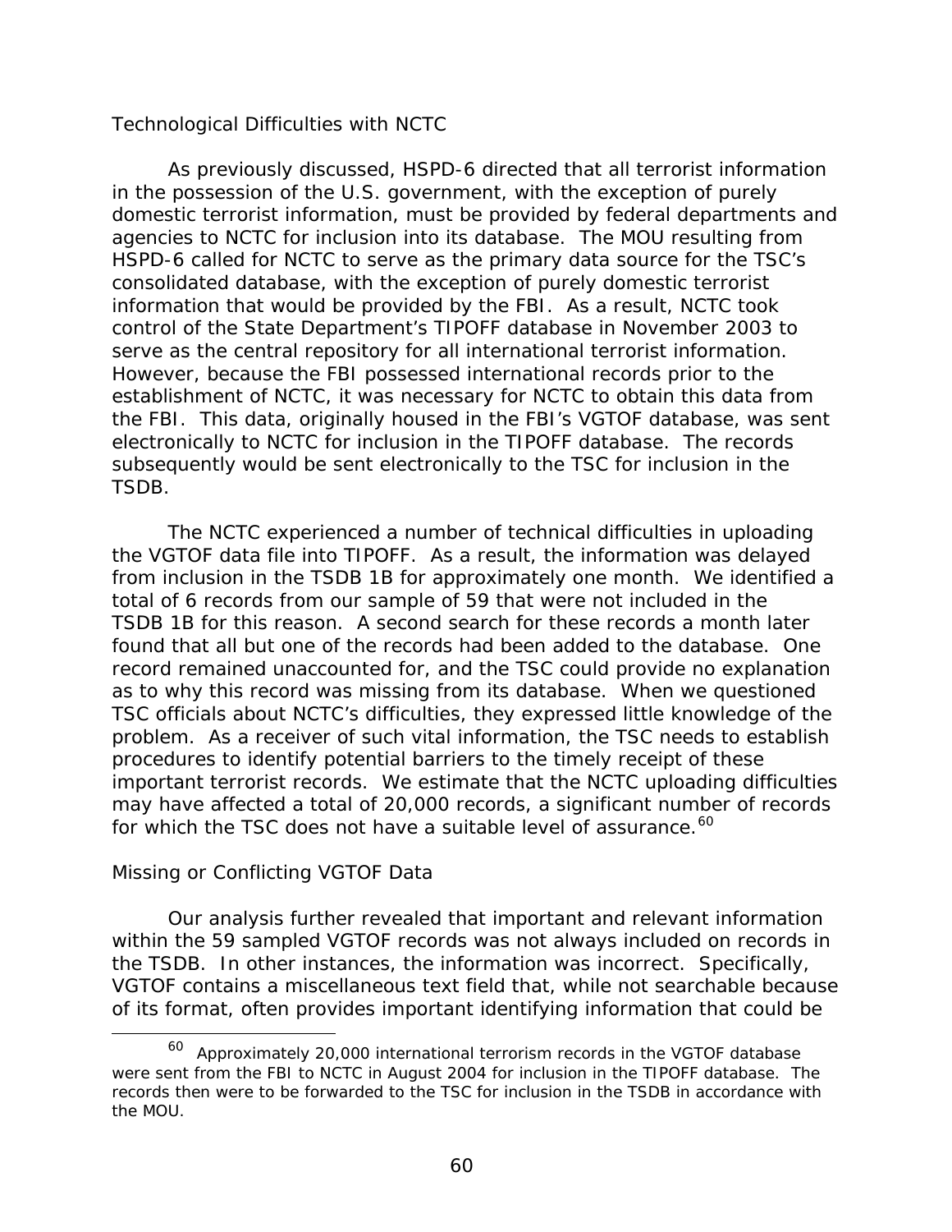### Technological Difficulties with NCTC

As previously discussed, HSPD-6 directed that all terrorist information in the possession of the U.S. government, with the exception of purely domestic terrorist information, must be provided by federal departments and agencies to NCTC for inclusion into its database. The MOU resulting from HSPD-6 called for NCTC to serve as the primary data source for the TSC's consolidated database, with the exception of purely domestic terrorist information that would be provided by the FBI. As a result, NCTC took control of the State Department's TIPOFF database in November 2003 to serve as the central repository for all international terrorist information. However, because the FBI possessed international records prior to the establishment of NCTC, it was necessary for NCTC to obtain this data from the FBI. This data, originally housed in the FBI's VGTOF database, was sent electronically to NCTC for inclusion in the TIPOFF database. The records subsequently would be sent electronically to the TSC for inclusion in the TSDB.

The NCTC experienced a number of technical difficulties in uploading the VGTOF data file into TIPOFF. As a result, the information was delayed from inclusion in the TSDB 1B for approximately one month. We identified a total of 6 records from our sample of 59 that were not included in the TSDB 1B for this reason. A second search for these records a month later found that all but one of the records had been added to the database. One record remained unaccounted for, and the TSC could provide no explanation as to why this record was missing from its database. When we questioned TSC officials about NCTC's difficulties, they expressed little knowledge of the problem. As a receiver of such vital information, the TSC needs to establish procedures to identify potential barriers to the timely receipt of these important terrorist records. We estimate that the NCTC uploading difficulties may have affected a total of 20,000 records, a significant number of records for which the TSC does not have a suitable level of assurance.[60]

### Missing or Conflicting VGTOF Data

Our analysis further revealed that important and relevant information within the 59 sampled VGTOF records was not always included on records in the TSDB. In other instances, the information was incorrect. Specifically, VGTOF contains a miscellaneous text field that, while not searchable because of its format, often provides important identifying information that could be

[60] Approximately 20,000 international terrorism records in the VGTOF database were sent from the FBI to NCTC in August 2004 for inclusion in the TIPOFF database. The records then were to be forwarded to the TSC for inclusion in the TSDB in accordance with the MOU.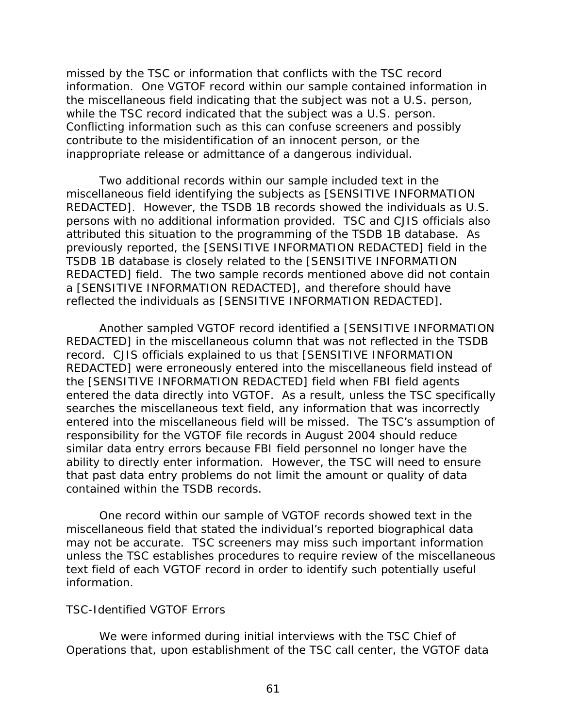missed by the TSC or information that conflicts with the TSC record information. One VGTOF record within our sample contained information in the miscellaneous field indicating that the subject was not a U.S. person, while the TSC record indicated that the subject was a U.S. person. Conflicting information such as this can confuse screeners and possibly contribute to the misidentification of an innocent person, or the inappropriate release or admittance of a dangerous individual.

Two additional records within our sample included text in the miscellaneous field identifying the subjects as [SENSITIVE INFORMATION REDACTED]. However, the TSDB 1B records showed the individuals as U.S. persons with no additional information provided. TSC and CJIS officials also attributed this situation to the programming of the TSDB 1B database. As previously reported, the [SENSITIVE INFORMATION REDACTED] field in the TSDB 1B database is closely related to the [SENSITIVE INFORMATION REDACTED] field. The two sample records mentioned above did not contain a [SENSITIVE INFORMATION REDACTED], and therefore should have reflected the individuals as [SENSITIVE INFORMATION REDACTED].

Another sampled VGTOF record identified a [SENSITIVE INFORMATION REDACTED] in the miscellaneous column that was not reflected in the TSDB record. CJIS officials explained to us that [SENSITIVE INFORMATION REDACTED] were erroneously entered into the miscellaneous field instead of the [SENSITIVE INFORMATION REDACTED] field when FBI field agents entered the data directly into VGTOF. As a result, unless the TSC specifically searches the miscellaneous text field, any information that was incorrectly entered into the miscellaneous field will be missed. The TSC's assumption of responsibility for the VGTOF file records in August 2004 should reduce similar data entry errors because FBI field personnel no longer have the ability to directly enter information. However, the TSC will need to ensure that past data entry problems do not limit the amount or quality of data contained within the TSDB records.

One record within our sample of VGTOF records showed text in the miscellaneous field that stated the individual's reported biographical data may not be accurate. TSC screeners may miss such important information unless the TSC establishes procedures to require review of the miscellaneous text field of each VGTOF record in order to identify such potentially useful information.

#### TSC-Identified VGTOF Errors

We were informed during initial interviews with the TSC Chief of Operations that, upon establishment of the TSC call center, the VGTOF data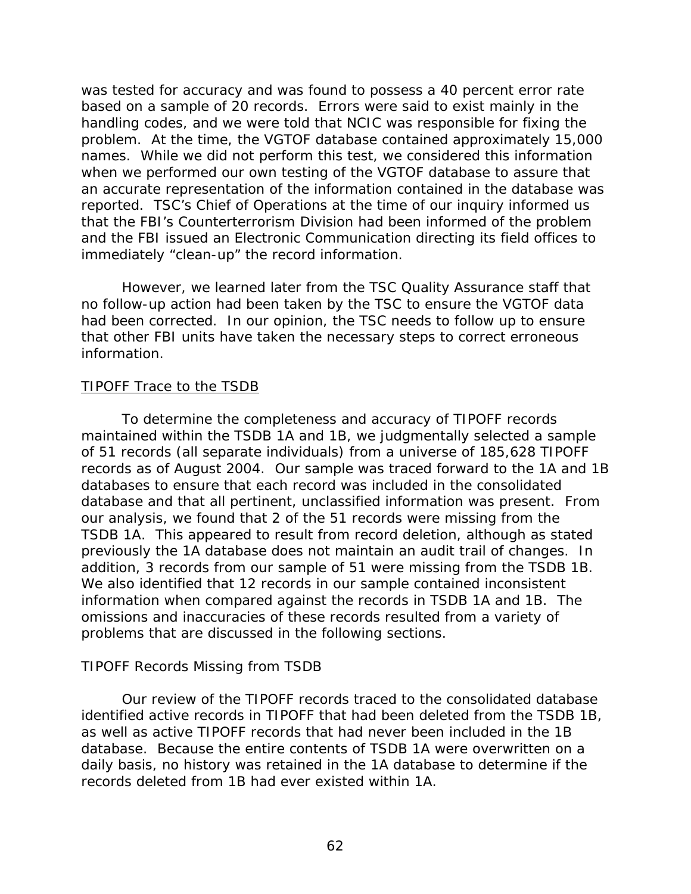was tested for accuracy and was found to possess a 40 percent error rate based on a sample of 20 records. Errors were said to exist mainly in the handling codes, and we were told that NCIC was responsible for fixing the problem. At the time, the VGTOF database contained approximately 15,000 names. While we did not perform this test, we considered this information when we performed our own testing of the VGTOF database to assure that an accurate representation of the information contained in the database was reported. TSC's Chief of Operations at the time of our inquiry informed us that the FBI's Counterterrorism Division had been informed of the problem and the FBI issued an Electronic Communication directing its field offices to immediately "clean-up" the record information.

However, we learned later from the TSC Quality Assurance staff that no follow-up action had been taken by the TSC to ensure the VGTOF data had been corrected. In our opinion, the TSC needs to follow up to ensure that other FBI units have taken the necessary steps to correct erroneous information.

### TIPOFF Trace to the TSDB

To determine the completeness and accuracy of TIPOFF records maintained within the TSDB 1A and 1B, we judgmentally selected a sample of 51 records (all separate individuals) from a universe of 185,628 TIPOFF records as of August 2004. Our sample was traced forward to the 1A and 1B databases to ensure that each record was included in the consolidated database and that all pertinent, unclassified information was present. From our analysis, we found that 2 of the 51 records were missing from the TSDB 1A. This appeared to result from record deletion, although as stated previously the 1A database does not maintain an audit trail of changes. In addition, 3 records from our sample of 51 were missing from the TSDB 1B. We also identified that 12 records in our sample contained inconsistent information when compared against the records in TSDB 1A and 1B. The omissions and inaccuracies of these records resulted from a variety of problems that are discussed in the following sections.

#### TIPOFF Records Missing from TSDB

Our review of the TIPOFF records traced to the consolidated database identified active records in TIPOFF that had been deleted from the TSDB 1B, as well as active TIPOFF records that had never been included in the 1B database. Because the entire contents of TSDB 1A were overwritten on a daily basis, no history was retained in the 1A database to determine if the records deleted from 1B had ever existed within 1A.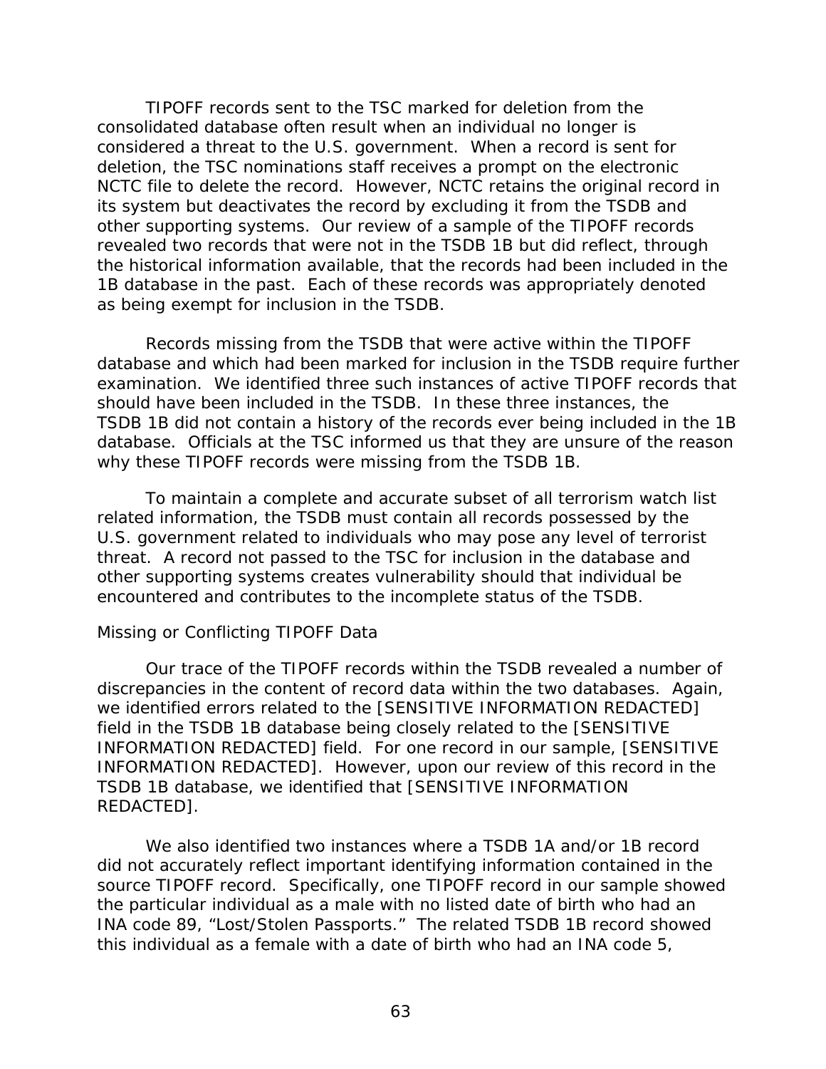TIPOFF records sent to the TSC marked for deletion from the consolidated database often result when an individual no longer is considered a threat to the U.S. government. When a record is sent for deletion, the TSC nominations staff receives a prompt on the electronic NCTC file to delete the record. However, NCTC retains the original record in its system but deactivates the record by excluding it from the TSDB and other supporting systems. Our review of a sample of the TIPOFF records revealed two records that were not in the TSDB 1B but did reflect, through the historical information available, that the records had been included in the 1B database in the past. Each of these records was appropriately denoted as being exempt for inclusion in the TSDB.

Records missing from the TSDB that were active within the TIPOFF database and which had been marked for inclusion in the TSDB require further examination. We identified three such instances of active TIPOFF records that should have been included in the TSDB. In these three instances, the TSDB 1B did not contain a history of the records ever being included in the 1B database. Officials at the TSC informed us that they are unsure of the reason why these TIPOFF records were missing from the TSDB 1B.

To maintain a complete and accurate subset of all terrorism watch list related information, the TSDB must contain all records possessed by the U.S. government related to individuals who may pose any level of terrorist threat. A record not passed to the TSC for inclusion in the database and other supporting systems creates vulnerability should that individual be encountered and contributes to the incomplete status of the TSDB.

### Missing or Conflicting TIPOFF Data

Our trace of the TIPOFF records within the TSDB revealed a number of discrepancies in the content of record data within the two databases. Again, we identified errors related to the [SENSITIVE INFORMATION REDACTED] field in the TSDB 1B database being closely related to the [SENSITIVE INFORMATION REDACTED] field. For one record in our sample, [SENSITIVE INFORMATION REDACTED]. However, upon our review of this record in the TSDB 1B database, we identified that [SENSITIVE INFORMATION REDACTED].

We also identified two instances where a TSDB 1A and/or 1B record did not accurately reflect important identifying information contained in the source TIPOFF record. Specifically, one TIPOFF record in our sample showed the particular individual as a male with no listed date of birth who had an INA code 89, "Lost/Stolen Passports." The related TSDB 1B record showed this individual as a female with a date of birth who had an INA code 5,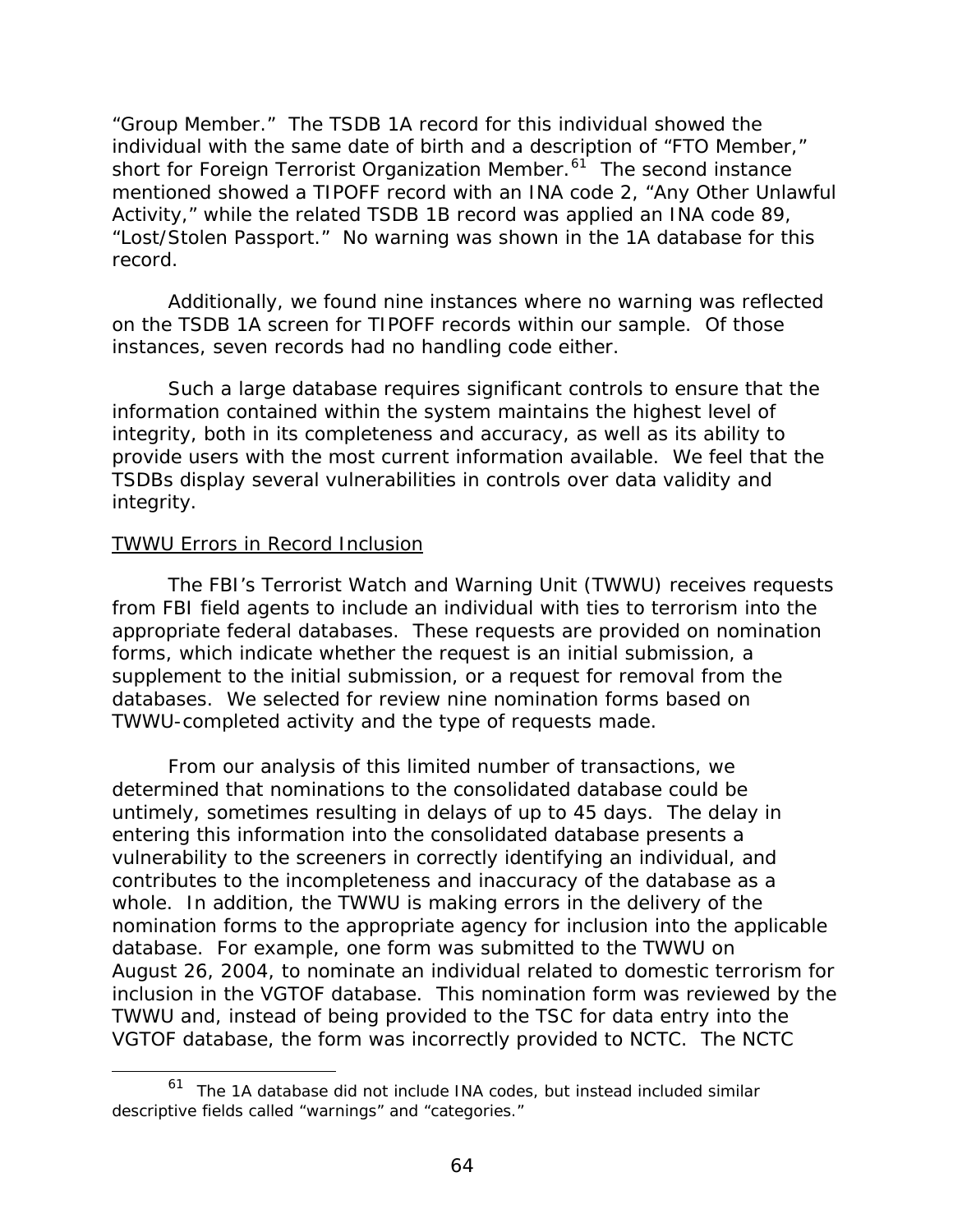"Group Member." The TSDB 1A record for this individual showed the individual with the same date of birth and a description of "FTO Member," short for Foreign Terrorist Organization Member.[61] The second instance mentioned showed a TIPOFF record with an INA code 2, "Any Other Unlawful Activity," while the related TSDB 1B record was applied an INA code 89, "Lost/Stolen Passport." No warning was shown in the 1A database for this record.

Additionally, we found nine instances where no warning was reflected on the TSDB 1A screen for TIPOFF records within our sample. Of those instances, seven records had no handling code either.

Such a large database requires significant controls to ensure that the information contained within the system maintains the highest level of integrity, both in its completeness and accuracy, as well as its ability to provide users with the most current information available. We feel that the TSDBs display several vulnerabilities in controls over data validity and integrity.

TWWU Errors in Record Inclusion

The FBI's Terrorist Watch and Warning Unit (TWWU) receives requests from FBI field agents to include an individual with ties to terrorism into the appropriate federal databases. These requests are provided on nomination forms, which indicate whether the request is an initial submission, a supplement to the initial submission, or a request for removal from the databases. We selected for review nine nomination forms based on TWWU-completed activity and the type of requests made.

From our analysis of this limited number of transactions, we determined that nominations to the consolidated database could be untimely, sometimes resulting in delays of up to 45 days. The delay in entering this information into the consolidated database presents a vulnerability to the screeners in correctly identifying an individual, and contributes to the incompleteness and inaccuracy of the database as a whole. In addition, the TWWU is making errors in the delivery of the nomination forms to the appropriate agency for inclusion into the applicable database. For example, one form was submitted to the TWWU on August 26, 2004, to nominate an individual related to domestic terrorism for inclusion in the VGTOF database. This nomination form was reviewed by the TWWU and, instead of being provided to the TSC for data entry into the VGTOF database, the form was incorrectly provided to NCTC. The NCTC

[61] The 1A database did not include INA codes, but instead included similar descriptive fields called "warnings" and "categories."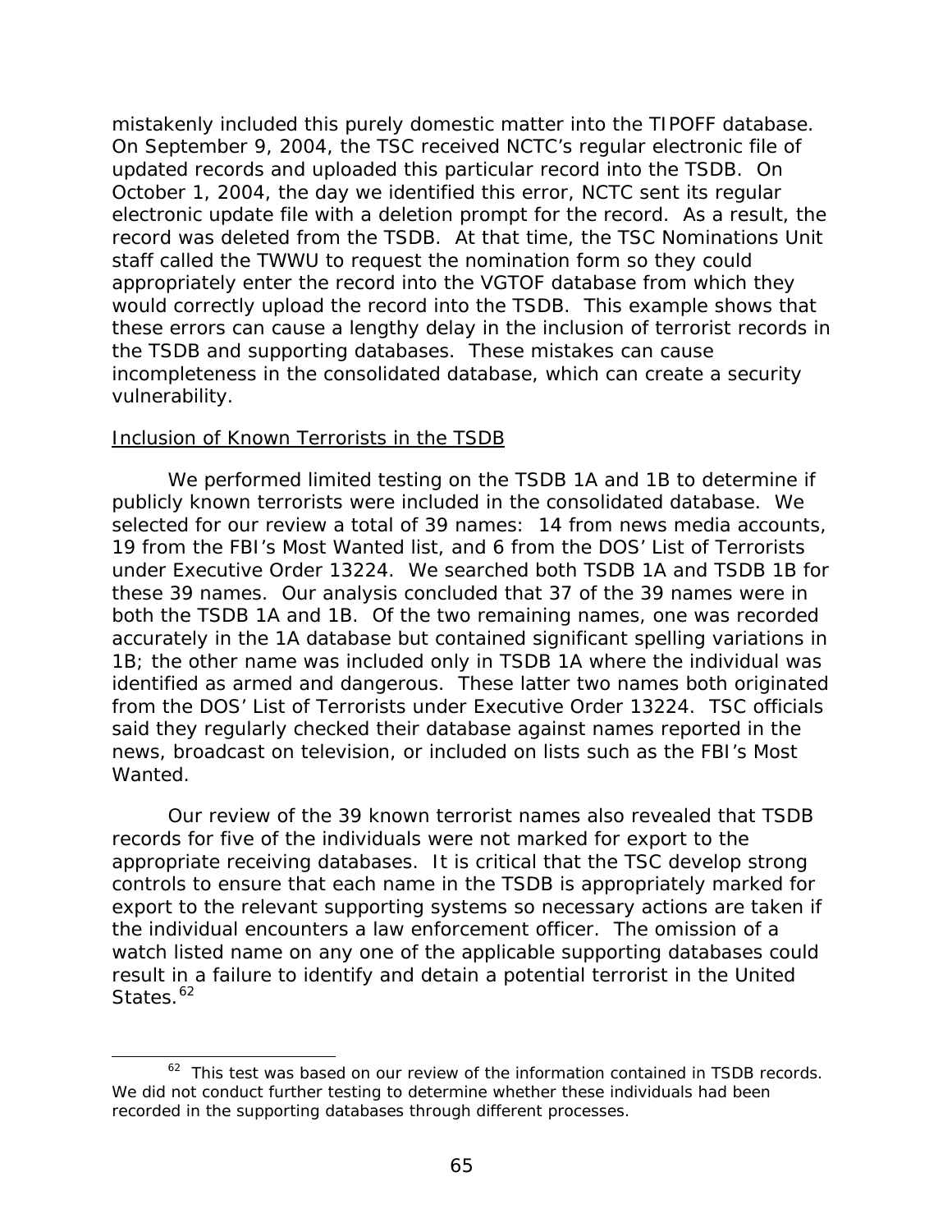mistakenly included this purely domestic matter into the TIPOFF database. On September 9, 2004, the TSC received NCTC's regular electronic file of updated records and uploaded this particular record into the TSDB. On October 1, 2004, the day we identified this error, NCTC sent its regular electronic update file with a deletion prompt for the record. As a result, the record was deleted from the TSDB. At that time, the TSC Nominations Unit staff called the TWWU to request the nomination form so they could appropriately enter the record into the VGTOF database from which they would correctly upload the record into the TSDB. This example shows that these errors can cause a lengthy delay in the inclusion of terrorist records in the TSDB and supporting databases. These mistakes can cause incompleteness in the consolidated database, which can create a security vulnerability.

Inclusion of Known Terrorists in the TSDB

We performed limited testing on the TSDB 1A and 1B to determine if publicly known terrorists were included in the consolidated database. We selected for our review a total of 39 names: 14 from news media accounts, 19 from the FBI's Most Wanted list, and 6 from the DOS' List of Terrorists under Executive Order 13224. We searched both TSDB 1A and TSDB 1B for these 39 names. Our analysis concluded that 37 of the 39 names were in both the TSDB 1A and 1B. Of the two remaining names, one was recorded accurately in the 1A database but contained significant spelling variations in 1B; the other name was included only in TSDB 1A where the individual was identified as armed and dangerous. These latter two names both originated from the DOS' List of Terrorists under Executive Order 13224. TSC officials said they regularly checked their database against names reported in the news, broadcast on television, or included on lists such as the FBI's Most Wanted.

Our review of the 39 known terrorist names also revealed that TSDB records for five of the individuals were not marked for export to the appropriate receiving databases. It is critical that the TSC develop strong controls to ensure that each name in the TSDB is appropriately marked for export to the relevant supporting systems so necessary actions are taken if the individual encounters a law enforcement officer. The omission of a watch listed name on any one of the applicable supporting databases could result in a failure to identify and detain a potential terrorist in the United States.[62]

[62] This test was based on our review of the information contained in TSDB records. We did not conduct further testing to determine whether these individuals had been recorded in the supporting databases through different processes.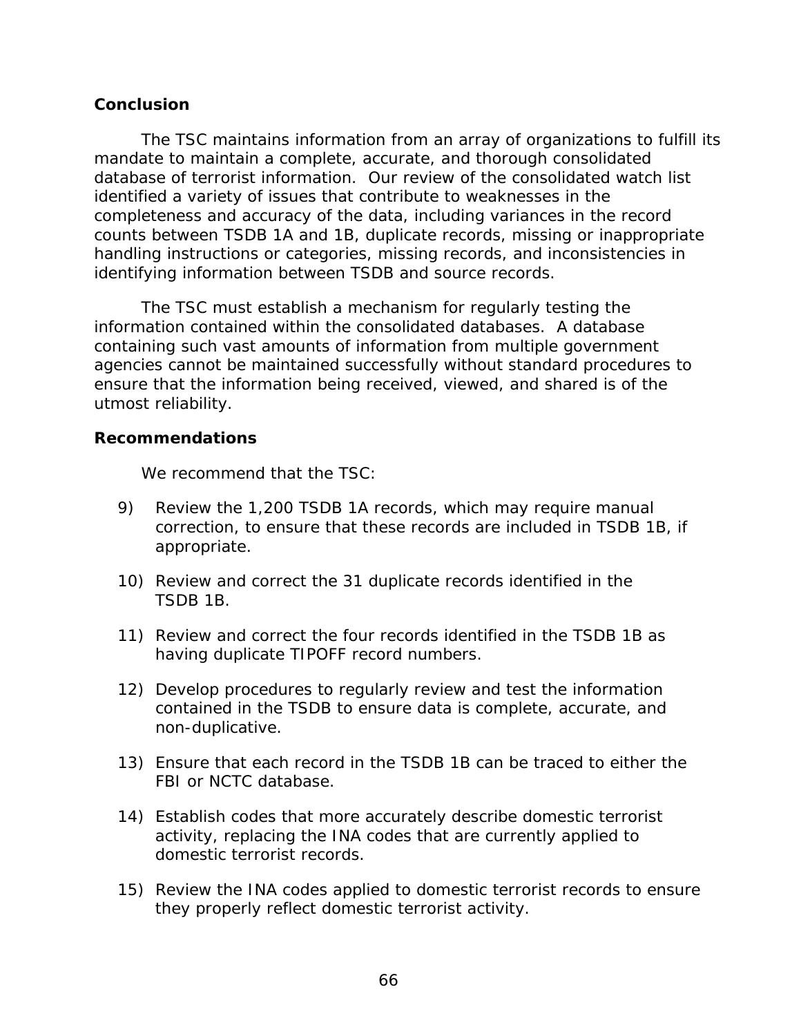## Conclusion

The TSC maintains information from an array of organizations to fulfill its mandate to maintain a complete, accurate, and thorough consolidated database of terrorist information. Our review of the consolidated watch list identified a variety of issues that contribute to weaknesses in the completeness and accuracy of the data, including variances in the record counts between TSDB 1A and 1B, duplicate records, missing or inappropriate handling instructions or categories, missing records, and inconsistencies in identifying information between TSDB and source records.

The TSC must establish a mechanism for regularly testing the information contained within the consolidated databases. A database containing such vast amounts of information from multiple government agencies cannot be maintained successfully without standard procedures to ensure that the information being received, viewed, and shared is of the utmost reliability.

## Recommendations

We recommend that the TSC:

9) Review the 1,200 TSDB 1A records, which may require manual correction, to ensure that these records are included in TSDB 1B, if appropriate.

10) Review and correct the 31 duplicate records identified in the TSDB 1B.

11) Review and correct the four records identified in the TSDB 1B as having duplicate TIPOFF record numbers.

12) Develop procedures to regularly review and test the information contained in the TSDB to ensure data is complete, accurate, and non-duplicative.

13) Ensure that each record in the TSDB 1B can be traced to either the FBI or NCTC database.

14) Establish codes that more accurately describe domestic terrorist activity, replacing the INA codes that are currently applied to domestic terrorist records.

15) Review the INA codes applied to domestic terrorist records to ensure they properly reflect domestic terrorist activity.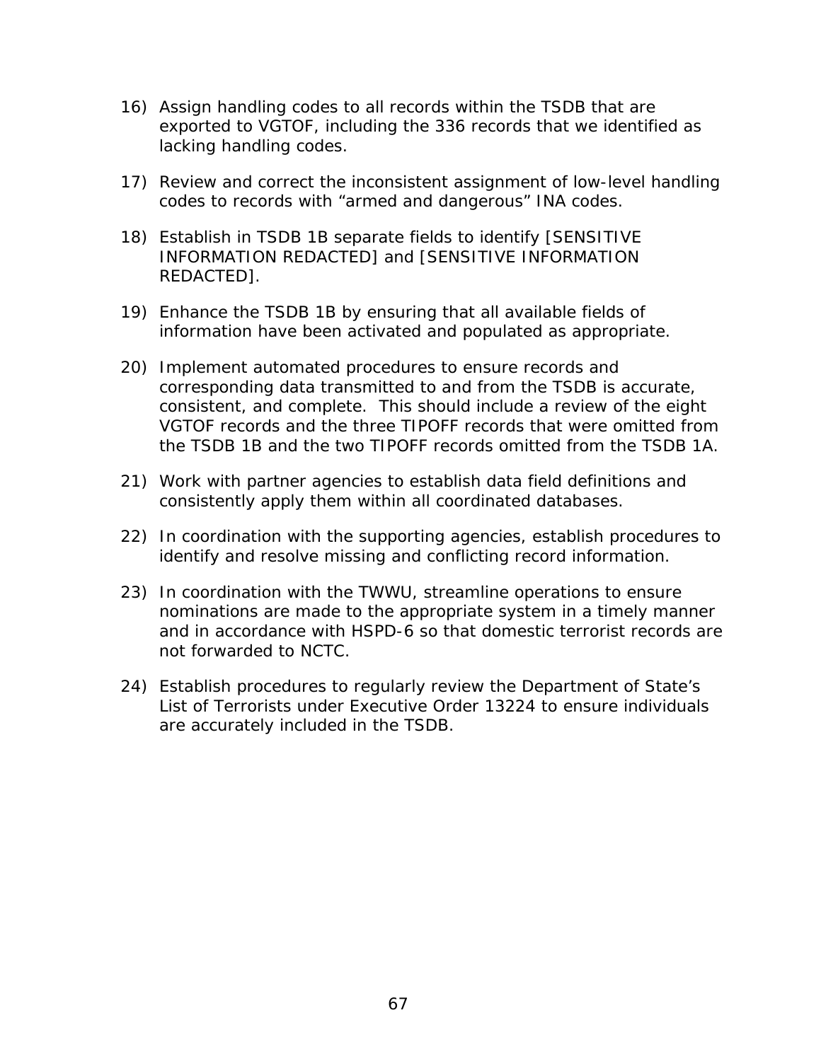16) Assign handling codes to all records within the TSDB that are exported to VGTOF, including the 336 records that we identified as lacking handling codes.

17) Review and correct the inconsistent assignment of low-level handling codes to records with "armed and dangerous" INA codes.

18) Establish in TSDB 1B separate fields to identify [SENSITIVE INFORMATION REDACTED] and [SENSITIVE INFORMATION REDACTED].

19) Enhance the TSDB 1B by ensuring that all available fields of information have been activated and populated as appropriate.

20) Implement automated procedures to ensure records and corresponding data transmitted to and from the TSDB is accurate, consistent, and complete. This should include a review of the eight VGTOF records and the three TIPOFF records that were omitted from the TSDB 1B and the two TIPOFF records omitted from the TSDB 1A.

21) Work with partner agencies to establish data field definitions and consistently apply them within all coordinated databases.

22) In coordination with the supporting agencies, establish procedures to identify and resolve missing and conflicting record information.

23) In coordination with the TWWU, streamline operations to ensure nominations are made to the appropriate system in a timely manner and in accordance with HSPD-6 so that domestic terrorist records are not forwarded to NCTC.

24) Establish procedures to regularly review the Department of State's List of Terrorists under Executive Order 13224 to ensure individuals are accurately included in the TSDB.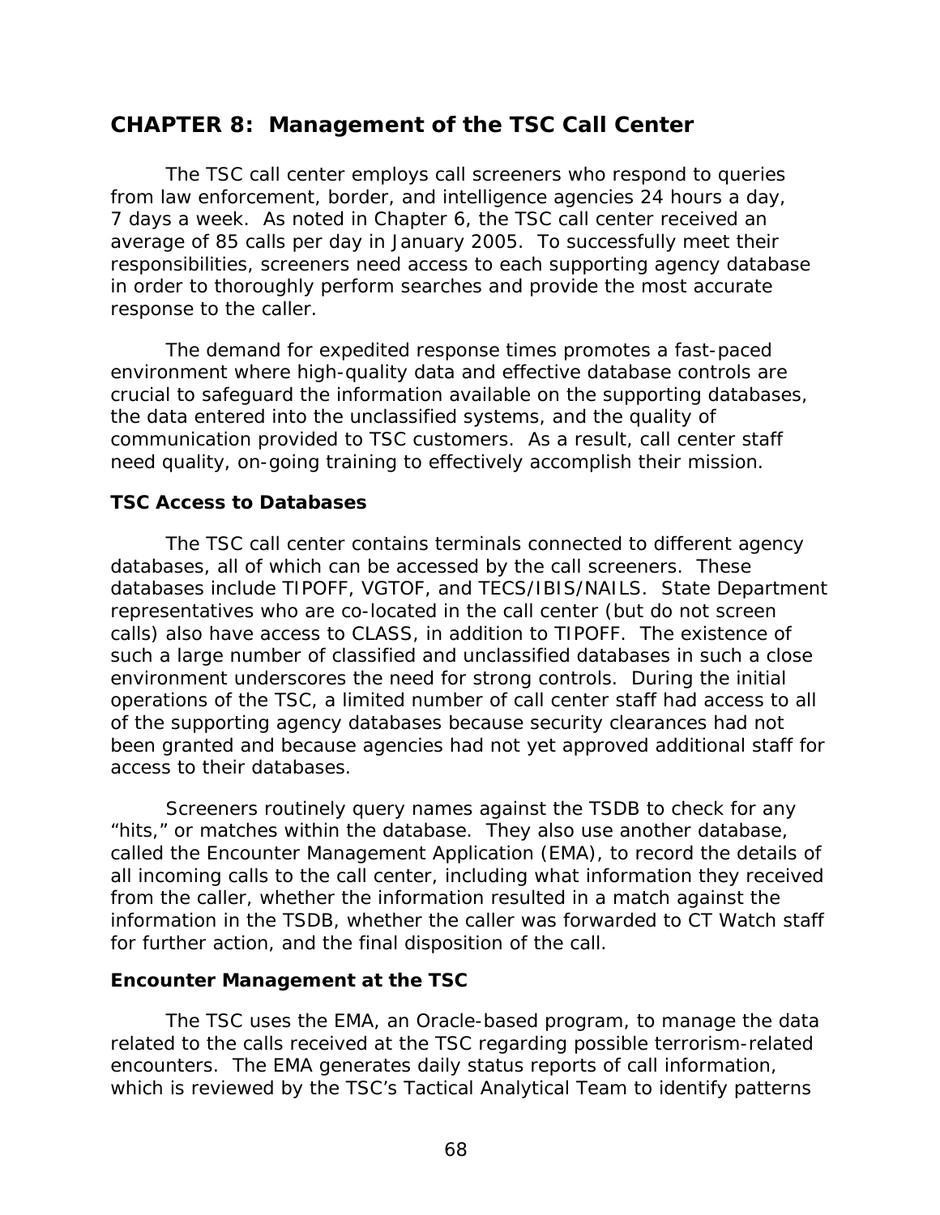# CHAPTER 8: Management of the TSC Call Center

The TSC call center employs call screeners who respond to queries from law enforcement, border, and intelligence agencies 24 hours a day, 7 days a week. As noted in Chapter 6, the TSC call center received an average of 85 calls per day in January 2005. To successfully meet their responsibilities, screeners need access to each supporting agency database in order to thoroughly perform searches and provide the most accurate response to the caller.

The demand for expedited response times promotes a fast-paced environment where high-quality data and effective database controls are crucial to safeguard the information available on the supporting databases, the data entered into the unclassified systems, and the quality of communication provided to TSC customers. As a result, call center staff need quality, on-going training to effectively accomplish their mission.

### TSC Access to Databases

The TSC call center contains terminals connected to different agency databases, all of which can be accessed by the call screeners. These databases include TIPOFF, VGTOF, and TECS/IBIS/NAILS. State Department representatives who are co-located in the call center (but do not screen calls) also have access to CLASS, in addition to TIPOFF. The existence of such a large number of classified and unclassified databases in such a close environment underscores the need for strong controls. During the initial operations of the TSC, a limited number of call center staff had access to all of the supporting agency databases because security clearances had not been granted and because agencies had not yet approved additional staff for access to their databases.

Screeners routinely query names against the TSDB to check for any "hits," or matches within the database. They also use another database, called the Encounter Management Application (EMA), to record the details of all incoming calls to the call center, including what information they received from the caller, whether the information resulted in a match against the information in the TSDB, whether the caller was forwarded to CT Watch staff for further action, and the final disposition of the call.

### Encounter Management at the TSC

The TSC uses the EMA, an Oracle-based program, to manage the data related to the calls received at the TSC regarding possible terrorism-related encounters. The EMA generates daily status reports of call information, which is reviewed by the TSC's Tactical Analytical Team to identify patterns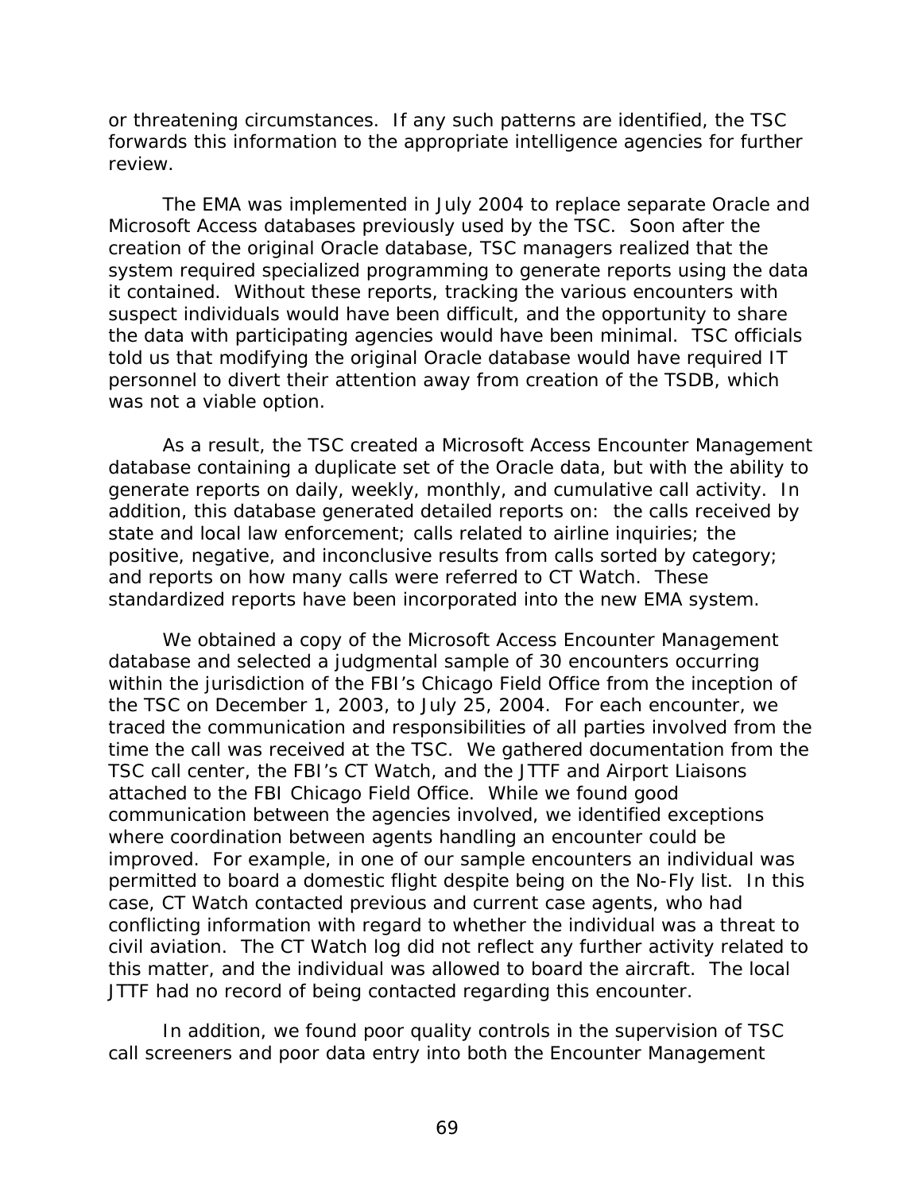or threatening circumstances. If any such patterns are identified, the TSC forwards this information to the appropriate intelligence agencies for further review.

The EMA was implemented in July 2004 to replace separate Oracle and Microsoft Access databases previously used by the TSC. Soon after the creation of the original Oracle database, TSC managers realized that the system required specialized programming to generate reports using the data it contained. Without these reports, tracking the various encounters with suspect individuals would have been difficult, and the opportunity to share the data with participating agencies would have been minimal. TSC officials told us that modifying the original Oracle database would have required IT personnel to divert their attention away from creation of the TSDB, which was not a viable option.

As a result, the TSC created a Microsoft Access Encounter Management database containing a duplicate set of the Oracle data, but with the ability to generate reports on daily, weekly, monthly, and cumulative call activity. In addition, this database generated detailed reports on: the calls received by state and local law enforcement; calls related to airline inquiries; the positive, negative, and inconclusive results from calls sorted by category; and reports on how many calls were referred to CT Watch. These standardized reports have been incorporated into the new EMA system.

We obtained a copy of the Microsoft Access Encounter Management database and selected a judgmental sample of 30 encounters occurring within the jurisdiction of the FBI's Chicago Field Office from the inception of the TSC on December 1, 2003, to July 25, 2004. For each encounter, we traced the communication and responsibilities of all parties involved from the time the call was received at the TSC. We gathered documentation from the TSC call center, the FBI's CT Watch, and the JTTF and Airport Liaisons attached to the FBI Chicago Field Office. While we found good communication between the agencies involved, we identified exceptions where coordination between agents handling an encounter could be improved. For example, in one of our sample encounters an individual was permitted to board a domestic flight despite being on the No-Fly list. In this case, CT Watch contacted previous and current case agents, who had conflicting information with regard to whether the individual was a threat to civil aviation. The CT Watch log did not reflect any further activity related to this matter, and the individual was allowed to board the aircraft. The local JTTF had no record of being contacted regarding this encounter.

In addition, we found poor quality controls in the supervision of TSC call screeners and poor data entry into both the Encounter Management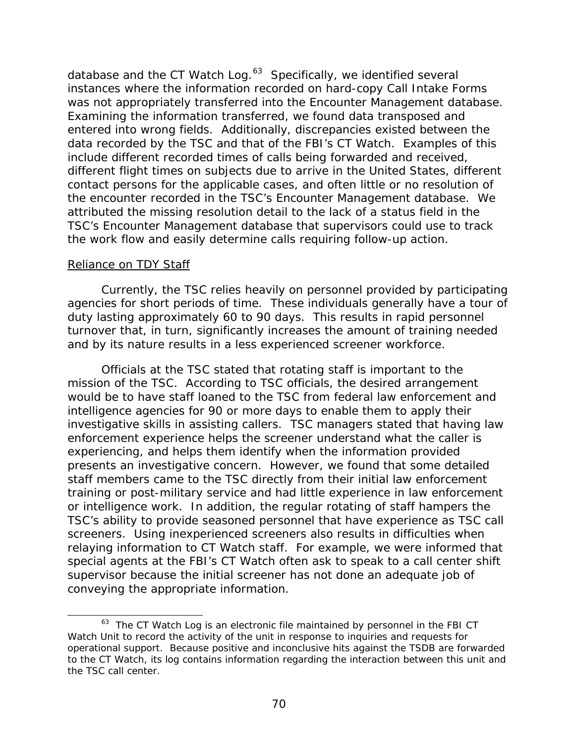database and the CT Watch Log.[63] Specifically, we identified several instances where the information recorded on hard-copy Call Intake Forms was not appropriately transferred into the Encounter Management database. Examining the information transferred, we found data transposed and entered into wrong fields. Additionally, discrepancies existed between the data recorded by the TSC and that of the FBI's CT Watch. Examples of this include different recorded times of calls being forwarded and received, different flight times on subjects due to arrive in the United States, different contact persons for the applicable cases, and often little or no resolution of the encounter recorded in the TSC's Encounter Management database. We attributed the missing resolution detail to the lack of a status field in the TSC's Encounter Management database that supervisors could use to track the work flow and easily determine calls requiring follow-up action.

Reliance on TDY Staff

Currently, the TSC relies heavily on personnel provided by participating agencies for short periods of time. These individuals generally have a tour of duty lasting approximately 60 to 90 days. This results in rapid personnel turnover that, in turn, significantly increases the amount of training needed and by its nature results in a less experienced screener workforce.

Officials at the TSC stated that rotating staff is important to the mission of the TSC. According to TSC officials, the desired arrangement would be to have staff loaned to the TSC from federal law enforcement and intelligence agencies for 90 or more days to enable them to apply their investigative skills in assisting callers. TSC managers stated that having law enforcement experience helps the screener understand what the caller is experiencing, and helps them identify when the information provided presents an investigative concern. However, we found that some detailed staff members came to the TSC directly from their initial law enforcement training or post-military service and had little experience in law enforcement or intelligence work. In addition, the regular rotating of staff hampers the TSC's ability to provide seasoned personnel that have experience as TSC call screeners. Using inexperienced screeners also results in difficulties when relaying information to CT Watch staff. For example, we were informed that special agents at the FBI's CT Watch often ask to speak to a call center shift supervisor because the initial screener has not done an adequate job of conveying the appropriate information.

[63] The CT Watch Log is an electronic file maintained by personnel in the FBI CT Watch Unit to record the activity of the unit in response to inquiries and requests for operational support. Because positive and inconclusive hits against the TSDB are forwarded to the CT Watch, its log contains information regarding the interaction between this unit and the TSC call center.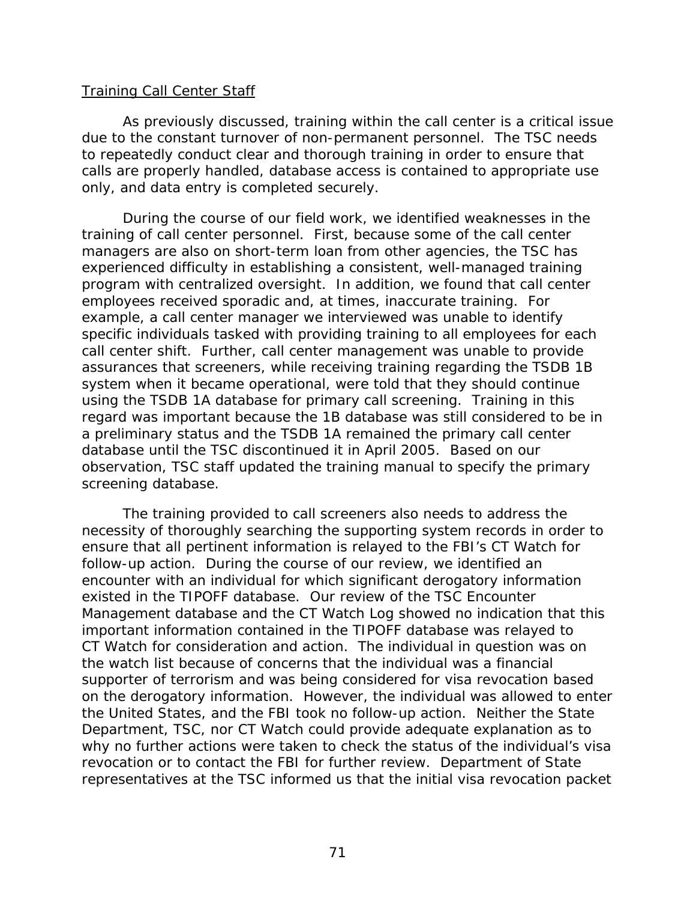Training Call Center Staff

As previously discussed, training within the call center is a critical issue due to the constant turnover of non-permanent personnel. The TSC needs to repeatedly conduct clear and thorough training in order to ensure that calls are properly handled, database access is contained to appropriate use only, and data entry is completed securely.

During the course of our field work, we identified weaknesses in the training of call center personnel. First, because some of the call center managers are also on short-term loan from other agencies, the TSC has experienced difficulty in establishing a consistent, well-managed training program with centralized oversight. In addition, we found that call center employees received sporadic and, at times, inaccurate training. For example, a call center manager we interviewed was unable to identify specific individuals tasked with providing training to all employees for each call center shift. Further, call center management was unable to provide assurances that screeners, while receiving training regarding the TSDB 1B system when it became operational, were told that they should continue using the TSDB 1A database for primary call screening. Training in this regard was important because the 1B database was still considered to be in a preliminary status and the TSDB 1A remained the primary call center database until the TSC discontinued it in April 2005. Based on our observation, TSC staff updated the training manual to specify the primary screening database.

The training provided to call screeners also needs to address the necessity of thoroughly searching the supporting system records in order to ensure that all pertinent information is relayed to the FBI's CT Watch for follow-up action. During the course of our review, we identified an encounter with an individual for which significant derogatory information existed in the TIPOFF database. Our review of the TSC Encounter Management database and the CT Watch Log showed no indication that this important information contained in the TIPOFF database was relayed to CT Watch for consideration and action. The individual in question was on the watch list because of concerns that the individual was a financial supporter of terrorism and was being considered for visa revocation based on the derogatory information. However, the individual was allowed to enter the United States, and the FBI took no follow-up action. Neither the State Department, TSC, nor CT Watch could provide adequate explanation as to why no further actions were taken to check the status of the individual's visa revocation or to contact the FBI for further review. Department of State representatives at the TSC informed us that the initial visa revocation packet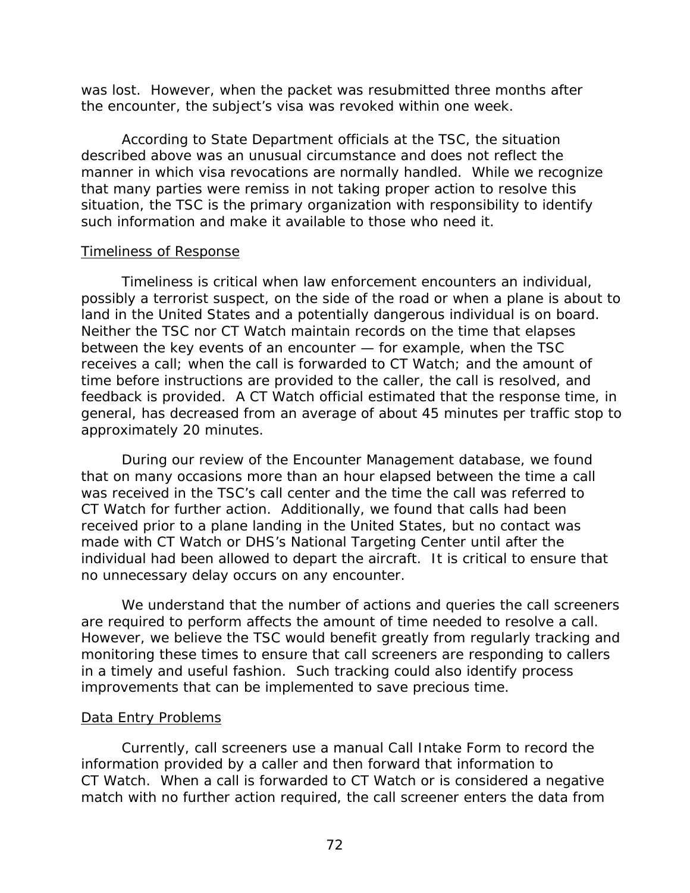was lost. However, when the packet was resubmitted three months after the encounter, the subject's visa was revoked within one week.

According to State Department officials at the TSC, the situation described above was an unusual circumstance and does not reflect the manner in which visa revocations are normally handled. While we recognize that many parties were remiss in not taking proper action to resolve this situation, the TSC is the primary organization with responsibility to identify such information and make it available to those who need it.

### Timeliness of Response

Timeliness is critical when law enforcement encounters an individual, possibly a terrorist suspect, on the side of the road or when a plane is about to land in the United States and a potentially dangerous individual is on board. Neither the TSC nor CT Watch maintain records on the time that elapses between the key events of an encounter — for example, when the TSC receives a call; when the call is forwarded to CT Watch; and the amount of time before instructions are provided to the caller, the call is resolved, and feedback is provided. A CT Watch official estimated that the response time, in general, has decreased from an average of about 45 minutes per traffic stop to approximately 20 minutes.

During our review of the Encounter Management database, we found that on many occasions more than an hour elapsed between the time a call was received in the TSC's call center and the time the call was referred to CT Watch for further action. Additionally, we found that calls had been received prior to a plane landing in the United States, but no contact was made with CT Watch or DHS's National Targeting Center until after the individual had been allowed to depart the aircraft. It is critical to ensure that no unnecessary delay occurs on any encounter.

We understand that the number of actions and queries the call screeners are required to perform affects the amount of time needed to resolve a call. However, we believe the TSC would benefit greatly from regularly tracking and monitoring these times to ensure that call screeners are responding to callers in a timely and useful fashion. Such tracking could also identify process improvements that can be implemented to save precious time.

### Data Entry Problems

Currently, call screeners use a manual Call Intake Form to record the information provided by a caller and then forward that information to CT Watch. When a call is forwarded to CT Watch or is considered a negative match with no further action required, the call screener enters the data from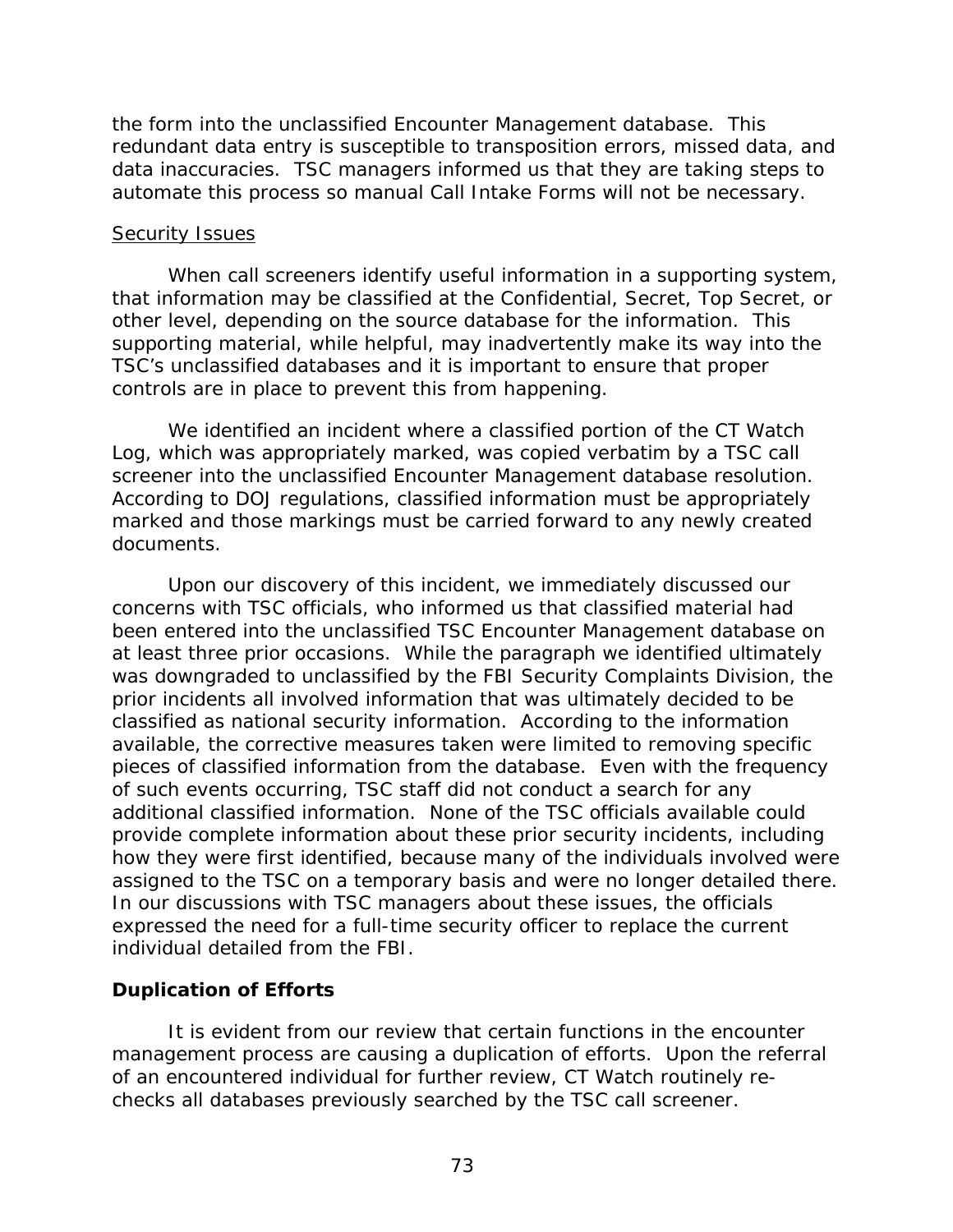the form into the unclassified Encounter Management database. This redundant data entry is susceptible to transposition errors, missed data, and data inaccuracies. TSC managers informed us that they are taking steps to automate this process so manual Call Intake Forms will not be necessary.

<u>Security Issues</u>

When call screeners identify useful information in a supporting system, that information may be classified at the Confidential, Secret, Top Secret, or other level, depending on the source database for the information. This supporting material, while helpful, may inadvertently make its way into the TSC's unclassified databases and it is important to ensure that proper controls are in place to prevent this from happening.

We identified an incident where a classified portion of the CT Watch Log, which was appropriately marked, was copied verbatim by a TSC call screener into the unclassified Encounter Management database resolution. According to DOJ regulations, classified information must be appropriately marked and those markings must be carried forward to any newly created documents.

Upon our discovery of this incident, we immediately discussed our concerns with TSC officials, who informed us that classified material had been entered into the unclassified TSC Encounter Management database on at least three prior occasions. While the paragraph we identified ultimately was downgraded to unclassified by the FBI Security Complaints Division, the prior incidents all involved information that was ultimately decided to be classified as national security information. According to the information available, the corrective measures taken were limited to removing specific pieces of classified information from the database. Even with the frequency of such events occurring, TSC staff did not conduct a search for any additional classified information. None of the TSC officials available could provide complete information about these prior security incidents, including how they were first identified, because many of the individuals involved were assigned to the TSC on a temporary basis and were no longer detailed there. In our discussions with TSC managers about these issues, the officials expressed the need for a full-time security officer to replace the current individual detailed from the FBI.

**Duplication of Efforts**

It is evident from our review that certain functions in the encounter management process are causing a duplication of efforts. Upon the referral of an encountered individual for further review, CT Watch routinely re-checks all databases previously searched by the TSC call screener.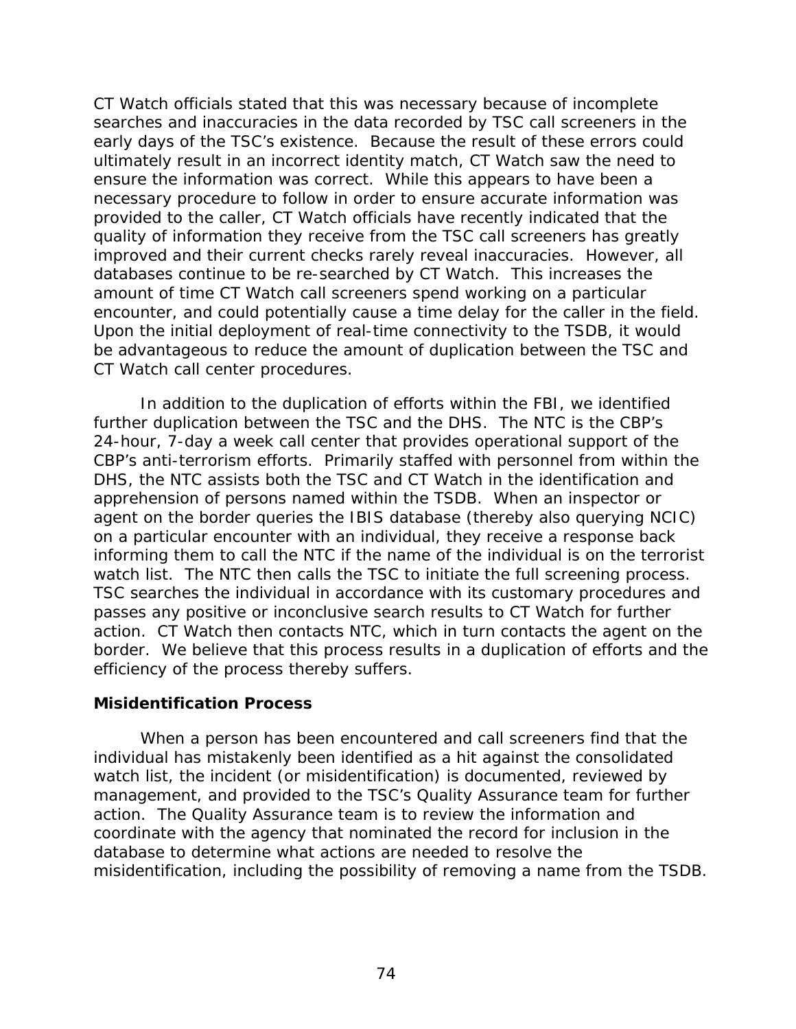CT Watch officials stated that this was necessary because of incomplete searches and inaccuracies in the data recorded by TSC call screeners in the early days of the TSC's existence. Because the result of these errors could ultimately result in an incorrect identity match, CT Watch saw the need to ensure the information was correct. While this appears to have been a necessary procedure to follow in order to ensure accurate information was provided to the caller, CT Watch officials have recently indicated that the quality of information they receive from the TSC call screeners has greatly improved and their current checks rarely reveal inaccuracies. However, all databases continue to be re-searched by CT Watch. This increases the amount of time CT Watch call screeners spend working on a particular encounter, and could potentially cause a time delay for the caller in the field. Upon the initial deployment of real-time connectivity to the TSDB, it would be advantageous to reduce the amount of duplication between the TSC and CT Watch call center procedures.

In addition to the duplication of efforts within the FBI, we identified further duplication between the TSC and the DHS. The NTC is the CBP's 24-hour, 7-day a week call center that provides operational support of the CBP's anti-terrorism efforts. Primarily staffed with personnel from within the DHS, the NTC assists both the TSC and CT Watch in the identification and apprehension of persons named within the TSDB. When an inspector or agent on the border queries the IBIS database (thereby also querying NCIC) on a particular encounter with an individual, they receive a response back informing them to call the NTC if the name of the individual is on the terrorist watch list. The NTC then calls the TSC to initiate the full screening process. TSC searches the individual in accordance with its customary procedures and passes any positive or inconclusive search results to CT Watch for further action. CT Watch then contacts NTC, which in turn contacts the agent on the border. We believe that this process results in a duplication of efforts and the efficiency of the process thereby suffers.

### Misidentification Process

When a person has been encountered and call screeners find that the individual has mistakenly been identified as a hit against the consolidated watch list, the incident (or misidentification) is documented, reviewed by management, and provided to the TSC's Quality Assurance team for further action. The Quality Assurance team is to review the information and coordinate with the agency that nominated the record for inclusion in the database to determine what actions are needed to resolve the misidentification, including the possibility of removing a name from the TSDB.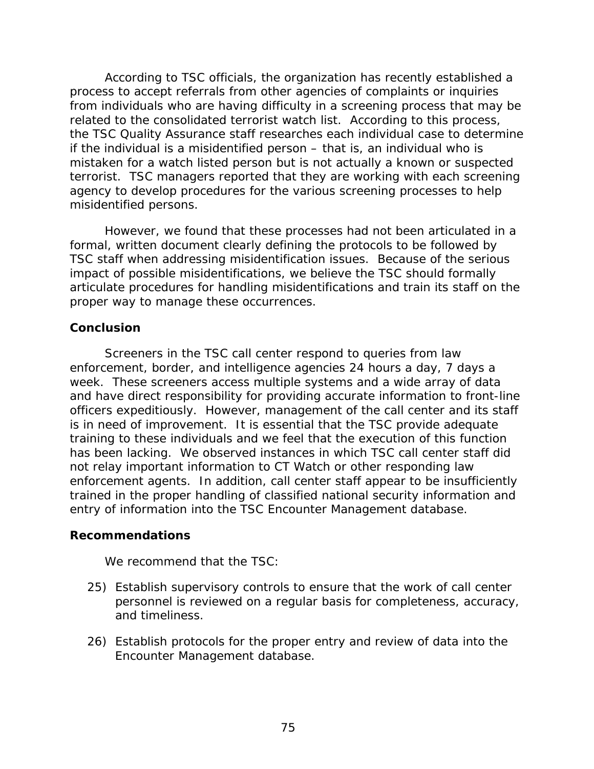According to TSC officials, the organization has recently established a process to accept referrals from other agencies of complaints or inquiries from individuals who are having difficulty in a screening process that may be related to the consolidated terrorist watch list. According to this process, the TSC Quality Assurance staff researches each individual case to determine if the individual is a misidentified person – that is, an individual who is mistaken for a watch listed person but is not actually a known or suspected terrorist. TSC managers reported that they are working with each screening agency to develop procedures for the various screening processes to help misidentified persons.

However, we found that these processes had not been articulated in a formal, written document clearly defining the protocols to be followed by TSC staff when addressing misidentification issues. Because of the serious impact of possible misidentifications, we believe the TSC should formally articulate procedures for handling misidentifications and train its staff on the proper way to manage these occurrences.

**Conclusion**

Screeners in the TSC call center respond to queries from law enforcement, border, and intelligence agencies 24 hours a day, 7 days a week. These screeners access multiple systems and a wide array of data and have direct responsibility for providing accurate information to front-line officers expeditiously. However, management of the call center and its staff is in need of improvement. It is essential that the TSC provide adequate training to these individuals and we feel that the execution of this function has been lacking. We observed instances in which TSC call center staff did not relay important information to CT Watch or other responding law enforcement agents. In addition, call center staff appear to be insufficiently trained in the proper handling of classified national security information and entry of information into the TSC Encounter Management database.

**Recommendations**

We recommend that the TSC:

25) Establish supervisory controls to ensure that the work of call center personnel is reviewed on a regular basis for completeness, accuracy, and timeliness.

26) Establish protocols for the proper entry and review of data into the Encounter Management database.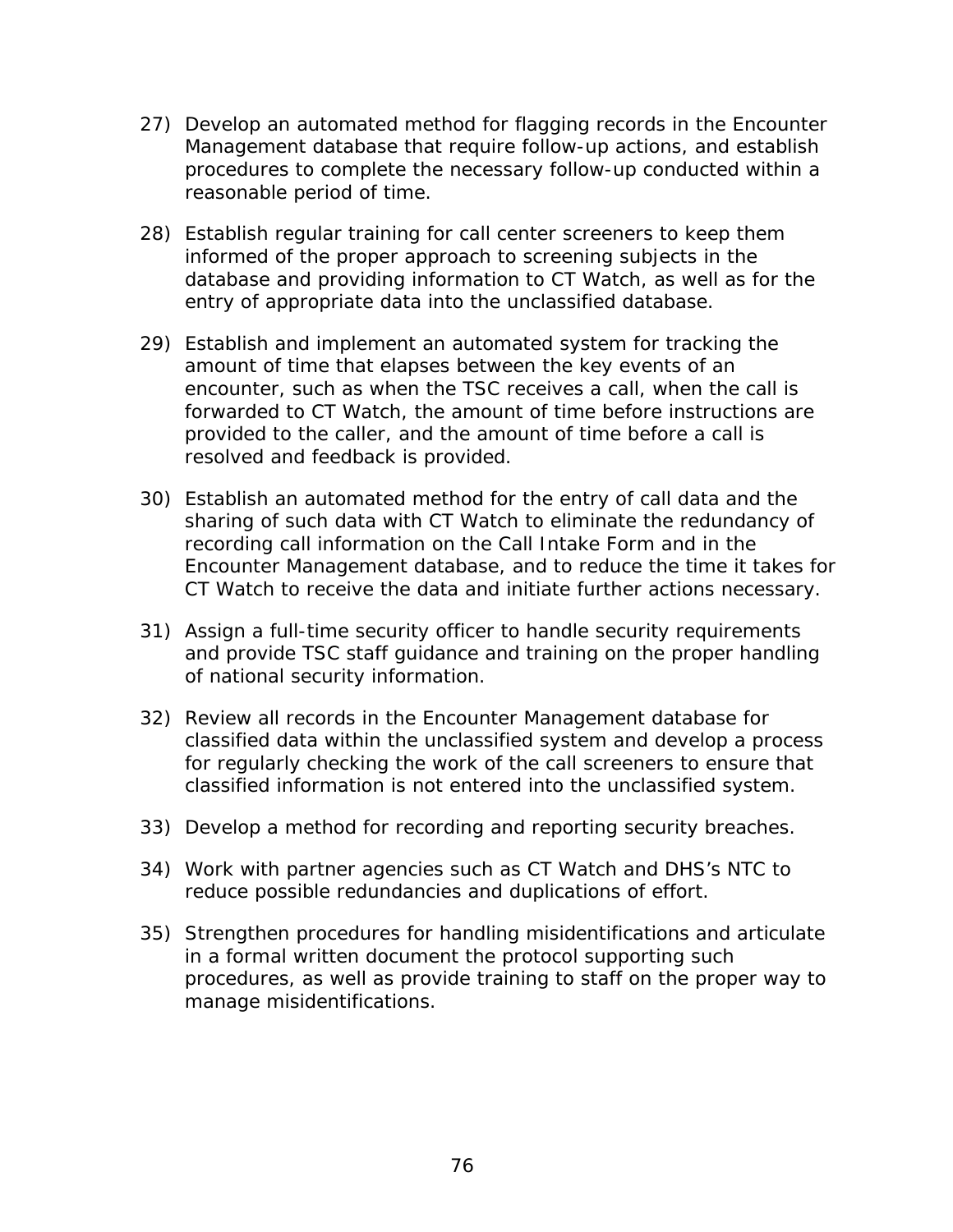27) Develop an automated method for flagging records in the Encounter Management database that require follow-up actions, and establish procedures to complete the necessary follow-up conducted within a reasonable period of time.

28) Establish regular training for call center screeners to keep them informed of the proper approach to screening subjects in the database and providing information to CT Watch, as well as for the entry of appropriate data into the unclassified database.

29) Establish and implement an automated system for tracking the amount of time that elapses between the key events of an encounter, such as when the TSC receives a call, when the call is forwarded to CT Watch, the amount of time before instructions are provided to the caller, and the amount of time before a call is resolved and feedback is provided.

30) Establish an automated method for the entry of call data and the sharing of such data with CT Watch to eliminate the redundancy of recording call information on the Call Intake Form and in the Encounter Management database, and to reduce the time it takes for CT Watch to receive the data and initiate further actions necessary.

31) Assign a full-time security officer to handle security requirements and provide TSC staff guidance and training on the proper handling of national security information.

32) Review all records in the Encounter Management database for classified data within the unclassified system and develop a process for regularly checking the work of the call screeners to ensure that classified information is not entered into the unclassified system.

33) Develop a method for recording and reporting security breaches.

34) Work with partner agencies such as CT Watch and DHS's NTC to reduce possible redundancies and duplications of effort.

35) Strengthen procedures for handling misidentifications and articulate in a formal written document the protocol supporting such procedures, as well as provide training to staff on the proper way to manage misidentifications.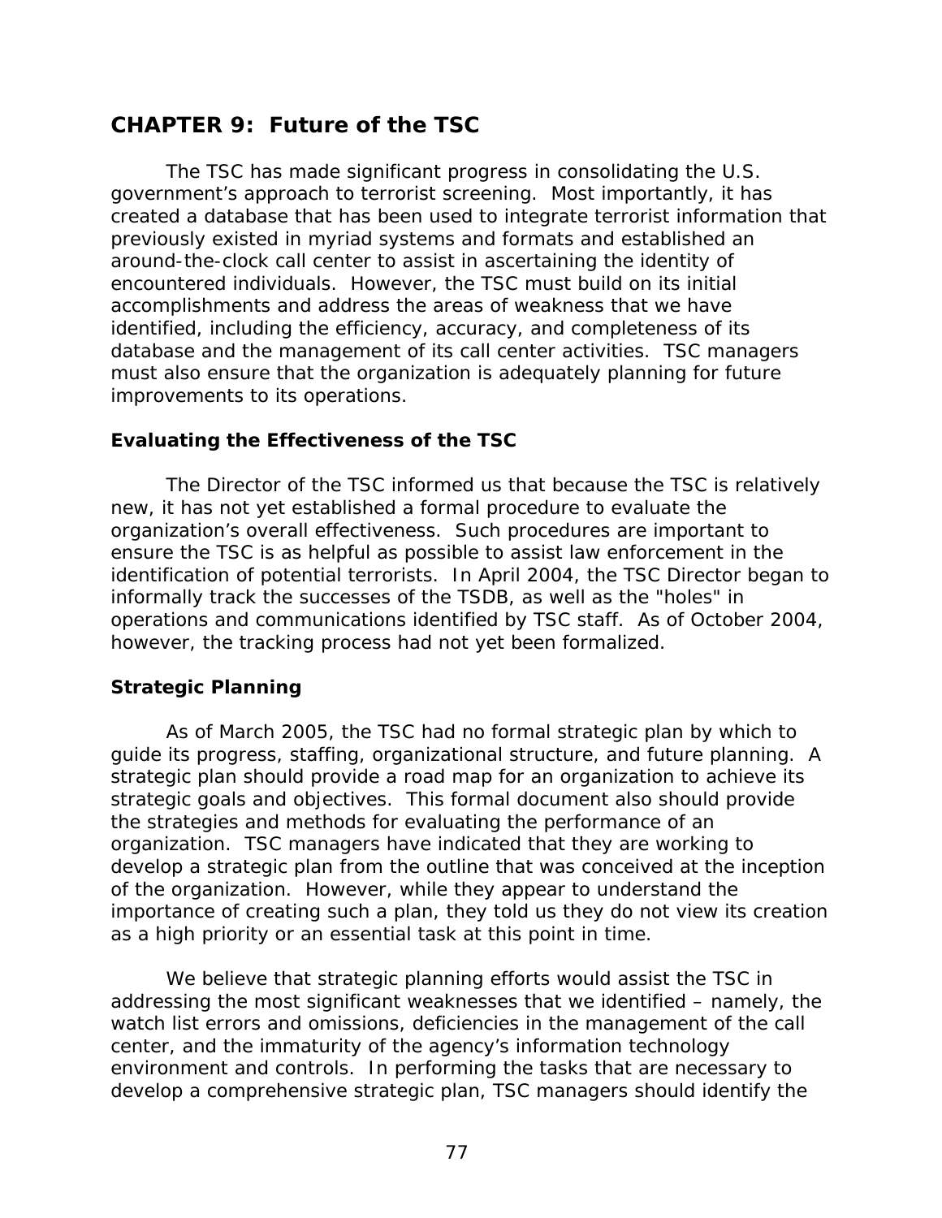## CHAPTER 9: Future of the TSC

The TSC has made significant progress in consolidating the U.S. government's approach to terrorist screening. Most importantly, it has created a database that has been used to integrate terrorist information that previously existed in myriad systems and formats and established an around-the-clock call center to assist in ascertaining the identity of encountered individuals. However, the TSC must build on its initial accomplishments and address the areas of weakness that we have identified, including the efficiency, accuracy, and completeness of its database and the management of its call center activities. TSC managers must also ensure that the organization is adequately planning for future improvements to its operations.

### Evaluating the Effectiveness of the TSC

The Director of the TSC informed us that because the TSC is relatively new, it has not yet established a formal procedure to evaluate the organization's overall effectiveness. Such procedures are important to ensure the TSC is as helpful as possible to assist law enforcement in the identification of potential terrorists. In April 2004, the TSC Director began to informally track the successes of the TSDB, as well as the "holes" in operations and communications identified by TSC staff. As of October 2004, however, the tracking process had not yet been formalized.

### Strategic Planning

As of March 2005, the TSC had no formal strategic plan by which to guide its progress, staffing, organizational structure, and future planning. A strategic plan should provide a road map for an organization to achieve its strategic goals and objectives. This formal document also should provide the strategies and methods for evaluating the performance of an organization. TSC managers have indicated that they are working to develop a strategic plan from the outline that was conceived at the inception of the organization. However, while they appear to understand the importance of creating such a plan, they told us they do not view its creation as a high priority or an essential task at this point in time.

We believe that strategic planning efforts would assist the TSC in addressing the most significant weaknesses that we identified – namely, the watch list errors and omissions, deficiencies in the management of the call center, and the immaturity of the agency's information technology environment and controls. In performing the tasks that are necessary to develop a comprehensive strategic plan, TSC managers should identify the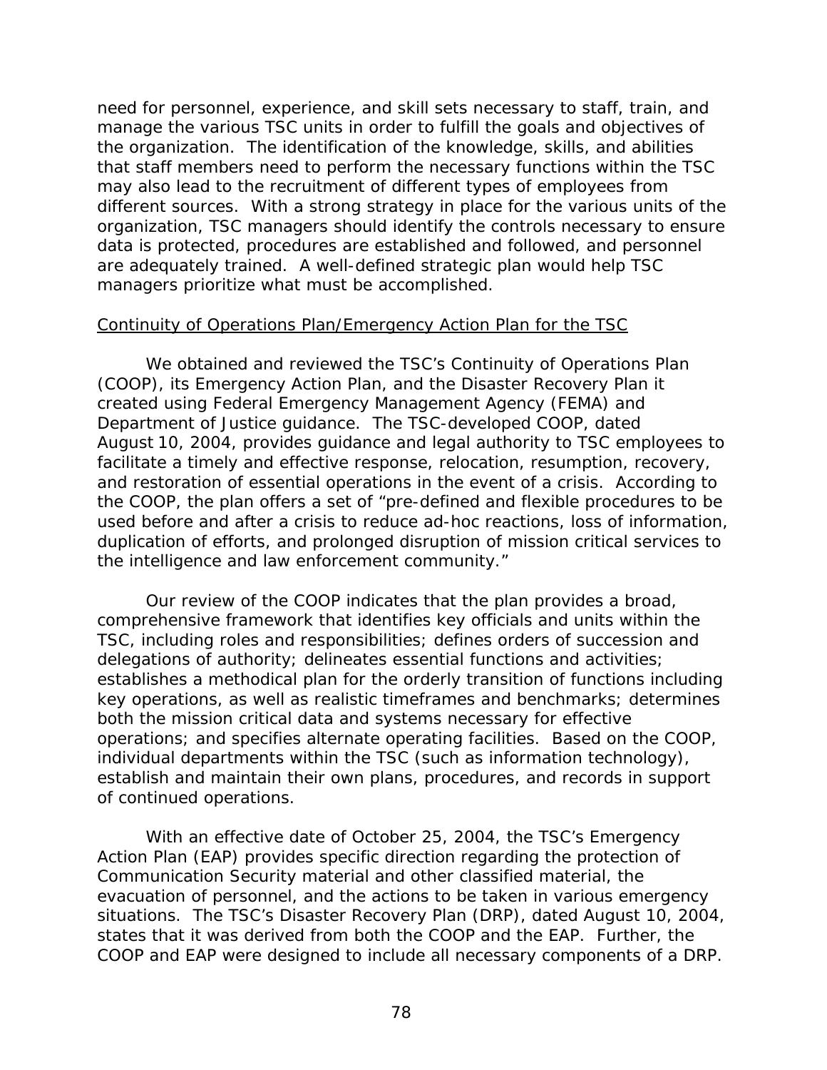need for personnel, experience, and skill sets necessary to staff, train, and manage the various TSC units in order to fulfill the goals and objectives of the organization. The identification of the knowledge, skills, and abilities that staff members need to perform the necessary functions within the TSC may also lead to the recruitment of different types of employees from different sources. With a strong strategy in place for the various units of the organization, TSC managers should identify the controls necessary to ensure data is protected, procedures are established and followed, and personnel are adequately trained. A well-defined strategic plan would help TSC managers prioritize what must be accomplished.

Continuity of Operations Plan/Emergency Action Plan for the TSC

We obtained and reviewed the TSC's Continuity of Operations Plan (COOP), its Emergency Action Plan, and the Disaster Recovery Plan it created using Federal Emergency Management Agency (FEMA) and Department of Justice guidance. The TSC-developed COOP, dated August 10, 2004, provides guidance and legal authority to TSC employees to facilitate a timely and effective response, relocation, resumption, recovery, and restoration of essential operations in the event of a crisis. According to the COOP, the plan offers a set of "pre-defined and flexible procedures to be used before and after a crisis to reduce ad-hoc reactions, loss of information, duplication of efforts, and prolonged disruption of mission critical services to the intelligence and law enforcement community."

Our review of the COOP indicates that the plan provides a broad, comprehensive framework that identifies key officials and units within the TSC, including roles and responsibilities; defines orders of succession and delegations of authority; delineates essential functions and activities; establishes a methodical plan for the orderly transition of functions including key operations, as well as realistic timeframes and benchmarks; determines both the mission critical data and systems necessary for effective operations; and specifies alternate operating facilities. Based on the COOP, individual departments within the TSC (such as information technology), establish and maintain their own plans, procedures, and records in support of continued operations.

With an effective date of October 25, 2004, the TSC's Emergency Action Plan (EAP) provides specific direction regarding the protection of Communication Security material and other classified material, the evacuation of personnel, and the actions to be taken in various emergency situations. The TSC's Disaster Recovery Plan (DRP), dated August 10, 2004, states that it was derived from both the COOP and the EAP. Further, the COOP and EAP were designed to include all necessary components of a DRP.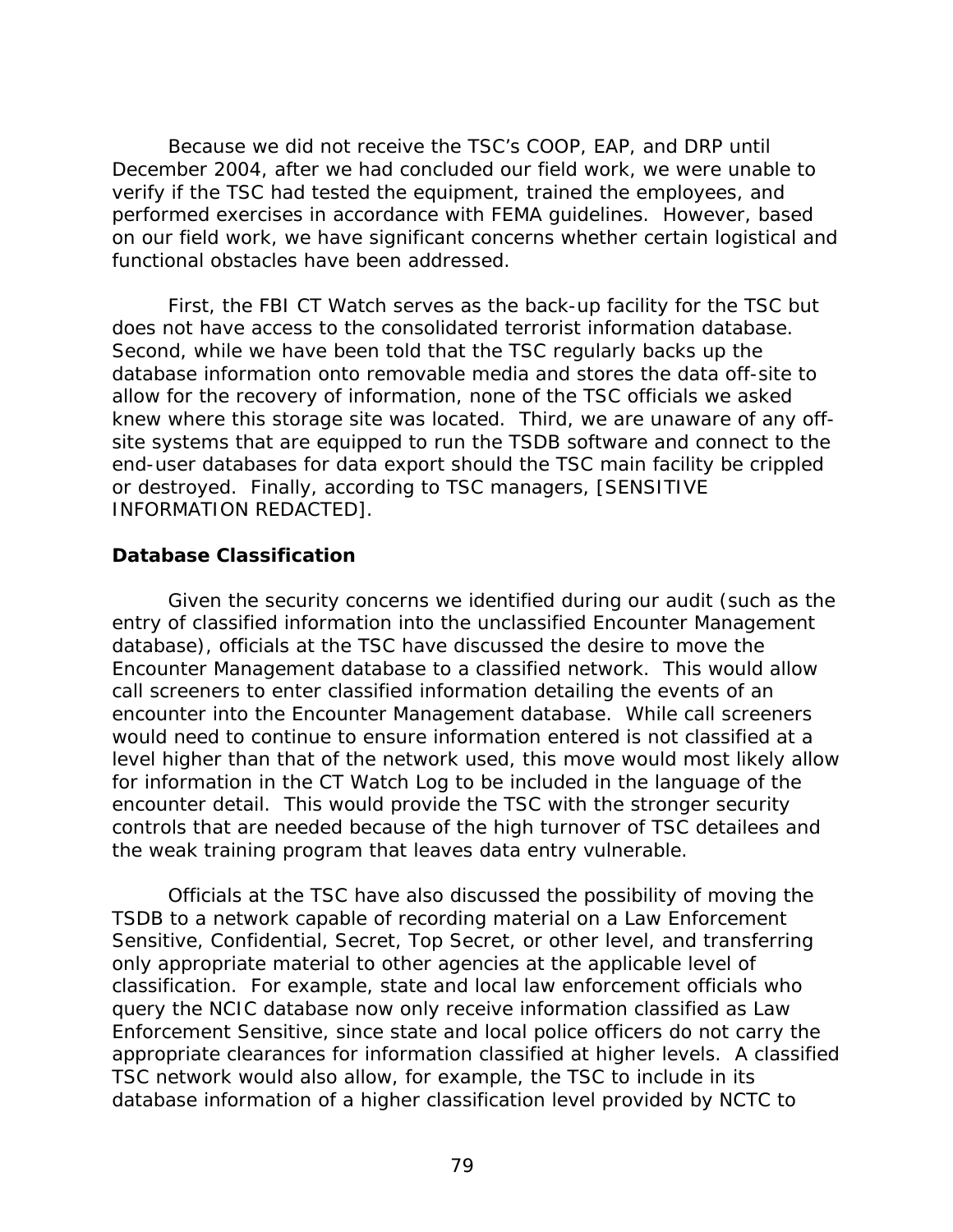Because we did not receive the TSC's COOP, EAP, and DRP until December 2004, after we had concluded our field work, we were unable to verify if the TSC had tested the equipment, trained the employees, and performed exercises in accordance with FEMA guidelines. However, based on our field work, we have significant concerns whether certain logistical and functional obstacles have been addressed.

First, the FBI CT Watch serves as the back-up facility for the TSC but does not have access to the consolidated terrorist information database. Second, while we have been told that the TSC regularly backs up the database information onto removable media and stores the data off-site to allow for the recovery of information, none of the TSC officials we asked knew where this storage site was located. Third, we are unaware of any off-site systems that are equipped to run the TSDB software and connect to the end-user databases for data export should the TSC main facility be crippled or destroyed. Finally, according to TSC managers, [SENSITIVE INFORMATION REDACTED].

### Database Classification

Given the security concerns we identified during our audit (such as the entry of classified information into the unclassified Encounter Management database), officials at the TSC have discussed the desire to move the Encounter Management database to a classified network. This would allow call screeners to enter classified information detailing the events of an encounter into the Encounter Management database. While call screeners would need to continue to ensure information entered is not classified at a level higher than that of the network used, this move would most likely allow for information in the CT Watch Log to be included in the language of the encounter detail. This would provide the TSC with the stronger security controls that are needed because of the high turnover of TSC detailees and the weak training program that leaves data entry vulnerable.

Officials at the TSC have also discussed the possibility of moving the TSDB to a network capable of recording material on a Law Enforcement Sensitive, Confidential, Secret, Top Secret, or other level, and transferring only appropriate material to other agencies at the applicable level of classification. For example, state and local law enforcement officials who query the NCIC database now only receive information classified as Law Enforcement Sensitive, since state and local police officers do not carry the appropriate clearances for information classified at higher levels. A classified TSC network would also allow, for example, the TSC to include in its database information of a higher classification level provided by NCTC to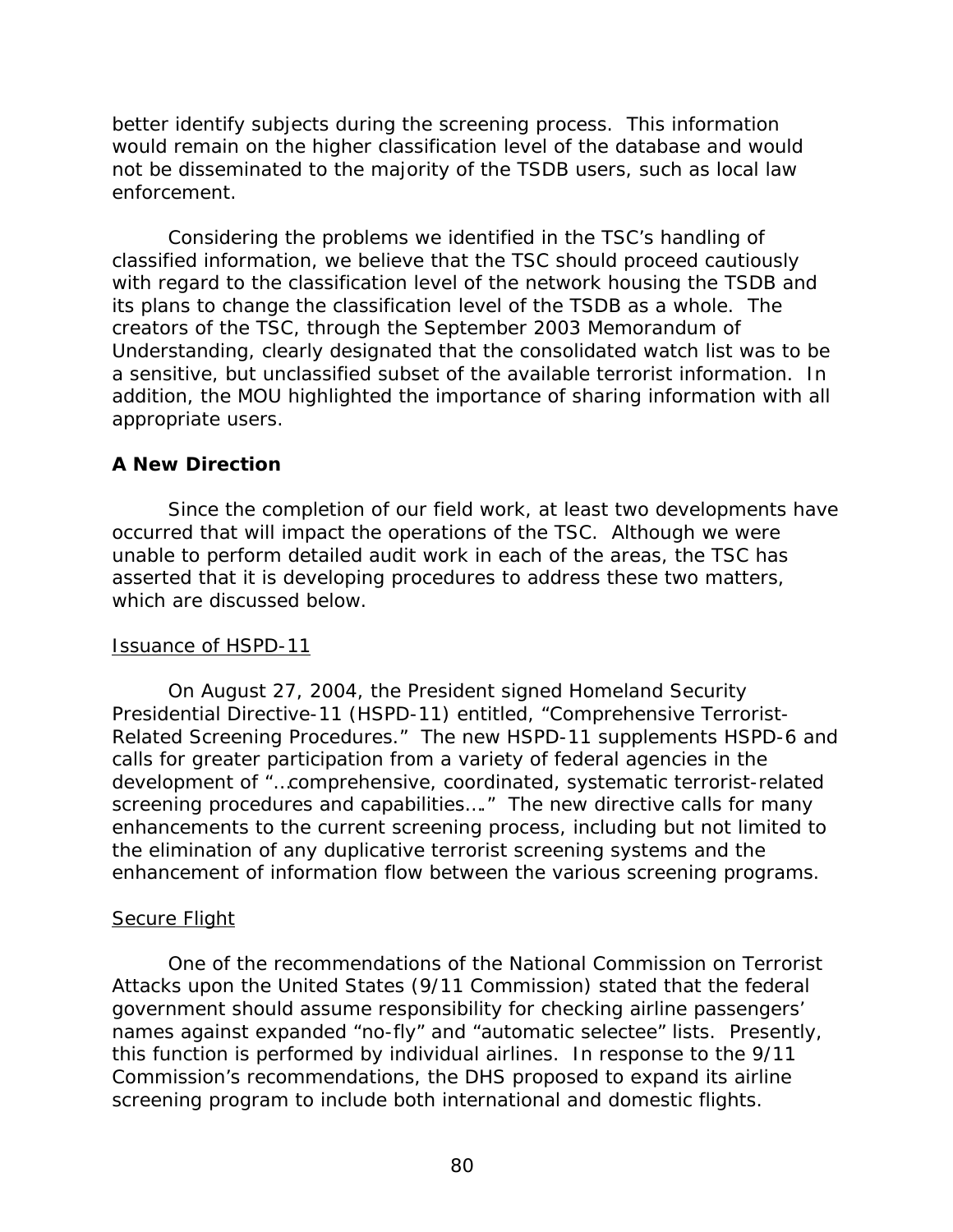better identify subjects during the screening process. This information would remain on the higher classification level of the database and would not be disseminated to the majority of the TSDB users, such as local law enforcement.

Considering the problems we identified in the TSC's handling of classified information, we believe that the TSC should proceed cautiously with regard to the classification level of the network housing the TSDB and its plans to change the classification level of the TSDB as a whole. The creators of the TSC, through the September 2003 Memorandum of Understanding, clearly designated that the consolidated watch list was to be a sensitive, but unclassified subset of the available terrorist information. In addition, the MOU highlighted the importance of sharing information with all appropriate users.

## A New Direction

Since the completion of our field work, at least two developments have occurred that will impact the operations of the TSC. Although we were unable to perform detailed audit work in each of the areas, the TSC has asserted that it is developing procedures to address these two matters, which are discussed below.

### Issuance of HSPD-11

On August 27, 2004, the President signed Homeland Security Presidential Directive-11 (HSPD-11) entitled, "Comprehensive Terrorist-Related Screening Procedures." The new HSPD-11 supplements HSPD-6 and calls for greater participation from a variety of federal agencies in the development of "…comprehensive, coordinated, systematic terrorist-related screening procedures and capabilities…." The new directive calls for many enhancements to the current screening process, including but not limited to the elimination of any duplicative terrorist screening systems and the enhancement of information flow between the various screening programs.

### Secure Flight

One of the recommendations of the National Commission on Terrorist Attacks upon the United States (9/11 Commission) stated that the federal government should assume responsibility for checking airline passengers' names against expanded "no-fly" and "automatic selectee" lists. Presently, this function is performed by individual airlines. In response to the 9/11 Commission's recommendations, the DHS proposed to expand its airline screening program to include both international and domestic flights.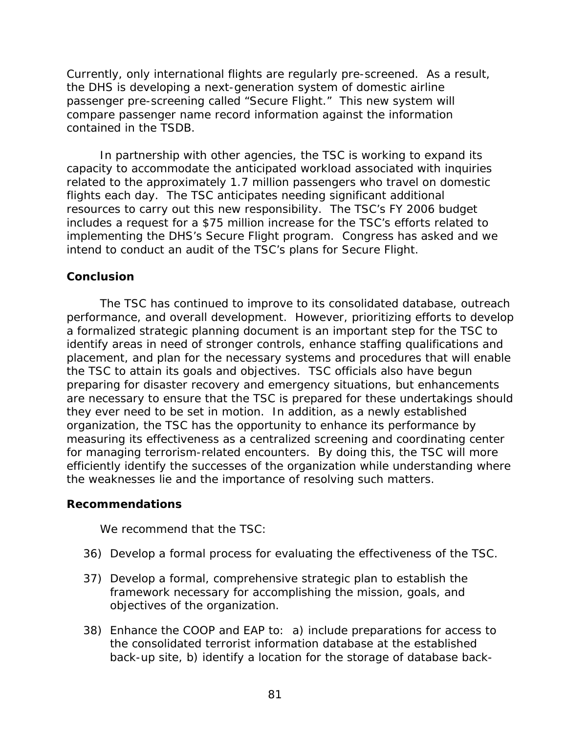Currently, only international flights are regularly pre-screened. As a result, the DHS is developing a next-generation system of domestic airline passenger pre-screening called "Secure Flight." This new system will compare passenger name record information against the information contained in the TSDB.

In partnership with other agencies, the TSC is working to expand its capacity to accommodate the anticipated workload associated with inquiries related to the approximately 1.7 million passengers who travel on domestic flights each day. The TSC anticipates needing significant additional resources to carry out this new responsibility. The TSC's FY 2006 budget includes a request for a $75 million increase for the TSC's efforts related to implementing the DHS's Secure Flight program. Congress has asked and we intend to conduct an audit of the TSC's plans for Secure Flight.

**Conclusion**

The TSC has continued to improve to its consolidated database, outreach performance, and overall development. However, prioritizing efforts to develop a formalized strategic planning document is an important step for the TSC to identify areas in need of stronger controls, enhance staffing qualifications and placement, and plan for the necessary systems and procedures that will enable the TSC to attain its goals and objectives. TSC officials also have begun preparing for disaster recovery and emergency situations, but enhancements are necessary to ensure that the TSC is prepared for these undertakings should they ever need to be set in motion. In addition, as a newly established organization, the TSC has the opportunity to enhance its performance by measuring its effectiveness as a centralized screening and coordinating center for managing terrorism-related encounters. By doing this, the TSC will more efficiently identify the successes of the organization while understanding where the weaknesses lie and the importance of resolving such matters.

**Recommendations**

We recommend that the TSC:

36) Develop a formal process for evaluating the effectiveness of the TSC.

37) Develop a formal, comprehensive strategic plan to establish the framework necessary for accomplishing the mission, goals, and objectives of the organization.

38) Enhance the COOP and EAP to: a) include preparations for access to the consolidated terrorist information database at the established back-up site, b) identify a location for the storage of database back-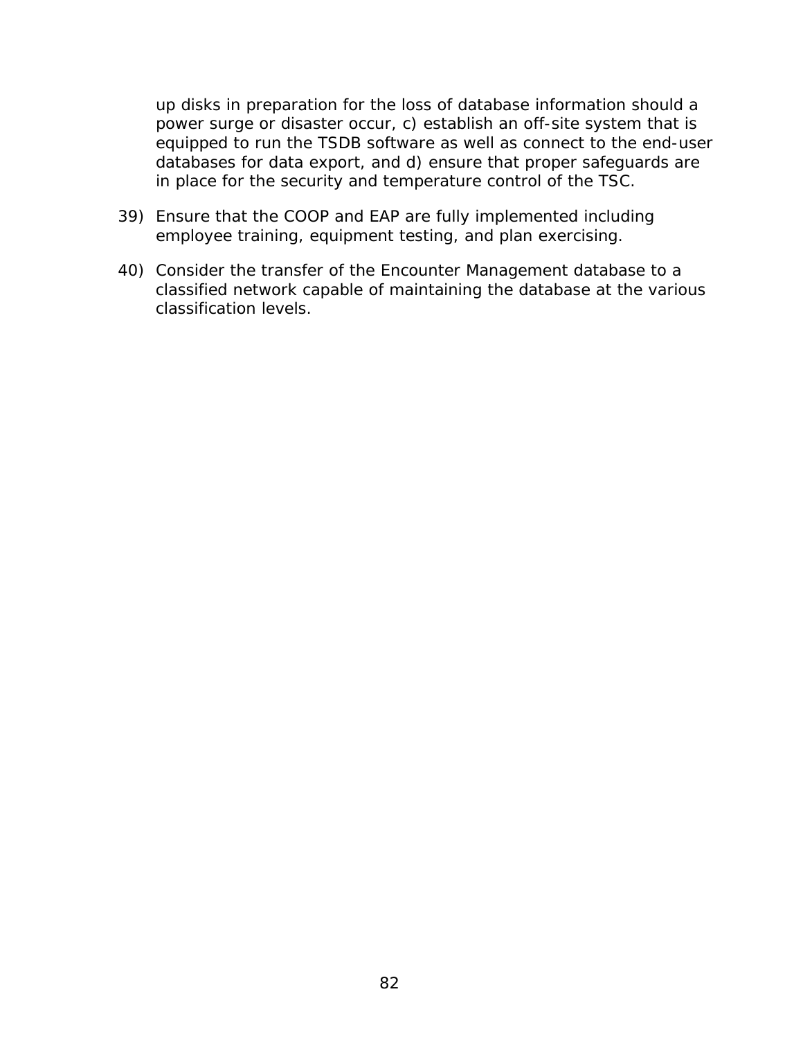up disks in preparation for the loss of database information should a power surge or disaster occur, c) establish an off-site system that is equipped to run the TSDB software as well as connect to the end-user databases for data export, and d) ensure that proper safeguards are in place for the security and temperature control of the TSC.

39) Ensure that the COOP and EAP are fully implemented including employee training, equipment testing, and plan exercising.

40) Consider the transfer of the Encounter Management database to a classified network capable of maintaining the database at the various classification levels.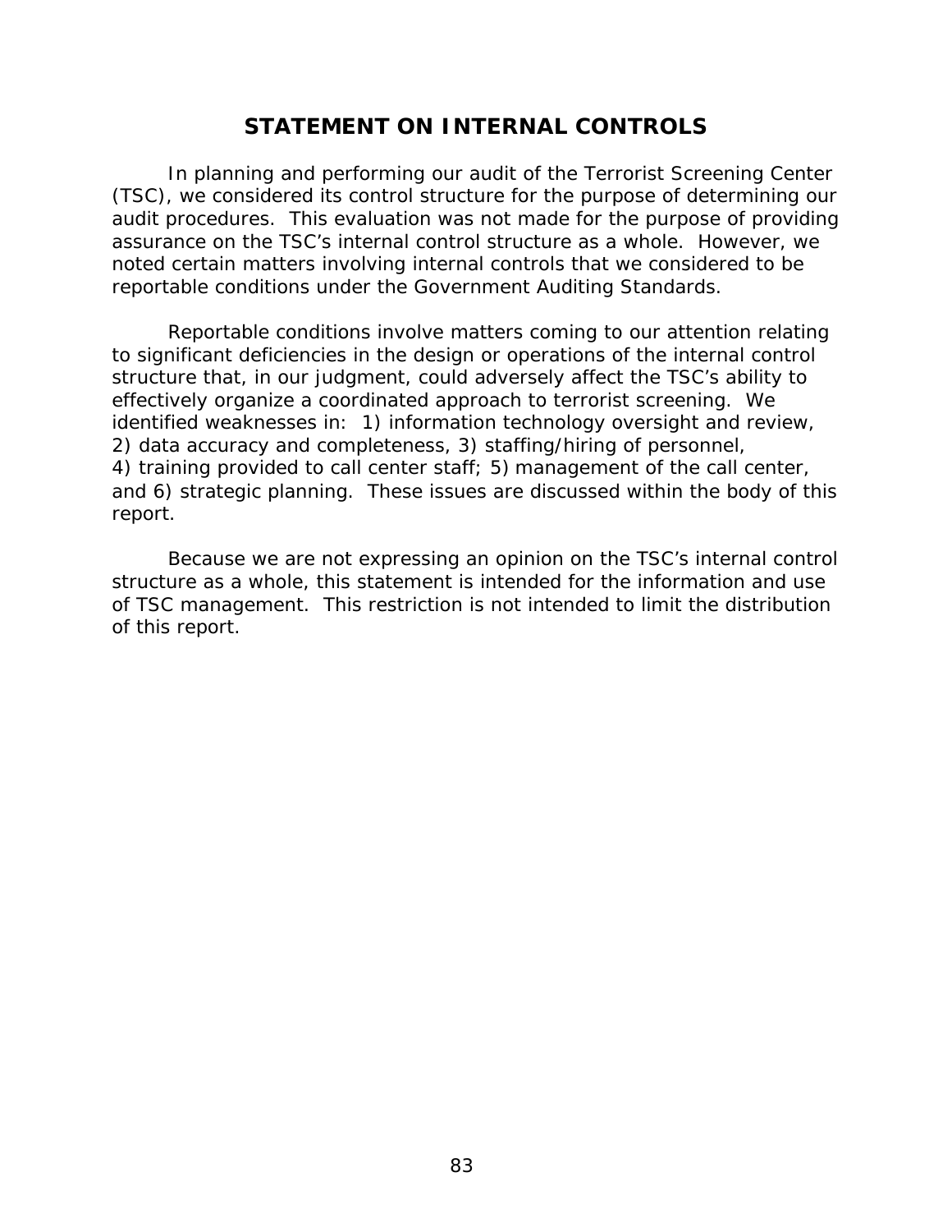# STATEMENT ON INTERNAL CONTROLS

In planning and performing our audit of the Terrorist Screening Center (TSC), we considered its control structure for the purpose of determining our audit procedures. This evaluation was not made for the purpose of providing assurance on the TSC's internal control structure as a whole. However, we noted certain matters involving internal controls that we considered to be reportable conditions under the Government Auditing Standards.

Reportable conditions involve matters coming to our attention relating to significant deficiencies in the design or operations of the internal control structure that, in our judgment, could adversely affect the TSC's ability to effectively organize a coordinated approach to terrorist screening. We identified weaknesses in: 1) information technology oversight and review, 2) data accuracy and completeness, 3) staffing/hiring of personnel, 4) training provided to call center staff; 5) management of the call center, and 6) strategic planning. These issues are discussed within the body of this report.

Because we are not expressing an opinion on the TSC's internal control structure as a whole, this statement is intended for the information and use of TSC management. This restriction is not intended to limit the distribution of this report.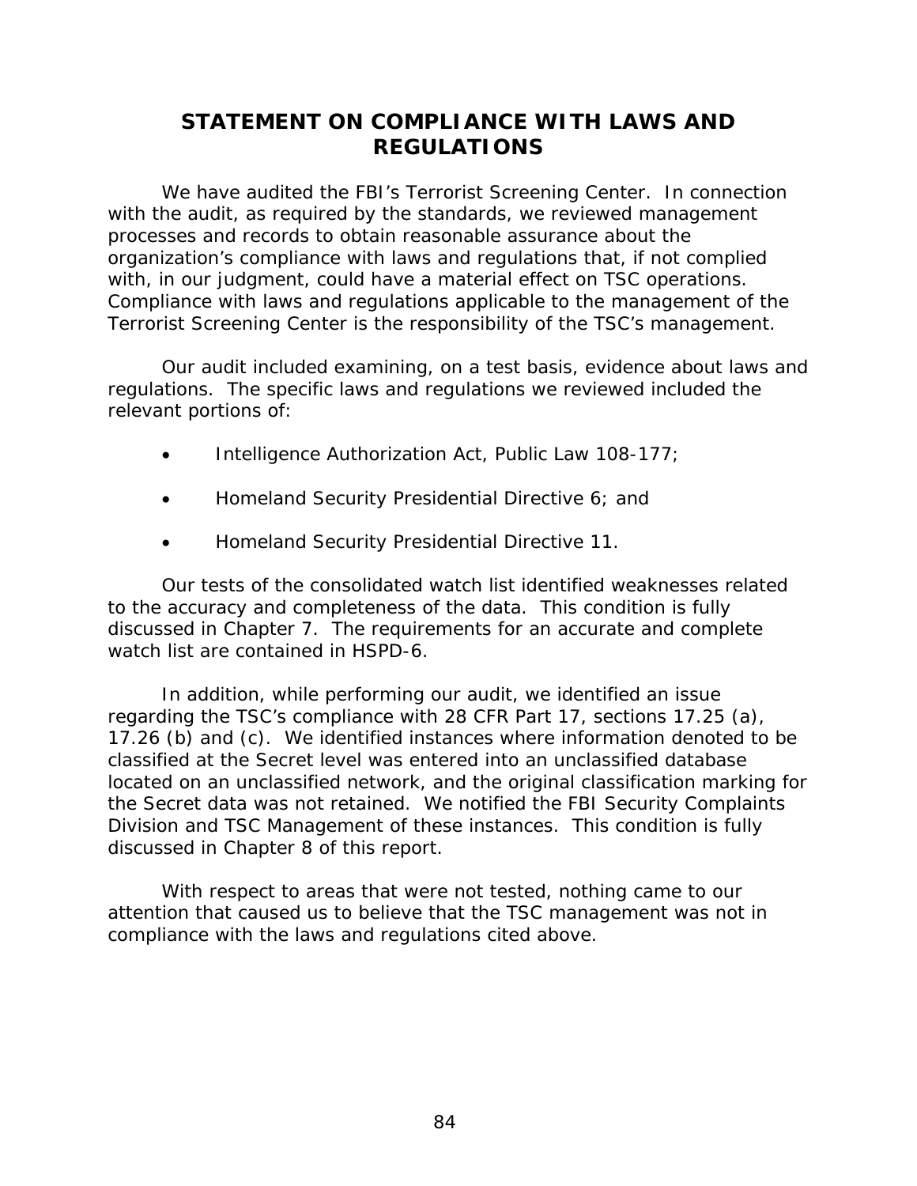# STATEMENT ON COMPLIANCE WITH LAWS AND REGULATIONS

We have audited the FBI's Terrorist Screening Center. In connection with the audit, as required by the standards, we reviewed management processes and records to obtain reasonable assurance about the organization's compliance with laws and regulations that, if not complied with, in our judgment, could have a material effect on TSC operations. Compliance with laws and regulations applicable to the management of the Terrorist Screening Center is the responsibility of the TSC's management.

Our audit included examining, on a test basis, evidence about laws and regulations. The specific laws and regulations we reviewed included the relevant portions of:

- Intelligence Authorization Act, Public Law 108-177;
- Homeland Security Presidential Directive 6; and
- Homeland Security Presidential Directive 11.

Our tests of the consolidated watch list identified weaknesses related to the accuracy and completeness of the data. This condition is fully discussed in Chapter 7. The requirements for an accurate and complete watch list are contained in HSPD-6.

In addition, while performing our audit, we identified an issue regarding the TSC's compliance with 28 CFR Part 17, sections 17.25 (a), 17.26 (b) and (c). We identified instances where information denoted to be classified at the Secret level was entered into an unclassified database located on an unclassified network, and the original classification marking for the Secret data was not retained. We notified the FBI Security Complaints Division and TSC Management of these instances. This condition is fully discussed in Chapter 8 of this report.

With respect to areas that were not tested, nothing came to our attention that caused us to believe that the TSC management was not in compliance with the laws and regulations cited above.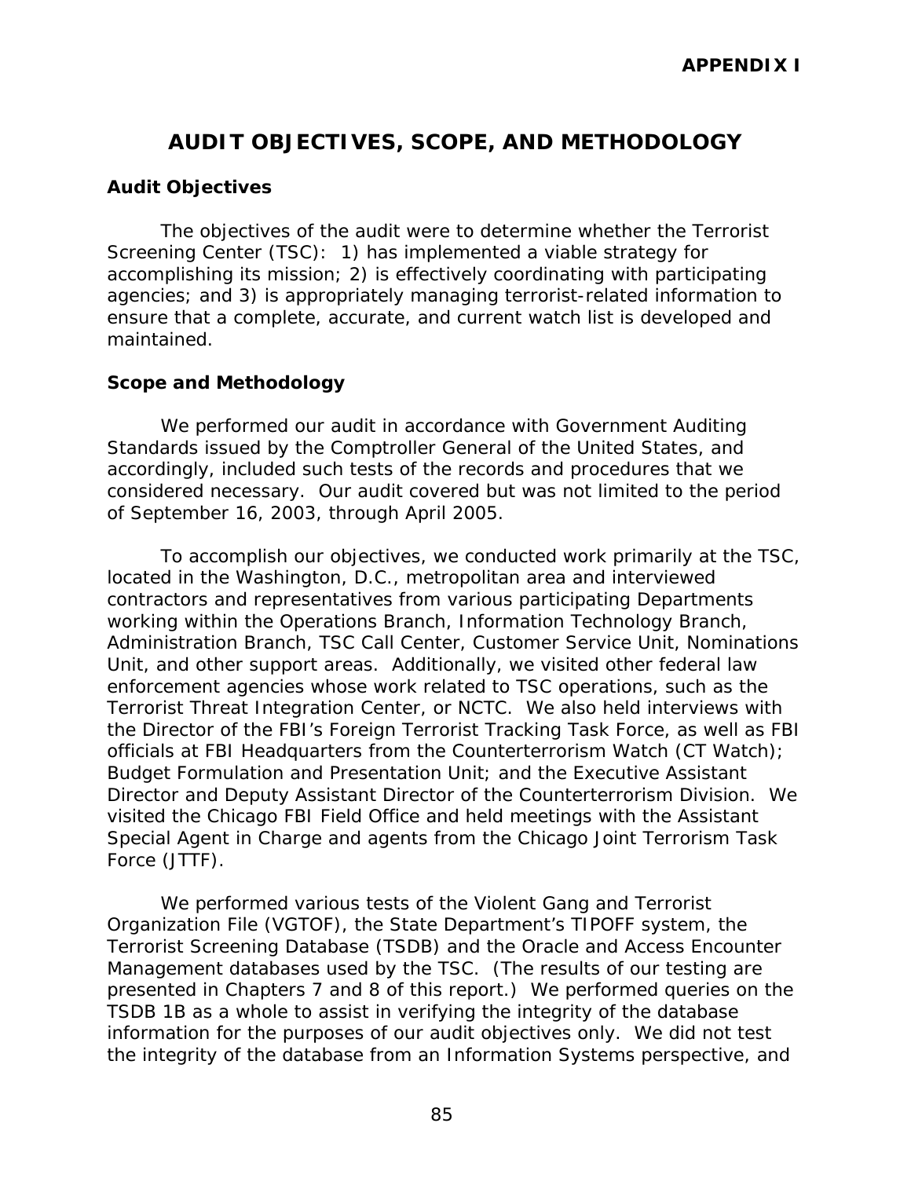**APPENDIX I**

# AUDIT OBJECTIVES, SCOPE, AND METHODOLOGY

## Audit Objectives

The objectives of the audit were to determine whether the Terrorist Screening Center (TSC): 1) has implemented a viable strategy for accomplishing its mission; 2) is effectively coordinating with participating agencies; and 3) is appropriately managing terrorist-related information to ensure that a complete, accurate, and current watch list is developed and maintained.

## Scope and Methodology

We performed our audit in accordance with Government Auditing Standards issued by the Comptroller General of the United States, and accordingly, included such tests of the records and procedures that we considered necessary. Our audit covered but was not limited to the period of September 16, 2003, through April 2005.

To accomplish our objectives, we conducted work primarily at the TSC, located in the Washington, D.C., metropolitan area and interviewed contractors and representatives from various participating Departments working within the Operations Branch, Information Technology Branch, Administration Branch, TSC Call Center, Customer Service Unit, Nominations Unit, and other support areas. Additionally, we visited other federal law enforcement agencies whose work related to TSC operations, such as the Terrorist Threat Integration Center, or NCTC. We also held interviews with the Director of the FBI's Foreign Terrorist Tracking Task Force, as well as FBI officials at FBI Headquarters from the Counterterrorism Watch (CT Watch); Budget Formulation and Presentation Unit; and the Executive Assistant Director and Deputy Assistant Director of the Counterterrorism Division. We visited the Chicago FBI Field Office and held meetings with the Assistant Special Agent in Charge and agents from the Chicago Joint Terrorism Task Force (JTTF).

We performed various tests of the Violent Gang and Terrorist Organization File (VGTOF), the State Department's TIPOFF system, the Terrorist Screening Database (TSDB) and the Oracle and Access Encounter Management databases used by the TSC. (The results of our testing are presented in Chapters 7 and 8 of this report.) We performed queries on the TSDB 1B as a whole to assist in verifying the integrity of the database information for the purposes of our audit objectives only. We did not test the integrity of the database from an Information Systems perspective, and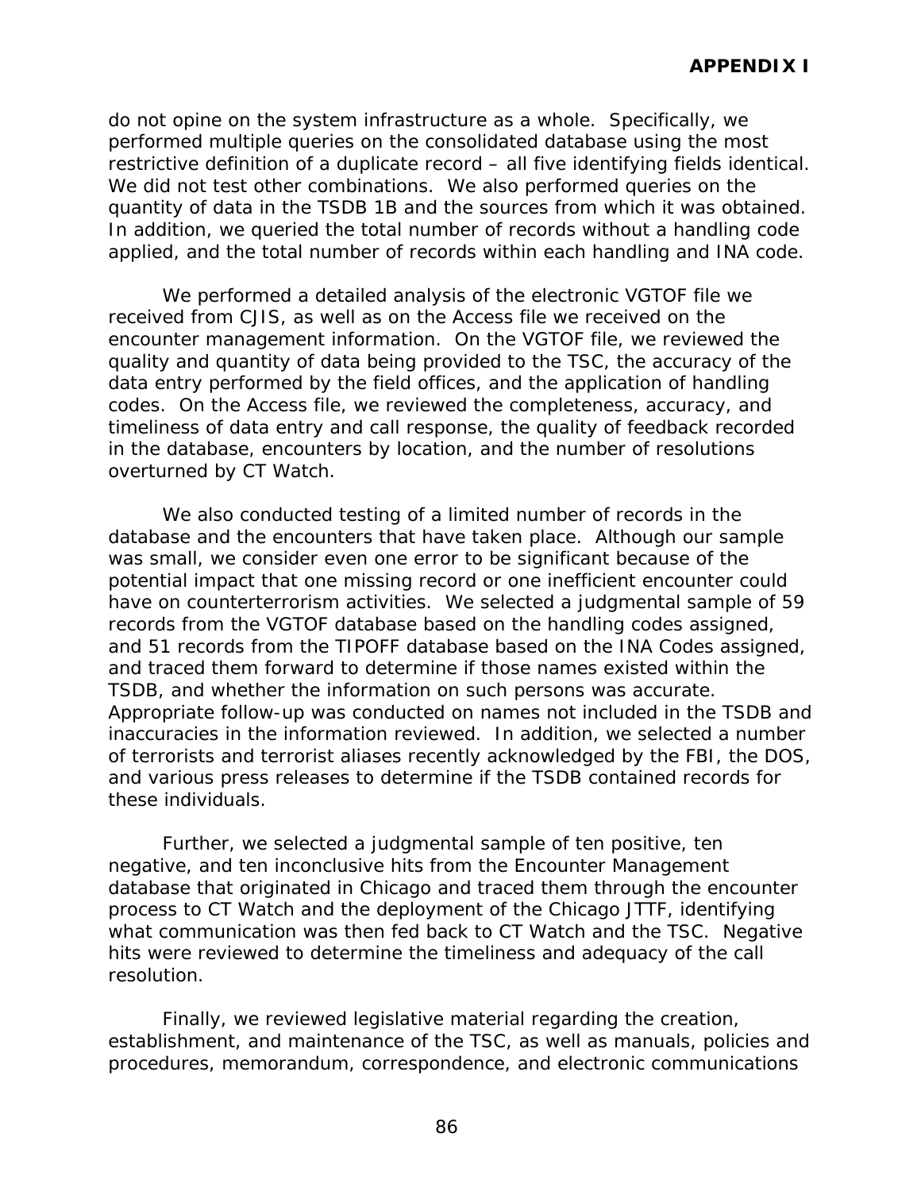do not opine on the system infrastructure as a whole. Specifically, we performed multiple queries on the consolidated database using the most restrictive definition of a duplicate record – all five identifying fields identical. We did not test other combinations. We also performed queries on the quantity of data in the TSDB 1B and the sources from which it was obtained. In addition, we queried the total number of records without a handling code applied, and the total number of records within each handling and INA code.

We performed a detailed analysis of the electronic VGTOF file we received from CJIS, as well as on the Access file we received on the encounter management information. On the VGTOF file, we reviewed the quality and quantity of data being provided to the TSC, the accuracy of the data entry performed by the field offices, and the application of handling codes. On the Access file, we reviewed the completeness, accuracy, and timeliness of data entry and call response, the quality of feedback recorded in the database, encounters by location, and the number of resolutions overturned by CT Watch.

We also conducted testing of a limited number of records in the database and the encounters that have taken place. Although our sample was small, we consider even one error to be significant because of the potential impact that one missing record or one inefficient encounter could have on counterterrorism activities. We selected a judgmental sample of 59 records from the VGTOF database based on the handling codes assigned, and 51 records from the TIPOFF database based on the INA Codes assigned, and traced them forward to determine if those names existed within the TSDB, and whether the information on such persons was accurate. Appropriate follow-up was conducted on names not included in the TSDB and inaccuracies in the information reviewed. In addition, we selected a number of terrorists and terrorist aliases recently acknowledged by the FBI, the DOS, and various press releases to determine if the TSDB contained records for these individuals.

Further, we selected a judgmental sample of ten positive, ten negative, and ten inconclusive hits from the Encounter Management database that originated in Chicago and traced them through the encounter process to CT Watch and the deployment of the Chicago JTTF, identifying what communication was then fed back to CT Watch and the TSC. Negative hits were reviewed to determine the timeliness and adequacy of the call resolution.

Finally, we reviewed legislative material regarding the creation, establishment, and maintenance of the TSC, as well as manuals, policies and procedures, memorandum, correspondence, and electronic communications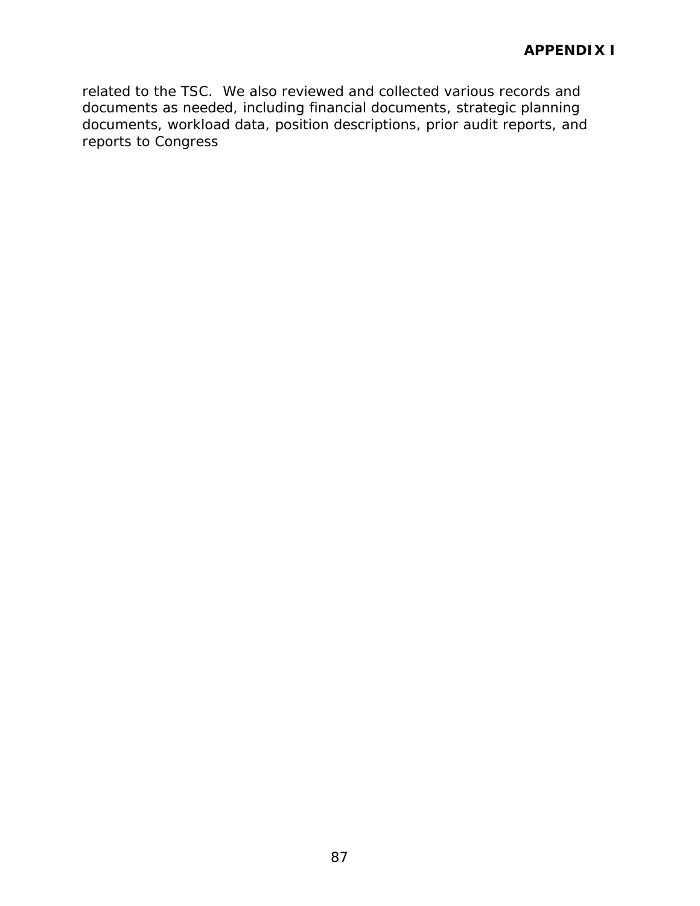related to the TSC. We also reviewed and collected various records and documents as needed, including financial documents, strategic planning documents, workload data, position descriptions, prior audit reports, and reports to Congress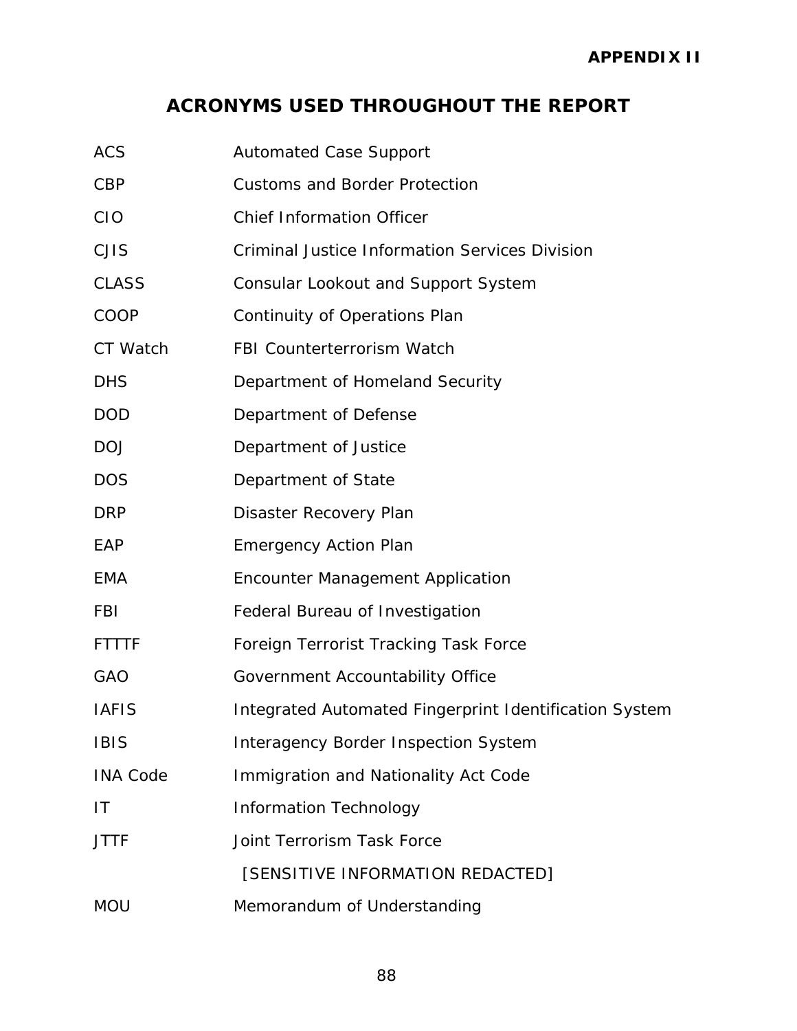**APPENDIX II**

# ACRONYMS USED THROUGHOUT THE REPORT

| | |
|---|---|
| ACS | Automated Case Support |
| CBP | Customs and Border Protection |
| CIO | Chief Information Officer |
| CJIS | Criminal Justice Information Services Division |
| CLASS | Consular Lookout and Support System |
| COOP | Continuity of Operations Plan |
| CT Watch | FBI Counterterrorism Watch |
| DHS | Department of Homeland Security |
| DOD | Department of Defense |
| DOJ | Department of Justice |
| DOS | Department of State |
| DRP | Disaster Recovery Plan |
| EAP | Emergency Action Plan |
| EMA | Encounter Management Application |
| FBI | Federal Bureau of Investigation |
| FTTTF | Foreign Terrorist Tracking Task Force |
| GAO | Government Accountability Office |
| IAFIS | Integrated Automated Fingerprint Identification System |
| IBIS | Interagency Border Inspection System |
| INA Code | Immigration and Nationality Act Code |
| IT | Information Technology |
| JTTF | Joint Terrorism Task Force |
| | [SENSITIVE INFORMATION REDACTED] |
| MOU | Memorandum of Understanding |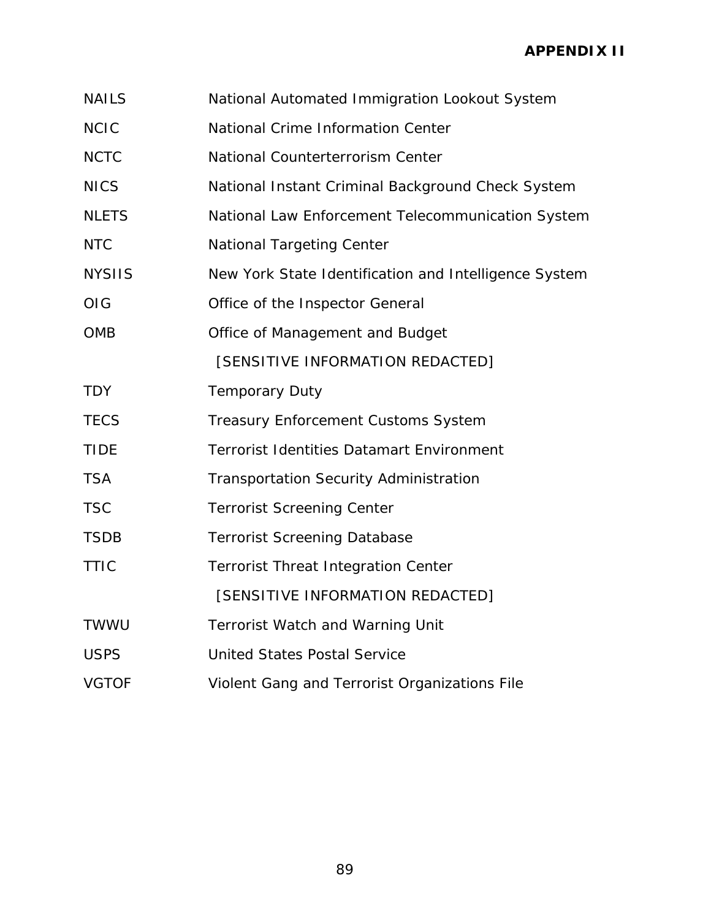| | |
|---|---|
| NAILS | National Automated Immigration Lookout System |
| NCIC | National Crime Information Center |
| NCTC | National Counterterrorism Center |
| NICS | National Instant Criminal Background Check System |
| NLETS | National Law Enforcement Telecommunication System |
| NTC | National Targeting Center |
| NYSIIS | New York State Identification and Intelligence System |
| OIG | Office of the Inspector General |
| OMB | Office of Management and Budget |
| | [SENSITIVE INFORMATION REDACTED] |
| TDY | Temporary Duty |
| TECS | Treasury Enforcement Customs System |
| TIDE | Terrorist Identities Datamart Environment |
| TSA | Transportation Security Administration |
| TSC | Terrorist Screening Center |
| TSDB | Terrorist Screening Database |
| TTIC | Terrorist Threat Integration Center |
| | [SENSITIVE INFORMATION REDACTED] |
| TWWU | Terrorist Watch and Warning Unit |
| USPS | United States Postal Service |
| VGTOF | Violent Gang and Terrorist Organizations File |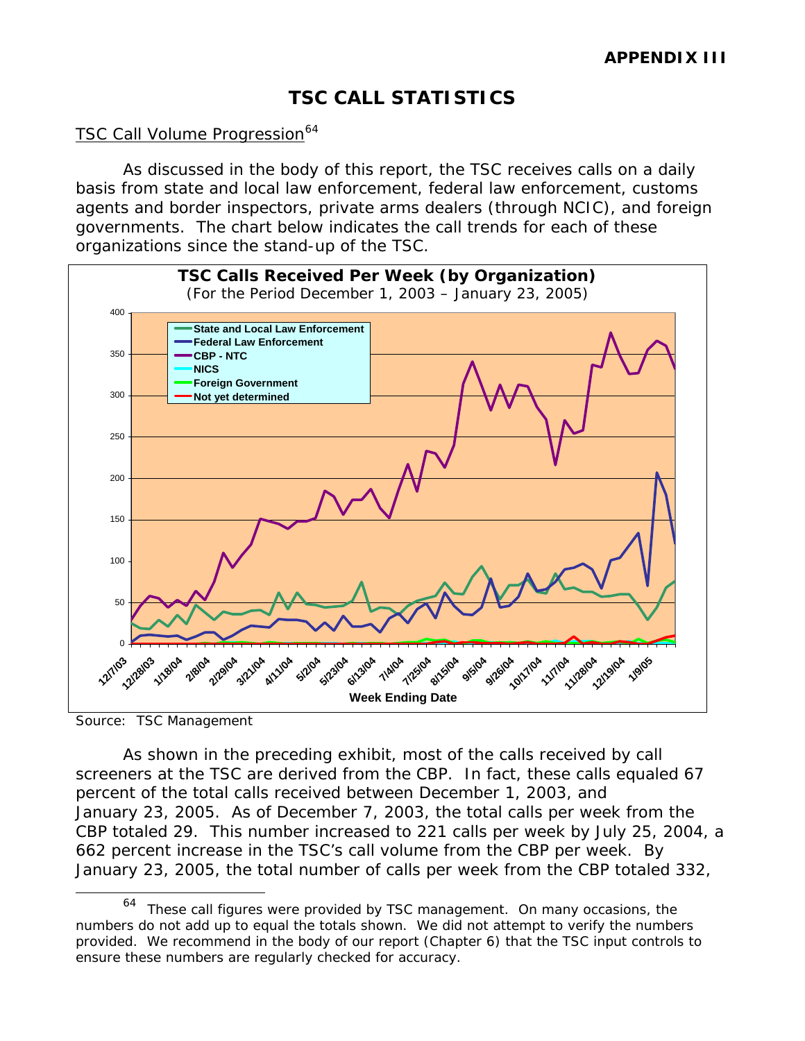# APPENDIX III

## TSC CALL STATISTICS

TSC Call Volume Progression[64]

As discussed in the body of this report, the TSC receives calls on a daily basis from state and local law enforcement, federal law enforcement, customs agents and border inspectors, private arms dealers (through NCIC), and foreign governments. The chart below indicates the call trends for each of these organizations since the stand-up of the TSC.

**TSC Calls Received Per Week (by Organization)**
(For the Period December 1, 2003 – January 23, 2005)

Source: TSC Management

As shown in the preceding exhibit, most of the calls received by call screeners at the TSC are derived from the CBP. In fact, these calls equaled 67 percent of the total calls received between December 1, 2003, and January 23, 2005. As of December 7, 2003, the total calls per week from the CBP totaled 29. This number increased to 221 calls per week by July 25, 2004, a 662 percent increase in the TSC's call volume from the CBP per week. By January 23, 2005, the total number of calls per week from the CBP totaled 332,

---

[64] These call figures were provided by TSC management. On many occasions, the numbers do not add up to equal the totals shown. We did not attempt to verify the numbers provided. We recommend in the body of our report (Chapter 6) that the TSC input controls to ensure these numbers are regularly checked for accuracy.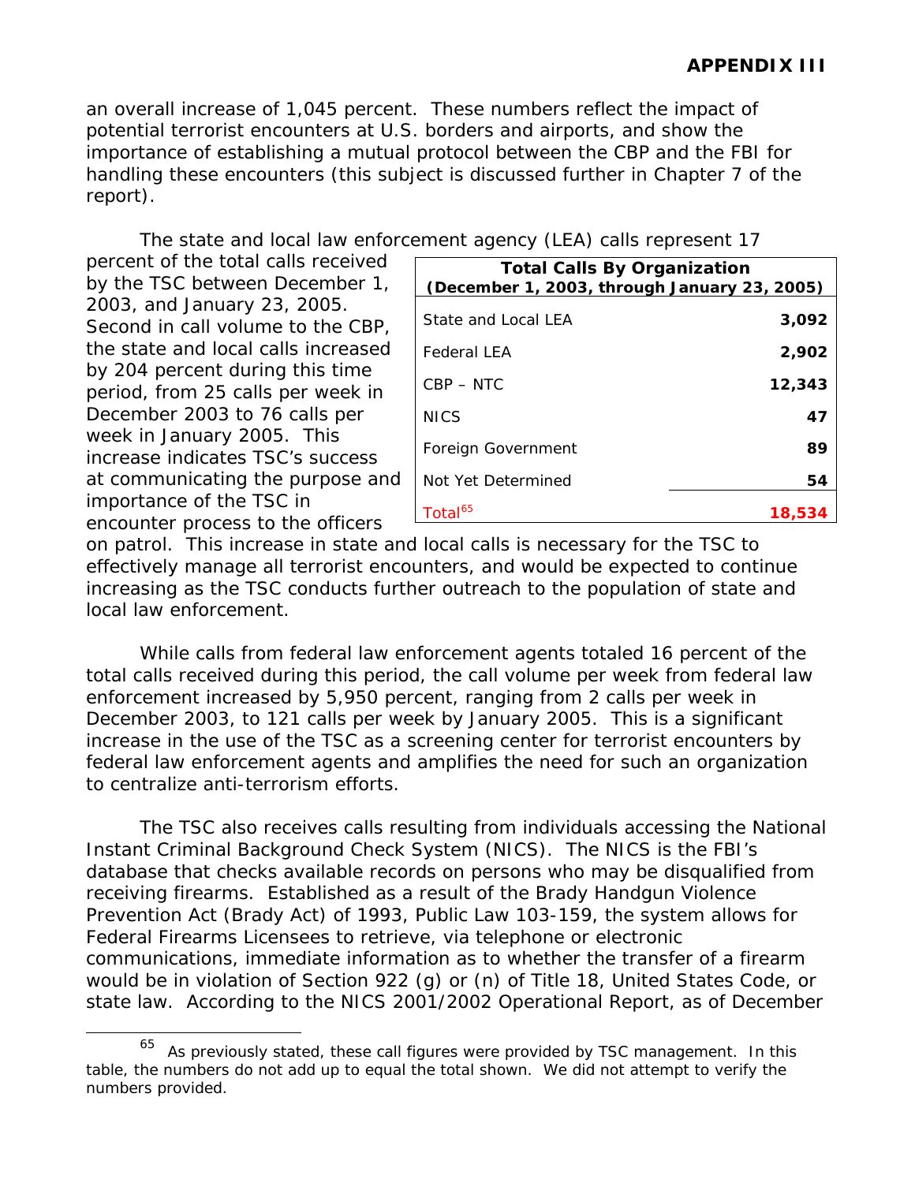an overall increase of 1,045 percent. These numbers reflect the impact of potential terrorist encounters at U.S. borders and airports, and show the importance of establishing a mutual protocol between the CBP and the FBI for handling these encounters (this subject is discussed further in Chapter 7 of the report).

The state and local law enforcement agency (LEA) calls represent 17 percent of the total calls received by the TSC between December 1, 2003, and January 23, 2005. Second in call volume to the CBP, the state and local calls increased by 204 percent during this time period, from 25 calls per week in December 2003 to 76 calls per week in January 2005. This increase indicates TSC's success at communicating the purpose and importance of the TSC in encounter process to the officers on patrol. This increase in state and local calls is necessary for the TSC to effectively manage all terrorist encounters, and would be expected to continue increasing as the TSC conducts further outreach to the population of state and local law enforcement.

| **Total Calls By Organization (December 1, 2003, through January 23, 2005)** | |
|---|---|
| State and Local LEA | **3,092** |
| Federal LEA | **2,902** |
| CBP – NTC | **12,343** |
| NICS | **47** |
| Foreign Government | **89** |
| Not Yet Determined | **54** |
| Total[65] | **18,534** |

While calls from federal law enforcement agents totaled 16 percent of the total calls received during this period, the call volume per week from federal law enforcement increased by 5,950 percent, ranging from 2 calls per week in December 2003, to 121 calls per week by January 2005. This is a significant increase in the use of the TSC as a screening center for terrorist encounters by federal law enforcement agents and amplifies the need for such an organization to centralize anti-terrorism efforts.

The TSC also receives calls resulting from individuals accessing the National Instant Criminal Background Check System (NICS). The NICS is the FBI's database that checks available records on persons who may be disqualified from receiving firearms. Established as a result of the Brady Handgun Violence Prevention Act (Brady Act) of 1993, Public Law 103-159, the system allows for Federal Firearms Licensees to retrieve, via telephone or electronic communications, immediate information as to whether the transfer of a firearm would be in violation of Section 922 (g) or (n) of Title 18, United States Code, or state law. According to the NICS 2001/2002 Operational Report, as of December

---

[65] As previously stated, these call figures were provided by TSC management. In this table, the numbers do not add up to equal the total shown. We did not attempt to verify the numbers provided.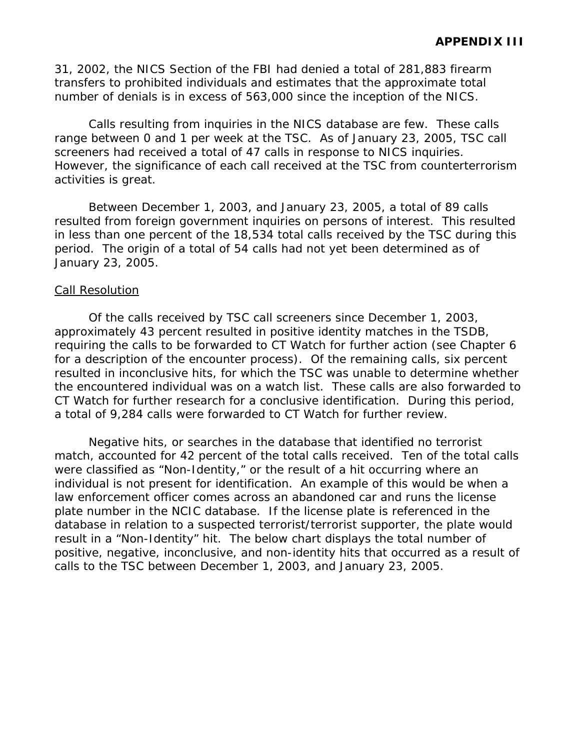31, 2002, the NICS Section of the FBI had denied a total of 281,883 firearm transfers to prohibited individuals and estimates that the approximate total number of denials is in excess of 563,000 since the inception of the NICS.

Calls resulting from inquiries in the NICS database are few. These calls range between 0 and 1 per week at the TSC. As of January 23, 2005, TSC call screeners had received a total of 47 calls in response to NICS inquiries. However, the significance of each call received at the TSC from counterterrorism activities is great.

Between December 1, 2003, and January 23, 2005, a total of 89 calls resulted from foreign government inquiries on persons of interest. This resulted in less than one percent of the 18,534 total calls received by the TSC during this period. The origin of a total of 54 calls had not yet been determined as of January 23, 2005.

Call Resolution

Of the calls received by TSC call screeners since December 1, 2003, approximately 43 percent resulted in positive identity matches in the TSDB, requiring the calls to be forwarded to CT Watch for further action (see Chapter 6 for a description of the encounter process). Of the remaining calls, six percent resulted in inconclusive hits, for which the TSC was unable to determine whether the encountered individual was on a watch list. These calls are also forwarded to CT Watch for further research for a conclusive identification. During this period, a total of 9,284 calls were forwarded to CT Watch for further review.

Negative hits, or searches in the database that identified no terrorist match, accounted for 42 percent of the total calls received. Ten of the total calls were classified as "Non-Identity," or the result of a hit occurring where an individual is not present for identification. An example of this would be when a law enforcement officer comes across an abandoned car and runs the license plate number in the NCIC database. If the license plate is referenced in the database in relation to a suspected terrorist/terrorist supporter, the plate would result in a "Non-Identity" hit. The below chart displays the total number of positive, negative, inconclusive, and non-identity hits that occurred as a result of calls to the TSC between December 1, 2003, and January 23, 2005.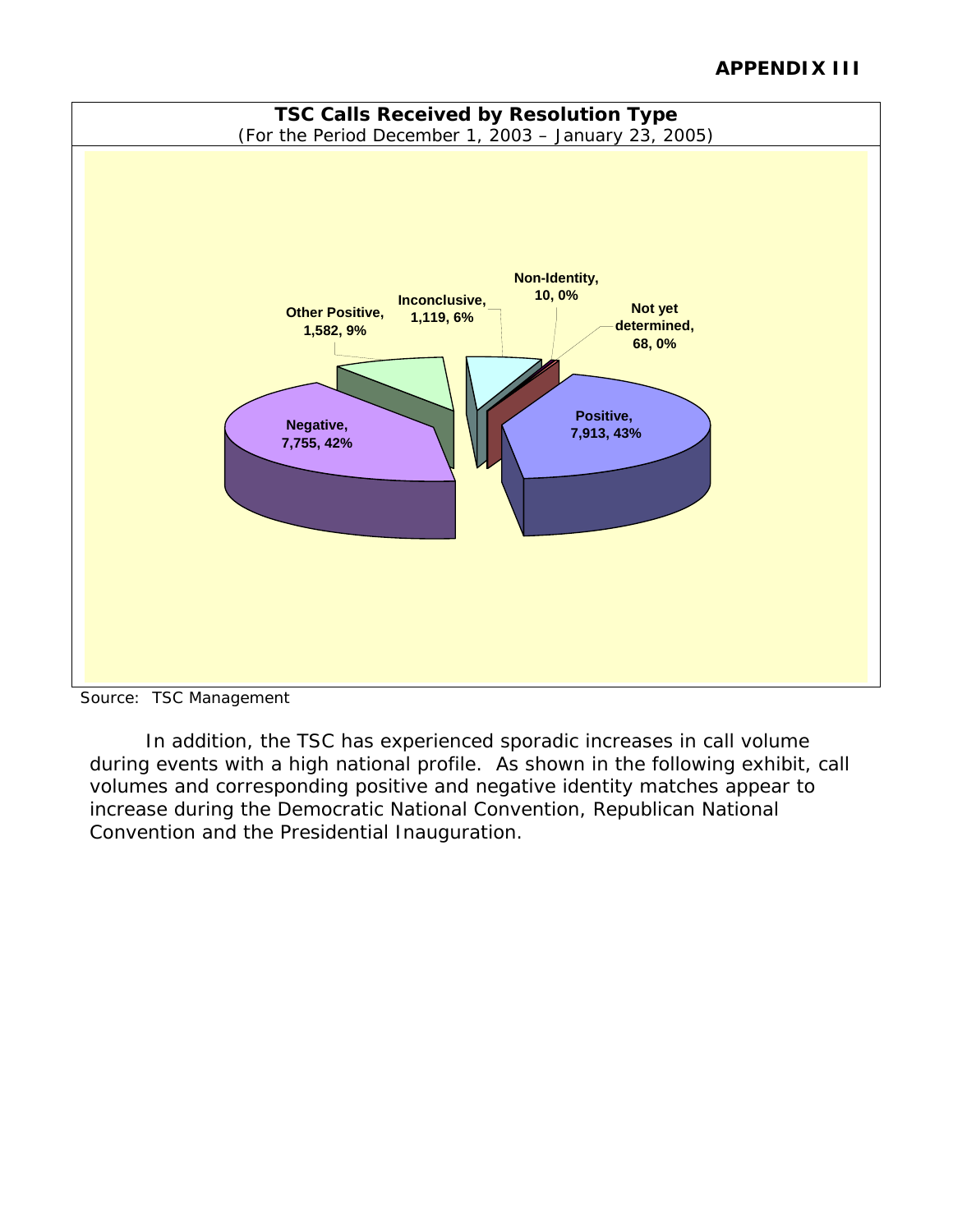## APPENDIX III

**TSC Calls Received by Resolution Type**
*(For the Period December 1, 2003 – January 23, 2005)*

| Resolution Type | Calls | Percent |
|---|---|---|
| Positive | 7,913 | 43% |
| Negative | 7,755 | 42% |
| Other Positive | 1,582 | 9% |
| Inconclusive | 1,119 | 6% |
| Non-Identity | 10 | 0% |
| Not yet determined | 68 | 0% |

Source: TSC Management

In addition, the TSC has experienced sporadic increases in call volume during events with a high national profile. As shown in the following exhibit, call volumes and corresponding positive and negative identity matches appear to increase during the Democratic National Convention, Republican National Convention and the Presidential Inauguration.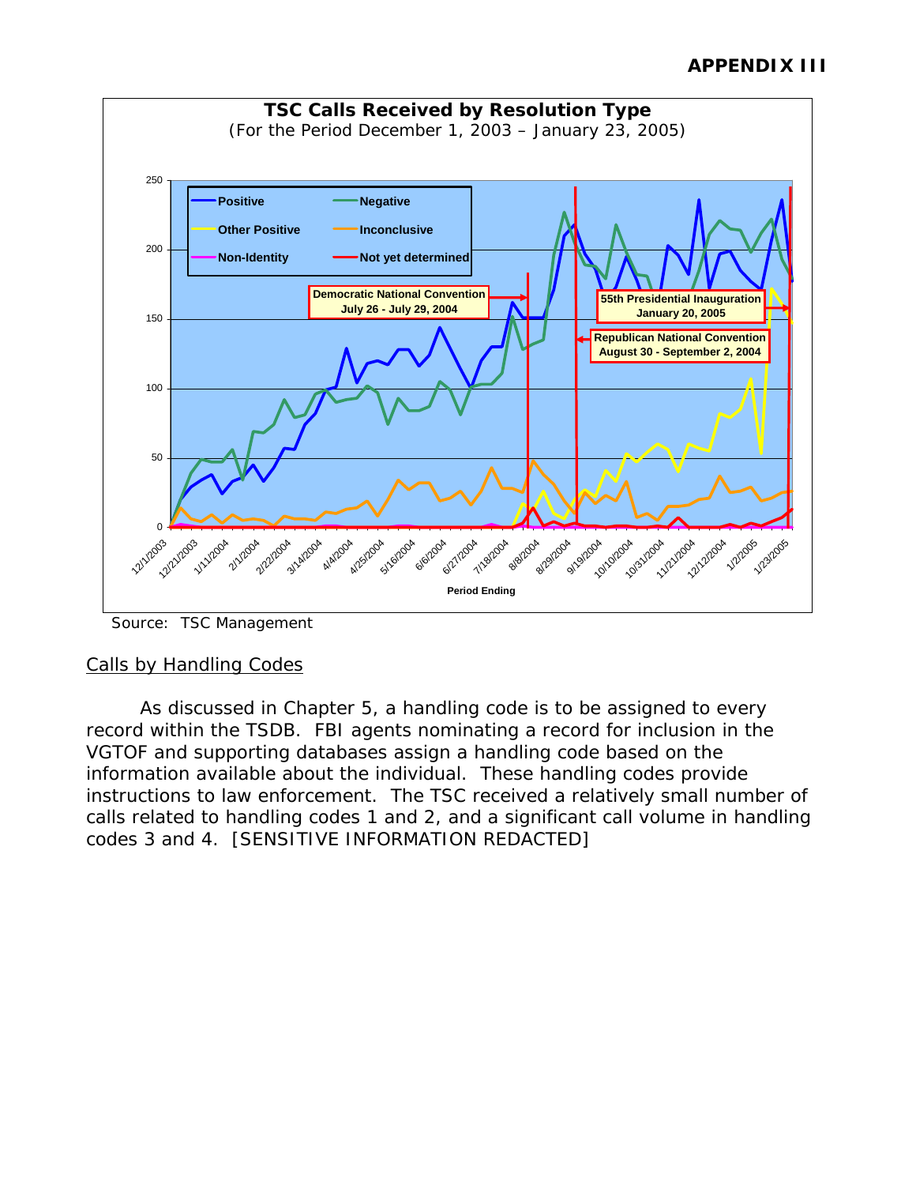**APPENDIX III**

**TSC Calls Received by Resolution Type**
(For the Period December 1, 2003 – January 23, 2005)

Source: TSC Management

## Calls by Handling Codes

As discussed in Chapter 5, a handling code is to be assigned to every record within the TSDB. FBI agents nominating a record for inclusion in the VGTOF and supporting databases assign a handling code based on the information available about the individual. These handling codes provide instructions to law enforcement. The TSC received a relatively small number of calls related to handling codes 1 and 2, and a significant call volume in handling codes 3 and 4. [SENSITIVE INFORMATION REDACTED]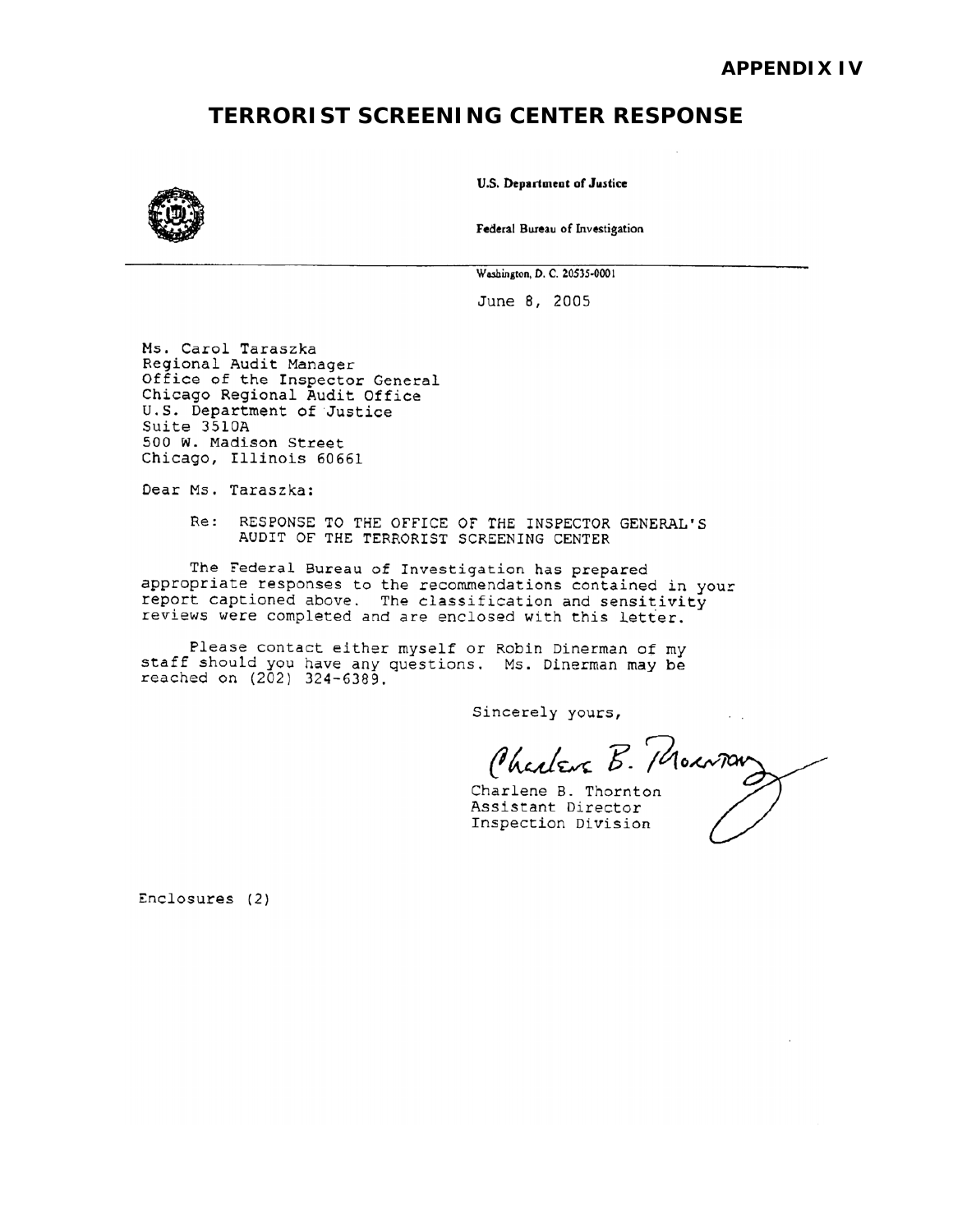**APPENDIX IV**

# TERRORIST SCREENING CENTER RESPONSE

U.S. Department of Justice

Federal Bureau of Investigation

Washington, D. C. 20535-0001

June 8, 2005

Ms. Carol Taraszka
Regional Audit Manager
Office of the Inspector General
Chicago Regional Audit Office
U.S. Department of Justice
Suite 3510A
500 W. Madison Street
Chicago, Illinois 60661

Dear Ms. Taraszka:

Re: RESPONSE TO THE OFFICE OF THE INSPECTOR GENERAL'S AUDIT OF THE TERRORIST SCREENING CENTER

The Federal Bureau of Investigation has prepared appropriate responses to the recommendations contained in your report captioned above. The classification and sensitivity reviews were completed and are enclosed with this letter.

Please contact either myself or Robin Dinerman of my staff should you have any questions. Ms. Dinerman may be reached on (202) 324-6389.

Sincerely yours,

Charlene B. Thornton
Assistant Director
Inspection Division

Enclosures (2)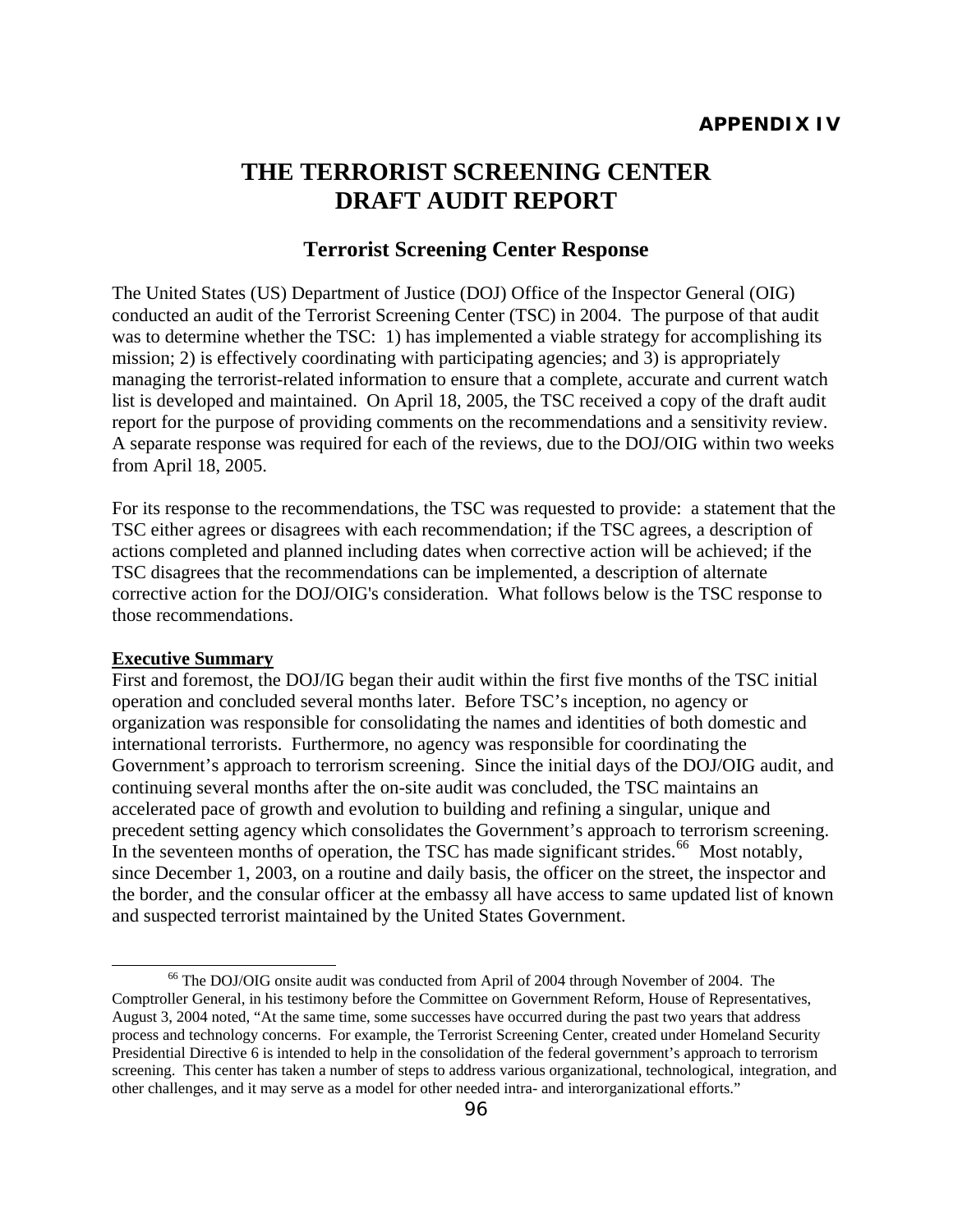**APPENDIX IV**

# THE TERRORIST SCREENING CENTER DRAFT AUDIT REPORT

## Terrorist Screening Center Response

The United States (US) Department of Justice (DOJ) Office of the Inspector General (OIG) conducted an audit of the Terrorist Screening Center (TSC) in 2004. The purpose of that audit was to determine whether the TSC: 1) has implemented a viable strategy for accomplishing its mission; 2) is effectively coordinating with participating agencies; and 3) is appropriately managing the terrorist-related information to ensure that a complete, accurate and current watch list is developed and maintained. On April 18, 2005, the TSC received a copy of the draft audit report for the purpose of providing comments on the recommendations and a sensitivity review. A separate response was required for each of the reviews, due to the DOJ/OIG within two weeks from April 18, 2005.

For its response to the recommendations, the TSC was requested to provide: a statement that the TSC either agrees or disagrees with each recommendation; if the TSC agrees, a description of actions completed and planned including dates when corrective action will be achieved; if the TSC disagrees that the recommendations can be implemented, a description of alternate corrective action for the DOJ/OIG's consideration. What follows below is the TSC response to those recommendations.

**Executive Summary**

First and foremost, the DOJ/IG began their audit within the first five months of the TSC initial operation and concluded several months later. Before TSC's inception, no agency or organization was responsible for consolidating the names and identities of both domestic and international terrorists. Furthermore, no agency was responsible for coordinating the Government's approach to terrorism screening. Since the initial days of the DOJ/OIG audit, and continuing several months after the on-site audit was concluded, the TSC maintains an accelerated pace of growth and evolution to building and refining a singular, unique and precedent setting agency which consolidates the Government's approach to terrorism screening. In the seventeen months of operation, the TSC has made significant strides.[66] Most notably, since December 1, 2003, on a routine and daily basis, the officer on the street, the inspector and the border, and the consular officer at the embassy all have access to same updated list of known and suspected terrorist maintained by the United States Government.

[66] The DOJ/OIG onsite audit was conducted from April of 2004 through November of 2004. The Comptroller General, in his testimony before the Committee on Government Reform, House of Representatives, August 3, 2004 noted, "At the same time, some successes have occurred during the past two years that address process and technology concerns. For example, the Terrorist Screening Center, created under Homeland Security Presidential Directive 6 is intended to help in the consolidation of the federal government's approach to terrorism screening. This center has taken a number of steps to address various organizational, technological, integration, and other challenges, and it may serve as a model for other needed intra- and interorganizational efforts."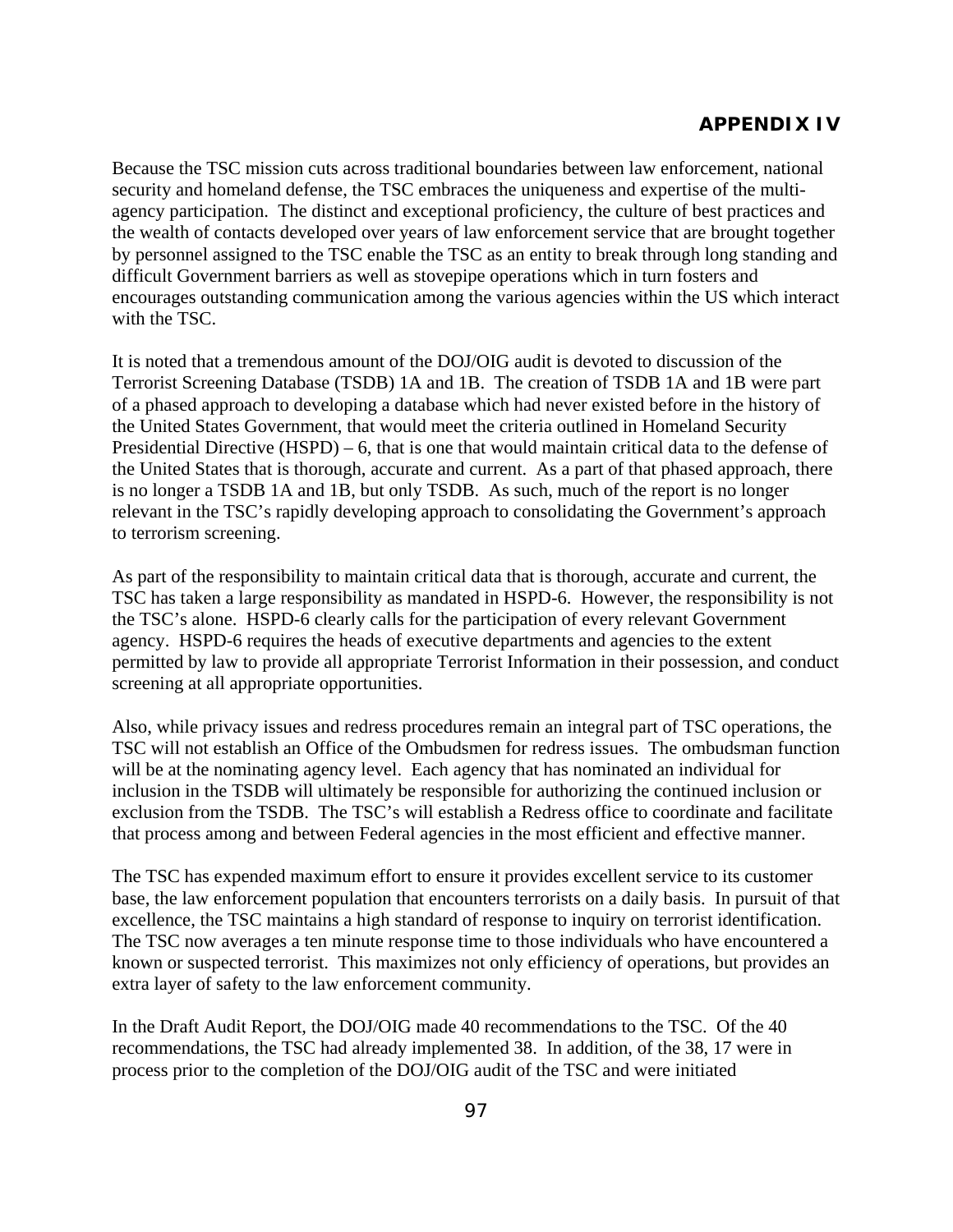## APPENDIX IV

Because the TSC mission cuts across traditional boundaries between law enforcement, national security and homeland defense, the TSC embraces the uniqueness and expertise of the multi-agency participation. The distinct and exceptional proficiency, the culture of best practices and the wealth of contacts developed over years of law enforcement service that are brought together by personnel assigned to the TSC enable the TSC as an entity to break through long standing and difficult Government barriers as well as stovepipe operations which in turn fosters and encourages outstanding communication among the various agencies within the US which interact with the TSC.

It is noted that a tremendous amount of the DOJ/OIG audit is devoted to discussion of the Terrorist Screening Database (TSDB) 1A and 1B. The creation of TSDB 1A and 1B were part of a phased approach to developing a database which had never existed before in the history of the United States Government, that would meet the criteria outlined in Homeland Security Presidential Directive (HSPD) – 6, that is one that would maintain critical data to the defense of the United States that is thorough, accurate and current. As a part of that phased approach, there is no longer a TSDB 1A and 1B, but only TSDB. As such, much of the report is no longer relevant in the TSC's rapidly developing approach to consolidating the Government's approach to terrorism screening.

As part of the responsibility to maintain critical data that is thorough, accurate and current, the TSC has taken a large responsibility as mandated in HSPD-6. However, the responsibility is not the TSC's alone. HSPD-6 clearly calls for the participation of every relevant Government agency. HSPD-6 requires the heads of executive departments and agencies to the extent permitted by law to provide all appropriate Terrorist Information in their possession, and conduct screening at all appropriate opportunities.

Also, while privacy issues and redress procedures remain an integral part of TSC operations, the TSC will not establish an Office of the Ombudsmen for redress issues. The ombudsman function will be at the nominating agency level. Each agency that has nominated an individual for inclusion in the TSDB will ultimately be responsible for authorizing the continued inclusion or exclusion from the TSDB. The TSC's will establish a Redress office to coordinate and facilitate that process among and between Federal agencies in the most efficient and effective manner.

The TSC has expended maximum effort to ensure it provides excellent service to its customer base, the law enforcement population that encounters terrorists on a daily basis. In pursuit of that excellence, the TSC maintains a high standard of response to inquiry on terrorist identification. The TSC now averages a ten minute response time to those individuals who have encountered a known or suspected terrorist. This maximizes not only efficiency of operations, but provides an extra layer of safety to the law enforcement community.

In the Draft Audit Report, the DOJ/OIG made 40 recommendations to the TSC. Of the 40 recommendations, the TSC had already implemented 38. In addition, of the 38, 17 were in process prior to the completion of the DOJ/OIG audit of the TSC and were initiated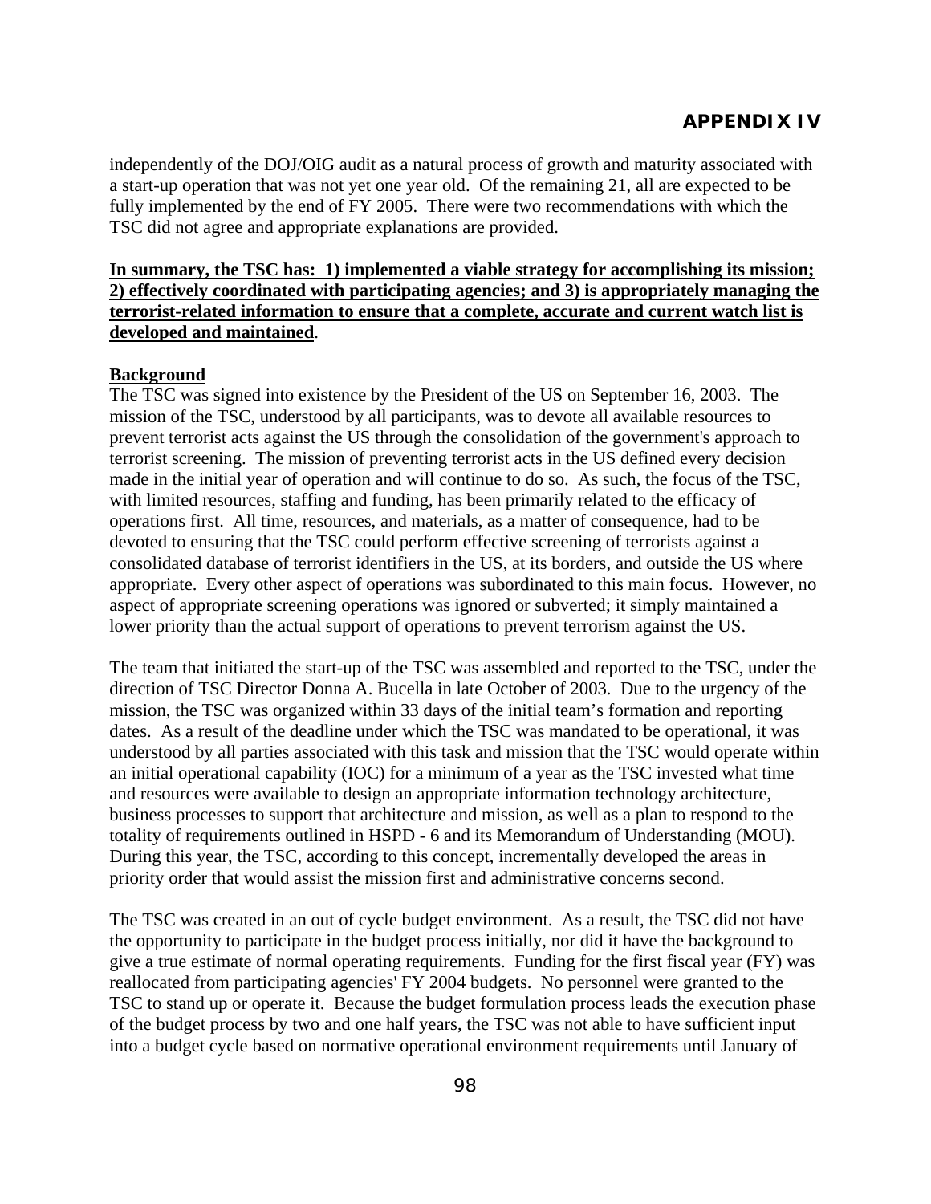independently of the DOJ/OIG audit as a natural process of growth and maturity associated with a start-up operation that was not yet one year old. Of the remaining 21, all are expected to be fully implemented by the end of FY 2005. There were two recommendations with which the TSC did not agree and appropriate explanations are provided.

**In summary, the TSC has: 1) implemented a viable strategy for accomplishing its mission; 2) effectively coordinated with participating agencies; and 3) is appropriately managing the terrorist-related information to ensure that a complete, accurate and current watch list is developed and maintained**.

**Background**

The TSC was signed into existence by the President of the US on September 16, 2003. The mission of the TSC, understood by all participants, was to devote all available resources to prevent terrorist acts against the US through the consolidation of the government's approach to terrorist screening. The mission of preventing terrorist acts in the US defined every decision made in the initial year of operation and will continue to do so. As such, the focus of the TSC, with limited resources, staffing and funding, has been primarily related to the efficacy of operations first. All time, resources, and materials, as a matter of consequence, had to be devoted to ensuring that the TSC could perform effective screening of terrorists against a consolidated database of terrorist identifiers in the US, at its borders, and outside the US where appropriate. Every other aspect of operations was subordinated to this main focus. However, no aspect of appropriate screening operations was ignored or subverted; it simply maintained a lower priority than the actual support of operations to prevent terrorism against the US.

The team that initiated the start-up of the TSC was assembled and reported to the TSC, under the direction of TSC Director Donna A. Bucella in late October of 2003. Due to the urgency of the mission, the TSC was organized within 33 days of the initial team's formation and reporting dates. As a result of the deadline under which the TSC was mandated to be operational, it was understood by all parties associated with this task and mission that the TSC would operate within an initial operational capability (IOC) for a minimum of a year as the TSC invested what time and resources were available to design an appropriate information technology architecture, business processes to support that architecture and mission, as well as a plan to respond to the totality of requirements outlined in HSPD - 6 and its Memorandum of Understanding (MOU). During this year, the TSC, according to this concept, incrementally developed the areas in priority order that would assist the mission first and administrative concerns second.

The TSC was created in an out of cycle budget environment. As a result, the TSC did not have the opportunity to participate in the budget process initially, nor did it have the background to give a true estimate of normal operating requirements. Funding for the first fiscal year (FY) was reallocated from participating agencies' FY 2004 budgets. No personnel were granted to the TSC to stand up or operate it. Because the budget formulation process leads the execution phase of the budget process by two and one half years, the TSC was not able to have sufficient input into a budget cycle based on normative operational environment requirements until January of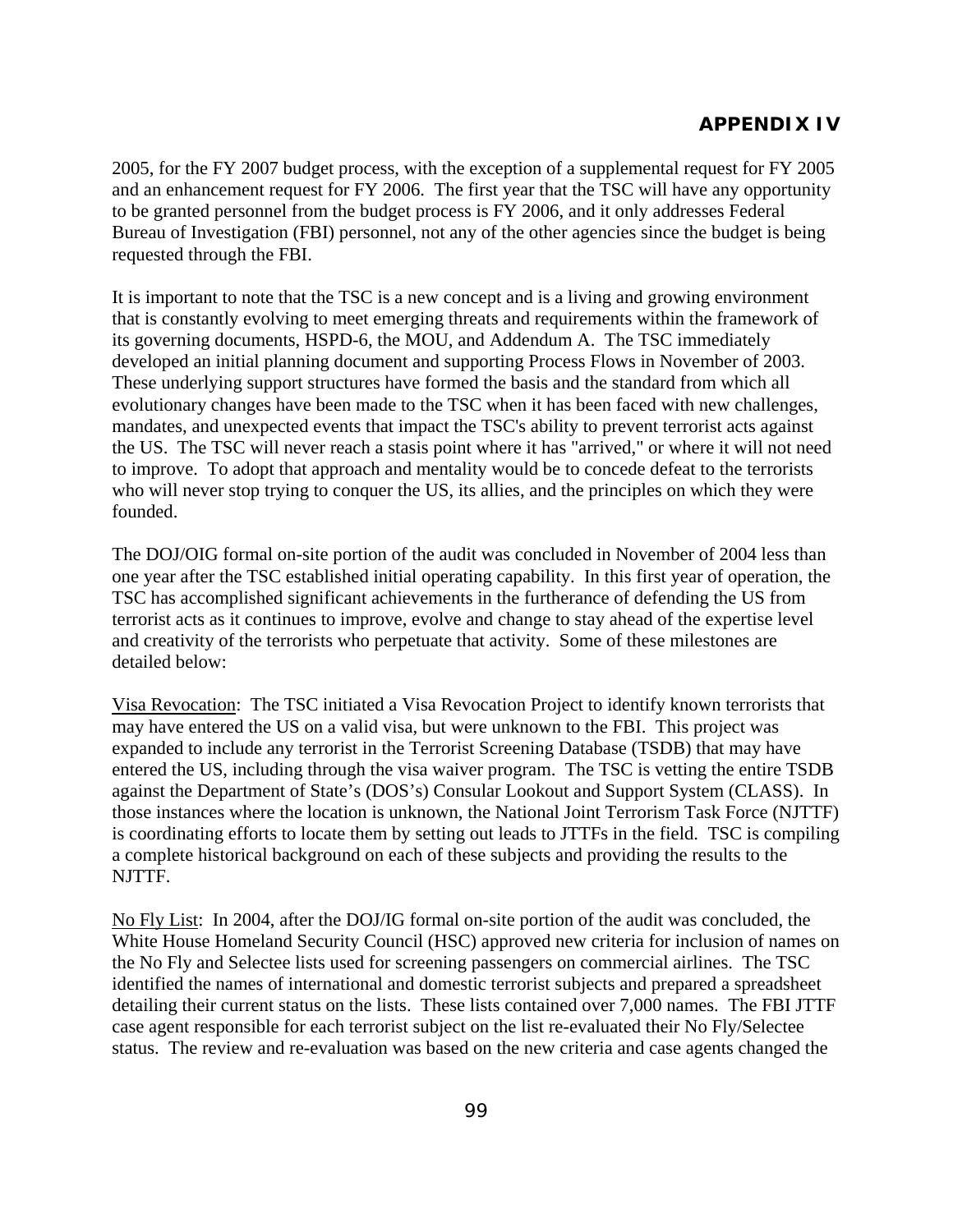## APPENDIX IV

2005, for the FY 2007 budget process, with the exception of a supplemental request for FY 2005 and an enhancement request for FY 2006. The first year that the TSC will have any opportunity to be granted personnel from the budget process is FY 2006, and it only addresses Federal Bureau of Investigation (FBI) personnel, not any of the other agencies since the budget is being requested through the FBI.

It is important to note that the TSC is a new concept and is a living and growing environment that is constantly evolving to meet emerging threats and requirements within the framework of its governing documents, HSPD-6, the MOU, and Addendum A. The TSC immediately developed an initial planning document and supporting Process Flows in November of 2003. These underlying support structures have formed the basis and the standard from which all evolutionary changes have been made to the TSC when it has been faced with new challenges, mandates, and unexpected events that impact the TSC's ability to prevent terrorist acts against the US. The TSC will never reach a stasis point where it has "arrived," or where it will not need to improve. To adopt that approach and mentality would be to concede defeat to the terrorists who will never stop trying to conquer the US, its allies, and the principles on which they were founded.

The DOJ/OIG formal on-site portion of the audit was concluded in November of 2004 less than one year after the TSC established initial operating capability. In this first year of operation, the TSC has accomplished significant achievements in the furtherance of defending the US from terrorist acts as it continues to improve, evolve and change to stay ahead of the expertise level and creativity of the terrorists who perpetuate that activity. Some of these milestones are detailed below:

Visa Revocation: The TSC initiated a Visa Revocation Project to identify known terrorists that may have entered the US on a valid visa, but were unknown to the FBI. This project was expanded to include any terrorist in the Terrorist Screening Database (TSDB) that may have entered the US, including through the visa waiver program. The TSC is vetting the entire TSDB against the Department of State's (DOS's) Consular Lookout and Support System (CLASS). In those instances where the location is unknown, the National Joint Terrorism Task Force (NJTTF) is coordinating efforts to locate them by setting out leads to JTTFs in the field. TSC is compiling a complete historical background on each of these subjects and providing the results to the NJTTF.

No Fly List: In 2004, after the DOJ/IG formal on-site portion of the audit was concluded, the White House Homeland Security Council (HSC) approved new criteria for inclusion of names on the No Fly and Selectee lists used for screening passengers on commercial airlines. The TSC identified the names of international and domestic terrorist subjects and prepared a spreadsheet detailing their current status on the lists. These lists contained over 7,000 names. The FBI JTTF case agent responsible for each terrorist subject on the list re-evaluated their No Fly/Selectee status. The review and re-evaluation was based on the new criteria and case agents changed the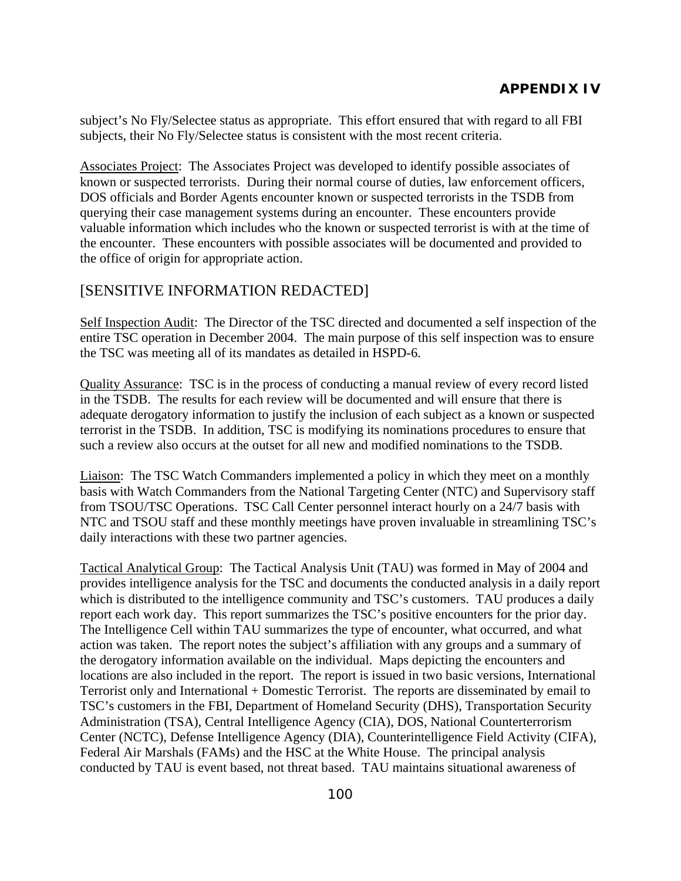## APPENDIX IV

subject's No Fly/Selectee status as appropriate. This effort ensured that with regard to all FBI subjects, their No Fly/Selectee status is consistent with the most recent criteria.

Associates Project: The Associates Project was developed to identify possible associates of known or suspected terrorists. During their normal course of duties, law enforcement officers, DOS officials and Border Agents encounter known or suspected terrorists in the TSDB from querying their case management systems during an encounter. These encounters provide valuable information which includes who the known or suspected terrorist is with at the time of the encounter. These encounters with possible associates will be documented and provided to the office of origin for appropriate action.

[SENSITIVE INFORMATION REDACTED]

Self Inspection Audit: The Director of the TSC directed and documented a self inspection of the entire TSC operation in December 2004. The main purpose of this self inspection was to ensure the TSC was meeting all of its mandates as detailed in HSPD-6.

Quality Assurance: TSC is in the process of conducting a manual review of every record listed in the TSDB. The results for each review will be documented and will ensure that there is adequate derogatory information to justify the inclusion of each subject as a known or suspected terrorist in the TSDB. In addition, TSC is modifying its nominations procedures to ensure that such a review also occurs at the outset for all new and modified nominations to the TSDB.

Liaison: The TSC Watch Commanders implemented a policy in which they meet on a monthly basis with Watch Commanders from the National Targeting Center (NTC) and Supervisory staff from TSOU/TSC Operations. TSC Call Center personnel interact hourly on a 24/7 basis with NTC and TSOU staff and these monthly meetings have proven invaluable in streamlining TSC's daily interactions with these two partner agencies.

Tactical Analytical Group: The Tactical Analysis Unit (TAU) was formed in May of 2004 and provides intelligence analysis for the TSC and documents the conducted analysis in a daily report which is distributed to the intelligence community and TSC's customers. TAU produces a daily report each work day. This report summarizes the TSC's positive encounters for the prior day. The Intelligence Cell within TAU summarizes the type of encounter, what occurred, and what action was taken. The report notes the subject's affiliation with any groups and a summary of the derogatory information available on the individual. Maps depicting the encounters and locations are also included in the report. The report is issued in two basic versions, International Terrorist only and International + Domestic Terrorist. The reports are disseminated by email to TSC's customers in the FBI, Department of Homeland Security (DHS), Transportation Security Administration (TSA), Central Intelligence Agency (CIA), DOS, National Counterterrorism Center (NCTC), Defense Intelligence Agency (DIA), Counterintelligence Field Activity (CIFA), Federal Air Marshals (FAMs) and the HSC at the White House. The principal analysis conducted by TAU is event based, not threat based. TAU maintains situational awareness of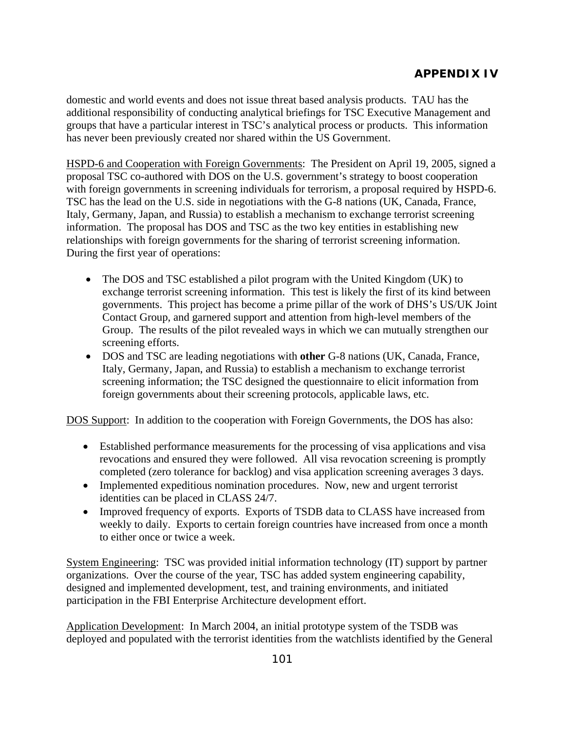domestic and world events and does not issue threat based analysis products. TAU has the additional responsibility of conducting analytical briefings for TSC Executive Management and groups that have a particular interest in TSC's analytical process or products. This information has never been previously created nor shared within the US Government.

HSPD-6 and Cooperation with Foreign Governments: The President on April 19, 2005, signed a proposal TSC co-authored with DOS on the U.S. government's strategy to boost cooperation with foreign governments in screening individuals for terrorism, a proposal required by HSPD-6. TSC has the lead on the U.S. side in negotiations with the G-8 nations (UK, Canada, France, Italy, Germany, Japan, and Russia) to establish a mechanism to exchange terrorist screening information. The proposal has DOS and TSC as the two key entities in establishing new relationships with foreign governments for the sharing of terrorist screening information. During the first year of operations:

- The DOS and TSC established a pilot program with the United Kingdom (UK) to exchange terrorist screening information. This test is likely the first of its kind between governments. This project has become a prime pillar of the work of DHS's US/UK Joint Contact Group, and garnered support and attention from high-level members of the Group. The results of the pilot revealed ways in which we can mutually strengthen our screening efforts.
- DOS and TSC are leading negotiations with **other** G-8 nations (UK, Canada, France, Italy, Germany, Japan, and Russia) to establish a mechanism to exchange terrorist screening information; the TSC designed the questionnaire to elicit information from foreign governments about their screening protocols, applicable laws, etc.

DOS Support: In addition to the cooperation with Foreign Governments, the DOS has also:

- Established performance measurements for the processing of visa applications and visa revocations and ensured they were followed. All visa revocation screening is promptly completed (zero tolerance for backlog) and visa application screening averages 3 days.
- Implemented expeditious nomination procedures. Now, new and urgent terrorist identities can be placed in CLASS 24/7.
- Improved frequency of exports. Exports of TSDB data to CLASS have increased from weekly to daily. Exports to certain foreign countries have increased from once a month to either once or twice a week.

System Engineering: TSC was provided initial information technology (IT) support by partner organizations. Over the course of the year, TSC has added system engineering capability, designed and implemented development, test, and training environments, and initiated participation in the FBI Enterprise Architecture development effort.

Application Development: In March 2004, an initial prototype system of the TSDB was deployed and populated with the terrorist identities from the watchlists identified by the General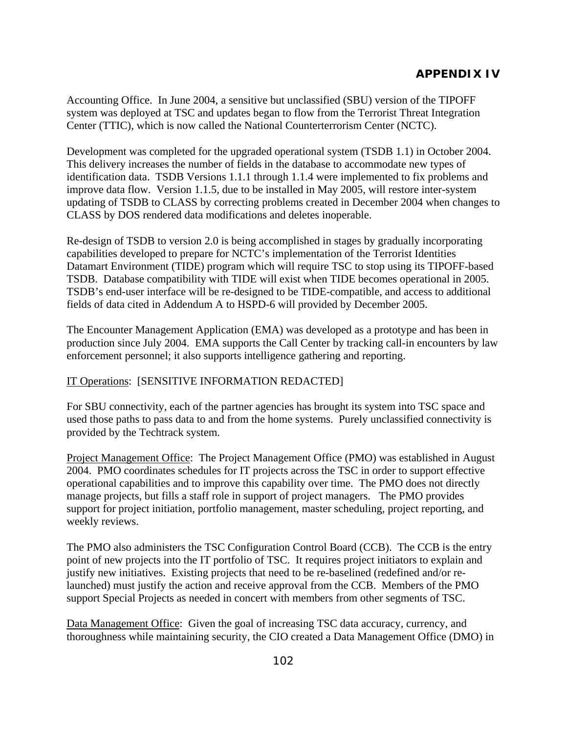Accounting Office. In June 2004, a sensitive but unclassified (SBU) version of the TIPOFF system was deployed at TSC and updates began to flow from the Terrorist Threat Integration Center (TTIC), which is now called the National Counterterrorism Center (NCTC).

Development was completed for the upgraded operational system (TSDB 1.1) in October 2004. This delivery increases the number of fields in the database to accommodate new types of identification data. TSDB Versions 1.1.1 through 1.1.4 were implemented to fix problems and improve data flow. Version 1.1.5, due to be installed in May 2005, will restore inter-system updating of TSDB to CLASS by correcting problems created in December 2004 when changes to CLASS by DOS rendered data modifications and deletes inoperable.

Re-design of TSDB to version 2.0 is being accomplished in stages by gradually incorporating capabilities developed to prepare for NCTC's implementation of the Terrorist Identities Datamart Environment (TIDE) program which will require TSC to stop using its TIPOFF-based TSDB. Database compatibility with TIDE will exist when TIDE becomes operational in 2005. TSDB's end-user interface will be re-designed to be TIDE-compatible, and access to additional fields of data cited in Addendum A to HSPD-6 will provided by December 2005.

The Encounter Management Application (EMA) was developed as a prototype and has been in production since July 2004. EMA supports the Call Center by tracking call-in encounters by law enforcement personnel; it also supports intelligence gathering and reporting.

<u>IT Operations</u>: [SENSITIVE INFORMATION REDACTED]

For SBU connectivity, each of the partner agencies has brought its system into TSC space and used those paths to pass data to and from the home systems. Purely unclassified connectivity is provided by the Techtrack system.

<u>Project Management Office</u>: The Project Management Office (PMO) was established in August 2004. PMO coordinates schedules for IT projects across the TSC in order to support effective operational capabilities and to improve this capability over time. The PMO does not directly manage projects, but fills a staff role in support of project managers. The PMO provides support for project initiation, portfolio management, master scheduling, project reporting, and weekly reviews.

The PMO also administers the TSC Configuration Control Board (CCB). The CCB is the entry point of new projects into the IT portfolio of TSC. It requires project initiators to explain and justify new initiatives. Existing projects that need to be re-baselined (redefined and/or re-launched) must justify the action and receive approval from the CCB. Members of the PMO support Special Projects as needed in concert with members from other segments of TSC.

<u>Data Management Office</u>: Given the goal of increasing TSC data accuracy, currency, and thoroughness while maintaining security, the CIO created a Data Management Office (DMO) in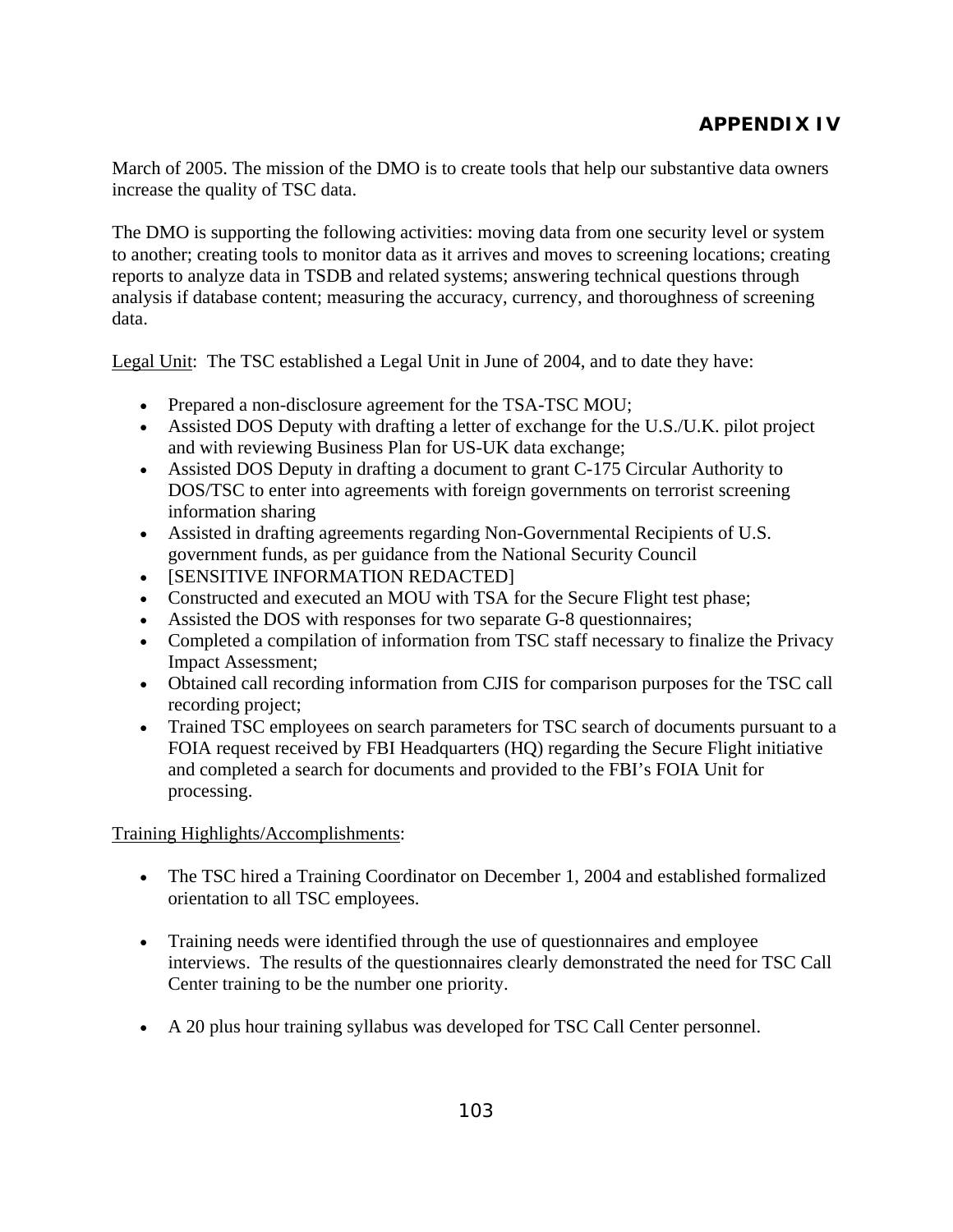## APPENDIX IV

March of 2005. The mission of the DMO is to create tools that help our substantive data owners increase the quality of TSC data.

The DMO is supporting the following activities: moving data from one security level or system to another; creating tools to monitor data as it arrives and moves to screening locations; creating reports to analyze data in TSDB and related systems; answering technical questions through analysis if database content; measuring the accuracy, currency, and thoroughness of screening data.

<u>Legal Unit</u>: The TSC established a Legal Unit in June of 2004, and to date they have:

- Prepared a non-disclosure agreement for the TSA-TSC MOU;
- Assisted DOS Deputy with drafting a letter of exchange for the U.S./U.K. pilot project and with reviewing Business Plan for US-UK data exchange;
- Assisted DOS Deputy in drafting a document to grant C-175 Circular Authority to DOS/TSC to enter into agreements with foreign governments on terrorist screening information sharing
- Assisted in drafting agreements regarding Non-Governmental Recipients of U.S. government funds, as per guidance from the National Security Council
- [SENSITIVE INFORMATION REDACTED]
- Constructed and executed an MOU with TSA for the Secure Flight test phase;
- Assisted the DOS with responses for two separate G-8 questionnaires;
- Completed a compilation of information from TSC staff necessary to finalize the Privacy Impact Assessment;
- Obtained call recording information from CJIS for comparison purposes for the TSC call recording project;
- Trained TSC employees on search parameters for TSC search of documents pursuant to a FOIA request received by FBI Headquarters (HQ) regarding the Secure Flight initiative and completed a search for documents and provided to the FBI's FOIA Unit for processing.

<u>Training Highlights/Accomplishments</u>:

- The TSC hired a Training Coordinator on December 1, 2004 and established formalized orientation to all TSC employees.

- Training needs were identified through the use of questionnaires and employee interviews. The results of the questionnaires clearly demonstrated the need for TSC Call Center training to be the number one priority.

- A 20 plus hour training syllabus was developed for TSC Call Center personnel.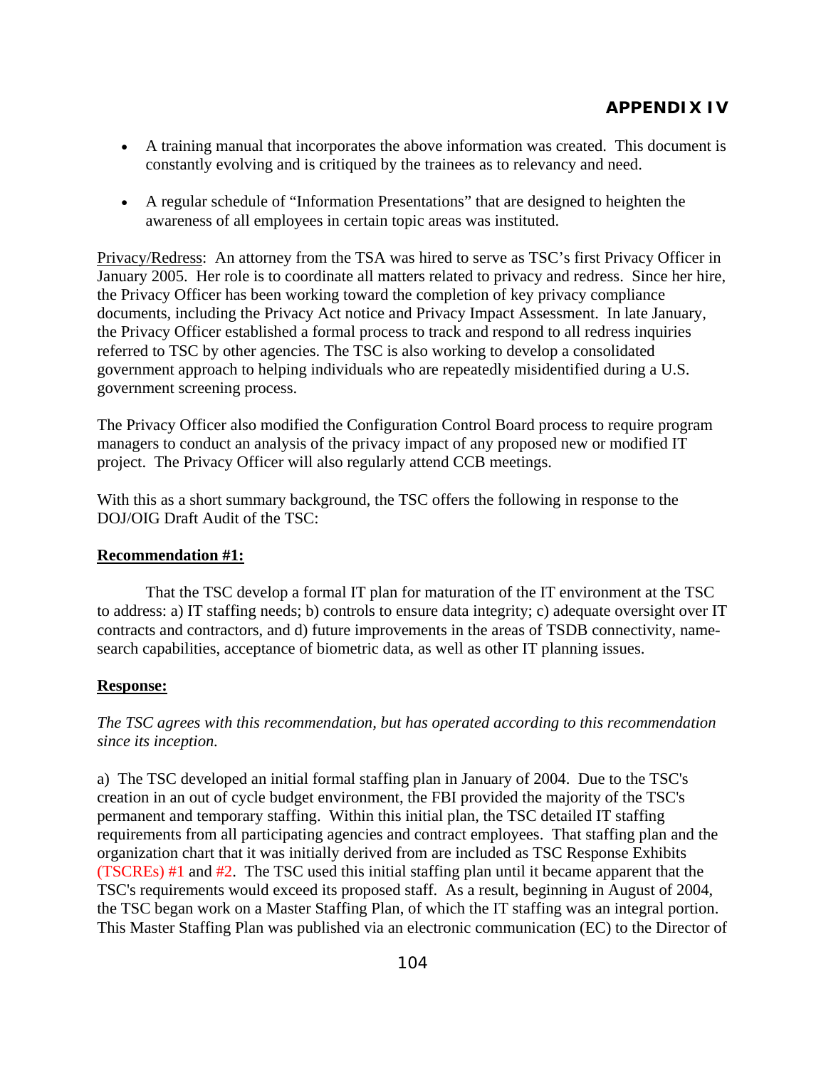- A training manual that incorporates the above information was created. This document is constantly evolving and is critiqued by the trainees as to relevancy and need.

- A regular schedule of "Information Presentations" that are designed to heighten the awareness of all employees in certain topic areas was instituted.

Privacy/Redress: An attorney from the TSA was hired to serve as TSC's first Privacy Officer in January 2005. Her role is to coordinate all matters related to privacy and redress. Since her hire, the Privacy Officer has been working toward the completion of key privacy compliance documents, including the Privacy Act notice and Privacy Impact Assessment. In late January, the Privacy Officer established a formal process to track and respond to all redress inquiries referred to TSC by other agencies. The TSC is also working to develop a consolidated government approach to helping individuals who are repeatedly misidentified during a U.S. government screening process.

The Privacy Officer also modified the Configuration Control Board process to require program managers to conduct an analysis of the privacy impact of any proposed new or modified IT project. The Privacy Officer will also regularly attend CCB meetings.

With this as a short summary background, the TSC offers the following in response to the DOJ/OIG Draft Audit of the TSC:

**Recommendation #1:**

That the TSC develop a formal IT plan for maturation of the IT environment at the TSC to address: a) IT staffing needs; b) controls to ensure data integrity; c) adequate oversight over IT contracts and contractors, and d) future improvements in the areas of TSDB connectivity, name-search capabilities, acceptance of biometric data, as well as other IT planning issues.

**Response:**

*The TSC agrees with this recommendation, but has operated according to this recommendation since its inception.*

a) The TSC developed an initial formal staffing plan in January of 2004. Due to the TSC's creation in an out of cycle budget environment, the FBI provided the majority of the TSC's permanent and temporary staffing. Within this initial plan, the TSC detailed IT staffing requirements from all participating agencies and contract employees. That staffing plan and the organization chart that it was initially derived from are included as TSC Response Exhibits (TSCREs) #1 and #2. The TSC used this initial staffing plan until it became apparent that the TSC's requirements would exceed its proposed staff. As a result, beginning in August of 2004, the TSC began work on a Master Staffing Plan, of which the IT staffing was an integral portion. This Master Staffing Plan was published via an electronic communication (EC) to the Director of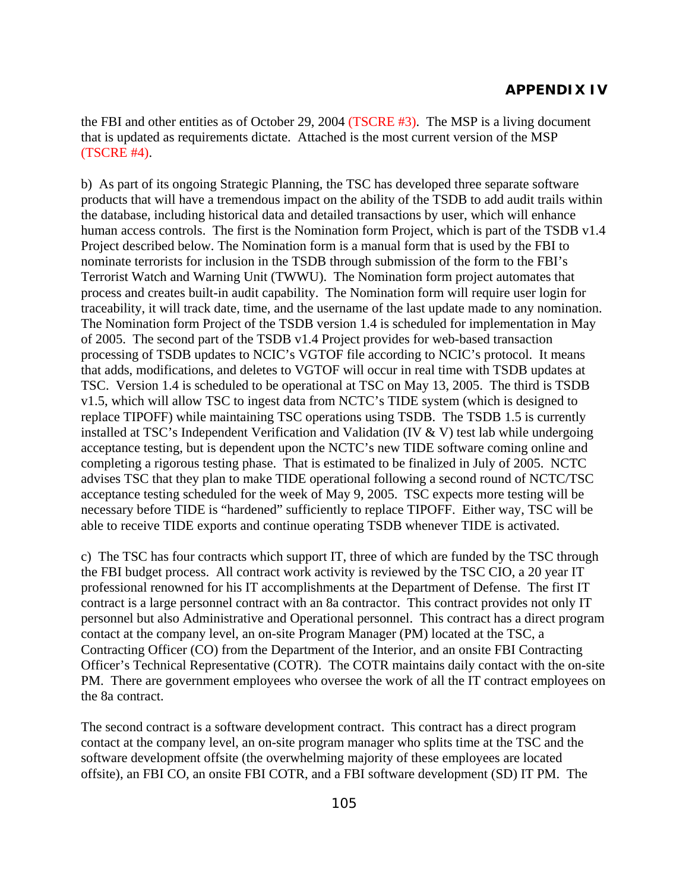the FBI and other entities as of October 29, 2004 (TSCRE #3). The MSP is a living document that is updated as requirements dictate. Attached is the most current version of the MSP (TSCRE #4).

b) As part of its ongoing Strategic Planning, the TSC has developed three separate software products that will have a tremendous impact on the ability of the TSDB to add audit trails within the database, including historical data and detailed transactions by user, which will enhance human access controls. The first is the Nomination form Project, which is part of the TSDB v1.4 Project described below. The Nomination form is a manual form that is used by the FBI to nominate terrorists for inclusion in the TSDB through submission of the form to the FBI's Terrorist Watch and Warning Unit (TWWU). The Nomination form project automates that process and creates built-in audit capability. The Nomination form will require user login for traceability, it will track date, time, and the username of the last update made to any nomination. The Nomination form Project of the TSDB version 1.4 is scheduled for implementation in May of 2005. The second part of the TSDB v1.4 Project provides for web-based transaction processing of TSDB updates to NCIC's VGTOF file according to NCIC's protocol. It means that adds, modifications, and deletes to VGTOF will occur in real time with TSDB updates at TSC. Version 1.4 is scheduled to be operational at TSC on May 13, 2005. The third is TSDB v1.5, which will allow TSC to ingest data from NCTC's TIDE system (which is designed to replace TIPOFF) while maintaining TSC operations using TSDB. The TSDB 1.5 is currently installed at TSC's Independent Verification and Validation (IV & V) test lab while undergoing acceptance testing, but is dependent upon the NCTC's new TIDE software coming online and completing a rigorous testing phase. That is estimated to be finalized in July of 2005. NCTC advises TSC that they plan to make TIDE operational following a second round of NCTC/TSC acceptance testing scheduled for the week of May 9, 2005. TSC expects more testing will be necessary before TIDE is "hardened" sufficiently to replace TIPOFF. Either way, TSC will be able to receive TIDE exports and continue operating TSDB whenever TIDE is activated.

c) The TSC has four contracts which support IT, three of which are funded by the TSC through the FBI budget process. All contract work activity is reviewed by the TSC CIO, a 20 year IT professional renowned for his IT accomplishments at the Department of Defense. The first IT contract is a large personnel contract with an 8a contractor. This contract provides not only IT personnel but also Administrative and Operational personnel. This contract has a direct program contact at the company level, an on-site Program Manager (PM) located at the TSC, a Contracting Officer (CO) from the Department of the Interior, and an onsite FBI Contracting Officer's Technical Representative (COTR). The COTR maintains daily contact with the on-site PM. There are government employees who oversee the work of all the IT contract employees on the 8a contract.

The second contract is a software development contract. This contract has a direct program contact at the company level, an on-site program manager who splits time at the TSC and the software development offsite (the overwhelming majority of these employees are located offsite), an FBI CO, an onsite FBI COTR, and a FBI software development (SD) IT PM. The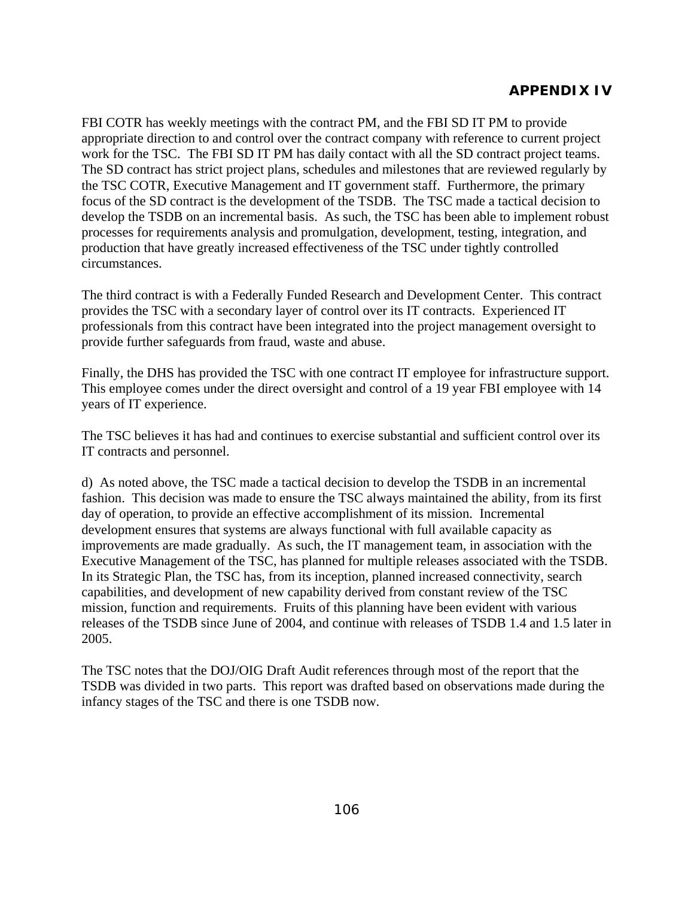FBI COTR has weekly meetings with the contract PM, and the FBI SD IT PM to provide appropriate direction to and control over the contract company with reference to current project work for the TSC. The FBI SD IT PM has daily contact with all the SD contract project teams. The SD contract has strict project plans, schedules and milestones that are reviewed regularly by the TSC COTR, Executive Management and IT government staff. Furthermore, the primary focus of the SD contract is the development of the TSDB. The TSC made a tactical decision to develop the TSDB on an incremental basis. As such, the TSC has been able to implement robust processes for requirements analysis and promulgation, development, testing, integration, and production that have greatly increased effectiveness of the TSC under tightly controlled circumstances.

The third contract is with a Federally Funded Research and Development Center. This contract provides the TSC with a secondary layer of control over its IT contracts. Experienced IT professionals from this contract have been integrated into the project management oversight to provide further safeguards from fraud, waste and abuse.

Finally, the DHS has provided the TSC with one contract IT employee for infrastructure support. This employee comes under the direct oversight and control of a 19 year FBI employee with 14 years of IT experience.

The TSC believes it has had and continues to exercise substantial and sufficient control over its IT contracts and personnel.

d) As noted above, the TSC made a tactical decision to develop the TSDB in an incremental fashion. This decision was made to ensure the TSC always maintained the ability, from its first day of operation, to provide an effective accomplishment of its mission. Incremental development ensures that systems are always functional with full available capacity as improvements are made gradually. As such, the IT management team, in association with the Executive Management of the TSC, has planned for multiple releases associated with the TSDB. In its Strategic Plan, the TSC has, from its inception, planned increased connectivity, search capabilities, and development of new capability derived from constant review of the TSC mission, function and requirements. Fruits of this planning have been evident with various releases of the TSDB since June of 2004, and continue with releases of TSDB 1.4 and 1.5 later in 2005.

The TSC notes that the DOJ/OIG Draft Audit references through most of the report that the TSDB was divided in two parts. This report was drafted based on observations made during the infancy stages of the TSC and there is one TSDB now.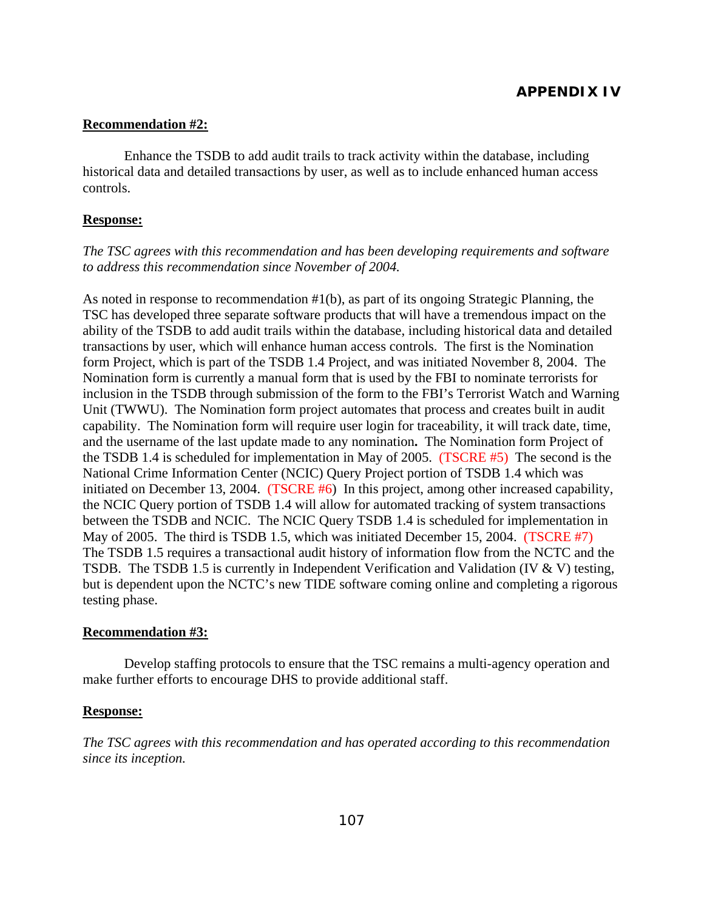## APPENDIX IV

**Recommendation #2:**

Enhance the TSDB to add audit trails to track activity within the database, including historical data and detailed transactions by user, as well as to include enhanced human access controls.

**Response:**

*The TSC agrees with this recommendation and has been developing requirements and software to address this recommendation since November of 2004.*

As noted in response to recommendation #1(b), as part of its ongoing Strategic Planning, the TSC has developed three separate software products that will have a tremendous impact on the ability of the TSDB to add audit trails within the database, including historical data and detailed transactions by user, which will enhance human access controls. The first is the Nomination form Project, which is part of the TSDB 1.4 Project, and was initiated November 8, 2004. The Nomination form is currently a manual form that is used by the FBI to nominate terrorists for inclusion in the TSDB through submission of the form to the FBI's Terrorist Watch and Warning Unit (TWWU). The Nomination form project automates that process and creates built in audit capability. The Nomination form will require user login for traceability, it will track date, time, and the username of the last update made to any nomination**.** The Nomination form Project of the TSDB 1.4 is scheduled for implementation in May of 2005. (TSCRE #5) The second is the National Crime Information Center (NCIC) Query Project portion of TSDB 1.4 which was initiated on December 13, 2004. (TSCRE #6) In this project, among other increased capability, the NCIC Query portion of TSDB 1.4 will allow for automated tracking of system transactions between the TSDB and NCIC. The NCIC Query TSDB 1.4 is scheduled for implementation in May of 2005. The third is TSDB 1.5, which was initiated December 15, 2004. (TSCRE #7) The TSDB 1.5 requires a transactional audit history of information flow from the NCTC and the TSDB. The TSDB 1.5 is currently in Independent Verification and Validation (IV & V) testing, but is dependent upon the NCTC's new TIDE software coming online and completing a rigorous testing phase.

**Recommendation #3:**

Develop staffing protocols to ensure that the TSC remains a multi-agency operation and make further efforts to encourage DHS to provide additional staff.

**Response:**

*The TSC agrees with this recommendation and has operated according to this recommendation since its inception.*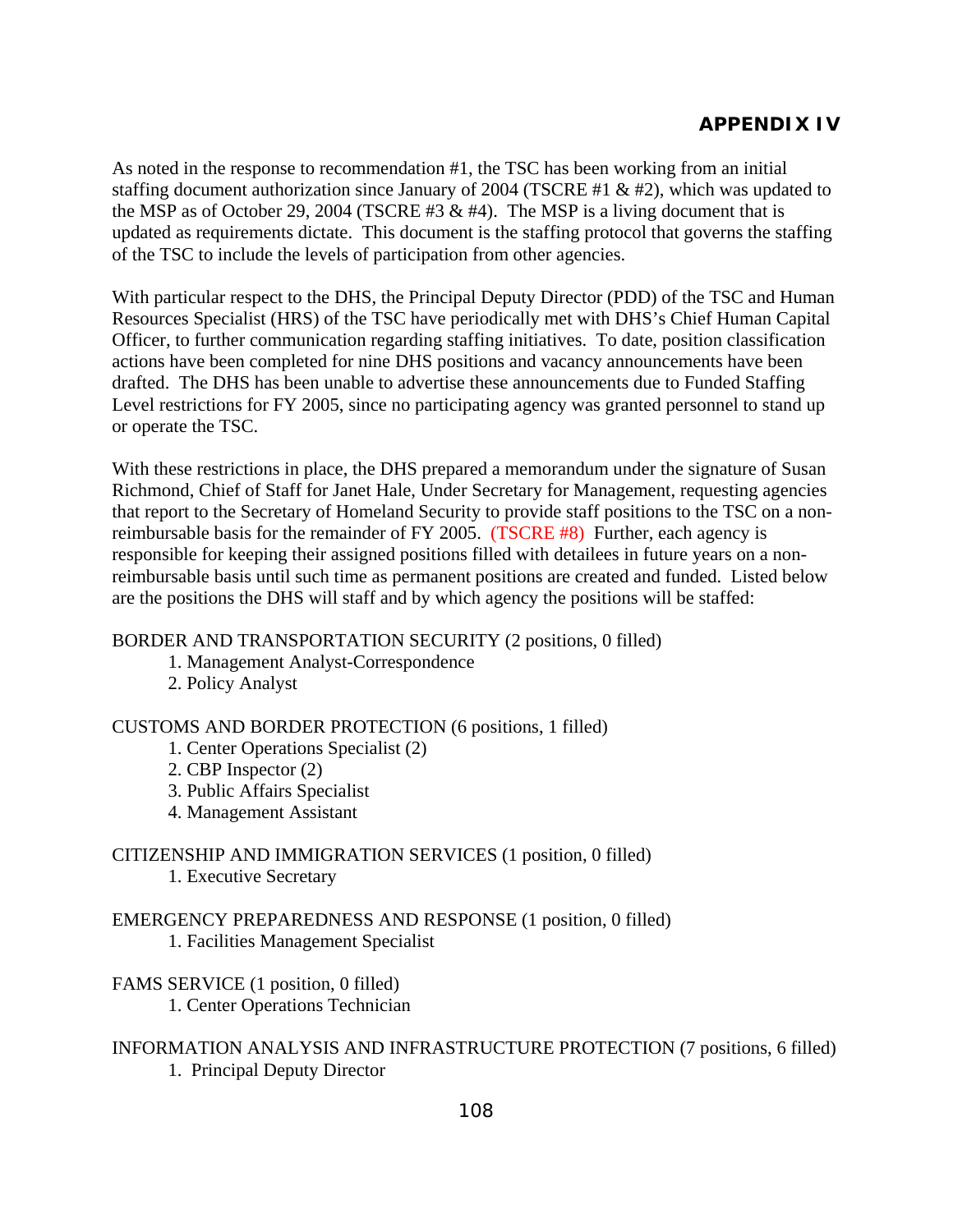## APPENDIX IV

As noted in the response to recommendation #1, the TSC has been working from an initial staffing document authorization since January of 2004 (TSCRE #1 & #2), which was updated to the MSP as of October 29, 2004 (TSCRE #3 & #4). The MSP is a living document that is updated as requirements dictate. This document is the staffing protocol that governs the staffing of the TSC to include the levels of participation from other agencies.

With particular respect to the DHS, the Principal Deputy Director (PDD) of the TSC and Human Resources Specialist (HRS) of the TSC have periodically met with DHS's Chief Human Capital Officer, to further communication regarding staffing initiatives. To date, position classification actions have been completed for nine DHS positions and vacancy announcements have been drafted. The DHS has been unable to advertise these announcements due to Funded Staffing Level restrictions for FY 2005, since no participating agency was granted personnel to stand up or operate the TSC.

With these restrictions in place, the DHS prepared a memorandum under the signature of Susan Richmond, Chief of Staff for Janet Hale, Under Secretary for Management, requesting agencies that report to the Secretary of Homeland Security to provide staff positions to the TSC on a non-reimbursable basis for the remainder of FY 2005. (TSCRE #8) Further, each agency is responsible for keeping their assigned positions filled with detailees in future years on a non-reimbursable basis until such time as permanent positions are created and funded. Listed below are the positions the DHS will staff and by which agency the positions will be staffed:

BORDER AND TRANSPORTATION SECURITY (2 positions, 0 filled)

1. Management Analyst-Correspondence
2. Policy Analyst

CUSTOMS AND BORDER PROTECTION (6 positions, 1 filled)

1. Center Operations Specialist (2)
2. CBP Inspector (2)
3. Public Affairs Specialist
4. Management Assistant

CITIZENSHIP AND IMMIGRATION SERVICES (1 position, 0 filled)

1. Executive Secretary

EMERGENCY PREPAREDNESS AND RESPONSE (1 position, 0 filled)

1. Facilities Management Specialist

FAMS SERVICE (1 position, 0 filled)

1. Center Operations Technician

INFORMATION ANALYSIS AND INFRASTRUCTURE PROTECTION (7 positions, 6 filled)

1. Principal Deputy Director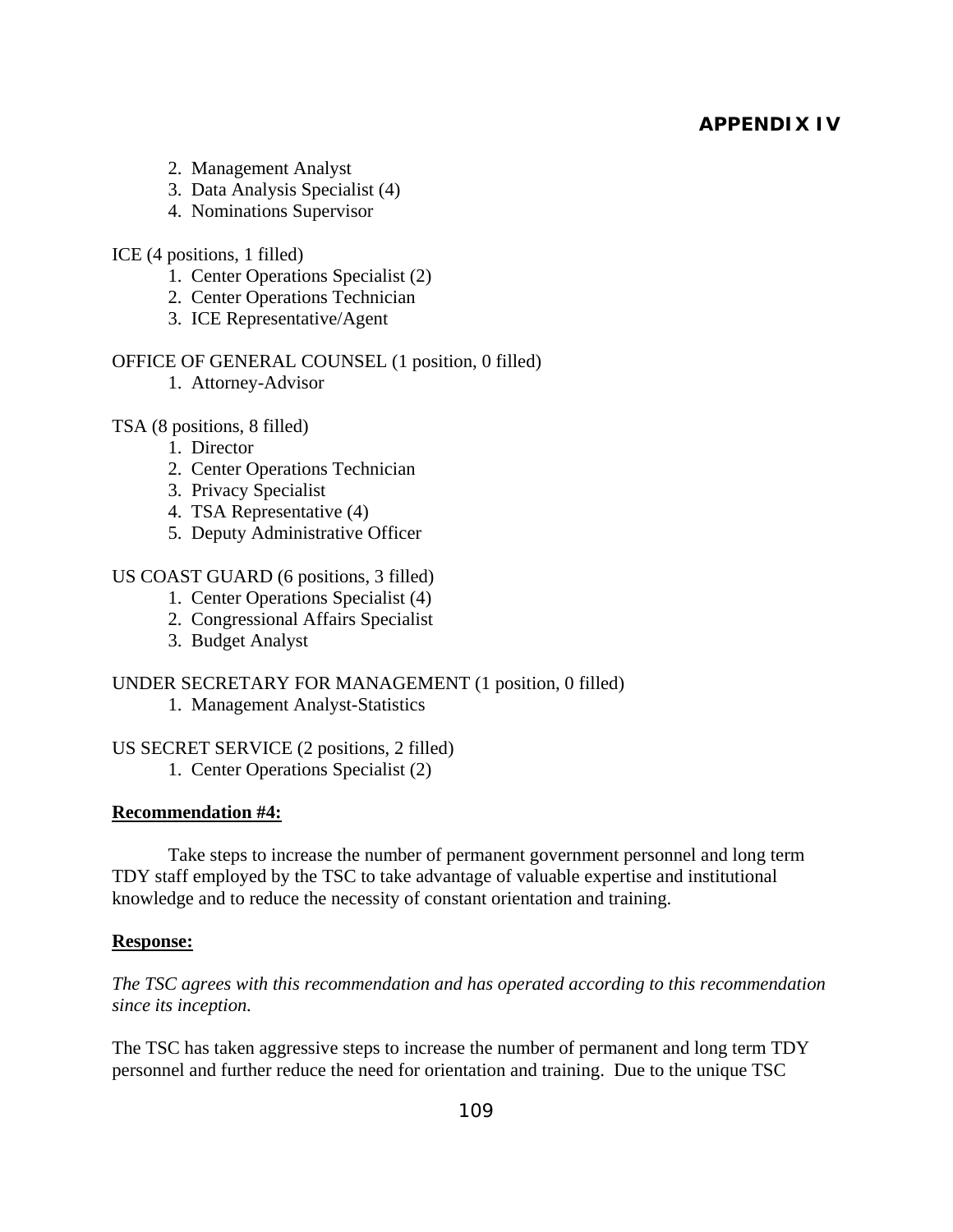**APPENDIX IV**

2. Management Analyst
3. Data Analysis Specialist (4)
4. Nominations Supervisor

ICE (4 positions, 1 filled)

1. Center Operations Specialist (2)
2. Center Operations Technician
3. ICE Representative/Agent

OFFICE OF GENERAL COUNSEL (1 position, 0 filled)

1. Attorney-Advisor

TSA (8 positions, 8 filled)

1. Director
2. Center Operations Technician
3. Privacy Specialist
4. TSA Representative (4)
5. Deputy Administrative Officer

US COAST GUARD (6 positions, 3 filled)

1. Center Operations Specialist (4)
2. Congressional Affairs Specialist
3. Budget Analyst

UNDER SECRETARY FOR MANAGEMENT (1 position, 0 filled)

1. Management Analyst-Statistics

US SECRET SERVICE (2 positions, 2 filled)

1. Center Operations Specialist (2)

**Recommendation #4:**

Take steps to increase the number of permanent government personnel and long term TDY staff employed by the TSC to take advantage of valuable expertise and institutional knowledge and to reduce the necessity of constant orientation and training.

**Response:**

*The TSC agrees with this recommendation and has operated according to this recommendation since its inception.*

The TSC has taken aggressive steps to increase the number of permanent and long term TDY personnel and further reduce the need for orientation and training. Due to the unique TSC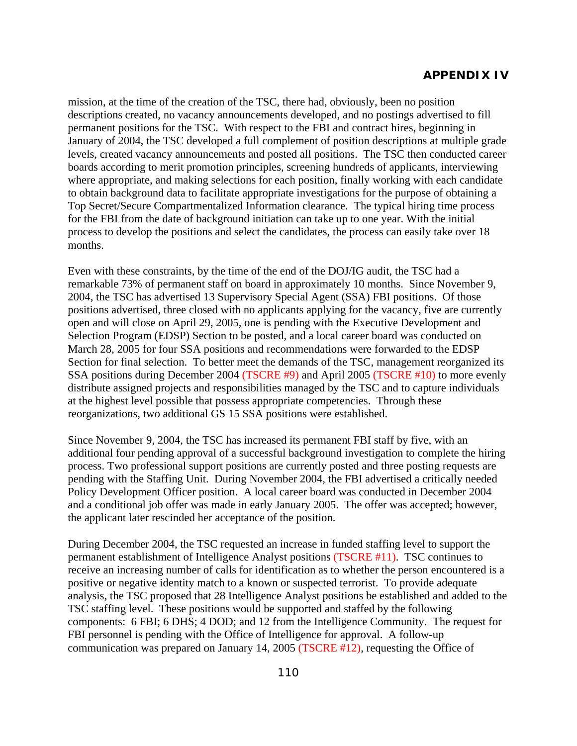mission, at the time of the creation of the TSC, there had, obviously, been no position descriptions created, no vacancy announcements developed, and no postings advertised to fill permanent positions for the TSC. With respect to the FBI and contract hires, beginning in January of 2004, the TSC developed a full complement of position descriptions at multiple grade levels, created vacancy announcements and posted all positions. The TSC then conducted career boards according to merit promotion principles, screening hundreds of applicants, interviewing where appropriate, and making selections for each position, finally working with each candidate to obtain background data to facilitate appropriate investigations for the purpose of obtaining a Top Secret/Secure Compartmentalized Information clearance. The typical hiring time process for the FBI from the date of background initiation can take up to one year. With the initial process to develop the positions and select the candidates, the process can easily take over 18 months.

Even with these constraints, by the time of the end of the DOJ/IG audit, the TSC had a remarkable 73% of permanent staff on board in approximately 10 months. Since November 9, 2004, the TSC has advertised 13 Supervisory Special Agent (SSA) FBI positions. Of those positions advertised, three closed with no applicants applying for the vacancy, five are currently open and will close on April 29, 2005, one is pending with the Executive Development and Selection Program (EDSP) Section to be posted, and a local career board was conducted on March 28, 2005 for four SSA positions and recommendations were forwarded to the EDSP Section for final selection. To better meet the demands of the TSC, management reorganized its SSA positions during December 2004 (TSCRE #9) and April 2005 (TSCRE #10) to more evenly distribute assigned projects and responsibilities managed by the TSC and to capture individuals at the highest level possible that possess appropriate competencies. Through these reorganizations, two additional GS 15 SSA positions were established.

Since November 9, 2004, the TSC has increased its permanent FBI staff by five, with an additional four pending approval of a successful background investigation to complete the hiring process. Two professional support positions are currently posted and three posting requests are pending with the Staffing Unit. During November 2004, the FBI advertised a critically needed Policy Development Officer position. A local career board was conducted in December 2004 and a conditional job offer was made in early January 2005. The offer was accepted; however, the applicant later rescinded her acceptance of the position.

During December 2004, the TSC requested an increase in funded staffing level to support the permanent establishment of Intelligence Analyst positions (TSCRE #11). TSC continues to receive an increasing number of calls for identification as to whether the person encountered is a positive or negative identity match to a known or suspected terrorist. To provide adequate analysis, the TSC proposed that 28 Intelligence Analyst positions be established and added to the TSC staffing level. These positions would be supported and staffed by the following components: 6 FBI; 6 DHS; 4 DOD; and 12 from the Intelligence Community. The request for FBI personnel is pending with the Office of Intelligence for approval. A follow-up communication was prepared on January 14, 2005 (TSCRE #12), requesting the Office of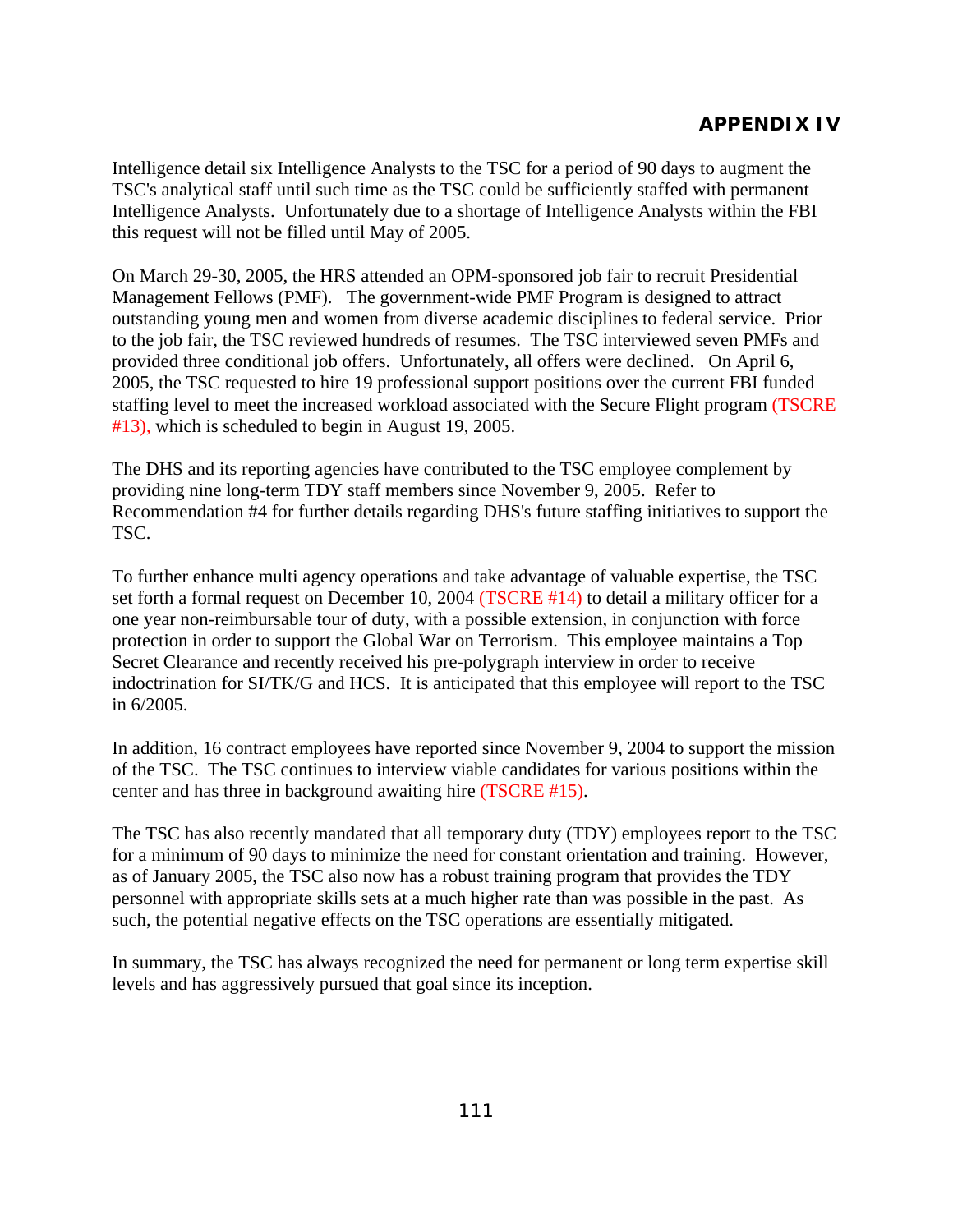# APPENDIX IV

Intelligence detail six Intelligence Analysts to the TSC for a period of 90 days to augment the TSC's analytical staff until such time as the TSC could be sufficiently staffed with permanent Intelligence Analysts. Unfortunately due to a shortage of Intelligence Analysts within the FBI this request will not be filled until May of 2005.

On March 29-30, 2005, the HRS attended an OPM-sponsored job fair to recruit Presidential Management Fellows (PMF). The government-wide PMF Program is designed to attract outstanding young men and women from diverse academic disciplines to federal service. Prior to the job fair, the TSC reviewed hundreds of resumes. The TSC interviewed seven PMFs and provided three conditional job offers. Unfortunately, all offers were declined. On April 6, 2005, the TSC requested to hire 19 professional support positions over the current FBI funded staffing level to meet the increased workload associated with the Secure Flight program (TSCRE #13), which is scheduled to begin in August 19, 2005.

The DHS and its reporting agencies have contributed to the TSC employee complement by providing nine long-term TDY staff members since November 9, 2005. Refer to Recommendation #4 for further details regarding DHS's future staffing initiatives to support the TSC.

To further enhance multi agency operations and take advantage of valuable expertise, the TSC set forth a formal request on December 10, 2004 (TSCRE #14) to detail a military officer for a one year non-reimbursable tour of duty, with a possible extension, in conjunction with force protection in order to support the Global War on Terrorism. This employee maintains a Top Secret Clearance and recently received his pre-polygraph interview in order to receive indoctrination for SI/TK/G and HCS. It is anticipated that this employee will report to the TSC in 6/2005.

In addition, 16 contract employees have reported since November 9, 2004 to support the mission of the TSC. The TSC continues to interview viable candidates for various positions within the center and has three in background awaiting hire (TSCRE #15).

The TSC has also recently mandated that all temporary duty (TDY) employees report to the TSC for a minimum of 90 days to minimize the need for constant orientation and training. However, as of January 2005, the TSC also now has a robust training program that provides the TDY personnel with appropriate skills sets at a much higher rate than was possible in the past. As such, the potential negative effects on the TSC operations are essentially mitigated.

In summary, the TSC has always recognized the need for permanent or long term expertise skill levels and has aggressively pursued that goal since its inception.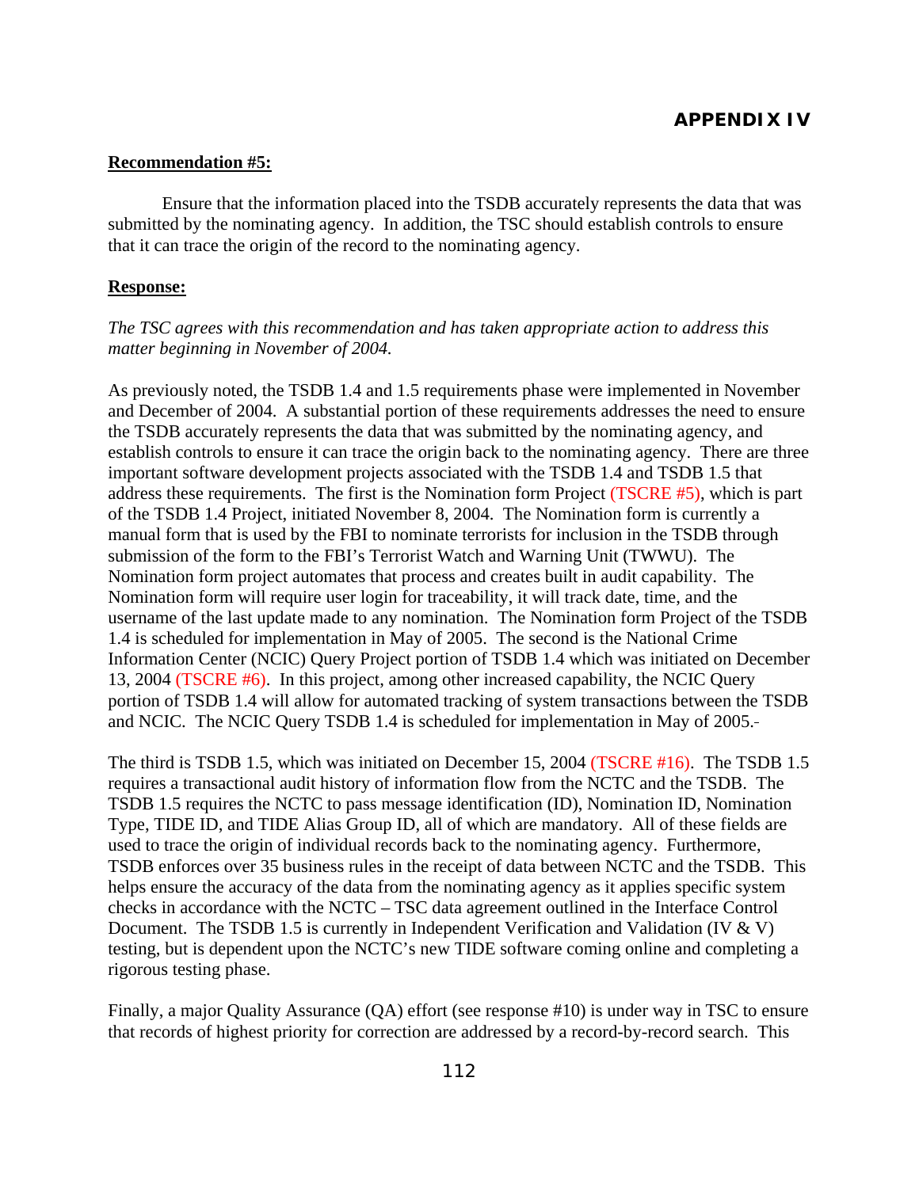## APPENDIX IV

**Recommendation #5:**

Ensure that the information placed into the TSDB accurately represents the data that was submitted by the nominating agency. In addition, the TSC should establish controls to ensure that it can trace the origin of the record to the nominating agency.

**Response:**

*The TSC agrees with this recommendation and has taken appropriate action to address this matter beginning in November of 2004.*

As previously noted, the TSDB 1.4 and 1.5 requirements phase were implemented in November and December of 2004. A substantial portion of these requirements addresses the need to ensure the TSDB accurately represents the data that was submitted by the nominating agency, and establish controls to ensure it can trace the origin back to the nominating agency. There are three important software development projects associated with the TSDB 1.4 and TSDB 1.5 that address these requirements. The first is the Nomination form Project (TSCRE #5), which is part of the TSDB 1.4 Project, initiated November 8, 2004. The Nomination form is currently a manual form that is used by the FBI to nominate terrorists for inclusion in the TSDB through submission of the form to the FBI's Terrorist Watch and Warning Unit (TWWU). The Nomination form project automates that process and creates built in audit capability. The Nomination form will require user login for traceability, it will track date, time, and the username of the last update made to any nomination. The Nomination form Project of the TSDB 1.4 is scheduled for implementation in May of 2005. The second is the National Crime Information Center (NCIC) Query Project portion of TSDB 1.4 which was initiated on December 13, 2004 (TSCRE #6). In this project, among other increased capability, the NCIC Query portion of TSDB 1.4 will allow for automated tracking of system transactions between the TSDB and NCIC. The NCIC Query TSDB 1.4 is scheduled for implementation in May of 2005.

The third is TSDB 1.5, which was initiated on December 15, 2004 (TSCRE #16). The TSDB 1.5 requires a transactional audit history of information flow from the NCTC and the TSDB. The TSDB 1.5 requires the NCTC to pass message identification (ID), Nomination ID, Nomination Type, TIDE ID, and TIDE Alias Group ID, all of which are mandatory. All of these fields are used to trace the origin of individual records back to the nominating agency. Furthermore, TSDB enforces over 35 business rules in the receipt of data between NCTC and the TSDB. This helps ensure the accuracy of the data from the nominating agency as it applies specific system checks in accordance with the NCTC – TSC data agreement outlined in the Interface Control Document. The TSDB 1.5 is currently in Independent Verification and Validation (IV & V) testing, but is dependent upon the NCTC's new TIDE software coming online and completing a rigorous testing phase.

Finally, a major Quality Assurance (QA) effort (see response #10) is under way in TSC to ensure that records of highest priority for correction are addressed by a record-by-record search. This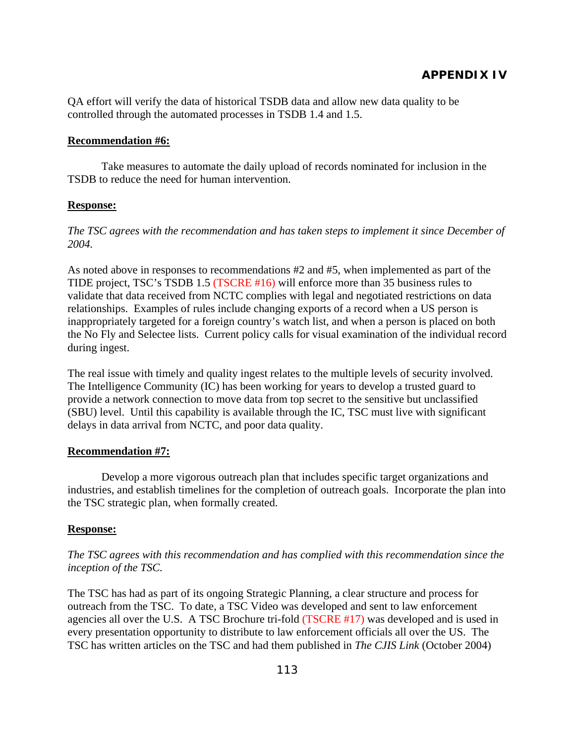## APPENDIX IV

QA effort will verify the data of historical TSDB data and allow new data quality to be controlled through the automated processes in TSDB 1.4 and 1.5.

**Recommendation #6:**

Take measures to automate the daily upload of records nominated for inclusion in the TSDB to reduce the need for human intervention.

**Response:**

*The TSC agrees with the recommendation and has taken steps to implement it since December of 2004.*

As noted above in responses to recommendations #2 and #5, when implemented as part of the TIDE project, TSC's TSDB 1.5 (TSCRE #16) will enforce more than 35 business rules to validate that data received from NCTC complies with legal and negotiated restrictions on data relationships. Examples of rules include changing exports of a record when a US person is inappropriately targeted for a foreign country's watch list, and when a person is placed on both the No Fly and Selectee lists. Current policy calls for visual examination of the individual record during ingest.

The real issue with timely and quality ingest relates to the multiple levels of security involved. The Intelligence Community (IC) has been working for years to develop a trusted guard to provide a network connection to move data from top secret to the sensitive but unclassified (SBU) level. Until this capability is available through the IC, TSC must live with significant delays in data arrival from NCTC, and poor data quality.

**Recommendation #7:**

Develop a more vigorous outreach plan that includes specific target organizations and industries, and establish timelines for the completion of outreach goals. Incorporate the plan into the TSC strategic plan, when formally created.

**Response:**

*The TSC agrees with this recommendation and has complied with this recommendation since the inception of the TSC.*

The TSC has had as part of its ongoing Strategic Planning, a clear structure and process for outreach from the TSC. To date, a TSC Video was developed and sent to law enforcement agencies all over the U.S. A TSC Brochure tri-fold (TSCRE #17) was developed and is used in every presentation opportunity to distribute to law enforcement officials all over the US. The TSC has written articles on the TSC and had them published in *The CJIS Link* (October 2004)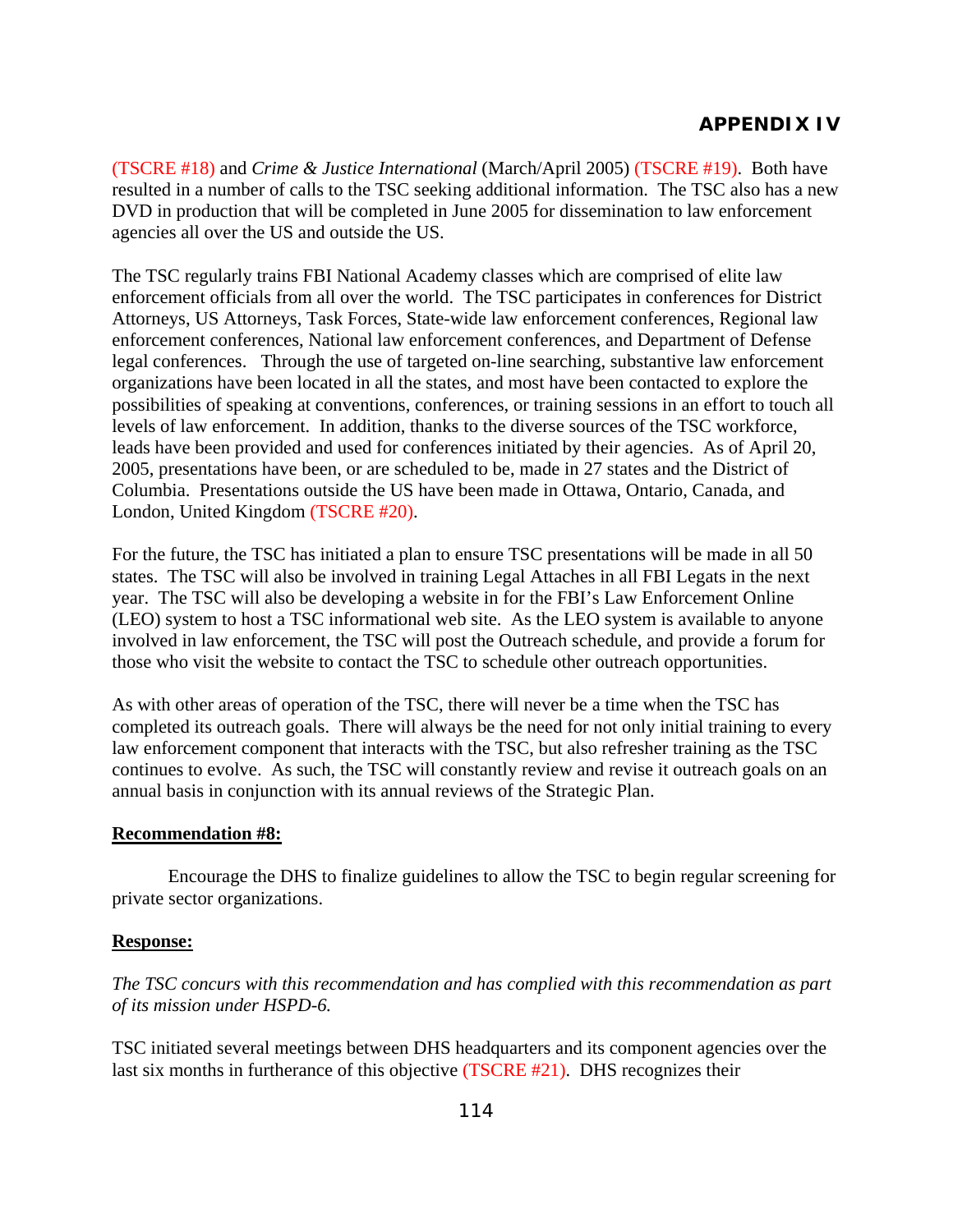(TSCRE #18) and *Crime & Justice International* (March/April 2005) (TSCRE #19). Both have resulted in a number of calls to the TSC seeking additional information. The TSC also has a new DVD in production that will be completed in June 2005 for dissemination to law enforcement agencies all over the US and outside the US.

The TSC regularly trains FBI National Academy classes which are comprised of elite law enforcement officials from all over the world. The TSC participates in conferences for District Attorneys, US Attorneys, Task Forces, State-wide law enforcement conferences, Regional law enforcement conferences, National law enforcement conferences, and Department of Defense legal conferences. Through the use of targeted on-line searching, substantive law enforcement organizations have been located in all the states, and most have been contacted to explore the possibilities of speaking at conventions, conferences, or training sessions in an effort to touch all levels of law enforcement. In addition, thanks to the diverse sources of the TSC workforce, leads have been provided and used for conferences initiated by their agencies. As of April 20, 2005, presentations have been, or are scheduled to be, made in 27 states and the District of Columbia. Presentations outside the US have been made in Ottawa, Ontario, Canada, and London, United Kingdom (TSCRE #20).

For the future, the TSC has initiated a plan to ensure TSC presentations will be made in all 50 states. The TSC will also be involved in training Legal Attaches in all FBI Legats in the next year. The TSC will also be developing a website in for the FBI's Law Enforcement Online (LEO) system to host a TSC informational web site. As the LEO system is available to anyone involved in law enforcement, the TSC will post the Outreach schedule, and provide a forum for those who visit the website to contact the TSC to schedule other outreach opportunities.

As with other areas of operation of the TSC, there will never be a time when the TSC has completed its outreach goals. There will always be the need for not only initial training to every law enforcement component that interacts with the TSC, but also refresher training as the TSC continues to evolve. As such, the TSC will constantly review and revise it outreach goals on an annual basis in conjunction with its annual reviews of the Strategic Plan.

**Recommendation #8:**

Encourage the DHS to finalize guidelines to allow the TSC to begin regular screening for private sector organizations.

**Response:**

*The TSC concurs with this recommendation and has complied with this recommendation as part of its mission under HSPD-6.*

TSC initiated several meetings between DHS headquarters and its component agencies over the last six months in furtherance of this objective (TSCRE #21). DHS recognizes their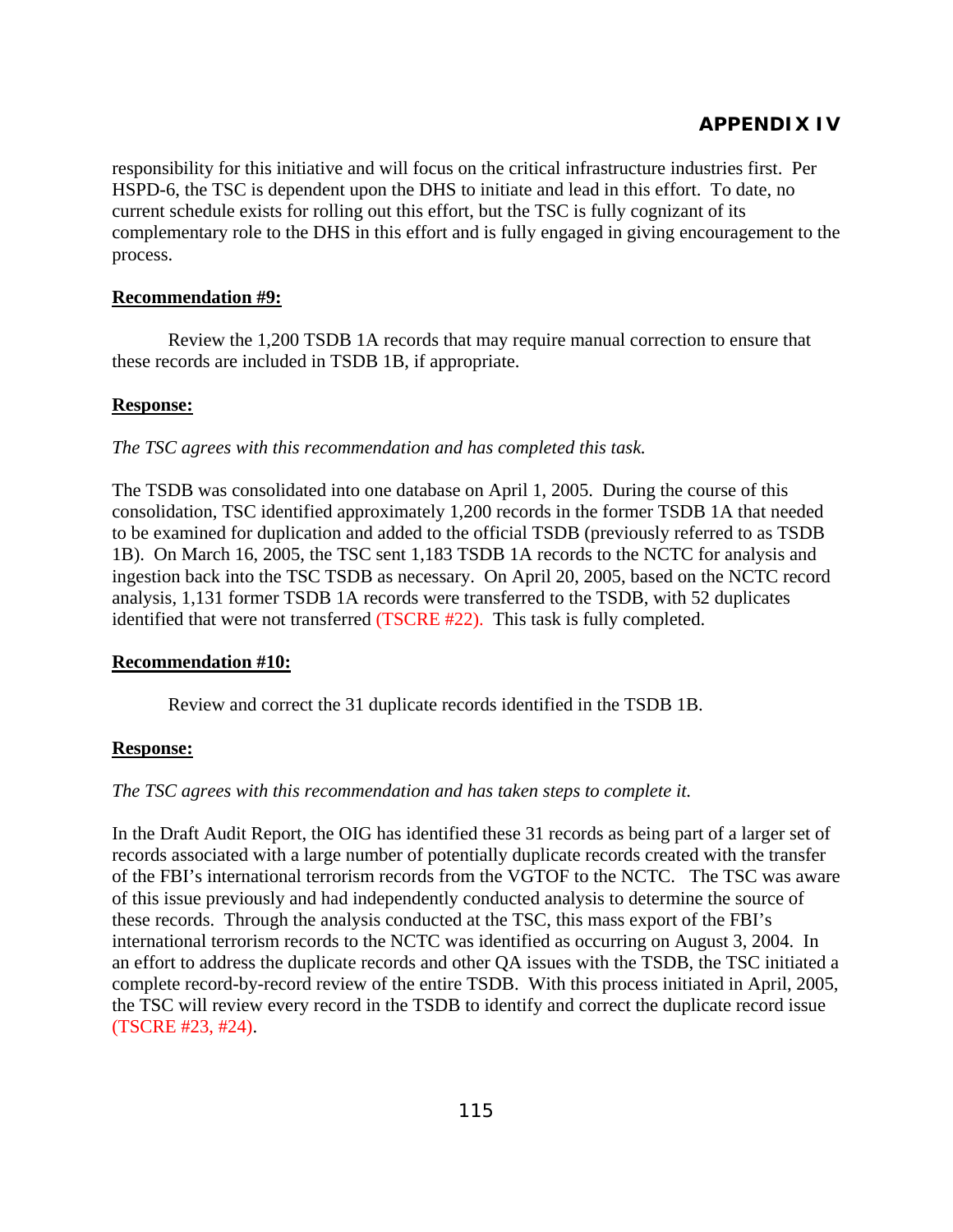## APPENDIX IV

responsibility for this initiative and will focus on the critical infrastructure industries first. Per HSPD-6, the TSC is dependent upon the DHS to initiate and lead in this effort. To date, no current schedule exists for rolling out this effort, but the TSC is fully cognizant of its complementary role to the DHS in this effort and is fully engaged in giving encouragement to the process.

**Recommendation #9:**

Review the 1,200 TSDB 1A records that may require manual correction to ensure that these records are included in TSDB 1B, if appropriate.

**Response:**

*The TSC agrees with this recommendation and has completed this task.*

The TSDB was consolidated into one database on April 1, 2005. During the course of this consolidation, TSC identified approximately 1,200 records in the former TSDB 1A that needed to be examined for duplication and added to the official TSDB (previously referred to as TSDB 1B). On March 16, 2005, the TSC sent 1,183 TSDB 1A records to the NCTC for analysis and ingestion back into the TSC TSDB as necessary. On April 20, 2005, based on the NCTC record analysis, 1,131 former TSDB 1A records were transferred to the TSDB, with 52 duplicates identified that were not transferred (TSCRE #22). This task is fully completed.

**Recommendation #10:**

Review and correct the 31 duplicate records identified in the TSDB 1B.

**Response:**

*The TSC agrees with this recommendation and has taken steps to complete it.*

In the Draft Audit Report, the OIG has identified these 31 records as being part of a larger set of records associated with a large number of potentially duplicate records created with the transfer of the FBI's international terrorism records from the VGTOF to the NCTC. The TSC was aware of this issue previously and had independently conducted analysis to determine the source of these records. Through the analysis conducted at the TSC, this mass export of the FBI's international terrorism records to the NCTC was identified as occurring on August 3, 2004. In an effort to address the duplicate records and other QA issues with the TSDB, the TSC initiated a complete record-by-record review of the entire TSDB. With this process initiated in April, 2005, the TSC will review every record in the TSDB to identify and correct the duplicate record issue (TSCRE #23, #24).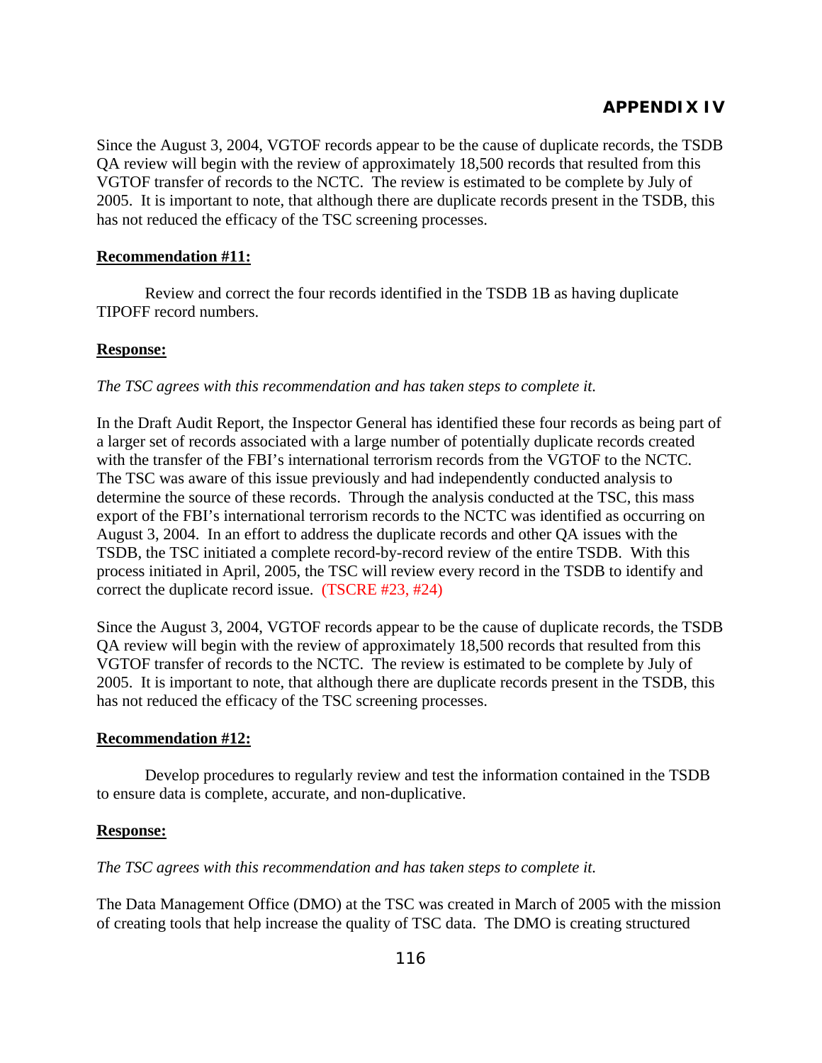# APPENDIX IV

Since the August 3, 2004, VGTOF records appear to be the cause of duplicate records, the TSDB QA review will begin with the review of approximately 18,500 records that resulted from this VGTOF transfer of records to the NCTC. The review is estimated to be complete by July of 2005. It is important to note, that although there are duplicate records present in the TSDB, this has not reduced the efficacy of the TSC screening processes.

**Recommendation #11:**

Review and correct the four records identified in the TSDB 1B as having duplicate TIPOFF record numbers.

**Response:**

*The TSC agrees with this recommendation and has taken steps to complete it.*

In the Draft Audit Report, the Inspector General has identified these four records as being part of a larger set of records associated with a large number of potentially duplicate records created with the transfer of the FBI's international terrorism records from the VGTOF to the NCTC. The TSC was aware of this issue previously and had independently conducted analysis to determine the source of these records. Through the analysis conducted at the TSC, this mass export of the FBI's international terrorism records to the NCTC was identified as occurring on August 3, 2004. In an effort to address the duplicate records and other QA issues with the TSDB, the TSC initiated a complete record-by-record review of the entire TSDB. With this process initiated in April, 2005, the TSC will review every record in the TSDB to identify and correct the duplicate record issue. (TSCRE #23, #24)

Since the August 3, 2004, VGTOF records appear to be the cause of duplicate records, the TSDB QA review will begin with the review of approximately 18,500 records that resulted from this VGTOF transfer of records to the NCTC. The review is estimated to be complete by July of 2005. It is important to note, that although there are duplicate records present in the TSDB, this has not reduced the efficacy of the TSC screening processes.

**Recommendation #12:**

Develop procedures to regularly review and test the information contained in the TSDB to ensure data is complete, accurate, and non-duplicative.

**Response:**

*The TSC agrees with this recommendation and has taken steps to complete it.*

The Data Management Office (DMO) at the TSC was created in March of 2005 with the mission of creating tools that help increase the quality of TSC data. The DMO is creating structured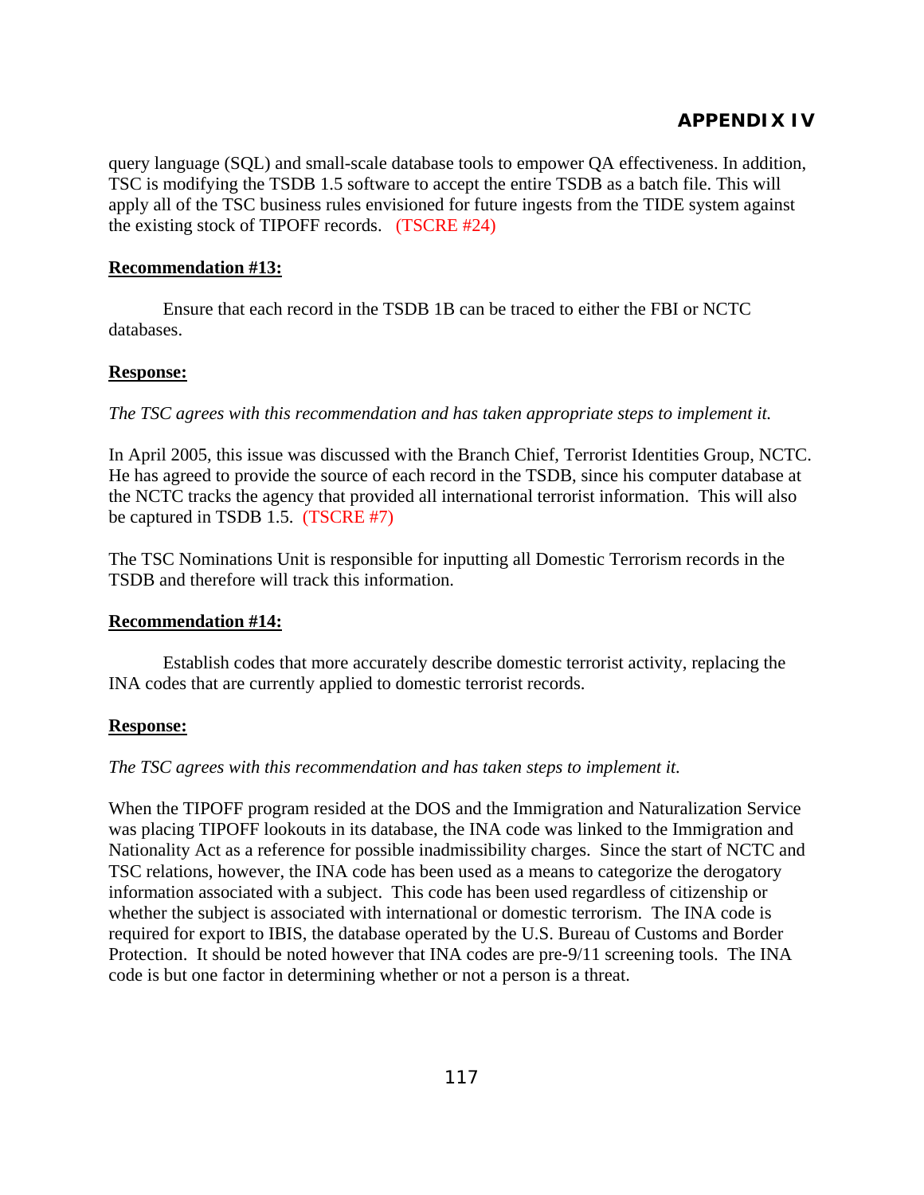query language (SQL) and small-scale database tools to empower QA effectiveness. In addition, TSC is modifying the TSDB 1.5 software to accept the entire TSDB as a batch file. This will apply all of the TSC business rules envisioned for future ingests from the TIDE system against the existing stock of TIPOFF records. (TSCRE #24)

**Recommendation #13:**

Ensure that each record in the TSDB 1B can be traced to either the FBI or NCTC databases.

**Response:**

*The TSC agrees with this recommendation and has taken appropriate steps to implement it.*

In April 2005, this issue was discussed with the Branch Chief, Terrorist Identities Group, NCTC. He has agreed to provide the source of each record in the TSDB, since his computer database at the NCTC tracks the agency that provided all international terrorist information. This will also be captured in TSDB 1.5. (TSCRE #7)

The TSC Nominations Unit is responsible for inputting all Domestic Terrorism records in the TSDB and therefore will track this information.

**Recommendation #14:**

Establish codes that more accurately describe domestic terrorist activity, replacing the INA codes that are currently applied to domestic terrorist records.

**Response:**

*The TSC agrees with this recommendation and has taken steps to implement it.*

When the TIPOFF program resided at the DOS and the Immigration and Naturalization Service was placing TIPOFF lookouts in its database, the INA code was linked to the Immigration and Nationality Act as a reference for possible inadmissibility charges. Since the start of NCTC and TSC relations, however, the INA code has been used as a means to categorize the derogatory information associated with a subject. This code has been used regardless of citizenship or whether the subject is associated with international or domestic terrorism. The INA code is required for export to IBIS, the database operated by the U.S. Bureau of Customs and Border Protection. It should be noted however that INA codes are pre-9/11 screening tools. The INA code is but one factor in determining whether or not a person is a threat.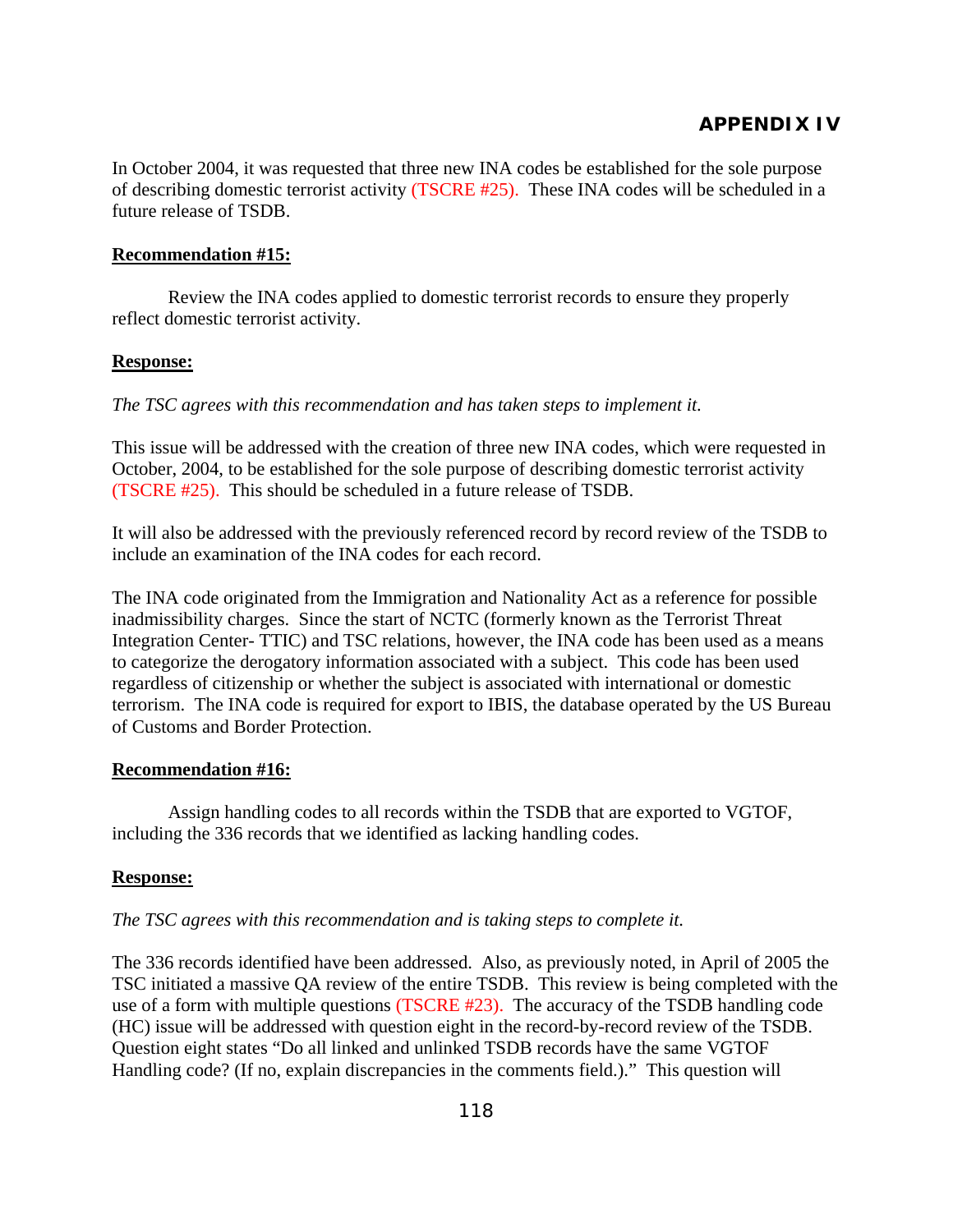In October 2004, it was requested that three new INA codes be established for the sole purpose of describing domestic terrorist activity (TSCRE #25). These INA codes will be scheduled in a future release of TSDB.

**Recommendation #15:**

Review the INA codes applied to domestic terrorist records to ensure they properly reflect domestic terrorist activity.

**Response:**

*The TSC agrees with this recommendation and has taken steps to implement it.*

This issue will be addressed with the creation of three new INA codes, which were requested in October, 2004, to be established for the sole purpose of describing domestic terrorist activity (TSCRE #25). This should be scheduled in a future release of TSDB.

It will also be addressed with the previously referenced record by record review of the TSDB to include an examination of the INA codes for each record.

The INA code originated from the Immigration and Nationality Act as a reference for possible inadmissibility charges. Since the start of NCTC (formerly known as the Terrorist Threat Integration Center- TTIC) and TSC relations, however, the INA code has been used as a means to categorize the derogatory information associated with a subject. This code has been used regardless of citizenship or whether the subject is associated with international or domestic terrorism. The INA code is required for export to IBIS, the database operated by the US Bureau of Customs and Border Protection.

**Recommendation #16:**

Assign handling codes to all records within the TSDB that are exported to VGTOF, including the 336 records that we identified as lacking handling codes.

**Response:**

*The TSC agrees with this recommendation and is taking steps to complete it.*

The 336 records identified have been addressed. Also, as previously noted, in April of 2005 the TSC initiated a massive QA review of the entire TSDB. This review is being completed with the use of a form with multiple questions (TSCRE #23). The accuracy of the TSDB handling code (HC) issue will be addressed with question eight in the record-by-record review of the TSDB. Question eight states "Do all linked and unlinked TSDB records have the same VGTOF Handling code? (If no, explain discrepancies in the comments field.)." This question will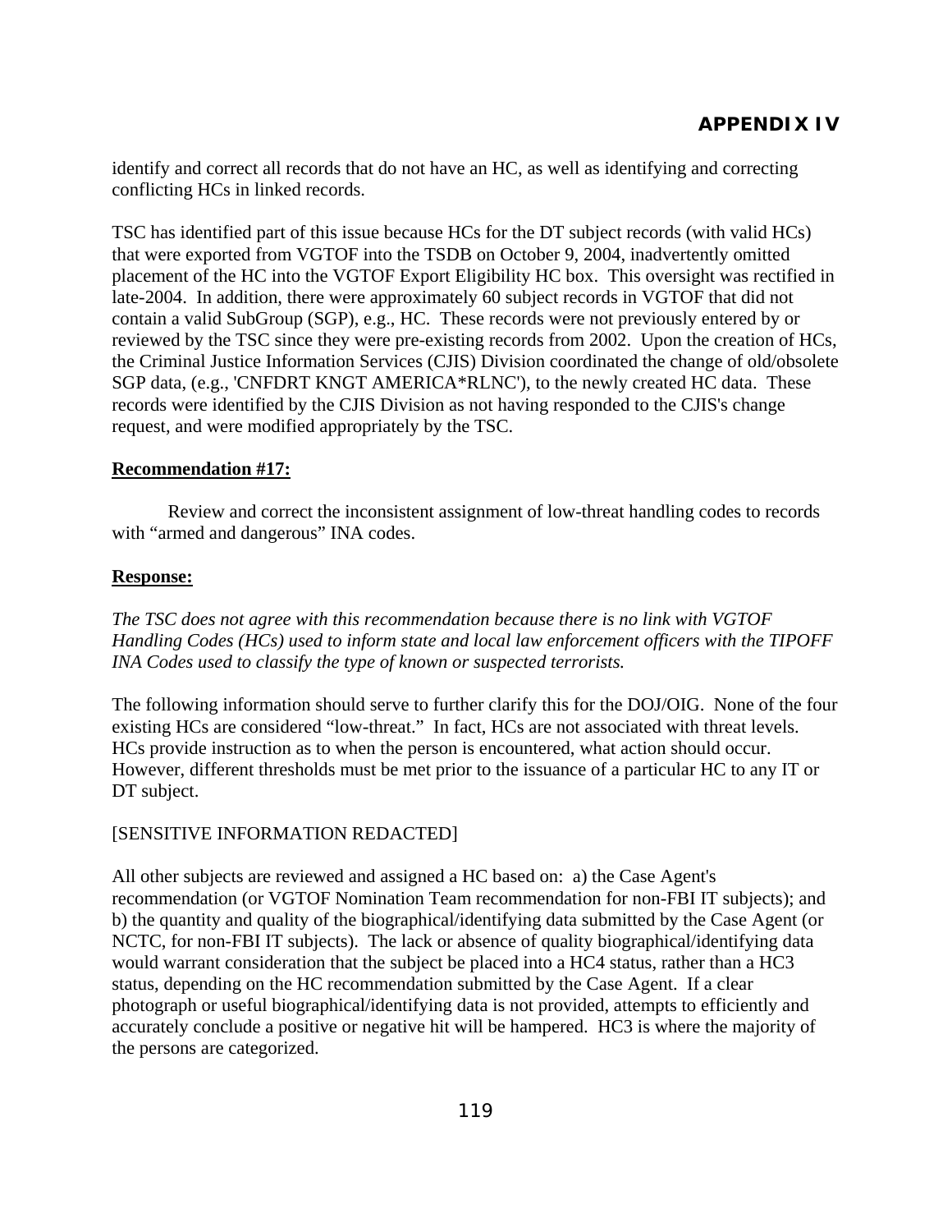identify and correct all records that do not have an HC, as well as identifying and correcting conflicting HCs in linked records.

TSC has identified part of this issue because HCs for the DT subject records (with valid HCs) that were exported from VGTOF into the TSDB on October 9, 2004, inadvertently omitted placement of the HC into the VGTOF Export Eligibility HC box. This oversight was rectified in late-2004. In addition, there were approximately 60 subject records in VGTOF that did not contain a valid SubGroup (SGP), e.g., HC. These records were not previously entered by or reviewed by the TSC since they were pre-existing records from 2002. Upon the creation of HCs, the Criminal Justice Information Services (CJIS) Division coordinated the change of old/obsolete SGP data, (e.g., 'CNFDRT KNGT AMERICA*RLNC'), to the newly created HC data. These records were identified by the CJIS Division as not having responded to the CJIS's change request, and were modified appropriately by the TSC.

**Recommendation #17:**

Review and correct the inconsistent assignment of low-threat handling codes to records with "armed and dangerous" INA codes.

**Response:**

*The TSC does not agree with this recommendation because there is no link with VGTOF Handling Codes (HCs) used to inform state and local law enforcement officers with the TIPOFF INA Codes used to classify the type of known or suspected terrorists.*

The following information should serve to further clarify this for the DOJ/OIG. None of the four existing HCs are considered "low-threat." In fact, HCs are not associated with threat levels. HCs provide instruction as to when the person is encountered, what action should occur. However, different thresholds must be met prior to the issuance of a particular HC to any IT or DT subject.

[SENSITIVE INFORMATION REDACTED]

All other subjects are reviewed and assigned a HC based on: a) the Case Agent's recommendation (or VGTOF Nomination Team recommendation for non-FBI IT subjects); and b) the quantity and quality of the biographical/identifying data submitted by the Case Agent (or NCTC, for non-FBI IT subjects). The lack or absence of quality biographical/identifying data would warrant consideration that the subject be placed into a HC4 status, rather than a HC3 status, depending on the HC recommendation submitted by the Case Agent. If a clear photograph or useful biographical/identifying data is not provided, attempts to efficiently and accurately conclude a positive or negative hit will be hampered. HC3 is where the majority of the persons are categorized.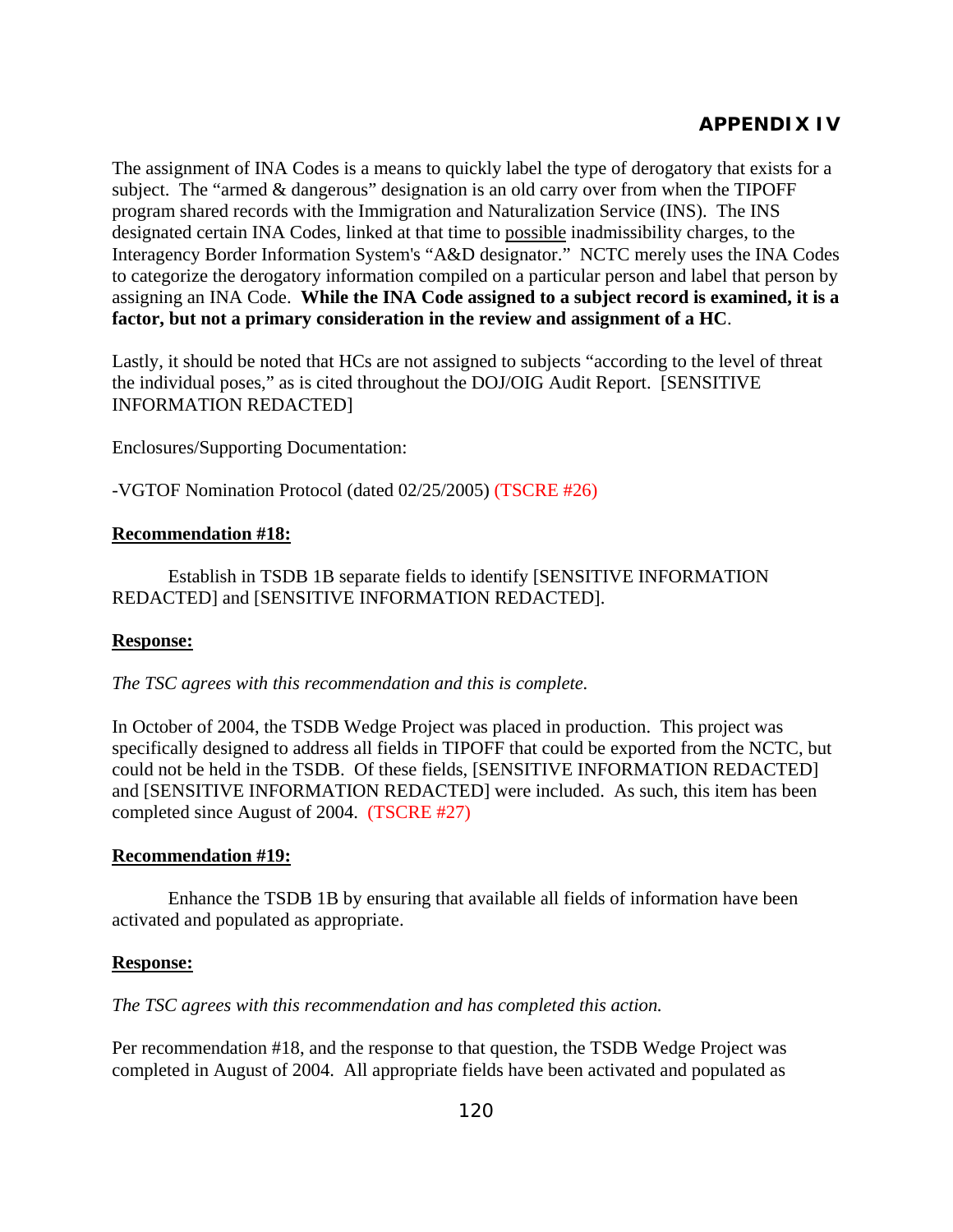## APPENDIX IV

The assignment of INA Codes is a means to quickly label the type of derogatory that exists for a subject. The "armed & dangerous" designation is an old carry over from when the TIPOFF program shared records with the Immigration and Naturalization Service (INS). The INS designated certain INA Codes, linked at that time to possible inadmissibility charges, to the Interagency Border Information System's "A&D designator." NCTC merely uses the INA Codes to categorize the derogatory information compiled on a particular person and label that person by assigning an INA Code. **While the INA Code assigned to a subject record is examined, it is a factor, but not a primary consideration in the review and assignment of a HC**.

Lastly, it should be noted that HCs are not assigned to subjects "according to the level of threat the individual poses," as is cited throughout the DOJ/OIG Audit Report. [SENSITIVE INFORMATION REDACTED]

Enclosures/Supporting Documentation:

-VGTOF Nomination Protocol (dated 02/25/2005) (TSCRE #26)

**Recommendation #18:**

Establish in TSDB 1B separate fields to identify [SENSITIVE INFORMATION REDACTED] and [SENSITIVE INFORMATION REDACTED].

**Response:**

*The TSC agrees with this recommendation and this is complete.*

In October of 2004, the TSDB Wedge Project was placed in production. This project was specifically designed to address all fields in TIPOFF that could be exported from the NCTC, but could not be held in the TSDB. Of these fields, [SENSITIVE INFORMATION REDACTED] and [SENSITIVE INFORMATION REDACTED] were included. As such, this item has been completed since August of 2004. (TSCRE #27)

**Recommendation #19:**

Enhance the TSDB 1B by ensuring that available all fields of information have been activated and populated as appropriate.

**Response:**

*The TSC agrees with this recommendation and has completed this action.*

Per recommendation #18, and the response to that question, the TSDB Wedge Project was completed in August of 2004. All appropriate fields have been activated and populated as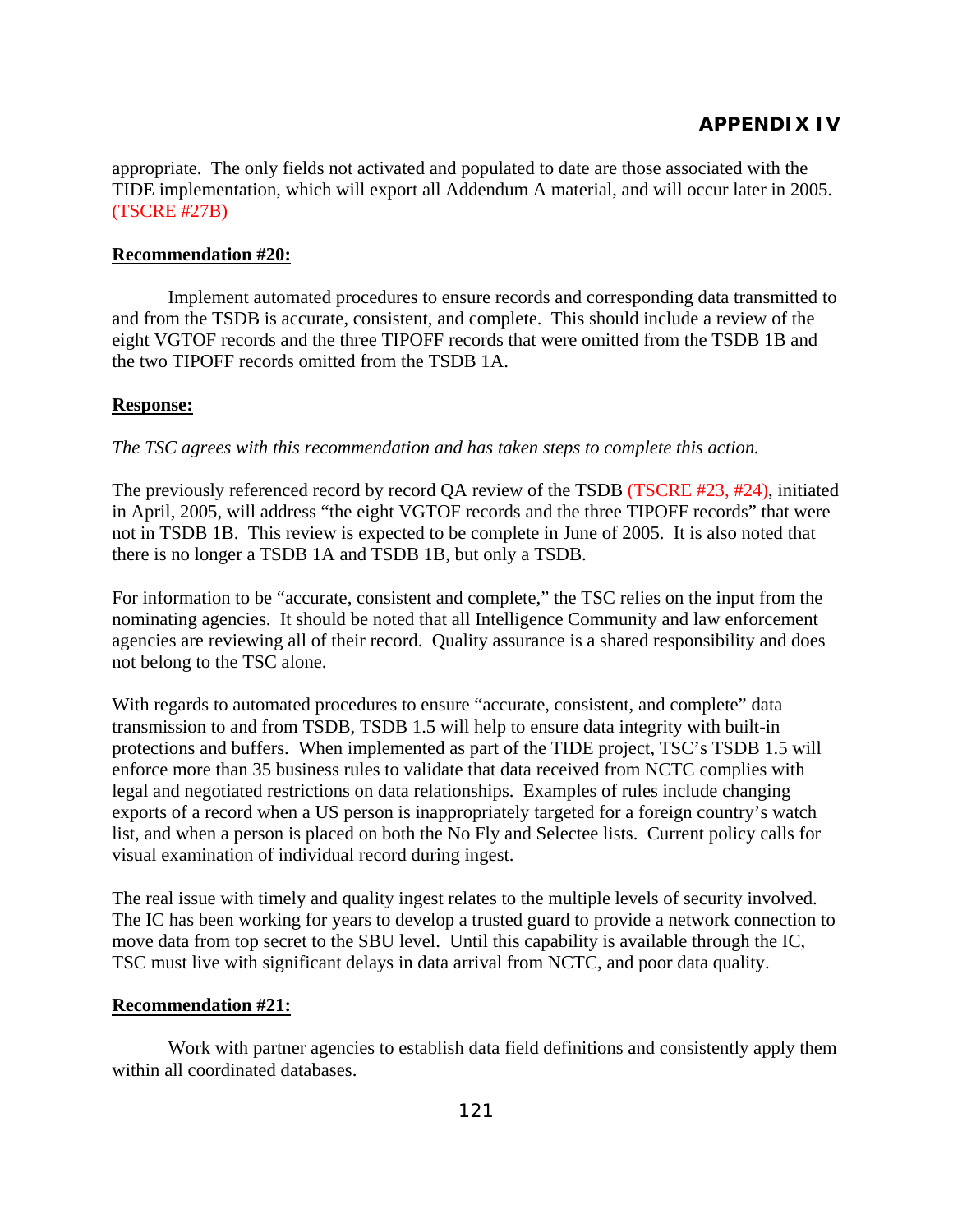appropriate. The only fields not activated and populated to date are those associated with the TIDE implementation, which will export all Addendum A material, and will occur later in 2005. (TSCRE #27B)

**Recommendation #20:**

Implement automated procedures to ensure records and corresponding data transmitted to and from the TSDB is accurate, consistent, and complete. This should include a review of the eight VGTOF records and the three TIPOFF records that were omitted from the TSDB 1B and the two TIPOFF records omitted from the TSDB 1A.

**Response:**

*The TSC agrees with this recommendation and has taken steps to complete this action.*

The previously referenced record by record QA review of the TSDB (TSCRE #23, #24), initiated in April, 2005, will address "the eight VGTOF records and the three TIPOFF records" that were not in TSDB 1B. This review is expected to be complete in June of 2005. It is also noted that there is no longer a TSDB 1A and TSDB 1B, but only a TSDB.

For information to be "accurate, consistent and complete," the TSC relies on the input from the nominating agencies. It should be noted that all Intelligence Community and law enforcement agencies are reviewing all of their record. Quality assurance is a shared responsibility and does not belong to the TSC alone.

With regards to automated procedures to ensure "accurate, consistent, and complete" data transmission to and from TSDB, TSDB 1.5 will help to ensure data integrity with built-in protections and buffers. When implemented as part of the TIDE project, TSC's TSDB 1.5 will enforce more than 35 business rules to validate that data received from NCTC complies with legal and negotiated restrictions on data relationships. Examples of rules include changing exports of a record when a US person is inappropriately targeted for a foreign country's watch list, and when a person is placed on both the No Fly and Selectee lists. Current policy calls for visual examination of individual record during ingest.

The real issue with timely and quality ingest relates to the multiple levels of security involved. The IC has been working for years to develop a trusted guard to provide a network connection to move data from top secret to the SBU level. Until this capability is available through the IC, TSC must live with significant delays in data arrival from NCTC, and poor data quality.

**Recommendation #21:**

Work with partner agencies to establish data field definitions and consistently apply them within all coordinated databases.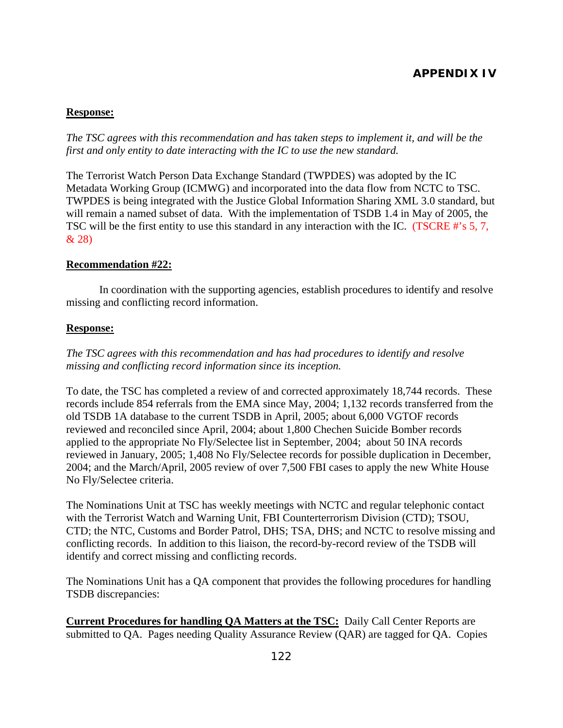**Response:**

*The TSC agrees with this recommendation and has taken steps to implement it, and will be the first and only entity to date interacting with the IC to use the new standard.*

The Terrorist Watch Person Data Exchange Standard (TWPDES) was adopted by the IC Metadata Working Group (ICMWG) and incorporated into the data flow from NCTC to TSC. TWPDES is being integrated with the Justice Global Information Sharing XML 3.0 standard, but will remain a named subset of data. With the implementation of TSDB 1.4 in May of 2005, the TSC will be the first entity to use this standard in any interaction with the IC. (TSCRE #'s 5, 7, & 28)

**Recommendation #22:**

In coordination with the supporting agencies, establish procedures to identify and resolve missing and conflicting record information.

**Response:**

*The TSC agrees with this recommendation and has had procedures to identify and resolve missing and conflicting record information since its inception.*

To date, the TSC has completed a review of and corrected approximately 18,744 records. These records include 854 referrals from the EMA since May, 2004; 1,132 records transferred from the old TSDB 1A database to the current TSDB in April, 2005; about 6,000 VGTOF records reviewed and reconciled since April, 2004; about 1,800 Chechen Suicide Bomber records applied to the appropriate No Fly/Selectee list in September, 2004; about 50 INA records reviewed in January, 2005; 1,408 No Fly/Selectee records for possible duplication in December, 2004; and the March/April, 2005 review of over 7,500 FBI cases to apply the new White House No Fly/Selectee criteria.

The Nominations Unit at TSC has weekly meetings with NCTC and regular telephonic contact with the Terrorist Watch and Warning Unit, FBI Counterterrorism Division (CTD); TSOU, CTD; the NTC, Customs and Border Patrol, DHS; TSA, DHS; and NCTC to resolve missing and conflicting records. In addition to this liaison, the record-by-record review of the TSDB will identify and correct missing and conflicting records.

The Nominations Unit has a QA component that provides the following procedures for handling TSDB discrepancies:

**Current Procedures for handling QA Matters at the TSC:** Daily Call Center Reports are submitted to QA. Pages needing Quality Assurance Review (QAR) are tagged for QA. Copies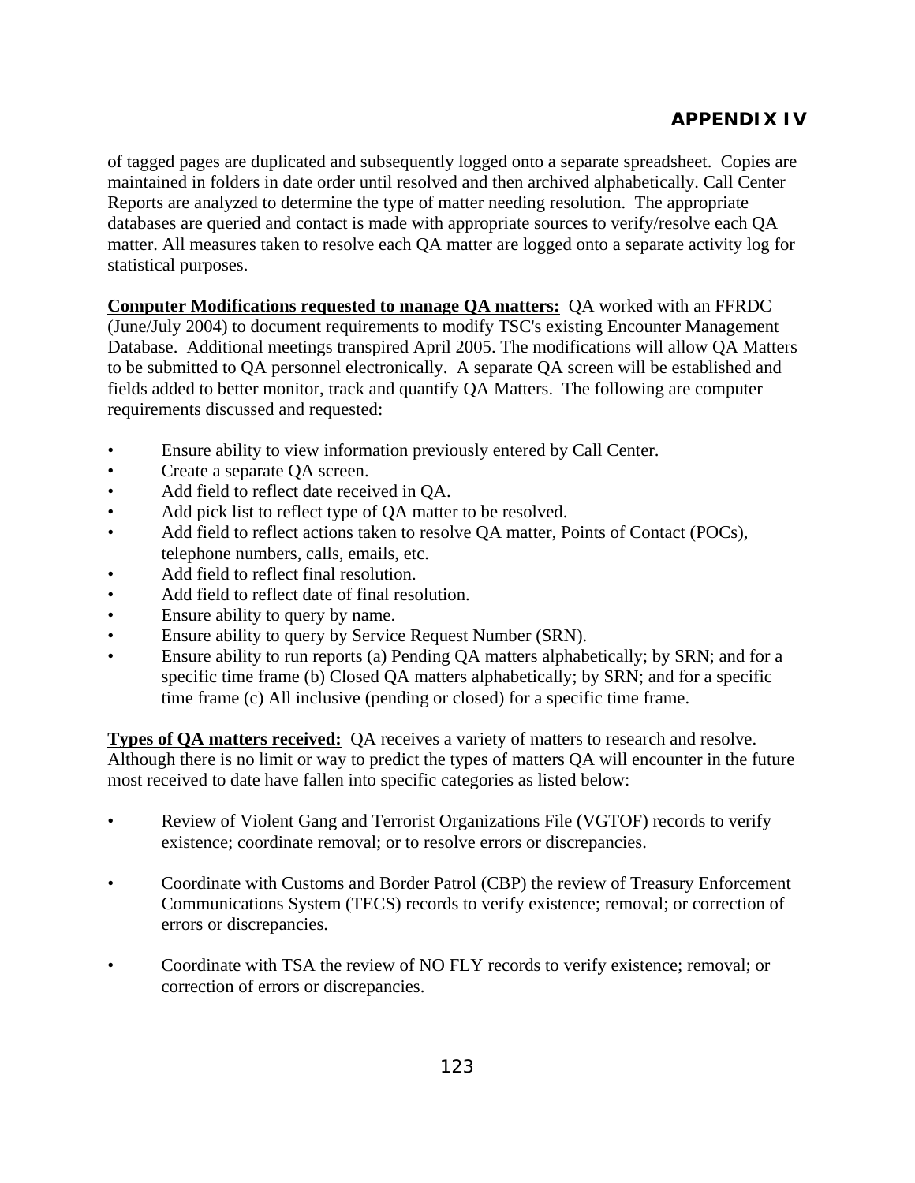of tagged pages are duplicated and subsequently logged onto a separate spreadsheet. Copies are maintained in folders in date order until resolved and then archived alphabetically. Call Center Reports are analyzed to determine the type of matter needing resolution. The appropriate databases are queried and contact is made with appropriate sources to verify/resolve each QA matter. All measures taken to resolve each QA matter are logged onto a separate activity log for statistical purposes.

**Computer Modifications requested to manage QA matters:** QA worked with an FFRDC (June/July 2004) to document requirements to modify TSC's existing Encounter Management Database. Additional meetings transpired April 2005. The modifications will allow QA Matters to be submitted to QA personnel electronically. A separate QA screen will be established and fields added to better monitor, track and quantify QA Matters. The following are computer requirements discussed and requested:

- Ensure ability to view information previously entered by Call Center.
- Create a separate QA screen.
- Add field to reflect date received in QA.
- Add pick list to reflect type of QA matter to be resolved.
- Add field to reflect actions taken to resolve QA matter, Points of Contact (POCs), telephone numbers, calls, emails, etc.
- Add field to reflect final resolution.
- Add field to reflect date of final resolution.
- Ensure ability to query by name.
- Ensure ability to query by Service Request Number (SRN).
- Ensure ability to run reports (a) Pending QA matters alphabetically; by SRN; and for a specific time frame (b) Closed QA matters alphabetically; by SRN; and for a specific time frame (c) All inclusive (pending or closed) for a specific time frame.

**Types of QA matters received:** QA receives a variety of matters to research and resolve. Although there is no limit or way to predict the types of matters QA will encounter in the future most received to date have fallen into specific categories as listed below:

- Review of Violent Gang and Terrorist Organizations File (VGTOF) records to verify existence; coordinate removal; or to resolve errors or discrepancies.

- Coordinate with Customs and Border Patrol (CBP) the review of Treasury Enforcement Communications System (TECS) records to verify existence; removal; or correction of errors or discrepancies.

- Coordinate with TSA the review of NO FLY records to verify existence; removal; or correction of errors or discrepancies.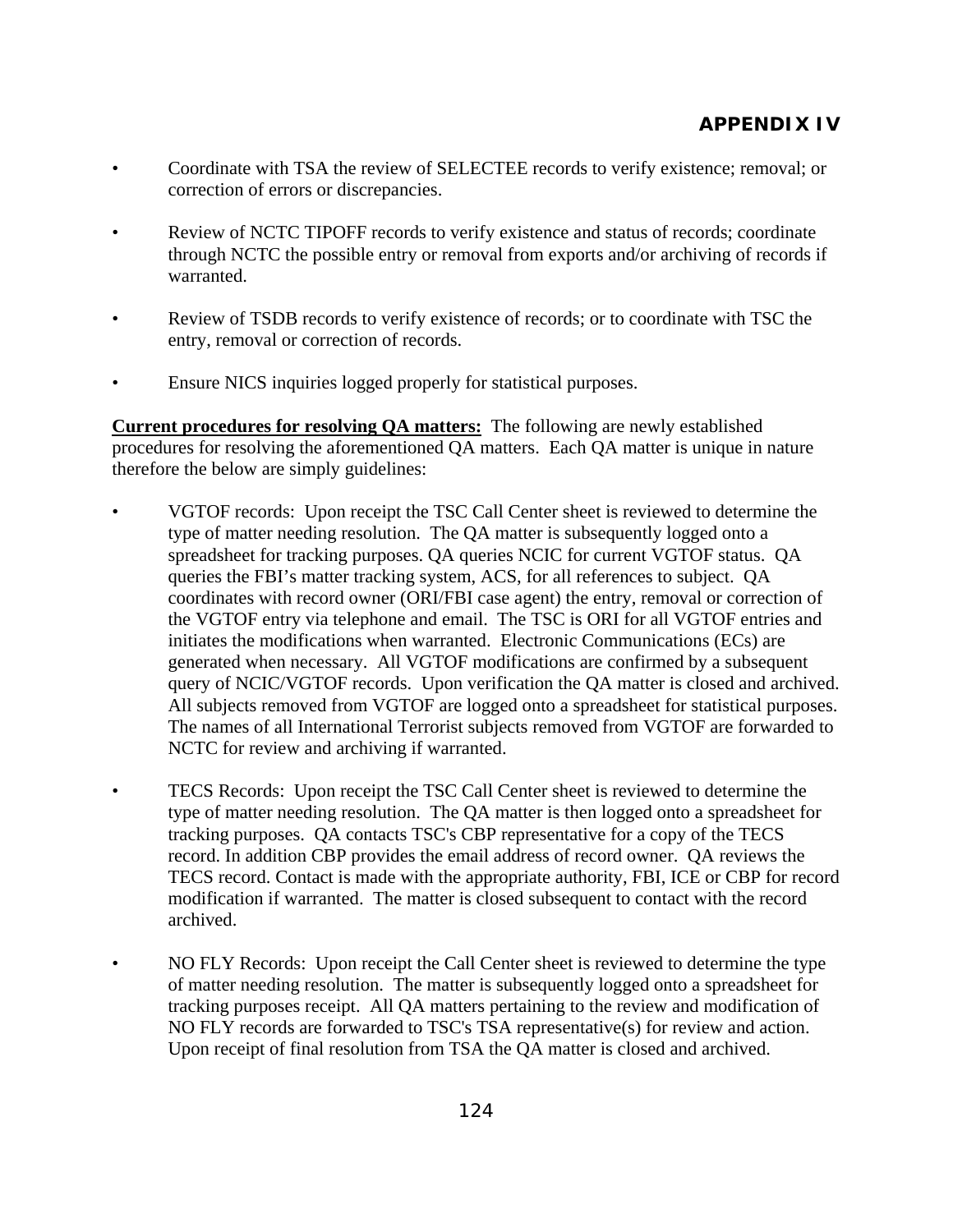# APPENDIX IV

- Coordinate with TSA the review of SELECTEE records to verify existence; removal; or correction of errors or discrepancies.

- Review of NCTC TIPOFF records to verify existence and status of records; coordinate through NCTC the possible entry or removal from exports and/or archiving of records if warranted.

- Review of TSDB records to verify existence of records; or to coordinate with TSC the entry, removal or correction of records.

- Ensure NICS inquiries logged properly for statistical purposes.

**Current procedures for resolving QA matters:** The following are newly established procedures for resolving the aforementioned QA matters. Each QA matter is unique in nature therefore the below are simply guidelines:

- VGTOF records: Upon receipt the TSC Call Center sheet is reviewed to determine the type of matter needing resolution. The QA matter is subsequently logged onto a spreadsheet for tracking purposes. QA queries NCIC for current VGTOF status. QA queries the FBI's matter tracking system, ACS, for all references to subject. QA coordinates with record owner (ORI/FBI case agent) the entry, removal or correction of the VGTOF entry via telephone and email. The TSC is ORI for all VGTOF entries and initiates the modifications when warranted. Electronic Communications (ECs) are generated when necessary. All VGTOF modifications are confirmed by a subsequent query of NCIC/VGTOF records. Upon verification the QA matter is closed and archived. All subjects removed from VGTOF are logged onto a spreadsheet for statistical purposes. The names of all International Terrorist subjects removed from VGTOF are forwarded to NCTC for review and archiving if warranted.

- TECS Records: Upon receipt the TSC Call Center sheet is reviewed to determine the type of matter needing resolution. The QA matter is then logged onto a spreadsheet for tracking purposes. QA contacts TSC's CBP representative for a copy of the TECS record. In addition CBP provides the email address of record owner. QA reviews the TECS record. Contact is made with the appropriate authority, FBI, ICE or CBP for record modification if warranted. The matter is closed subsequent to contact with the record archived.

- NO FLY Records: Upon receipt the Call Center sheet is reviewed to determine the type of matter needing resolution. The matter is subsequently logged onto a spreadsheet for tracking purposes receipt. All QA matters pertaining to the review and modification of NO FLY records are forwarded to TSC's TSA representative(s) for review and action. Upon receipt of final resolution from TSA the QA matter is closed and archived.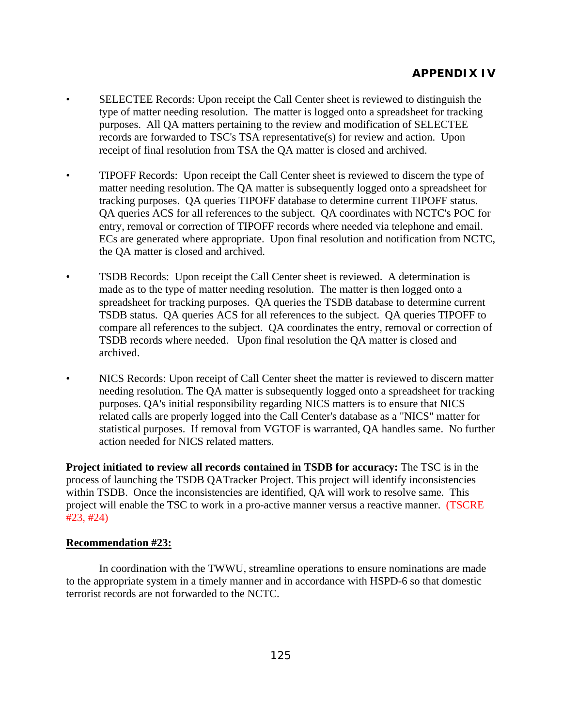## APPENDIX IV

- SELECTEE Records: Upon receipt the Call Center sheet is reviewed to distinguish the type of matter needing resolution. The matter is logged onto a spreadsheet for tracking purposes. All QA matters pertaining to the review and modification of SELECTEE records are forwarded to TSC's TSA representative(s) for review and action. Upon receipt of final resolution from TSA the QA matter is closed and archived.

- TIPOFF Records: Upon receipt the Call Center sheet is reviewed to discern the type of matter needing resolution. The QA matter is subsequently logged onto a spreadsheet for tracking purposes. QA queries TIPOFF database to determine current TIPOFF status. QA queries ACS for all references to the subject. QA coordinates with NCTC's POC for entry, removal or correction of TIPOFF records where needed via telephone and email. ECs are generated where appropriate. Upon final resolution and notification from NCTC, the QA matter is closed and archived.

- TSDB Records: Upon receipt the Call Center sheet is reviewed. A determination is made as to the type of matter needing resolution. The matter is then logged onto a spreadsheet for tracking purposes. QA queries the TSDB database to determine current TSDB status. QA queries ACS for all references to the subject. QA queries TIPOFF to compare all references to the subject. QA coordinates the entry, removal or correction of TSDB records where needed. Upon final resolution the QA matter is closed and archived.

- NICS Records: Upon receipt of Call Center sheet the matter is reviewed to discern matter needing resolution. The QA matter is subsequently logged onto a spreadsheet for tracking purposes. QA's initial responsibility regarding NICS matters is to ensure that NICS related calls are properly logged into the Call Center's database as a "NICS" matter for statistical purposes. If removal from VGTOF is warranted, QA handles same. No further action needed for NICS related matters.

**Project initiated to review all records contained in TSDB for accuracy:** The TSC is in the process of launching the TSDB QATracker Project. This project will identify inconsistencies within TSDB. Once the inconsistencies are identified, QA will work to resolve same. This project will enable the TSC to work in a pro-active manner versus a reactive manner. (TSCRE #23, #24)

**Recommendation #23:**

In coordination with the TWWU, streamline operations to ensure nominations are made to the appropriate system in a timely manner and in accordance with HSPD-6 so that domestic terrorist records are not forwarded to the NCTC.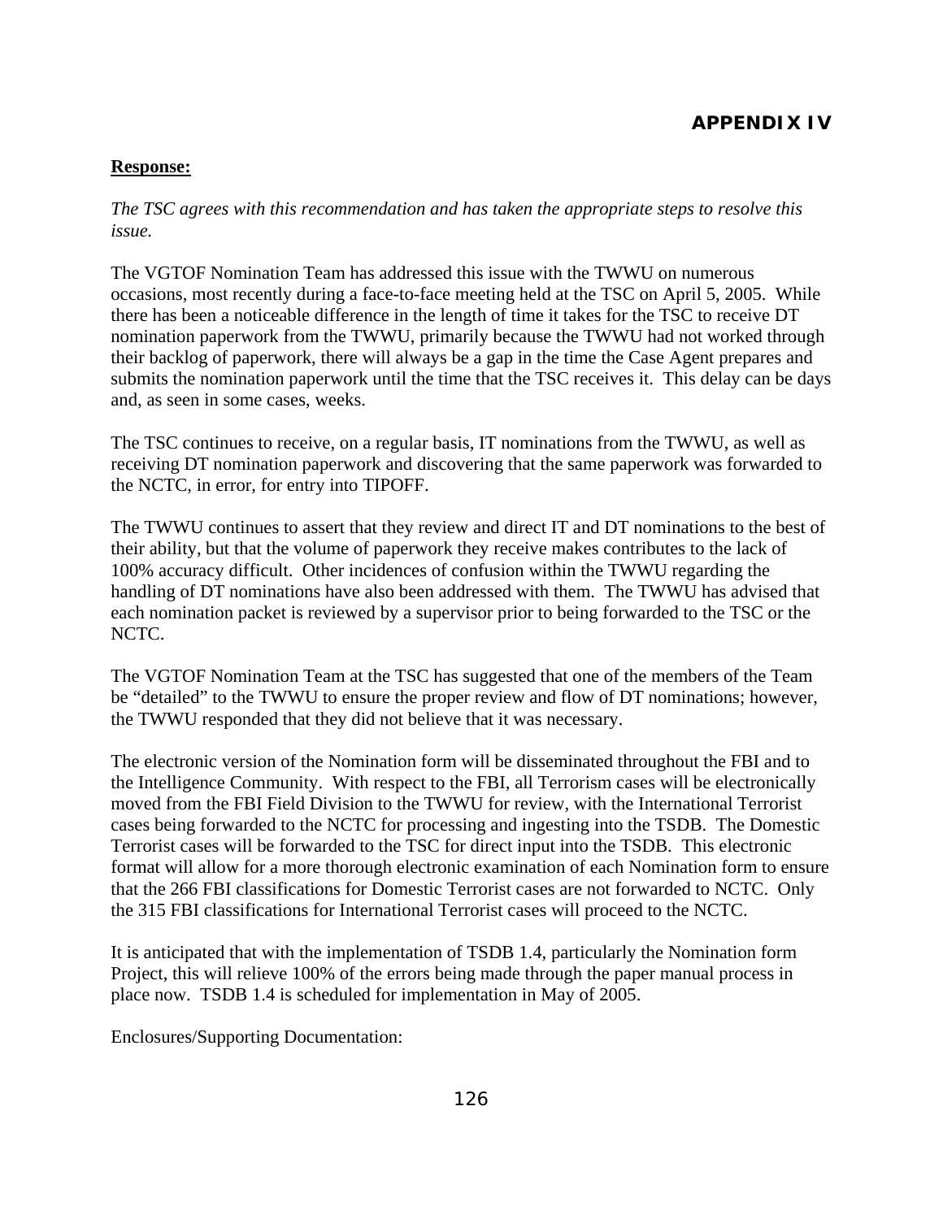## APPENDIX IV

**Response:**

*The TSC agrees with this recommendation and has taken the appropriate steps to resolve this issue.*

The VGTOF Nomination Team has addressed this issue with the TWWU on numerous occasions, most recently during a face-to-face meeting held at the TSC on April 5, 2005. While there has been a noticeable difference in the length of time it takes for the TSC to receive DT nomination paperwork from the TWWU, primarily because the TWWU had not worked through their backlog of paperwork, there will always be a gap in the time the Case Agent prepares and submits the nomination paperwork until the time that the TSC receives it. This delay can be days and, as seen in some cases, weeks.

The TSC continues to receive, on a regular basis, IT nominations from the TWWU, as well as receiving DT nomination paperwork and discovering that the same paperwork was forwarded to the NCTC, in error, for entry into TIPOFF.

The TWWU continues to assert that they review and direct IT and DT nominations to the best of their ability, but that the volume of paperwork they receive makes contributes to the lack of 100% accuracy difficult. Other incidences of confusion within the TWWU regarding the handling of DT nominations have also been addressed with them. The TWWU has advised that each nomination packet is reviewed by a supervisor prior to being forwarded to the TSC or the NCTC.

The VGTOF Nomination Team at the TSC has suggested that one of the members of the Team be "detailed" to the TWWU to ensure the proper review and flow of DT nominations; however, the TWWU responded that they did not believe that it was necessary.

The electronic version of the Nomination form will be disseminated throughout the FBI and to the Intelligence Community. With respect to the FBI, all Terrorism cases will be electronically moved from the FBI Field Division to the TWWU for review, with the International Terrorist cases being forwarded to the NCTC for processing and ingesting into the TSDB. The Domestic Terrorist cases will be forwarded to the TSC for direct input into the TSDB. This electronic format will allow for a more thorough electronic examination of each Nomination form to ensure that the 266 FBI classifications for Domestic Terrorist cases are not forwarded to NCTC. Only the 315 FBI classifications for International Terrorist cases will proceed to the NCTC.

It is anticipated that with the implementation of TSDB 1.4, particularly the Nomination form Project, this will relieve 100% of the errors being made through the paper manual process in place now. TSDB 1.4 is scheduled for implementation in May of 2005.

Enclosures/Supporting Documentation: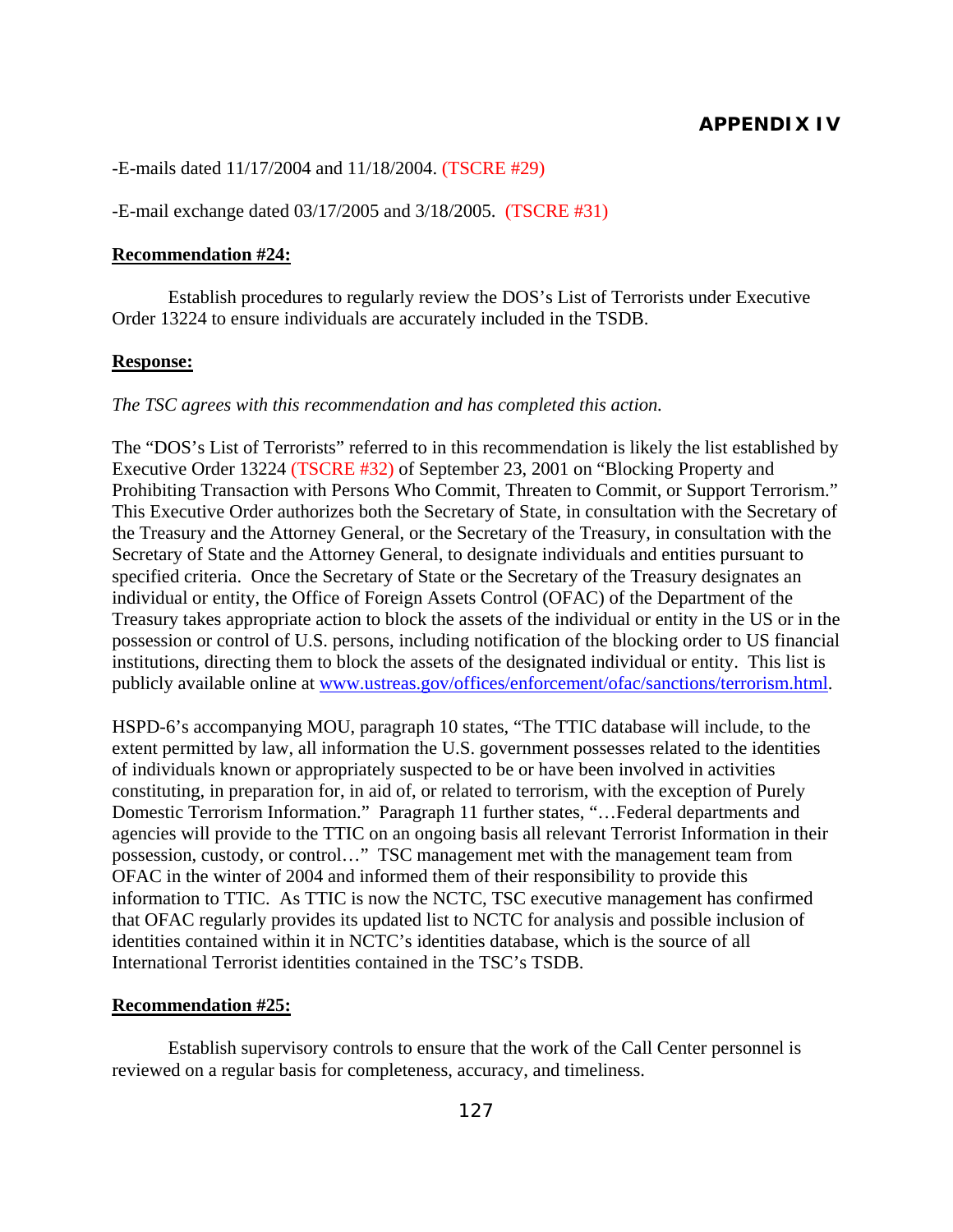## APPENDIX IV

-E-mails dated 11/17/2004 and 11/18/2004. (TSCRE #29)

-E-mail exchange dated 03/17/2005 and 3/18/2005. (TSCRE #31)

**Recommendation #24:**

Establish procedures to regularly review the DOS's List of Terrorists under Executive Order 13224 to ensure individuals are accurately included in the TSDB.

**Response:**

*The TSC agrees with this recommendation and has completed this action.*

The "DOS's List of Terrorists" referred to in this recommendation is likely the list established by Executive Order 13224 (TSCRE #32) of September 23, 2001 on "Blocking Property and Prohibiting Transaction with Persons Who Commit, Threaten to Commit, or Support Terrorism." This Executive Order authorizes both the Secretary of State, in consultation with the Secretary of the Treasury and the Attorney General, or the Secretary of the Treasury, in consultation with the Secretary of State and the Attorney General, to designate individuals and entities pursuant to specified criteria. Once the Secretary of State or the Secretary of the Treasury designates an individual or entity, the Office of Foreign Assets Control (OFAC) of the Department of the Treasury takes appropriate action to block the assets of the individual or entity in the US or in the possession or control of U.S. persons, including notification of the blocking order to US financial institutions, directing them to block the assets of the designated individual or entity. This list is publicly available online at www.ustreas.gov/offices/enforcement/ofac/sanctions/terrorism.html.

HSPD-6's accompanying MOU, paragraph 10 states, "The TTIC database will include, to the extent permitted by law, all information the U.S. government possesses related to the identities of individuals known or appropriately suspected to be or have been involved in activities constituting, in preparation for, in aid of, or related to terrorism, with the exception of Purely Domestic Terrorism Information." Paragraph 11 further states, "…Federal departments and agencies will provide to the TTIC on an ongoing basis all relevant Terrorist Information in their possession, custody, or control…" TSC management met with the management team from OFAC in the winter of 2004 and informed them of their responsibility to provide this information to TTIC. As TTIC is now the NCTC, TSC executive management has confirmed that OFAC regularly provides its updated list to NCTC for analysis and possible inclusion of identities contained within it in NCTC's identities database, which is the source of all International Terrorist identities contained in the TSC's TSDB.

**Recommendation #25:**

Establish supervisory controls to ensure that the work of the Call Center personnel is reviewed on a regular basis for completeness, accuracy, and timeliness.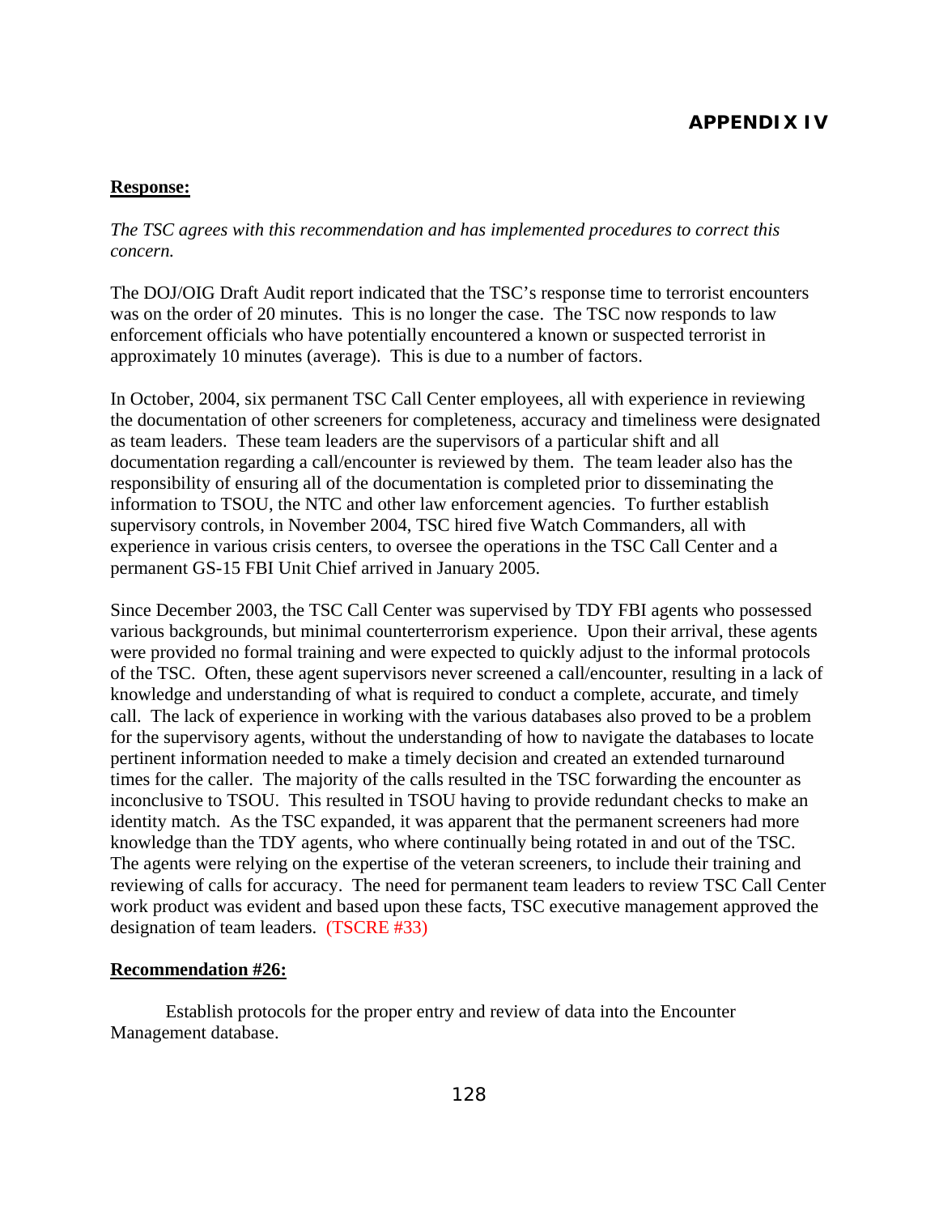**APPENDIX IV**

**Response:**

*The TSC agrees with this recommendation and has implemented procedures to correct this concern.*

The DOJ/OIG Draft Audit report indicated that the TSC's response time to terrorist encounters was on the order of 20 minutes. This is no longer the case. The TSC now responds to law enforcement officials who have potentially encountered a known or suspected terrorist in approximately 10 minutes (average). This is due to a number of factors.

In October, 2004, six permanent TSC Call Center employees, all with experience in reviewing the documentation of other screeners for completeness, accuracy and timeliness were designated as team leaders. These team leaders are the supervisors of a particular shift and all documentation regarding a call/encounter is reviewed by them. The team leader also has the responsibility of ensuring all of the documentation is completed prior to disseminating the information to TSOU, the NTC and other law enforcement agencies. To further establish supervisory controls, in November 2004, TSC hired five Watch Commanders, all with experience in various crisis centers, to oversee the operations in the TSC Call Center and a permanent GS-15 FBI Unit Chief arrived in January 2005.

Since December 2003, the TSC Call Center was supervised by TDY FBI agents who possessed various backgrounds, but minimal counterterrorism experience. Upon their arrival, these agents were provided no formal training and were expected to quickly adjust to the informal protocols of the TSC. Often, these agent supervisors never screened a call/encounter, resulting in a lack of knowledge and understanding of what is required to conduct a complete, accurate, and timely call. The lack of experience in working with the various databases also proved to be a problem for the supervisory agents, without the understanding of how to navigate the databases to locate pertinent information needed to make a timely decision and created an extended turnaround times for the caller. The majority of the calls resulted in the TSC forwarding the encounter as inconclusive to TSOU. This resulted in TSOU having to provide redundant checks to make an identity match. As the TSC expanded, it was apparent that the permanent screeners had more knowledge than the TDY agents, who where continually being rotated in and out of the TSC. The agents were relying on the expertise of the veteran screeners, to include their training and reviewing of calls for accuracy. The need for permanent team leaders to review TSC Call Center work product was evident and based upon these facts, TSC executive management approved the designation of team leaders. (TSCRE #33)

**Recommendation #26:**

Establish protocols for the proper entry and review of data into the Encounter Management database.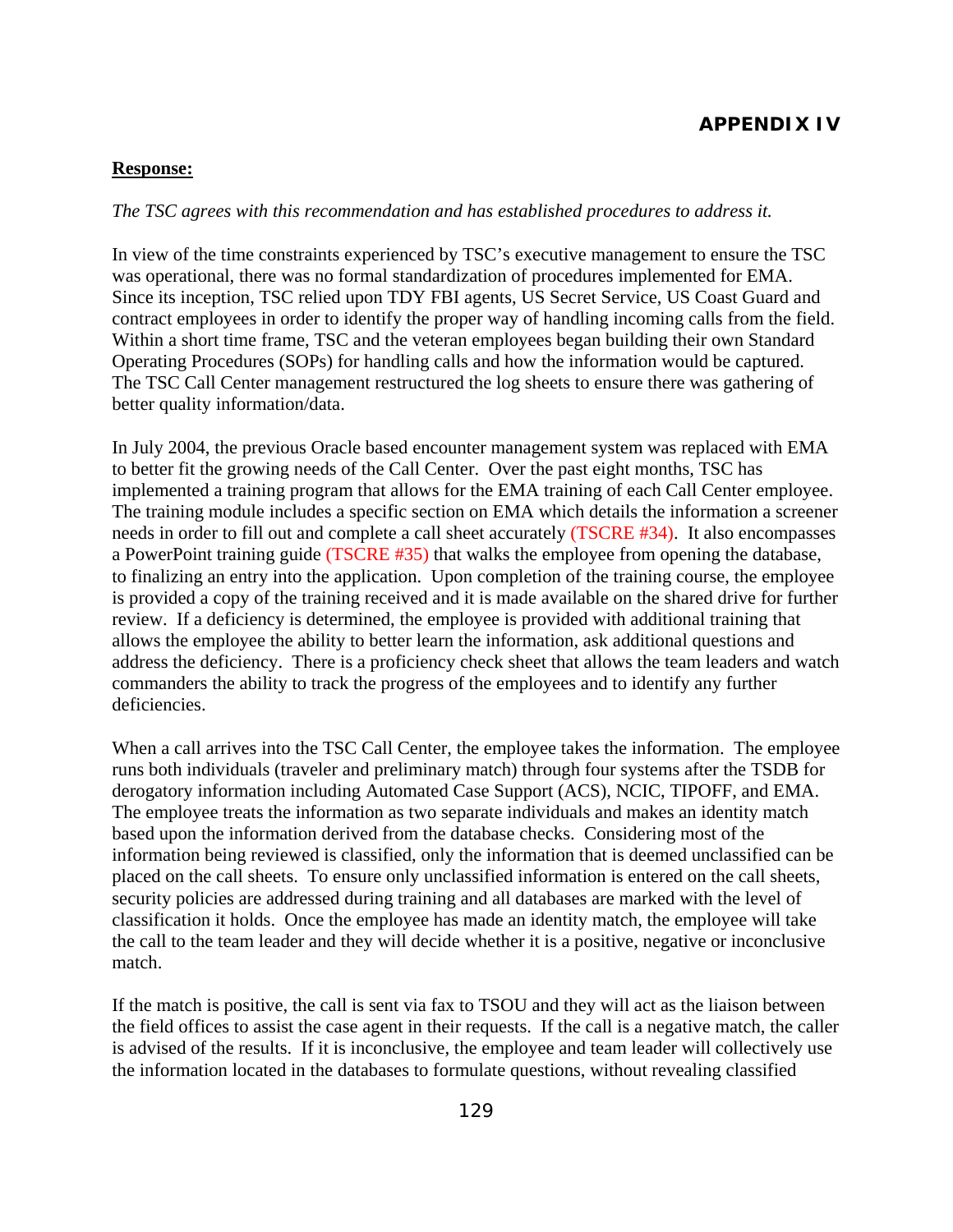## APPENDIX IV

**Response:**

*The TSC agrees with this recommendation and has established procedures to address it.*

In view of the time constraints experienced by TSC's executive management to ensure the TSC was operational, there was no formal standardization of procedures implemented for EMA. Since its inception, TSC relied upon TDY FBI agents, US Secret Service, US Coast Guard and contract employees in order to identify the proper way of handling incoming calls from the field. Within a short time frame, TSC and the veteran employees began building their own Standard Operating Procedures (SOPs) for handling calls and how the information would be captured. The TSC Call Center management restructured the log sheets to ensure there was gathering of better quality information/data.

In July 2004, the previous Oracle based encounter management system was replaced with EMA to better fit the growing needs of the Call Center. Over the past eight months, TSC has implemented a training program that allows for the EMA training of each Call Center employee. The training module includes a specific section on EMA which details the information a screener needs in order to fill out and complete a call sheet accurately (TSCRE #34). It also encompasses a PowerPoint training guide (TSCRE #35) that walks the employee from opening the database, to finalizing an entry into the application. Upon completion of the training course, the employee is provided a copy of the training received and it is made available on the shared drive for further review. If a deficiency is determined, the employee is provided with additional training that allows the employee the ability to better learn the information, ask additional questions and address the deficiency. There is a proficiency check sheet that allows the team leaders and watch commanders the ability to track the progress of the employees and to identify any further deficiencies.

When a call arrives into the TSC Call Center, the employee takes the information. The employee runs both individuals (traveler and preliminary match) through four systems after the TSDB for derogatory information including Automated Case Support (ACS), NCIC, TIPOFF, and EMA. The employee treats the information as two separate individuals and makes an identity match based upon the information derived from the database checks. Considering most of the information being reviewed is classified, only the information that is deemed unclassified can be placed on the call sheets. To ensure only unclassified information is entered on the call sheets, security policies are addressed during training and all databases are marked with the level of classification it holds. Once the employee has made an identity match, the employee will take the call to the team leader and they will decide whether it is a positive, negative or inconclusive match.

If the match is positive, the call is sent via fax to TSOU and they will act as the liaison between the field offices to assist the case agent in their requests. If the call is a negative match, the caller is advised of the results. If it is inconclusive, the employee and team leader will collectively use the information located in the databases to formulate questions, without revealing classified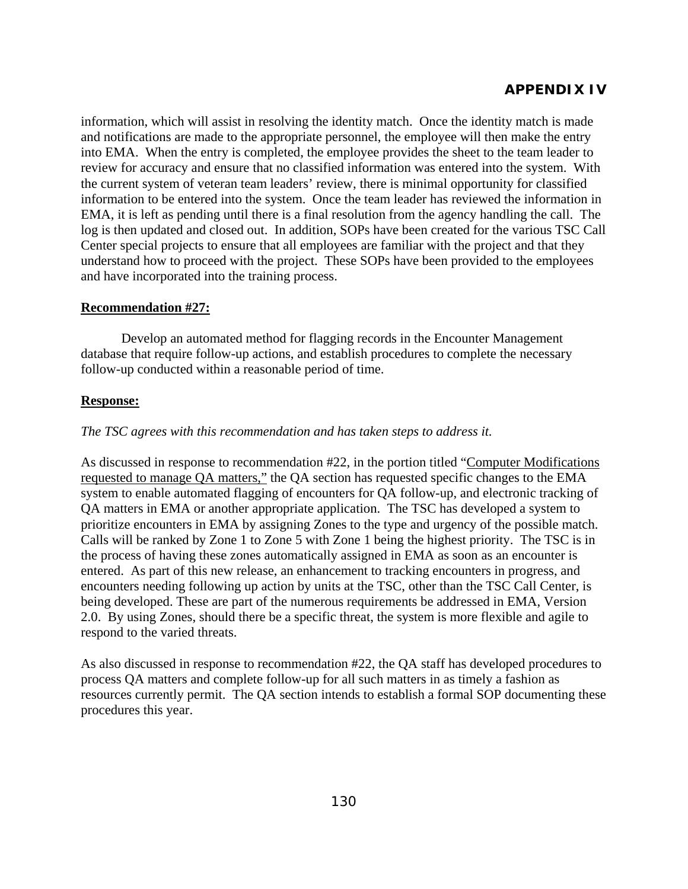information, which will assist in resolving the identity match. Once the identity match is made and notifications are made to the appropriate personnel, the employee will then make the entry into EMA. When the entry is completed, the employee provides the sheet to the team leader to review for accuracy and ensure that no classified information was entered into the system. With the current system of veteran team leaders' review, there is minimal opportunity for classified information to be entered into the system. Once the team leader has reviewed the information in EMA, it is left as pending until there is a final resolution from the agency handling the call. The log is then updated and closed out. In addition, SOPs have been created for the various TSC Call Center special projects to ensure that all employees are familiar with the project and that they understand how to proceed with the project. These SOPs have been provided to the employees and have incorporated into the training process.

**Recommendation #27:**

Develop an automated method for flagging records in the Encounter Management database that require follow-up actions, and establish procedures to complete the necessary follow-up conducted within a reasonable period of time.

**Response:**

*The TSC agrees with this recommendation and has taken steps to address it.*

As discussed in response to recommendation #22, in the portion titled "Computer Modifications requested to manage QA matters," the QA section has requested specific changes to the EMA system to enable automated flagging of encounters for QA follow-up, and electronic tracking of QA matters in EMA or another appropriate application. The TSC has developed a system to prioritize encounters in EMA by assigning Zones to the type and urgency of the possible match. Calls will be ranked by Zone 1 to Zone 5 with Zone 1 being the highest priority. The TSC is in the process of having these zones automatically assigned in EMA as soon as an encounter is entered. As part of this new release, an enhancement to tracking encounters in progress, and encounters needing following up action by units at the TSC, other than the TSC Call Center, is being developed. These are part of the numerous requirements be addressed in EMA, Version 2.0. By using Zones, should there be a specific threat, the system is more flexible and agile to respond to the varied threats.

As also discussed in response to recommendation #22, the QA staff has developed procedures to process QA matters and complete follow-up for all such matters in as timely a fashion as resources currently permit. The QA section intends to establish a formal SOP documenting these procedures this year.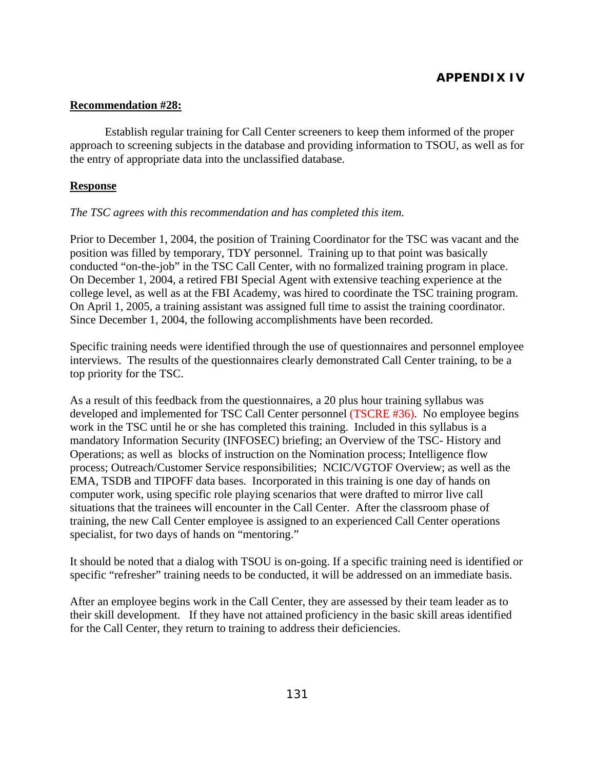## APPENDIX IV

**Recommendation #28:**

Establish regular training for Call Center screeners to keep them informed of the proper approach to screening subjects in the database and providing information to TSOU, as well as for the entry of appropriate data into the unclassified database.

**Response**

*The TSC agrees with this recommendation and has completed this item.*

Prior to December 1, 2004, the position of Training Coordinator for the TSC was vacant and the position was filled by temporary, TDY personnel. Training up to that point was basically conducted "on-the-job" in the TSC Call Center, with no formalized training program in place. On December 1, 2004, a retired FBI Special Agent with extensive teaching experience at the college level, as well as at the FBI Academy, was hired to coordinate the TSC training program. On April 1, 2005, a training assistant was assigned full time to assist the training coordinator. Since December 1, 2004, the following accomplishments have been recorded.

Specific training needs were identified through the use of questionnaires and personnel employee interviews. The results of the questionnaires clearly demonstrated Call Center training, to be a top priority for the TSC.

As a result of this feedback from the questionnaires, a 20 plus hour training syllabus was developed and implemented for TSC Call Center personnel (TSCRE #36). No employee begins work in the TSC until he or she has completed this training. Included in this syllabus is a mandatory Information Security (INFOSEC) briefing; an Overview of the TSC- History and Operations; as well as blocks of instruction on the Nomination process; Intelligence flow process; Outreach/Customer Service responsibilities; NCIC/VGTOF Overview; as well as the EMA, TSDB and TIPOFF data bases. Incorporated in this training is one day of hands on computer work, using specific role playing scenarios that were drafted to mirror live call situations that the trainees will encounter in the Call Center. After the classroom phase of training, the new Call Center employee is assigned to an experienced Call Center operations specialist, for two days of hands on "mentoring."

It should be noted that a dialog with TSOU is on-going. If a specific training need is identified or specific "refresher" training needs to be conducted, it will be addressed on an immediate basis.

After an employee begins work in the Call Center, they are assessed by their team leader as to their skill development. If they have not attained proficiency in the basic skill areas identified for the Call Center, they return to training to address their deficiencies.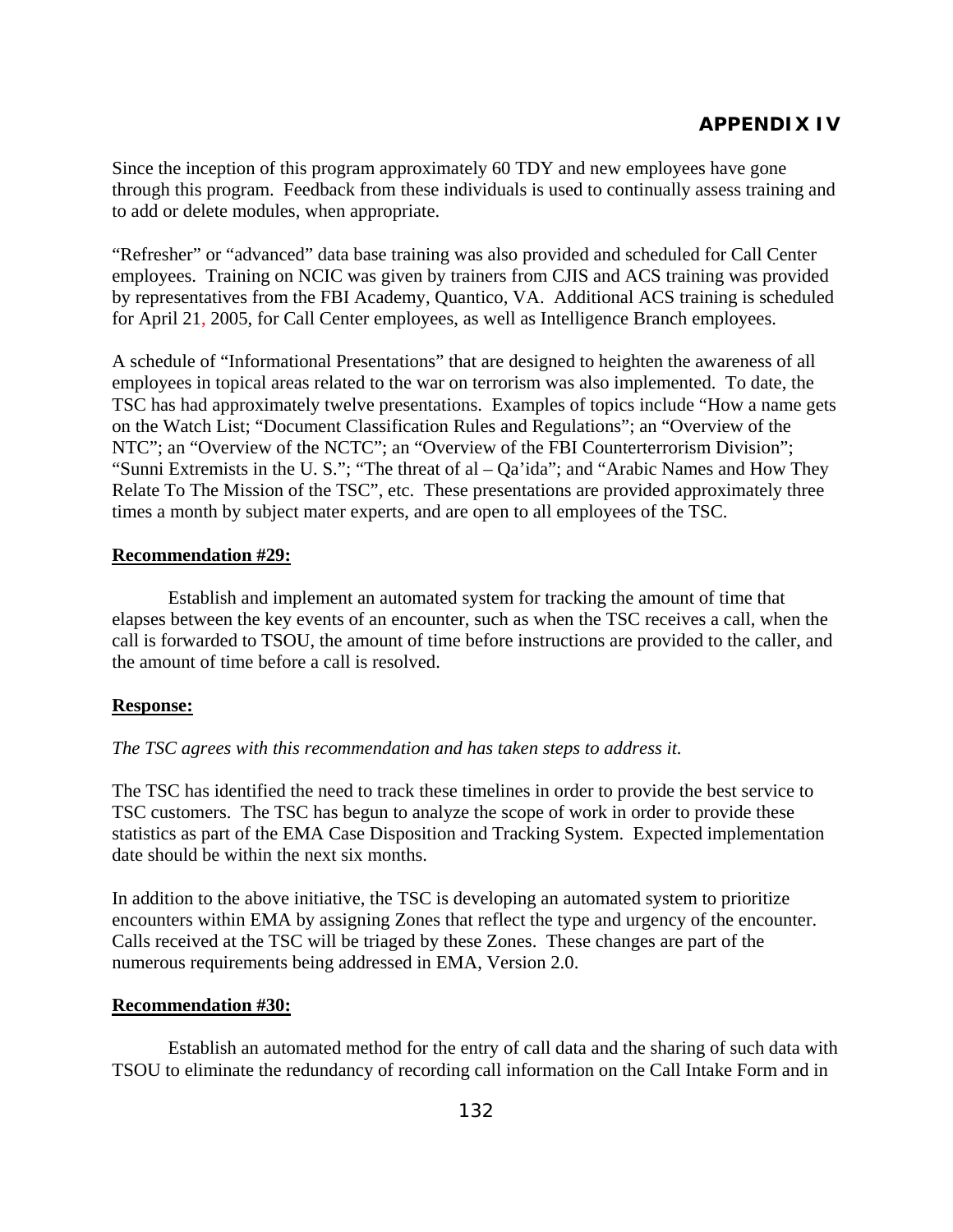## APPENDIX IV

Since the inception of this program approximately 60 TDY and new employees have gone through this program. Feedback from these individuals is used to continually assess training and to add or delete modules, when appropriate.

"Refresher" or "advanced" data base training was also provided and scheduled for Call Center employees. Training on NCIC was given by trainers from CJIS and ACS training was provided by representatives from the FBI Academy, Quantico, VA. Additional ACS training is scheduled for April 21, 2005, for Call Center employees, as well as Intelligence Branch employees.

A schedule of "Informational Presentations" that are designed to heighten the awareness of all employees in topical areas related to the war on terrorism was also implemented. To date, the TSC has had approximately twelve presentations. Examples of topics include "How a name gets on the Watch List; "Document Classification Rules and Regulations"; an "Overview of the NTC"; an "Overview of the NCTC"; an "Overview of the FBI Counterterrorism Division"; "Sunni Extremists in the U. S."; "The threat of al – Qa'ida"; and "Arabic Names and How They Relate To The Mission of the TSC", etc. These presentations are provided approximately three times a month by subject mater experts, and are open to all employees of the TSC.

**Recommendation #29:**

Establish and implement an automated system for tracking the amount of time that elapses between the key events of an encounter, such as when the TSC receives a call, when the call is forwarded to TSOU, the amount of time before instructions are provided to the caller, and the amount of time before a call is resolved.

**Response:**

*The TSC agrees with this recommendation and has taken steps to address it.*

The TSC has identified the need to track these timelines in order to provide the best service to TSC customers. The TSC has begun to analyze the scope of work in order to provide these statistics as part of the EMA Case Disposition and Tracking System. Expected implementation date should be within the next six months.

In addition to the above initiative, the TSC is developing an automated system to prioritize encounters within EMA by assigning Zones that reflect the type and urgency of the encounter. Calls received at the TSC will be triaged by these Zones. These changes are part of the numerous requirements being addressed in EMA, Version 2.0.

**Recommendation #30:**

Establish an automated method for the entry of call data and the sharing of such data with TSOU to eliminate the redundancy of recording call information on the Call Intake Form and in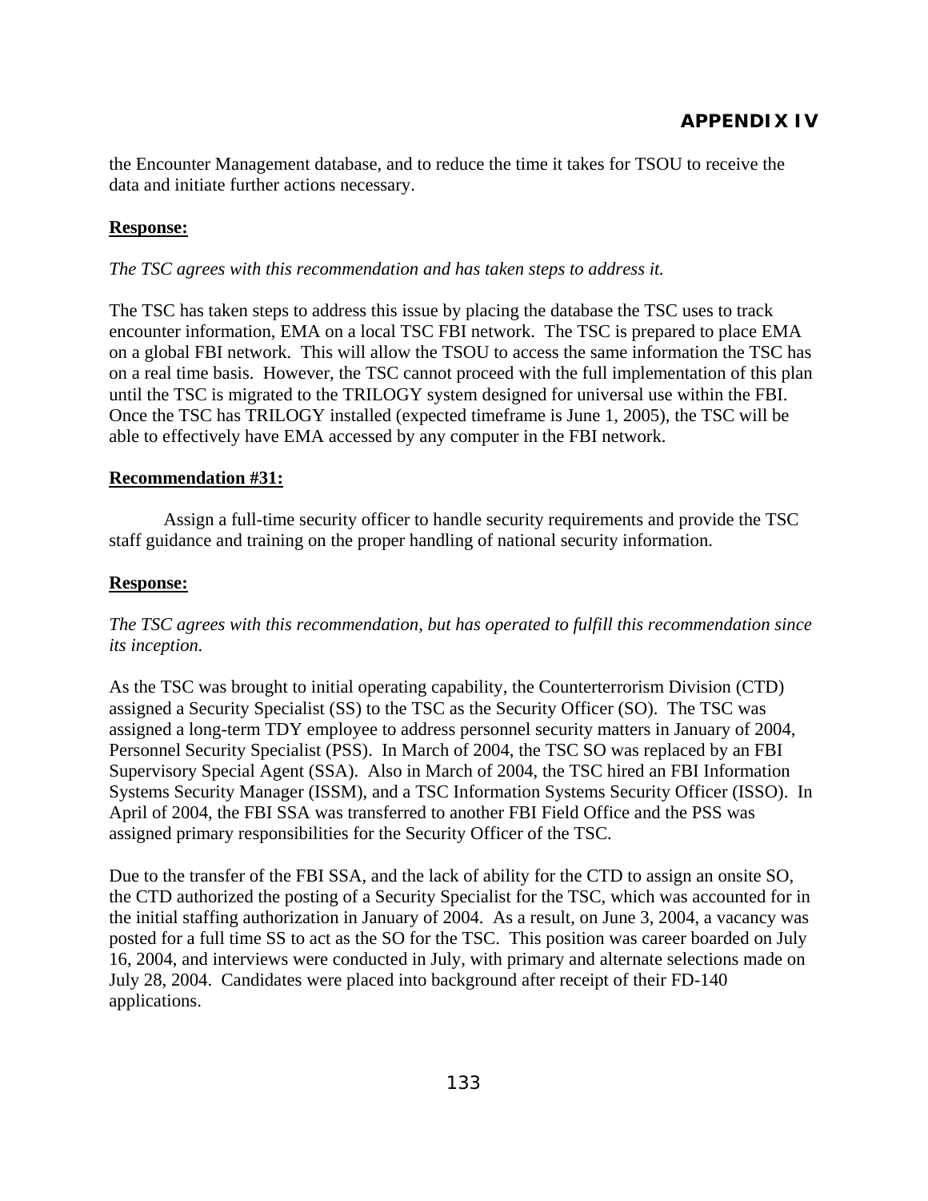the Encounter Management database, and to reduce the time it takes for TSOU to receive the data and initiate further actions necessary.

**Response:**

*The TSC agrees with this recommendation and has taken steps to address it.*

The TSC has taken steps to address this issue by placing the database the TSC uses to track encounter information, EMA on a local TSC FBI network. The TSC is prepared to place EMA on a global FBI network. This will allow the TSOU to access the same information the TSC has on a real time basis. However, the TSC cannot proceed with the full implementation of this plan until the TSC is migrated to the TRILOGY system designed for universal use within the FBI. Once the TSC has TRILOGY installed (expected timeframe is June 1, 2005), the TSC will be able to effectively have EMA accessed by any computer in the FBI network.

**Recommendation #31:**

Assign a full-time security officer to handle security requirements and provide the TSC staff guidance and training on the proper handling of national security information.

**Response:**

*The TSC agrees with this recommendation, but has operated to fulfill this recommendation since its inception.*

As the TSC was brought to initial operating capability, the Counterterrorism Division (CTD) assigned a Security Specialist (SS) to the TSC as the Security Officer (SO). The TSC was assigned a long-term TDY employee to address personnel security matters in January of 2004, Personnel Security Specialist (PSS). In March of 2004, the TSC SO was replaced by an FBI Supervisory Special Agent (SSA). Also in March of 2004, the TSC hired an FBI Information Systems Security Manager (ISSM), and a TSC Information Systems Security Officer (ISSO). In April of 2004, the FBI SSA was transferred to another FBI Field Office and the PSS was assigned primary responsibilities for the Security Officer of the TSC.

Due to the transfer of the FBI SSA, and the lack of ability for the CTD to assign an onsite SO, the CTD authorized the posting of a Security Specialist for the TSC, which was accounted for in the initial staffing authorization in January of 2004. As a result, on June 3, 2004, a vacancy was posted for a full time SS to act as the SO for the TSC. This position was career boarded on July 16, 2004, and interviews were conducted in July, with primary and alternate selections made on July 28, 2004. Candidates were placed into background after receipt of their FD-140 applications.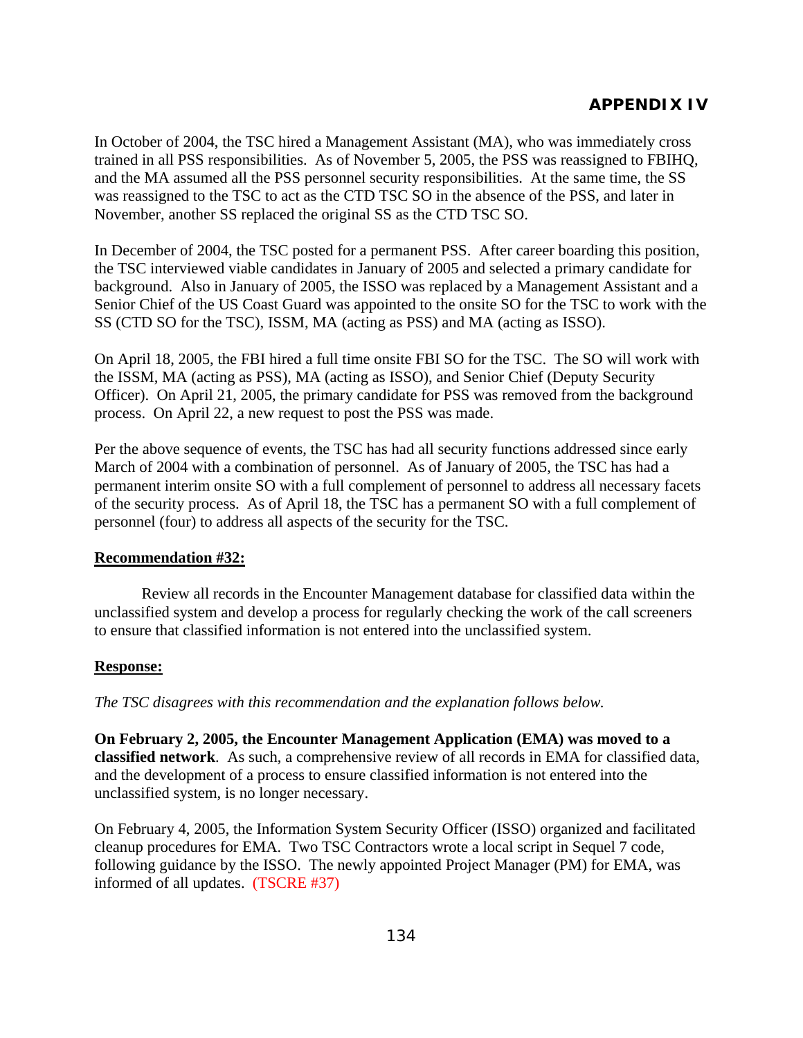# APPENDIX IV

In October of 2004, the TSC hired a Management Assistant (MA), who was immediately cross trained in all PSS responsibilities. As of November 5, 2005, the PSS was reassigned to FBIHQ, and the MA assumed all the PSS personnel security responsibilities. At the same time, the SS was reassigned to the TSC to act as the CTD TSC SO in the absence of the PSS, and later in November, another SS replaced the original SS as the CTD TSC SO.

In December of 2004, the TSC posted for a permanent PSS. After career boarding this position, the TSC interviewed viable candidates in January of 2005 and selected a primary candidate for background. Also in January of 2005, the ISSO was replaced by a Management Assistant and a Senior Chief of the US Coast Guard was appointed to the onsite SO for the TSC to work with the SS (CTD SO for the TSC), ISSM, MA (acting as PSS) and MA (acting as ISSO).

On April 18, 2005, the FBI hired a full time onsite FBI SO for the TSC. The SO will work with the ISSM, MA (acting as PSS), MA (acting as ISSO), and Senior Chief (Deputy Security Officer). On April 21, 2005, the primary candidate for PSS was removed from the background process. On April 22, a new request to post the PSS was made.

Per the above sequence of events, the TSC has had all security functions addressed since early March of 2004 with a combination of personnel. As of January of 2005, the TSC has had a permanent interim onsite SO with a full complement of personnel to address all necessary facets of the security process. As of April 18, the TSC has a permanent SO with a full complement of personnel (four) to address all aspects of the security for the TSC.

**Recommendation #32:**

Review all records in the Encounter Management database for classified data within the unclassified system and develop a process for regularly checking the work of the call screeners to ensure that classified information is not entered into the unclassified system.

**Response:**

*The TSC disagrees with this recommendation and the explanation follows below.*

**On February 2, 2005, the Encounter Management Application (EMA) was moved to a classified network**. As such, a comprehensive review of all records in EMA for classified data, and the development of a process to ensure classified information is not entered into the unclassified system, is no longer necessary.

On February 4, 2005, the Information System Security Officer (ISSO) organized and facilitated cleanup procedures for EMA. Two TSC Contractors wrote a local script in Sequel 7 code, following guidance by the ISSO. The newly appointed Project Manager (PM) for EMA, was informed of all updates. (TSCRE #37)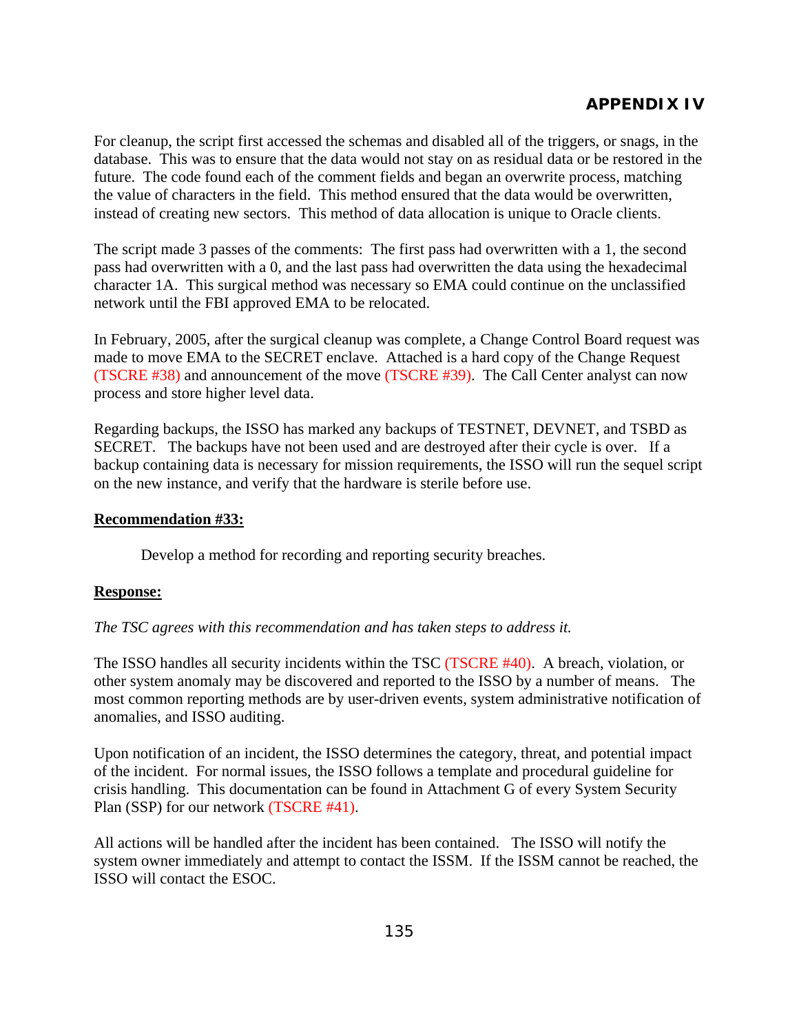# APPENDIX IV

For cleanup, the script first accessed the schemas and disabled all of the triggers, or snags, in the database. This was to ensure that the data would not stay on as residual data or be restored in the future. The code found each of the comment fields and began an overwrite process, matching the value of characters in the field. This method ensured that the data would be overwritten, instead of creating new sectors. This method of data allocation is unique to Oracle clients.

The script made 3 passes of the comments: The first pass had overwritten with a 1, the second pass had overwritten with a 0, and the last pass had overwritten the data using the hexadecimal character 1A. This surgical method was necessary so EMA could continue on the unclassified network until the FBI approved EMA to be relocated.

In February, 2005, after the surgical cleanup was complete, a Change Control Board request was made to move EMA to the SECRET enclave. Attached is a hard copy of the Change Request (TSCRE #38) and announcement of the move (TSCRE #39). The Call Center analyst can now process and store higher level data.

Regarding backups, the ISSO has marked any backups of TESTNET, DEVNET, and TSBD as SECRET. The backups have not been used and are destroyed after their cycle is over. If a backup containing data is necessary for mission requirements, the ISSO will run the sequel script on the new instance, and verify that the hardware is sterile before use.

**Recommendation #33:**

Develop a method for recording and reporting security breaches.

**Response:**

*The TSC agrees with this recommendation and has taken steps to address it.*

The ISSO handles all security incidents within the TSC (TSCRE #40). A breach, violation, or other system anomaly may be discovered and reported to the ISSO by a number of means. The most common reporting methods are by user-driven events, system administrative notification of anomalies, and ISSO auditing.

Upon notification of an incident, the ISSO determines the category, threat, and potential impact of the incident. For normal issues, the ISSO follows a template and procedural guideline for crisis handling. This documentation can be found in Attachment G of every System Security Plan (SSP) for our network (TSCRE #41).

All actions will be handled after the incident has been contained. The ISSO will notify the system owner immediately and attempt to contact the ISSM. If the ISSM cannot be reached, the ISSO will contact the ESOC.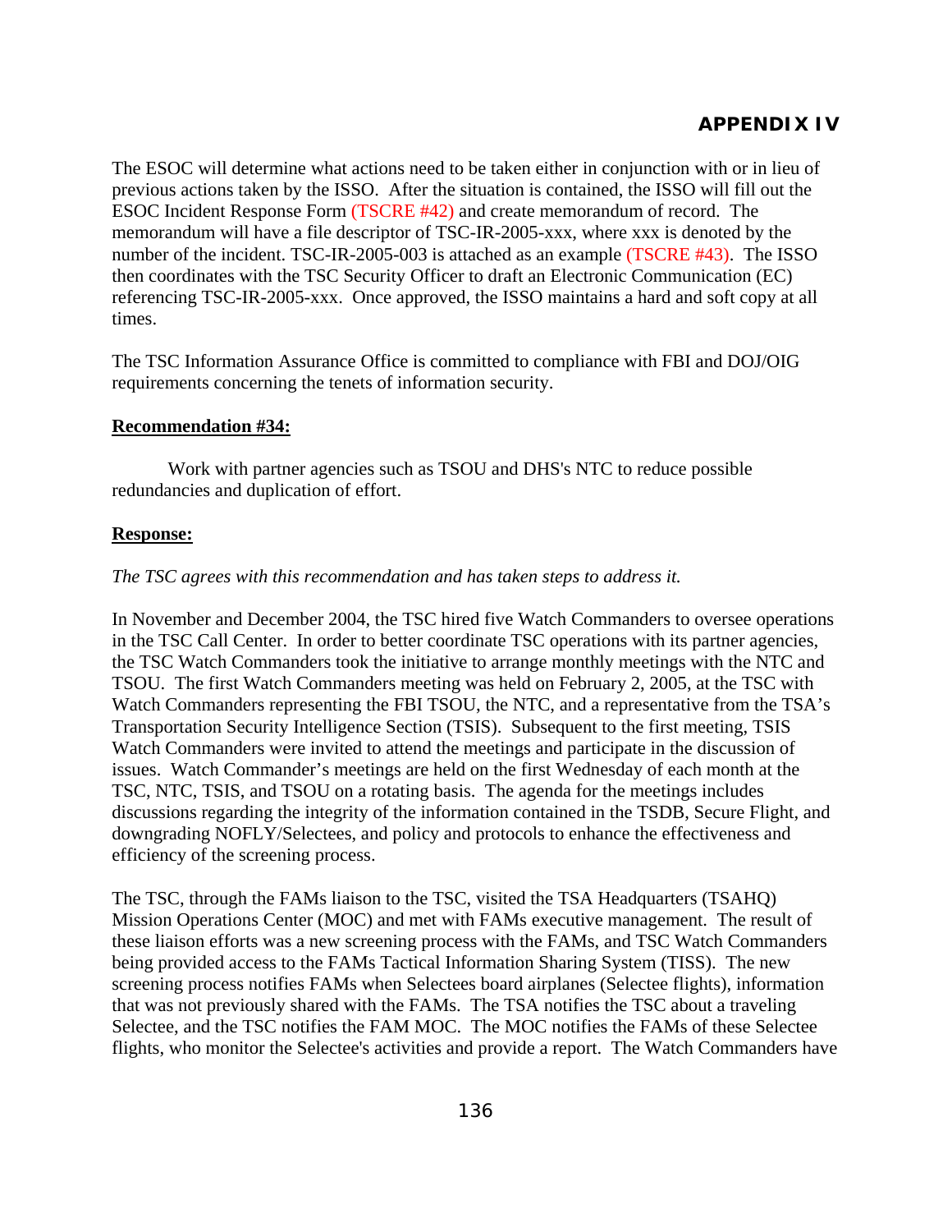The ESOC will determine what actions need to be taken either in conjunction with or in lieu of previous actions taken by the ISSO. After the situation is contained, the ISSO will fill out the ESOC Incident Response Form (TSCRE #42) and create memorandum of record. The memorandum will have a file descriptor of TSC-IR-2005-xxx, where xxx is denoted by the number of the incident. TSC-IR-2005-003 is attached as an example (TSCRE #43). The ISSO then coordinates with the TSC Security Officer to draft an Electronic Communication (EC) referencing TSC-IR-2005-xxx. Once approved, the ISSO maintains a hard and soft copy at all times.

The TSC Information Assurance Office is committed to compliance with FBI and DOJ/OIG requirements concerning the tenets of information security.

**Recommendation #34:**

Work with partner agencies such as TSOU and DHS's NTC to reduce possible redundancies and duplication of effort.

**Response:**

*The TSC agrees with this recommendation and has taken steps to address it.*

In November and December 2004, the TSC hired five Watch Commanders to oversee operations in the TSC Call Center. In order to better coordinate TSC operations with its partner agencies, the TSC Watch Commanders took the initiative to arrange monthly meetings with the NTC and TSOU. The first Watch Commanders meeting was held on February 2, 2005, at the TSC with Watch Commanders representing the FBI TSOU, the NTC, and a representative from the TSA's Transportation Security Intelligence Section (TSIS). Subsequent to the first meeting, TSIS Watch Commanders were invited to attend the meetings and participate in the discussion of issues. Watch Commander's meetings are held on the first Wednesday of each month at the TSC, NTC, TSIS, and TSOU on a rotating basis. The agenda for the meetings includes discussions regarding the integrity of the information contained in the TSDB, Secure Flight, and downgrading NOFLY/Selectees, and policy and protocols to enhance the effectiveness and efficiency of the screening process.

The TSC, through the FAMs liaison to the TSC, visited the TSA Headquarters (TSAHQ) Mission Operations Center (MOC) and met with FAMs executive management. The result of these liaison efforts was a new screening process with the FAMs, and TSC Watch Commanders being provided access to the FAMs Tactical Information Sharing System (TISS). The new screening process notifies FAMs when Selectees board airplanes (Selectee flights), information that was not previously shared with the FAMs. The TSA notifies the TSC about a traveling Selectee, and the TSC notifies the FAM MOC. The MOC notifies the FAMs of these Selectee flights, who monitor the Selectee's activities and provide a report. The Watch Commanders have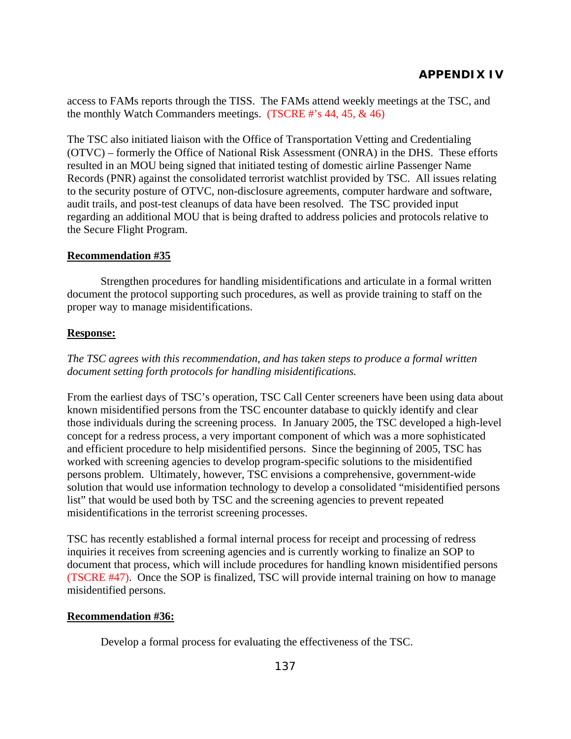access to FAMs reports through the TISS. The FAMs attend weekly meetings at the TSC, and the monthly Watch Commanders meetings. (TSCRE #'s 44, 45, & 46)

The TSC also initiated liaison with the Office of Transportation Vetting and Credentialing (OTVC) – formerly the Office of National Risk Assessment (ONRA) in the DHS. These efforts resulted in an MOU being signed that initiated testing of domestic airline Passenger Name Records (PNR) against the consolidated terrorist watchlist provided by TSC. All issues relating to the security posture of OTVC, non-disclosure agreements, computer hardware and software, audit trails, and post-test cleanups of data have been resolved. The TSC provided input regarding an additional MOU that is being drafted to address policies and protocols relative to the Secure Flight Program.

**Recommendation #35**

Strengthen procedures for handling misidentifications and articulate in a formal written document the protocol supporting such procedures, as well as provide training to staff on the proper way to manage misidentifications.

**Response:**

*The TSC agrees with this recommendation, and has taken steps to produce a formal written document setting forth protocols for handling misidentifications.*

From the earliest days of TSC's operation, TSC Call Center screeners have been using data about known misidentified persons from the TSC encounter database to quickly identify and clear those individuals during the screening process. In January 2005, the TSC developed a high-level concept for a redress process, a very important component of which was a more sophisticated and efficient procedure to help misidentified persons. Since the beginning of 2005, TSC has worked with screening agencies to develop program-specific solutions to the misidentified persons problem. Ultimately, however, TSC envisions a comprehensive, government-wide solution that would use information technology to develop a consolidated "misidentified persons list" that would be used both by TSC and the screening agencies to prevent repeated misidentifications in the terrorist screening processes.

TSC has recently established a formal internal process for receipt and processing of redress inquiries it receives from screening agencies and is currently working to finalize an SOP to document that process, which will include procedures for handling known misidentified persons (TSCRE #47). Once the SOP is finalized, TSC will provide internal training on how to manage misidentified persons.

**Recommendation #36:**

Develop a formal process for evaluating the effectiveness of the TSC.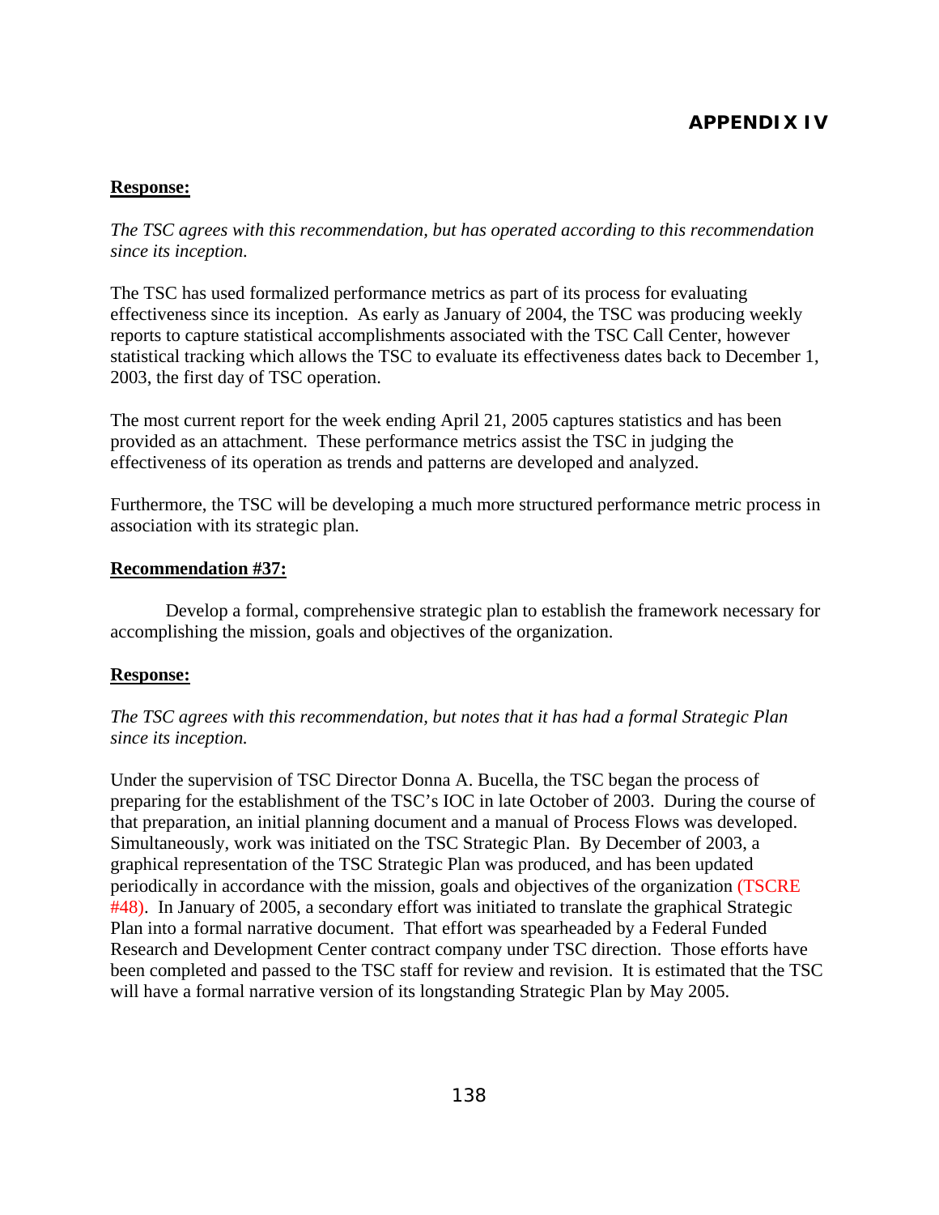## APPENDIX IV

**Response:**

*The TSC agrees with this recommendation, but has operated according to this recommendation since its inception.*

The TSC has used formalized performance metrics as part of its process for evaluating effectiveness since its inception. As early as January of 2004, the TSC was producing weekly reports to capture statistical accomplishments associated with the TSC Call Center, however statistical tracking which allows the TSC to evaluate its effectiveness dates back to December 1, 2003, the first day of TSC operation.

The most current report for the week ending April 21, 2005 captures statistics and has been provided as an attachment. These performance metrics assist the TSC in judging the effectiveness of its operation as trends and patterns are developed and analyzed.

Furthermore, the TSC will be developing a much more structured performance metric process in association with its strategic plan.

**Recommendation #37:**

Develop a formal, comprehensive strategic plan to establish the framework necessary for accomplishing the mission, goals and objectives of the organization.

**Response:**

*The TSC agrees with this recommendation, but notes that it has had a formal Strategic Plan since its inception.*

Under the supervision of TSC Director Donna A. Bucella, the TSC began the process of preparing for the establishment of the TSC's IOC in late October of 2003. During the course of that preparation, an initial planning document and a manual of Process Flows was developed. Simultaneously, work was initiated on the TSC Strategic Plan. By December of 2003, a graphical representation of the TSC Strategic Plan was produced, and has been updated periodically in accordance with the mission, goals and objectives of the organization (TSCRE #48). In January of 2005, a secondary effort was initiated to translate the graphical Strategic Plan into a formal narrative document. That effort was spearheaded by a Federal Funded Research and Development Center contract company under TSC direction. Those efforts have been completed and passed to the TSC staff for review and revision. It is estimated that the TSC will have a formal narrative version of its longstanding Strategic Plan by May 2005.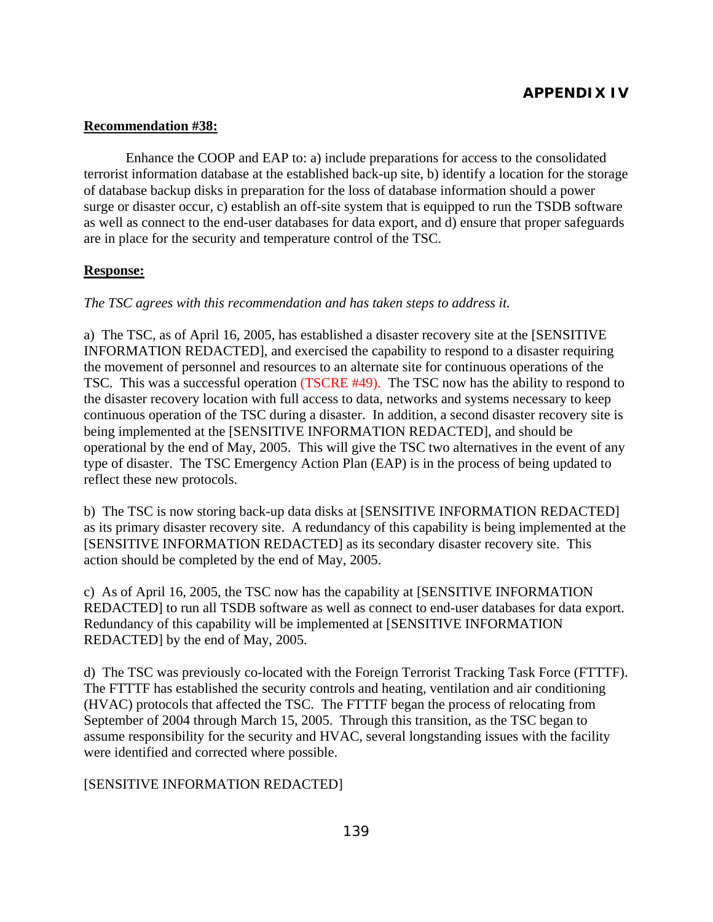## APPENDIX IV

**Recommendation #38:**

Enhance the COOP and EAP to: a) include preparations for access to the consolidated terrorist information database at the established back-up site, b) identify a location for the storage of database backup disks in preparation for the loss of database information should a power surge or disaster occur, c) establish an off-site system that is equipped to run the TSDB software as well as connect to the end-user databases for data export, and d) ensure that proper safeguards are in place for the security and temperature control of the TSC.

**Response:**

*The TSC agrees with this recommendation and has taken steps to address it.*

a) The TSC, as of April 16, 2005, has established a disaster recovery site at the [SENSITIVE INFORMATION REDACTED], and exercised the capability to respond to a disaster requiring the movement of personnel and resources to an alternate site for continuous operations of the TSC. This was a successful operation (TSCRE #49). The TSC now has the ability to respond to the disaster recovery location with full access to data, networks and systems necessary to keep continuous operation of the TSC during a disaster. In addition, a second disaster recovery site is being implemented at the [SENSITIVE INFORMATION REDACTED], and should be operational by the end of May, 2005. This will give the TSC two alternatives in the event of any type of disaster. The TSC Emergency Action Plan (EAP) is in the process of being updated to reflect these new protocols.

b) The TSC is now storing back-up data disks at [SENSITIVE INFORMATION REDACTED] as its primary disaster recovery site. A redundancy of this capability is being implemented at the [SENSITIVE INFORMATION REDACTED] as its secondary disaster recovery site. This action should be completed by the end of May, 2005.

c) As of April 16, 2005, the TSC now has the capability at [SENSITIVE INFORMATION REDACTED] to run all TSDB software as well as connect to end-user databases for data export. Redundancy of this capability will be implemented at [SENSITIVE INFORMATION REDACTED] by the end of May, 2005.

d) The TSC was previously co-located with the Foreign Terrorist Tracking Task Force (FTTTF). The FTTTF has established the security controls and heating, ventilation and air conditioning (HVAC) protocols that affected the TSC. The FTTTF began the process of relocating from September of 2004 through March 15, 2005. Through this transition, as the TSC began to assume responsibility for the security and HVAC, several longstanding issues with the facility were identified and corrected where possible.

[SENSITIVE INFORMATION REDACTED]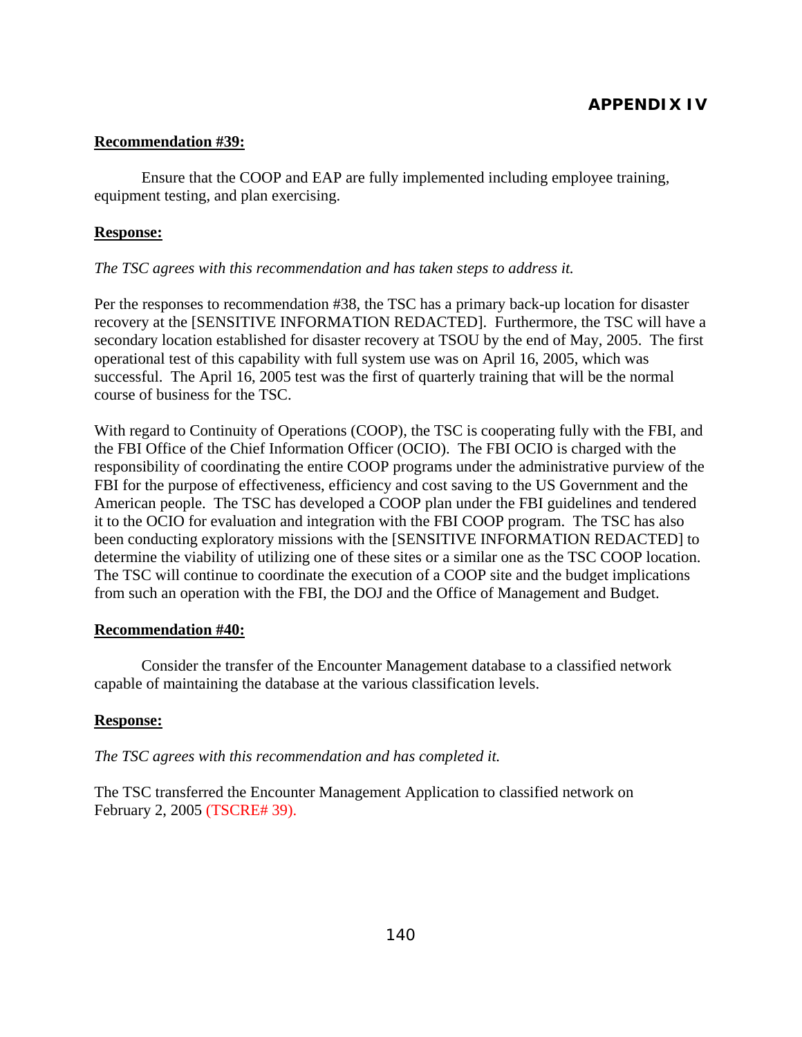## APPENDIX IV

**Recommendation #39:**

Ensure that the COOP and EAP are fully implemented including employee training, equipment testing, and plan exercising.

**Response:**

*The TSC agrees with this recommendation and has taken steps to address it.*

Per the responses to recommendation #38, the TSC has a primary back-up location for disaster recovery at the [SENSITIVE INFORMATION REDACTED]. Furthermore, the TSC will have a secondary location established for disaster recovery at TSOU by the end of May, 2005. The first operational test of this capability with full system use was on April 16, 2005, which was successful. The April 16, 2005 test was the first of quarterly training that will be the normal course of business for the TSC.

With regard to Continuity of Operations (COOP), the TSC is cooperating fully with the FBI, and the FBI Office of the Chief Information Officer (OCIO). The FBI OCIO is charged with the responsibility of coordinating the entire COOP programs under the administrative purview of the FBI for the purpose of effectiveness, efficiency and cost saving to the US Government and the American people. The TSC has developed a COOP plan under the FBI guidelines and tendered it to the OCIO for evaluation and integration with the FBI COOP program. The TSC has also been conducting exploratory missions with the [SENSITIVE INFORMATION REDACTED] to determine the viability of utilizing one of these sites or a similar one as the TSC COOP location. The TSC will continue to coordinate the execution of a COOP site and the budget implications from such an operation with the FBI, the DOJ and the Office of Management and Budget.

**Recommendation #40:**

Consider the transfer of the Encounter Management database to a classified network capable of maintaining the database at the various classification levels.

**Response:**

*The TSC agrees with this recommendation and has completed it.*

The TSC transferred the Encounter Management Application to classified network on February 2, 2005 (TSCRE# 39).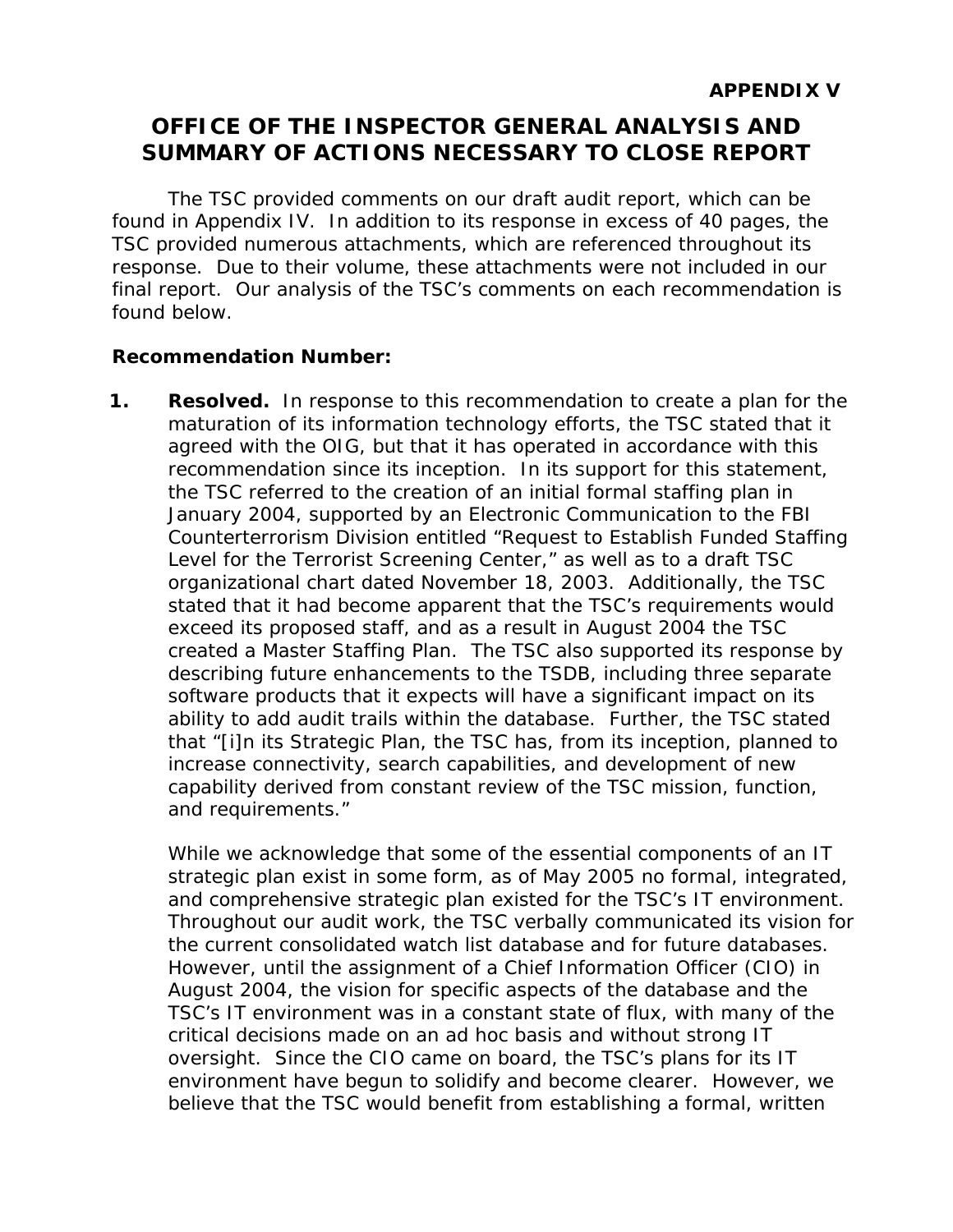**APPENDIX V**

# OFFICE OF THE INSPECTOR GENERAL ANALYSIS AND SUMMARY OF ACTIONS NECESSARY TO CLOSE REPORT

The TSC provided comments on our draft audit report, which can be found in Appendix IV. In addition to its response in excess of 40 pages, the TSC provided numerous attachments, which are referenced throughout its response. Due to their volume, these attachments were not included in our final report. Our analysis of the TSC's comments on each recommendation is found below.

**Recommendation Number:**

1. **Resolved.** In response to this recommendation to create a plan for the maturation of its information technology efforts, the TSC stated that it agreed with the OIG, but that it has operated in accordance with this recommendation since its inception. In its support for this statement, the TSC referred to the creation of an initial formal staffing plan in January 2004, supported by an Electronic Communication to the FBI Counterterrorism Division entitled "Request to Establish Funded Staffing Level for the Terrorist Screening Center," as well as to a draft TSC organizational chart dated November 18, 2003. Additionally, the TSC stated that it had become apparent that the TSC's requirements would exceed its proposed staff, and as a result in August 2004 the TSC created a Master Staffing Plan. The TSC also supported its response by describing future enhancements to the TSDB, including three separate software products that it expects will have a significant impact on its ability to add audit trails within the database. Further, the TSC stated that "[i]n its Strategic Plan, the TSC has, from its inception, planned to increase connectivity, search capabilities, and development of new capability derived from constant review of the TSC mission, function, and requirements."

   While we acknowledge that some of the essential components of an IT strategic plan exist in some form, as of May 2005 no formal, integrated, and comprehensive strategic plan existed for the TSC's IT environment. Throughout our audit work, the TSC verbally communicated its vision for the current consolidated watch list database and for future databases. However, until the assignment of a Chief Information Officer (CIO) in August 2004, the vision for specific aspects of the database and the TSC's IT environment was in a constant state of flux, with many of the critical decisions made on an ad hoc basis and without strong IT oversight. Since the CIO came on board, the TSC's plans for its IT environment have begun to solidify and become clearer. However, we believe that the TSC would benefit from establishing a formal, written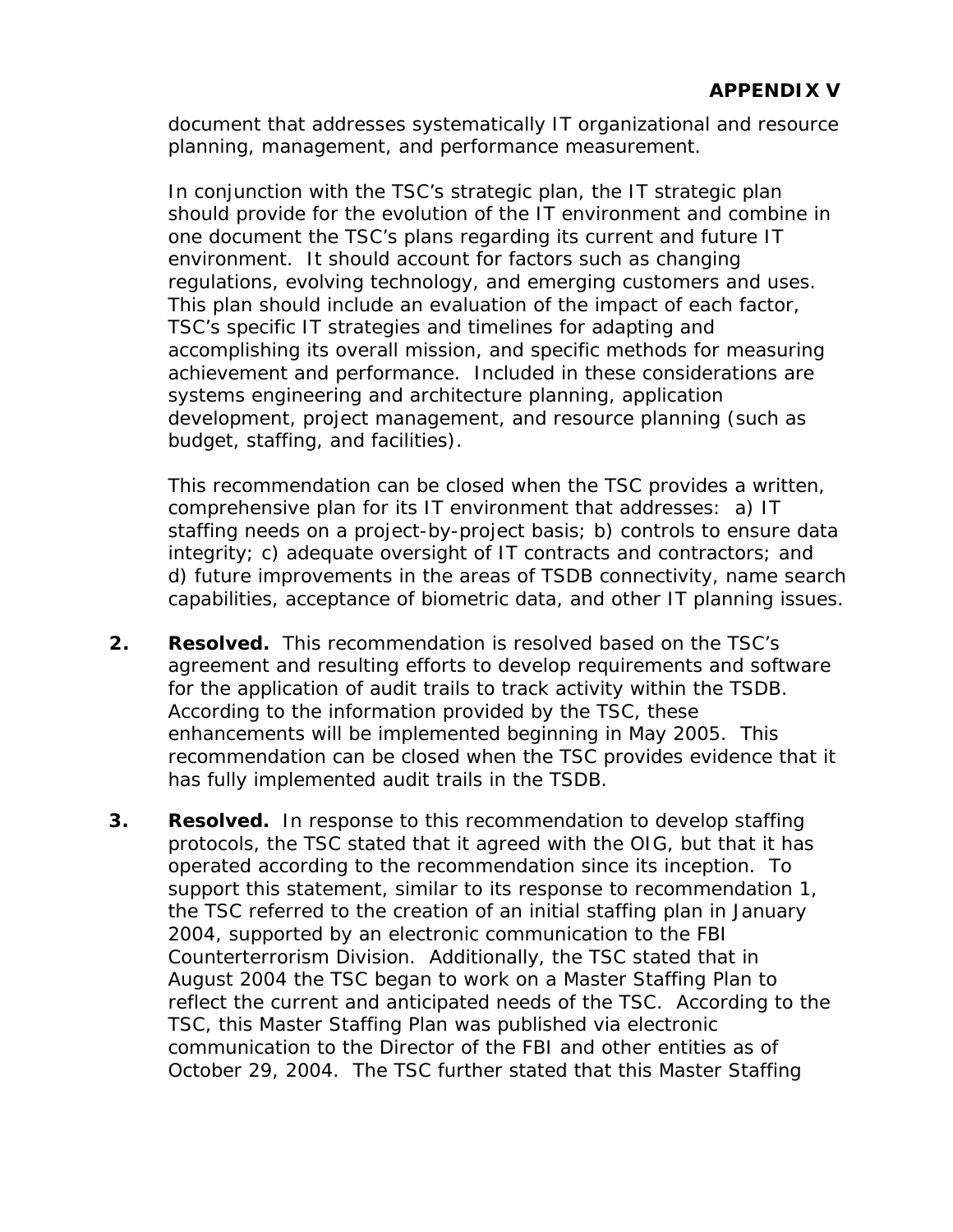document that addresses systematically IT organizational and resource planning, management, and performance measurement.

In conjunction with the TSC's strategic plan, the IT strategic plan should provide for the evolution of the IT environment and combine in one document the TSC's plans regarding its current and future IT environment. It should account for factors such as changing regulations, evolving technology, and emerging customers and uses. This plan should include an evaluation of the impact of each factor, TSC's specific IT strategies and timelines for adapting and accomplishing its overall mission, and specific methods for measuring achievement and performance. Included in these considerations are systems engineering and architecture planning, application development, project management, and resource planning (such as budget, staffing, and facilities).

This recommendation can be closed when the TSC provides a written, comprehensive plan for its IT environment that addresses: a) IT staffing needs on a project-by-project basis; b) controls to ensure data integrity; c) adequate oversight of IT contracts and contractors; and d) future improvements in the areas of TSDB connectivity, name search capabilities, acceptance of biometric data, and other IT planning issues.

2. **Resolved.** This recommendation is resolved based on the TSC's agreement and resulting efforts to develop requirements and software for the application of audit trails to track activity within the TSDB. According to the information provided by the TSC, these enhancements will be implemented beginning in May 2005. This recommendation can be closed when the TSC provides evidence that it has fully implemented audit trails in the TSDB.

3. **Resolved.** In response to this recommendation to develop staffing protocols, the TSC stated that it agreed with the OIG, but that it has operated according to the recommendation since its inception. To support this statement, similar to its response to recommendation 1, the TSC referred to the creation of an initial staffing plan in January 2004, supported by an electronic communication to the FBI Counterterrorism Division. Additionally, the TSC stated that in August 2004 the TSC began to work on a Master Staffing Plan to reflect the current and anticipated needs of the TSC. According to the TSC, this Master Staffing Plan was published via electronic communication to the Director of the FBI and other entities as of October 29, 2004. The TSC further stated that this Master Staffing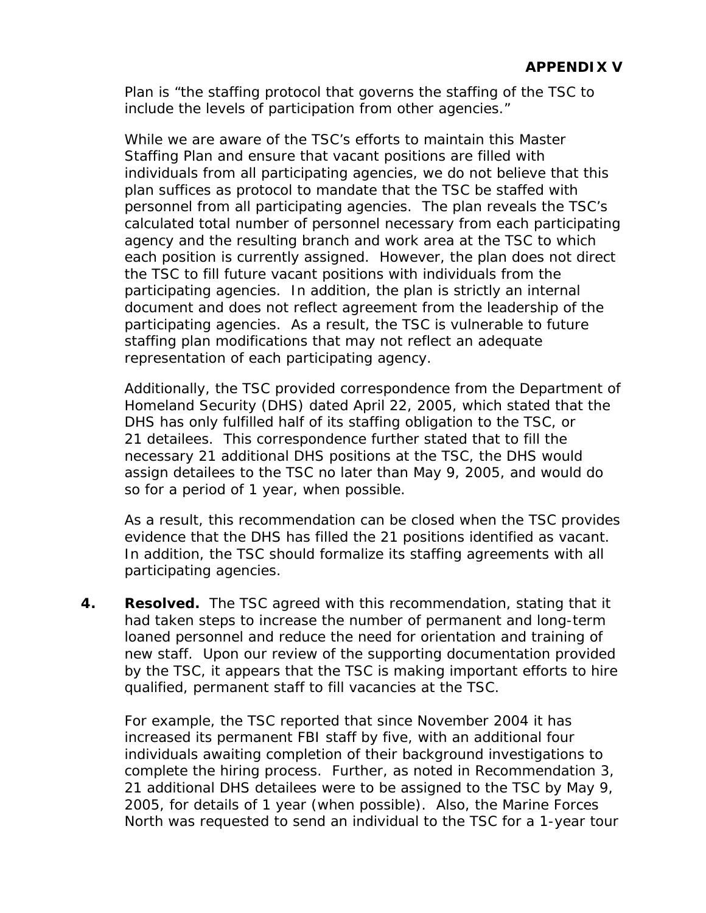Plan is "the staffing protocol that governs the staffing of the TSC to include the levels of participation from other agencies."

While we are aware of the TSC's efforts to maintain this Master Staffing Plan and ensure that vacant positions are filled with individuals from all participating agencies, we do not believe that this plan suffices as protocol to mandate that the TSC be staffed with personnel from all participating agencies. The plan reveals the TSC's calculated total number of personnel necessary from each participating agency and the resulting branch and work area at the TSC to which each position is currently assigned. However, the plan does not direct the TSC to fill future vacant positions with individuals from the participating agencies. In addition, the plan is strictly an internal document and does not reflect agreement from the leadership of the participating agencies. As a result, the TSC is vulnerable to future staffing plan modifications that may not reflect an adequate representation of each participating agency.

Additionally, the TSC provided correspondence from the Department of Homeland Security (DHS) dated April 22, 2005, which stated that the DHS has only fulfilled half of its staffing obligation to the TSC, or 21 detailees. This correspondence further stated that to fill the necessary 21 additional DHS positions at the TSC, the DHS would assign detailees to the TSC no later than May 9, 2005, and would do so for a period of 1 year, when possible.

As a result, this recommendation can be closed when the TSC provides evidence that the DHS has filled the 21 positions identified as vacant. In addition, the TSC should formalize its staffing agreements with all participating agencies.

4. **Resolved.** The TSC agreed with this recommendation, stating that it had taken steps to increase the number of permanent and long-term loaned personnel and reduce the need for orientation and training of new staff. Upon our review of the supporting documentation provided by the TSC, it appears that the TSC is making important efforts to hire qualified, permanent staff to fill vacancies at the TSC.

   For example, the TSC reported that since November 2004 it has increased its permanent FBI staff by five, with an additional four individuals awaiting completion of their background investigations to complete the hiring process. Further, as noted in Recommendation 3, 21 additional DHS detailees were to be assigned to the TSC by May 9, 2005, for details of 1 year (when possible). Also, the Marine Forces North was requested to send an individual to the TSC for a 1-year tour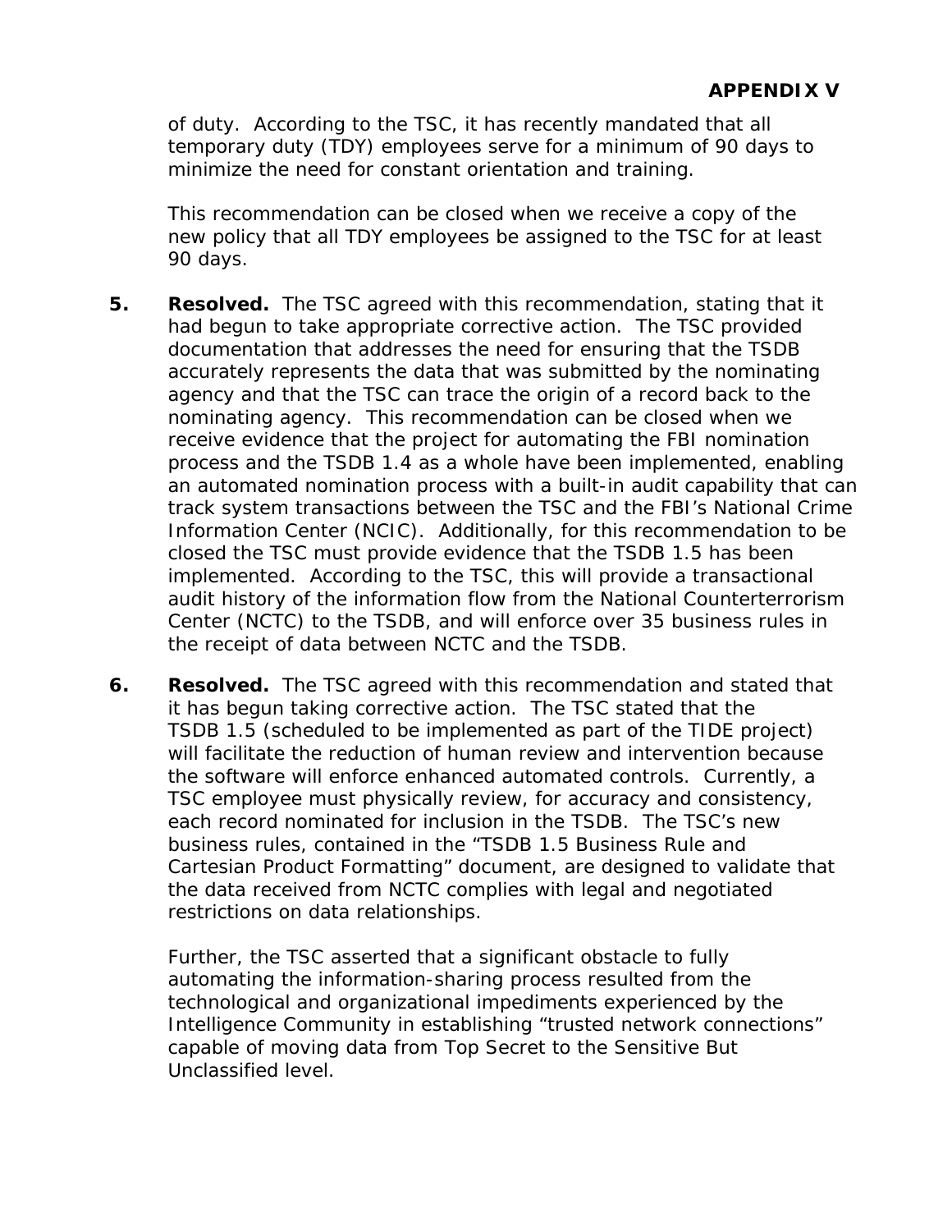of duty. According to the TSC, it has recently mandated that all temporary duty (TDY) employees serve for a minimum of 90 days to minimize the need for constant orientation and training.

This recommendation can be closed when we receive a copy of the new policy that all TDY employees be assigned to the TSC for at least 90 days.

5. **Resolved.** The TSC agreed with this recommendation, stating that it had begun to take appropriate corrective action. The TSC provided documentation that addresses the need for ensuring that the TSDB accurately represents the data that was submitted by the nominating agency and that the TSC can trace the origin of a record back to the nominating agency. This recommendation can be closed when we receive evidence that the project for automating the FBI nomination process and the TSDB 1.4 as a whole have been implemented, enabling an automated nomination process with a built-in audit capability that can track system transactions between the TSC and the FBI's National Crime Information Center (NCIC). Additionally, for this recommendation to be closed the TSC must provide evidence that the TSDB 1.5 has been implemented. According to the TSC, this will provide a transactional audit history of the information flow from the National Counterterrorism Center (NCTC) to the TSDB, and will enforce over 35 business rules in the receipt of data between NCTC and the TSDB.

6. **Resolved.** The TSC agreed with this recommendation and stated that it has begun taking corrective action. The TSC stated that the TSDB 1.5 (scheduled to be implemented as part of the TIDE project) will facilitate the reduction of human review and intervention because the software will enforce enhanced automated controls. Currently, a TSC employee must physically review, for accuracy and consistency, each record nominated for inclusion in the TSDB. The TSC's new business rules, contained in the "TSDB 1.5 Business Rule and Cartesian Product Formatting" document, are designed to validate that the data received from NCTC complies with legal and negotiated restrictions on data relationships.

   Further, the TSC asserted that a significant obstacle to fully automating the information-sharing process resulted from the technological and organizational impediments experienced by the Intelligence Community in establishing "trusted network connections" capable of moving data from Top Secret to the Sensitive But Unclassified level.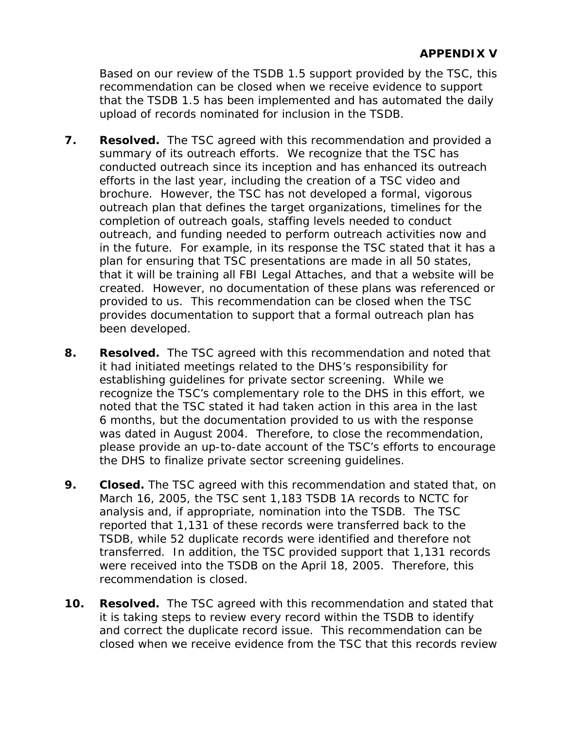## APPENDIX V

Based on our review of the TSDB 1.5 support provided by the TSC, this recommendation can be closed when we receive evidence to support that the TSDB 1.5 has been implemented and has automated the daily upload of records nominated for inclusion in the TSDB.

7. **Resolved.** The TSC agreed with this recommendation and provided a summary of its outreach efforts. We recognize that the TSC has conducted outreach since its inception and has enhanced its outreach efforts in the last year, including the creation of a TSC video and brochure. However, the TSC has not developed a formal, vigorous outreach plan that defines the target organizations, timelines for the completion of outreach goals, staffing levels needed to conduct outreach, and funding needed to perform outreach activities now and in the future. For example, in its response the TSC stated that it has a plan for ensuring that TSC presentations are made in all 50 states, that it will be training all FBI Legal Attaches, and that a website will be created. However, no documentation of these plans was referenced or provided to us. This recommendation can be closed when the TSC provides documentation to support that a formal outreach plan has been developed.

8. **Resolved.** The TSC agreed with this recommendation and noted that it had initiated meetings related to the DHS's responsibility for establishing guidelines for private sector screening. While we recognize the TSC's complementary role to the DHS in this effort, we noted that the TSC stated it had taken action in this area in the last 6 months, but the documentation provided to us with the response was dated in August 2004. Therefore, to close the recommendation, please provide an up-to-date account of the TSC's efforts to encourage the DHS to finalize private sector screening guidelines.

9. **Closed.** The TSC agreed with this recommendation and stated that, on March 16, 2005, the TSC sent 1,183 TSDB 1A records to NCTC for analysis and, if appropriate, nomination into the TSDB. The TSC reported that 1,131 of these records were transferred back to the TSDB, while 52 duplicate records were identified and therefore not transferred. In addition, the TSC provided support that 1,131 records were received into the TSDB on the April 18, 2005. Therefore, this recommendation is closed.

10. **Resolved.** The TSC agreed with this recommendation and stated that it is taking steps to review every record within the TSDB to identify and correct the duplicate record issue. This recommendation can be closed when we receive evidence from the TSC that this records review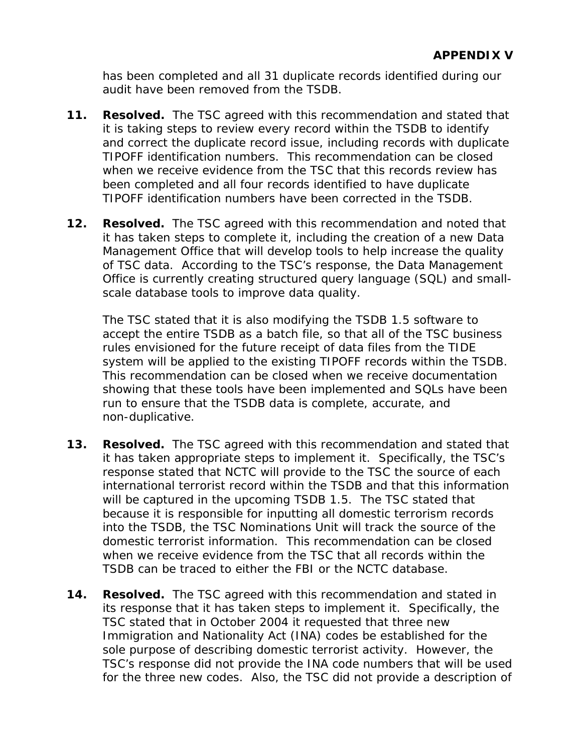has been completed and all 31 duplicate records identified during our audit have been removed from the TSDB.

11. **Resolved.** The TSC agreed with this recommendation and stated that it is taking steps to review every record within the TSDB to identify and correct the duplicate record issue, including records with duplicate TIPOFF identification numbers. This recommendation can be closed when we receive evidence from the TSC that this records review has been completed and all four records identified to have duplicate TIPOFF identification numbers have been corrected in the TSDB.

12. **Resolved.** The TSC agreed with this recommendation and noted that it has taken steps to complete it, including the creation of a new Data Management Office that will develop tools to help increase the quality of TSC data. According to the TSC's response, the Data Management Office is currently creating structured query language (SQL) and small-scale database tools to improve data quality.

    The TSC stated that it is also modifying the TSDB 1.5 software to accept the entire TSDB as a batch file, so that all of the TSC business rules envisioned for the future receipt of data files from the TIDE system will be applied to the existing TIPOFF records within the TSDB. This recommendation can be closed when we receive documentation showing that these tools have been implemented and SQLs have been run to ensure that the TSDB data is complete, accurate, and non-duplicative.

13. **Resolved.** The TSC agreed with this recommendation and stated that it has taken appropriate steps to implement it. Specifically, the TSC's response stated that NCTC will provide to the TSC the source of each international terrorist record within the TSDB and that this information will be captured in the upcoming TSDB 1.5. The TSC stated that because it is responsible for inputting all domestic terrorism records into the TSDB, the TSC Nominations Unit will track the source of the domestic terrorist information. This recommendation can be closed when we receive evidence from the TSC that all records within the TSDB can be traced to either the FBI or the NCTC database.

14. **Resolved.** The TSC agreed with this recommendation and stated in its response that it has taken steps to implement it. Specifically, the TSC stated that in October 2004 it requested that three new Immigration and Nationality Act (INA) codes be established for the sole purpose of describing domestic terrorist activity. However, the TSC's response did not provide the INA code numbers that will be used for the three new codes. Also, the TSC did not provide a description of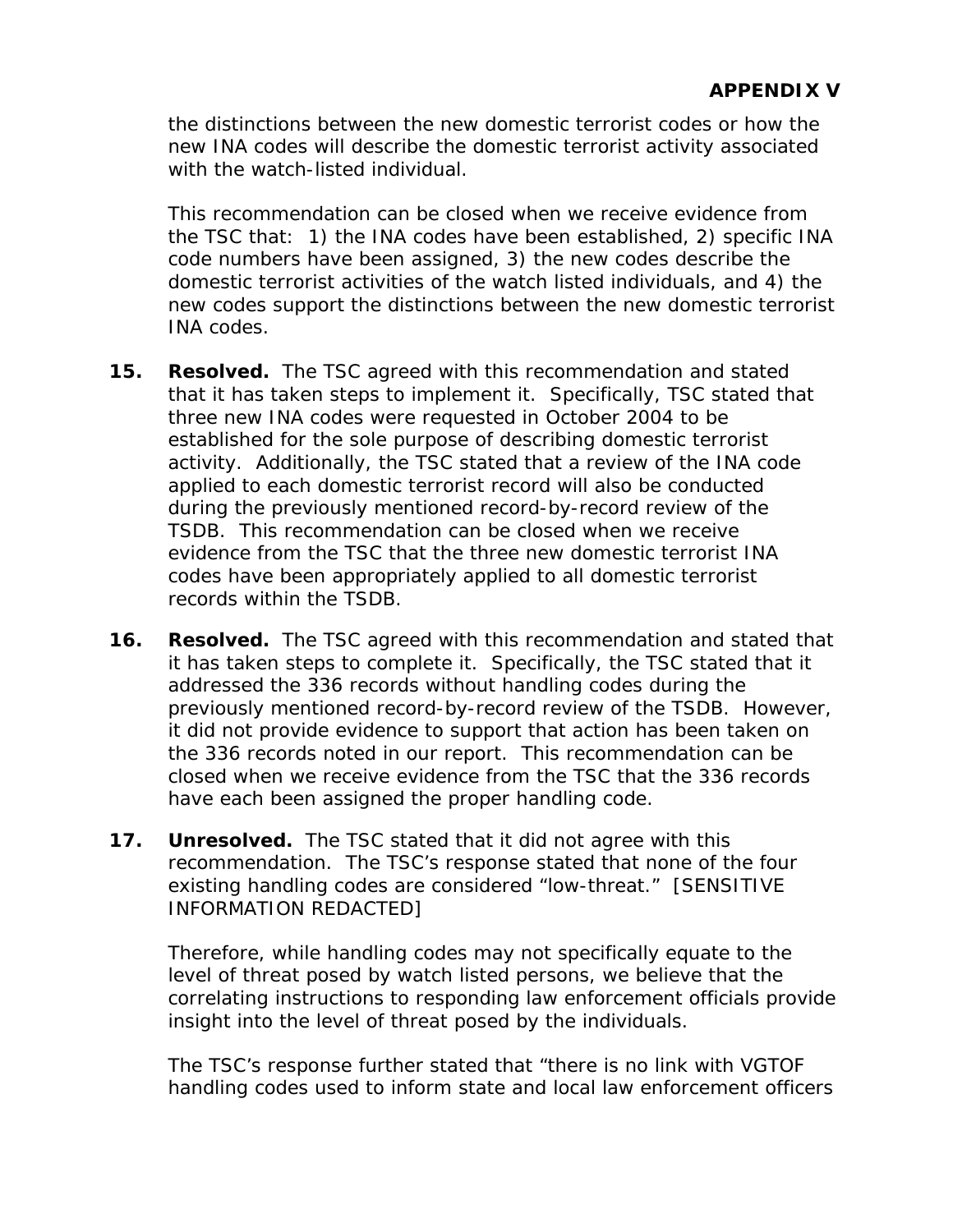the distinctions between the new domestic terrorist codes or how the new INA codes will describe the domestic terrorist activity associated with the watch-listed individual.

This recommendation can be closed when we receive evidence from the TSC that: 1) the INA codes have been established, 2) specific INA code numbers have been assigned, 3) the new codes describe the domestic terrorist activities of the watch listed individuals, and 4) the new codes support the distinctions between the new domestic terrorist INA codes.

15. **Resolved.** The TSC agreed with this recommendation and stated that it has taken steps to implement it. Specifically, TSC stated that three new INA codes were requested in October 2004 to be established for the sole purpose of describing domestic terrorist activity. Additionally, the TSC stated that a review of the INA code applied to each domestic terrorist record will also be conducted during the previously mentioned record-by-record review of the TSDB. This recommendation can be closed when we receive evidence from the TSC that the three new domestic terrorist INA codes have been appropriately applied to all domestic terrorist records within the TSDB.

16. **Resolved.** The TSC agreed with this recommendation and stated that it has taken steps to complete it. Specifically, the TSC stated that it addressed the 336 records without handling codes during the previously mentioned record-by-record review of the TSDB. However, it did not provide evidence to support that action has been taken on the 336 records noted in our report. This recommendation can be closed when we receive evidence from the TSC that the 336 records have each been assigned the proper handling code.

17. **Unresolved.** The TSC stated that it did not agree with this recommendation. The TSC's response stated that none of the four existing handling codes are considered "low-threat." [SENSITIVE INFORMATION REDACTED]

    Therefore, while handling codes may not specifically equate to the level of threat posed by watch listed persons, we believe that the correlating instructions to responding law enforcement officials provide insight into the level of threat posed by the individuals.

    The TSC's response further stated that "there is no link with VGTOF handling codes used to inform state and local law enforcement officers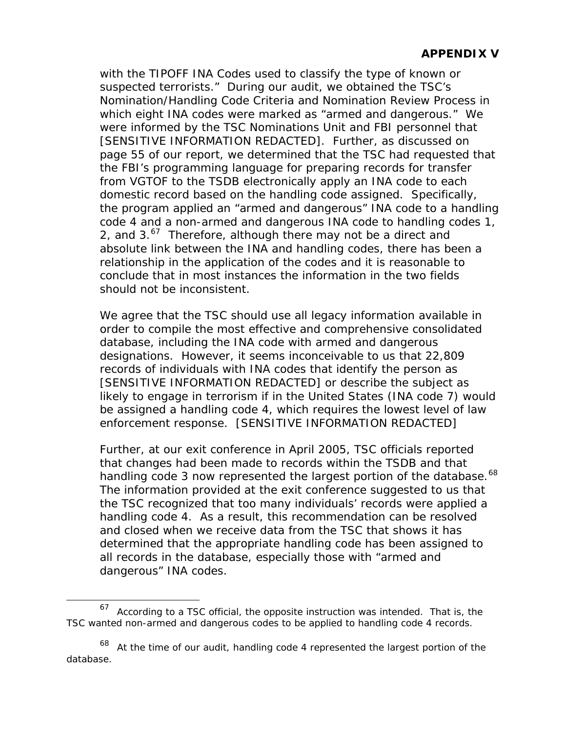## APPENDIX V

with the TIPOFF INA Codes used to classify the type of known or suspected terrorists." During our audit, we obtained the TSC's Nomination/Handling Code Criteria and Nomination Review Process in which eight INA codes were marked as "armed and dangerous." We were informed by the TSC Nominations Unit and FBI personnel that [SENSITIVE INFORMATION REDACTED]. Further, as discussed on page 55 of our report, we determined that the TSC had requested that the FBI's programming language for preparing records for transfer from VGTOF to the TSDB electronically apply an INA code to each domestic record based on the handling code assigned. Specifically, the program applied an "armed and dangerous" INA code to a handling code 4 and a non-armed and dangerous INA code to handling codes 1, 2, and 3.[67] Therefore, although there may not be a direct and absolute link between the INA and handling codes, there has been a relationship in the application of the codes and it is reasonable to conclude that in most instances the information in the two fields should not be inconsistent.

We agree that the TSC should use all legacy information available in order to compile the most effective and comprehensive consolidated database, including the INA code with armed and dangerous designations. However, it seems inconceivable to us that 22,809 records of individuals with INA codes that identify the person as [SENSITIVE INFORMATION REDACTED] or describe the subject as likely to engage in terrorism if in the United States (INA code 7) would be assigned a handling code 4, which requires the lowest level of law enforcement response. [SENSITIVE INFORMATION REDACTED]

Further, at our exit conference in April 2005, TSC officials reported that changes had been made to records within the TSDB and that handling code 3 now represented the largest portion of the database.[68] The information provided at the exit conference suggested to us that the TSC recognized that too many individuals' records were applied a handling code 4. As a result, this recommendation can be resolved and closed when we receive data from the TSC that shows it has determined that the appropriate handling code has been assigned to all records in the database, especially those with "armed and dangerous" INA codes.

---

[67] According to a TSC official, the opposite instruction was intended. That is, the TSC wanted non-armed and dangerous codes to be applied to handling code 4 records.

[68] At the time of our audit, handling code 4 represented the largest portion of the database.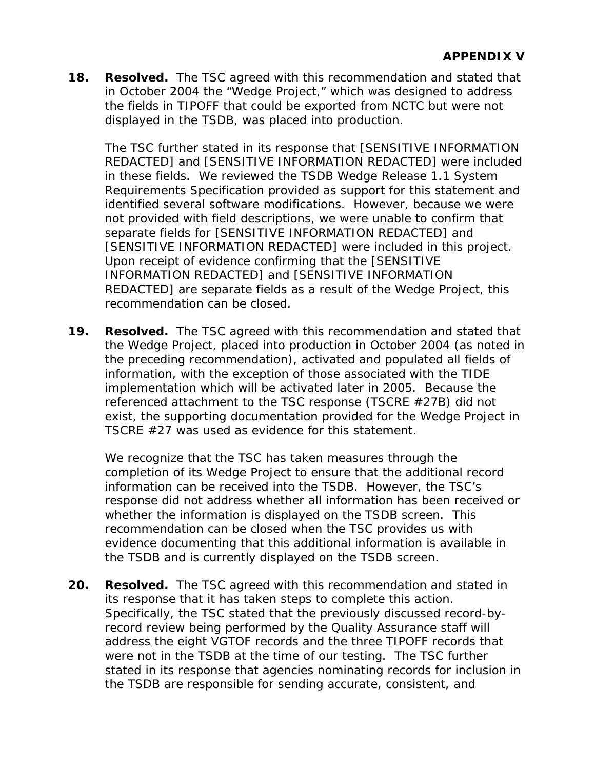**APPENDIX V**

**18. Resolved.** The TSC agreed with this recommendation and stated that in October 2004 the "Wedge Project," which was designed to address the fields in TIPOFF that could be exported from NCTC but were not displayed in the TSDB, was placed into production.

The TSC further stated in its response that [SENSITIVE INFORMATION REDACTED] and [SENSITIVE INFORMATION REDACTED] were included in these fields. We reviewed the TSDB Wedge Release 1.1 System Requirements Specification provided as support for this statement and identified several software modifications. However, because we were not provided with field descriptions, we were unable to confirm that separate fields for [SENSITIVE INFORMATION REDACTED] and [SENSITIVE INFORMATION REDACTED] were included in this project. Upon receipt of evidence confirming that the [SENSITIVE INFORMATION REDACTED] and [SENSITIVE INFORMATION REDACTED] are separate fields as a result of the Wedge Project, this recommendation can be closed.

**19. Resolved.** The TSC agreed with this recommendation and stated that the Wedge Project, placed into production in October 2004 (as noted in the preceding recommendation), activated and populated all fields of information, with the exception of those associated with the TIDE implementation which will be activated later in 2005. Because the referenced attachment to the TSC response (TSCRE #27B) did not exist, the supporting documentation provided for the Wedge Project in TSCRE #27 was used as evidence for this statement.

We recognize that the TSC has taken measures through the completion of its Wedge Project to ensure that the additional record information can be received into the TSDB. However, the TSC's response did not address whether all information has been received or whether the information is displayed on the TSDB screen. This recommendation can be closed when the TSC provides us with evidence documenting that this additional information is available in the TSDB and is currently displayed on the TSDB screen.

**20. Resolved.** The TSC agreed with this recommendation and stated in its response that it has taken steps to complete this action. Specifically, the TSC stated that the previously discussed record-by-record review being performed by the Quality Assurance staff will address the eight VGTOF records and the three TIPOFF records that were not in the TSDB at the time of our testing. The TSC further stated in its response that agencies nominating records for inclusion in the TSDB are responsible for sending accurate, consistent, and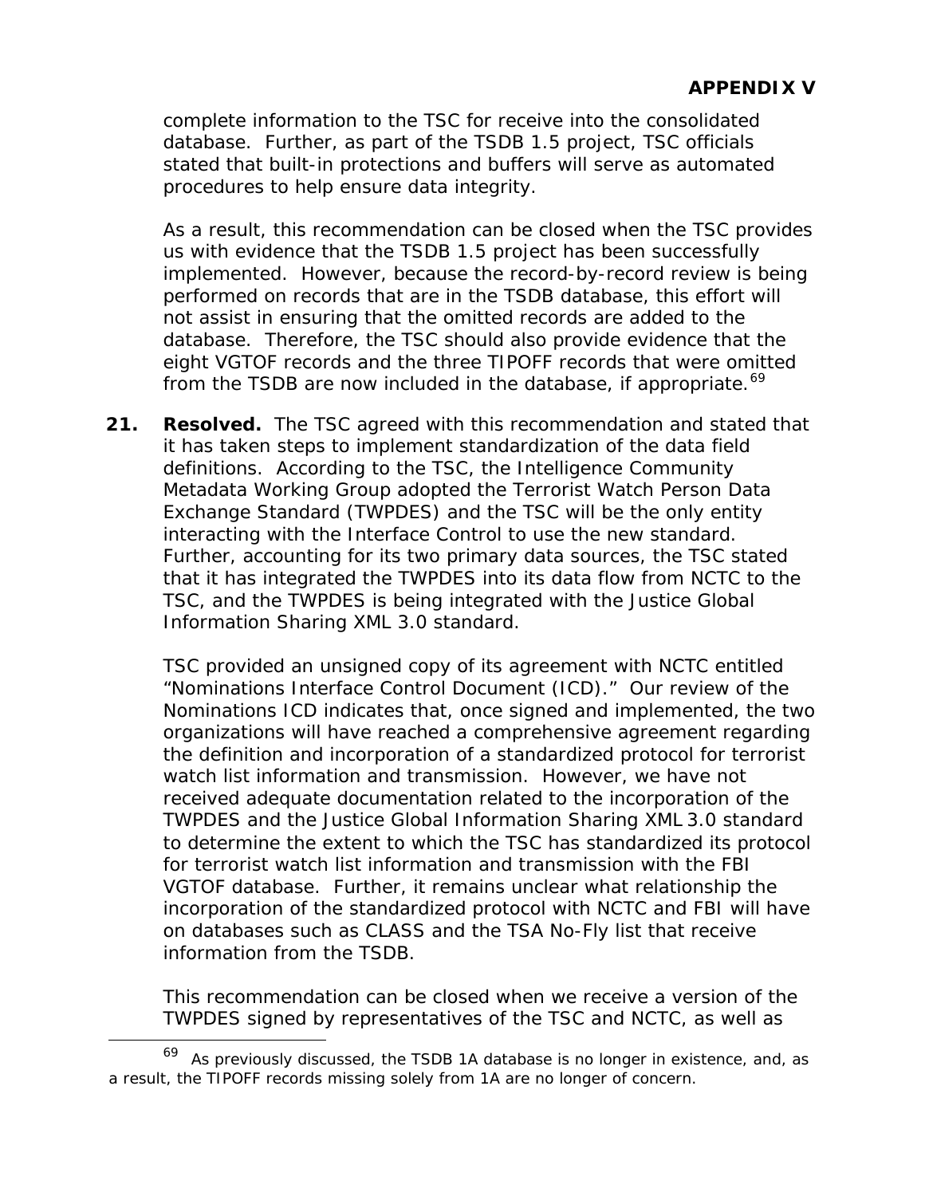complete information to the TSC for receive into the consolidated database. Further, as part of the TSDB 1.5 project, TSC officials stated that built-in protections and buffers will serve as automated procedures to help ensure data integrity.

As a result, this recommendation can be closed when the TSC provides us with evidence that the TSDB 1.5 project has been successfully implemented. However, because the record-by-record review is being performed on records that are in the TSDB database, this effort will not assist in ensuring that the omitted records are added to the database. Therefore, the TSC should also provide evidence that the eight VGTOF records and the three TIPOFF records that were omitted from the TSDB are now included in the database, if appropriate.[69]

**21. Resolved.** The TSC agreed with this recommendation and stated that it has taken steps to implement standardization of the data field definitions. According to the TSC, the Intelligence Community Metadata Working Group adopted the Terrorist Watch Person Data Exchange Standard (TWPDES) and the TSC will be the only entity interacting with the Interface Control to use the new standard. Further, accounting for its two primary data sources, the TSC stated that it has integrated the TWPDES into its data flow from NCTC to the TSC, and the TWPDES is being integrated with the Justice Global Information Sharing XML 3.0 standard.

TSC provided an unsigned copy of its agreement with NCTC entitled "Nominations Interface Control Document (ICD)." Our review of the Nominations ICD indicates that, once signed and implemented, the two organizations will have reached a comprehensive agreement regarding the definition and incorporation of a standardized protocol for terrorist watch list information and transmission. However, we have not received adequate documentation related to the incorporation of the TWPDES and the Justice Global Information Sharing XML 3.0 standard to determine the extent to which the TSC has standardized its protocol for terrorist watch list information and transmission with the FBI VGTOF database. Further, it remains unclear what relationship the incorporation of the standardized protocol with NCTC and FBI will have on databases such as CLASS and the TSA No-Fly list that receive information from the TSDB.

This recommendation can be closed when we receive a version of the TWPDES signed by representatives of the TSC and NCTC, as well as

---

[69] As previously discussed, the TSDB 1A database is no longer in existence, and, as a result, the TIPOFF records missing solely from 1A are no longer of concern.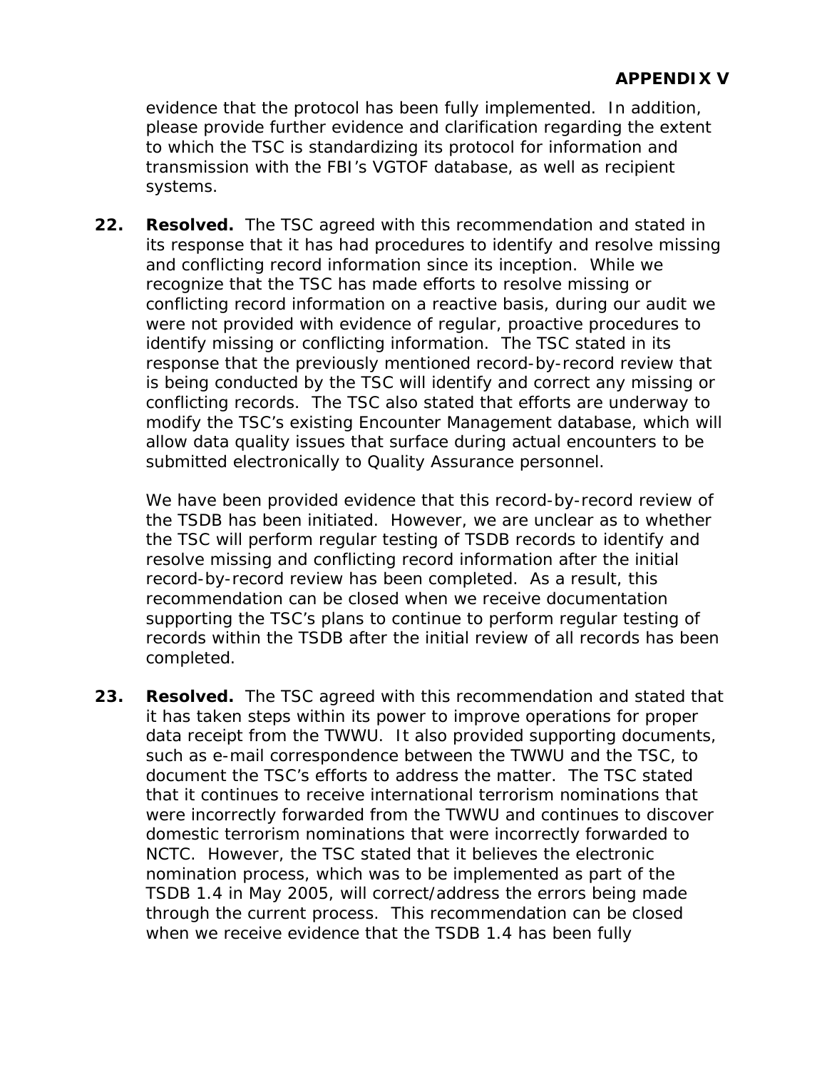evidence that the protocol has been fully implemented. In addition, please provide further evidence and clarification regarding the extent to which the TSC is standardizing its protocol for information and transmission with the FBI's VGTOF database, as well as recipient systems.

**22.** **Resolved.** The TSC agreed with this recommendation and stated in its response that it has had procedures to identify and resolve missing and conflicting record information since its inception. While we recognize that the TSC has made efforts to resolve missing or conflicting record information on a reactive basis, during our audit we were not provided with evidence of regular, proactive procedures to identify missing or conflicting information. The TSC stated in its response that the previously mentioned record-by-record review that is being conducted by the TSC will identify and correct any missing or conflicting records. The TSC also stated that efforts are underway to modify the TSC's existing Encounter Management database, which will allow data quality issues that surface during actual encounters to be submitted electronically to Quality Assurance personnel.

We have been provided evidence that this record-by-record review of the TSDB has been initiated. However, we are unclear as to whether the TSC will perform regular testing of TSDB records to identify and resolve missing and conflicting record information after the initial record-by-record review has been completed. As a result, this recommendation can be closed when we receive documentation supporting the TSC's plans to continue to perform regular testing of records within the TSDB after the initial review of all records has been completed.

**23.** **Resolved.** The TSC agreed with this recommendation and stated that it has taken steps within its power to improve operations for proper data receipt from the TWWU. It also provided supporting documents, such as e-mail correspondence between the TWWU and the TSC, to document the TSC's efforts to address the matter. The TSC stated that it continues to receive international terrorism nominations that were incorrectly forwarded from the TWWU and continues to discover domestic terrorism nominations that were incorrectly forwarded to NCTC. However, the TSC stated that it believes the electronic nomination process, which was to be implemented as part of the TSDB 1.4 in May 2005, will correct/address the errors being made through the current process. This recommendation can be closed when we receive evidence that the TSDB 1.4 has been fully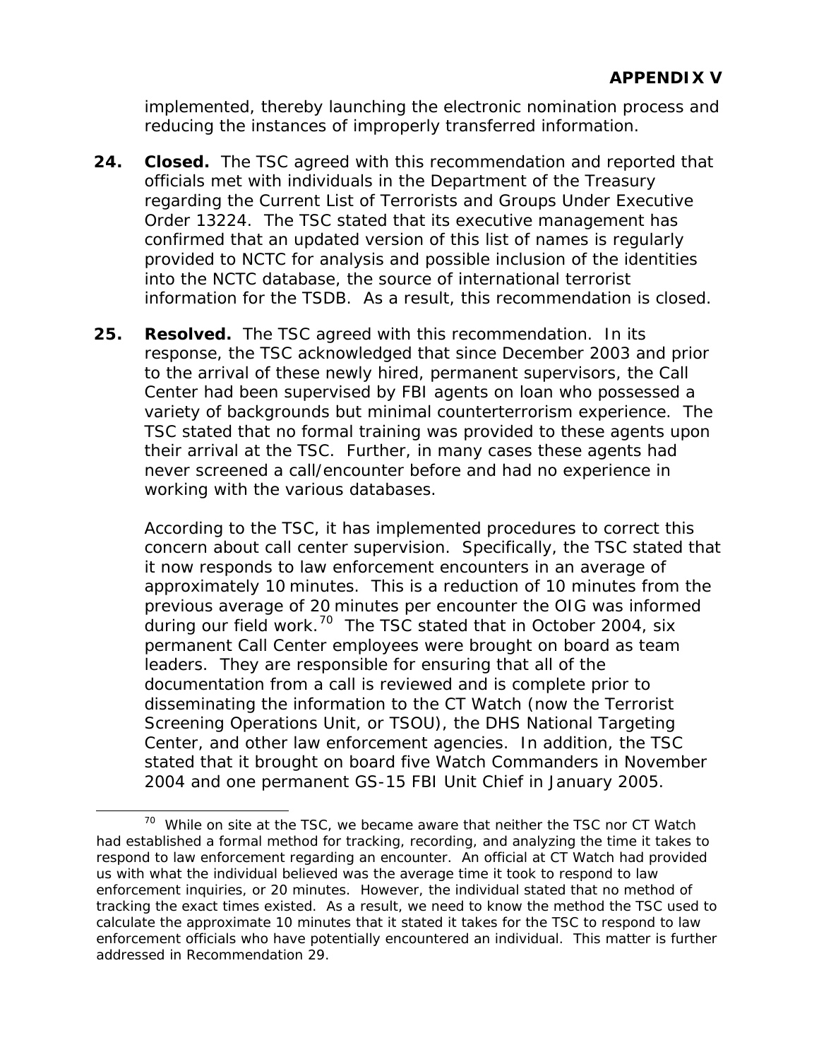implemented, thereby launching the electronic nomination process and reducing the instances of improperly transferred information.

**24. Closed.** The TSC agreed with this recommendation and reported that officials met with individuals in the Department of the Treasury regarding the Current List of Terrorists and Groups Under Executive Order 13224. The TSC stated that its executive management has confirmed that an updated version of this list of names is regularly provided to NCTC for analysis and possible inclusion of the identities into the NCTC database, the source of international terrorist information for the TSDB. As a result, this recommendation is closed.

**25. Resolved.** The TSC agreed with this recommendation. In its response, the TSC acknowledged that since December 2003 and prior to the arrival of these newly hired, permanent supervisors, the Call Center had been supervised by FBI agents on loan who possessed a variety of backgrounds but minimal counterterrorism experience. The TSC stated that no formal training was provided to these agents upon their arrival at the TSC. Further, in many cases these agents had never screened a call/encounter before and had no experience in working with the various databases.

According to the TSC, it has implemented procedures to correct this concern about call center supervision. Specifically, the TSC stated that it now responds to law enforcement encounters in an average of approximately 10 minutes. This is a reduction of 10 minutes from the previous average of 20 minutes per encounter the OIG was informed during our field work.[70] The TSC stated that in October 2004, six permanent Call Center employees were brought on board as team leaders. They are responsible for ensuring that all of the documentation from a call is reviewed and is complete prior to disseminating the information to the CT Watch (now the Terrorist Screening Operations Unit, or TSOU), the DHS National Targeting Center, and other law enforcement agencies. In addition, the TSC stated that it brought on board five Watch Commanders in November 2004 and one permanent GS-15 FBI Unit Chief in January 2005.

---

[70] While on site at the TSC, we became aware that neither the TSC nor CT Watch had established a formal method for tracking, recording, and analyzing the time it takes to respond to law enforcement regarding an encounter. An official at CT Watch had provided us with what the individual believed was the average time it took to respond to law enforcement inquiries, or 20 minutes. However, the individual stated that no method of tracking the exact times existed. As a result, we need to know the method the TSC used to calculate the approximate 10 minutes that it stated it takes for the TSC to respond to law enforcement officials who have potentially encountered an individual. This matter is further addressed in Recommendation 29.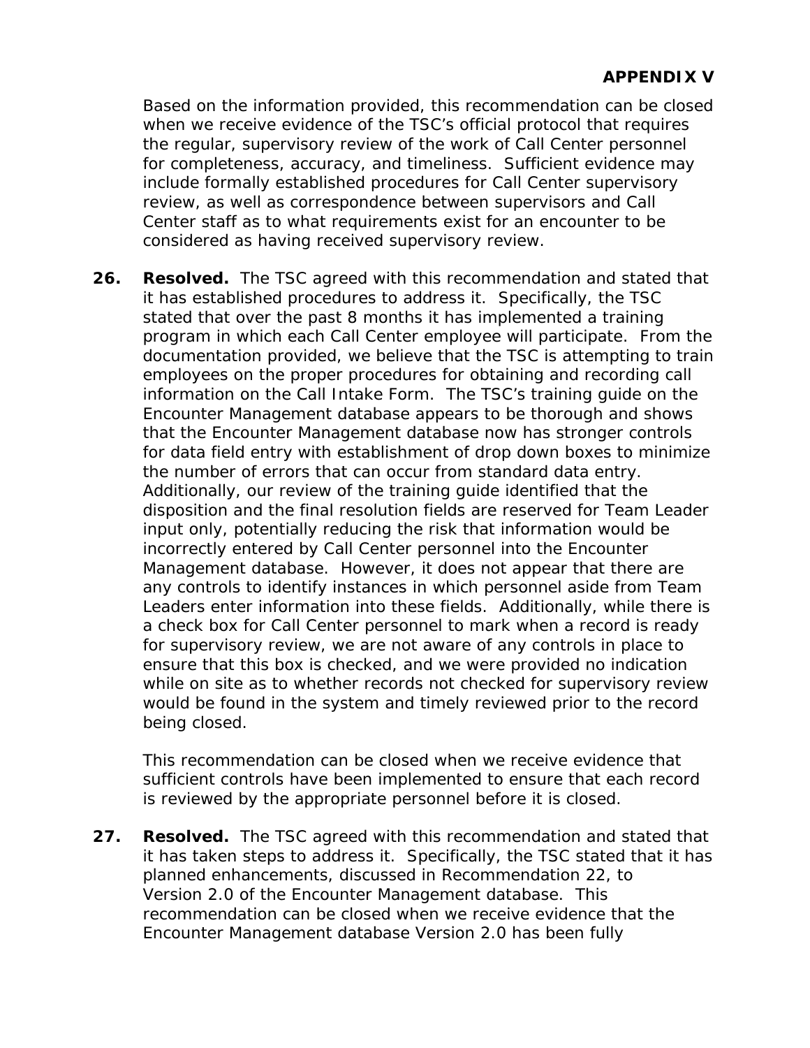Based on the information provided, this recommendation can be closed when we receive evidence of the TSC's official protocol that requires the regular, supervisory review of the work of Call Center personnel for completeness, accuracy, and timeliness. Sufficient evidence may include formally established procedures for Call Center supervisory review, as well as correspondence between supervisors and Call Center staff as to what requirements exist for an encounter to be considered as having received supervisory review.

**26. Resolved.** The TSC agreed with this recommendation and stated that it has established procedures to address it. Specifically, the TSC stated that over the past 8 months it has implemented a training program in which each Call Center employee will participate. From the documentation provided, we believe that the TSC is attempting to train employees on the proper procedures for obtaining and recording call information on the Call Intake Form. The TSC's training guide on the Encounter Management database appears to be thorough and shows that the Encounter Management database now has stronger controls for data field entry with establishment of drop down boxes to minimize the number of errors that can occur from standard data entry. Additionally, our review of the training guide identified that the disposition and the final resolution fields are reserved for Team Leader input only, potentially reducing the risk that information would be incorrectly entered by Call Center personnel into the Encounter Management database. However, it does not appear that there are any controls to identify instances in which personnel aside from Team Leaders enter information into these fields. Additionally, while there is a check box for Call Center personnel to mark when a record is ready for supervisory review, we are not aware of any controls in place to ensure that this box is checked, and we were provided no indication while on site as to whether records not checked for supervisory review would be found in the system and timely reviewed prior to the record being closed.

This recommendation can be closed when we receive evidence that sufficient controls have been implemented to ensure that each record is reviewed by the appropriate personnel before it is closed.

**27. Resolved.** The TSC agreed with this recommendation and stated that it has taken steps to address it. Specifically, the TSC stated that it has planned enhancements, discussed in Recommendation 22, to Version 2.0 of the Encounter Management database. This recommendation can be closed when we receive evidence that the Encounter Management database Version 2.0 has been fully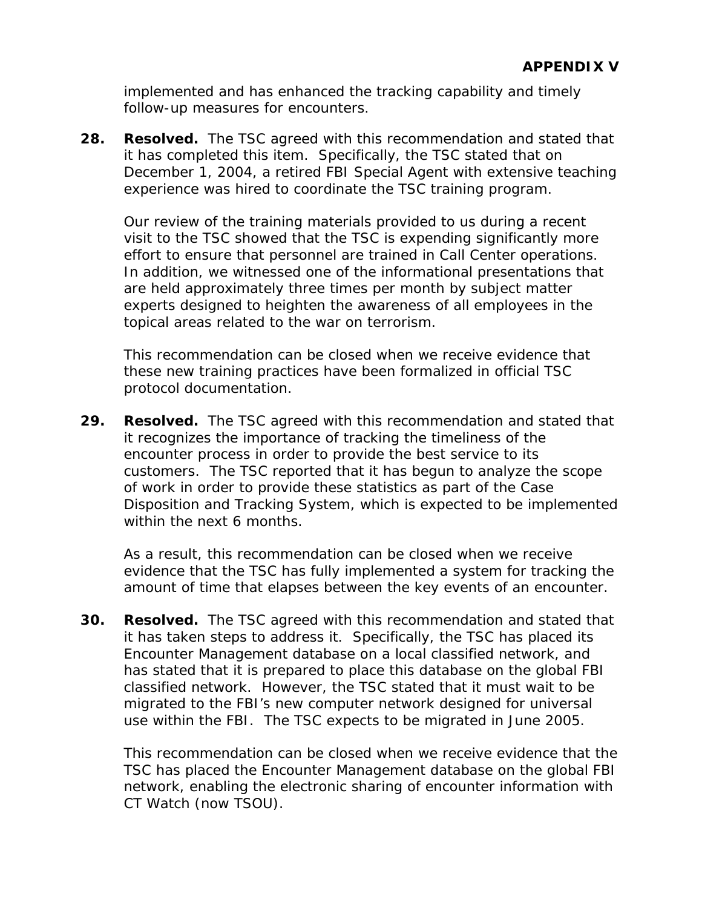implemented and has enhanced the tracking capability and timely follow-up measures for encounters.

**28. Resolved.** The TSC agreed with this recommendation and stated that it has completed this item. Specifically, the TSC stated that on December 1, 2004, a retired FBI Special Agent with extensive teaching experience was hired to coordinate the TSC training program.

Our review of the training materials provided to us during a recent visit to the TSC showed that the TSC is expending significantly more effort to ensure that personnel are trained in Call Center operations. In addition, we witnessed one of the informational presentations that are held approximately three times per month by subject matter experts designed to heighten the awareness of all employees in the topical areas related to the war on terrorism.

This recommendation can be closed when we receive evidence that these new training practices have been formalized in official TSC protocol documentation.

**29. Resolved.** The TSC agreed with this recommendation and stated that it recognizes the importance of tracking the timeliness of the encounter process in order to provide the best service to its customers. The TSC reported that it has begun to analyze the scope of work in order to provide these statistics as part of the Case Disposition and Tracking System, which is expected to be implemented within the next 6 months.

As a result, this recommendation can be closed when we receive evidence that the TSC has fully implemented a system for tracking the amount of time that elapses between the key events of an encounter.

**30. Resolved.** The TSC agreed with this recommendation and stated that it has taken steps to address it. Specifically, the TSC has placed its Encounter Management database on a local classified network, and has stated that it is prepared to place this database on the global FBI classified network. However, the TSC stated that it must wait to be migrated to the FBI's new computer network designed for universal use within the FBI. The TSC expects to be migrated in June 2005.

This recommendation can be closed when we receive evidence that the TSC has placed the Encounter Management database on the global FBI network, enabling the electronic sharing of encounter information with CT Watch (now TSOU).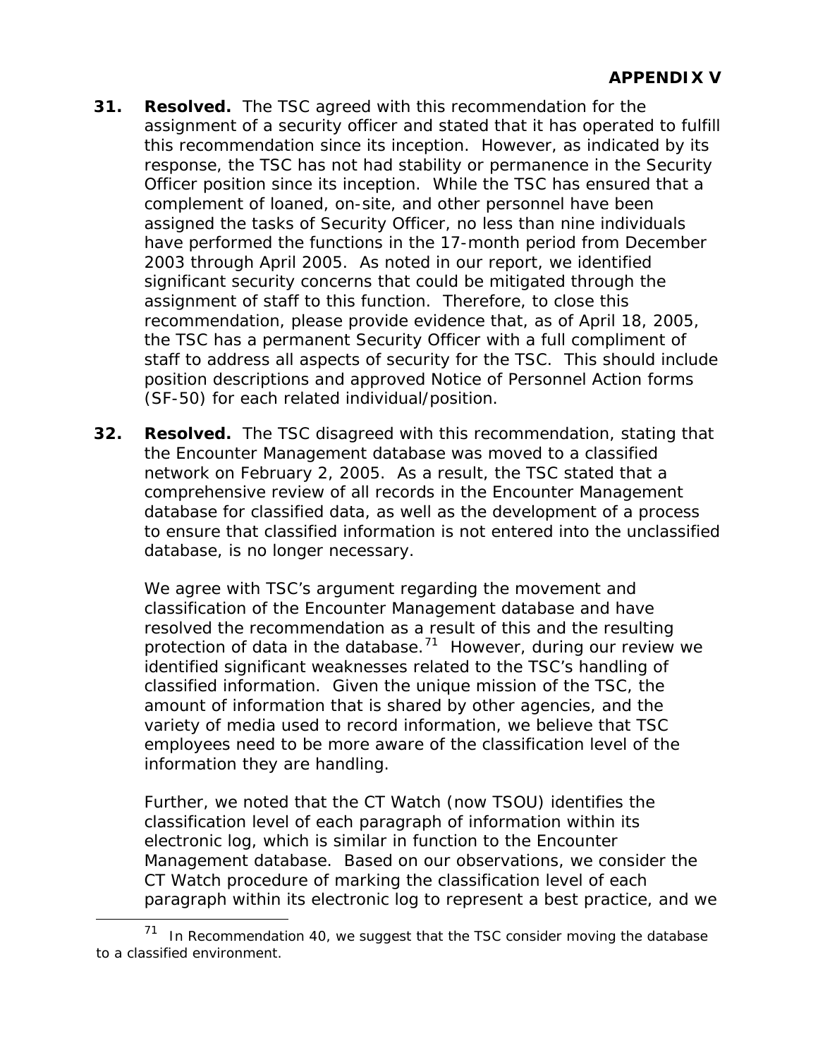**APPENDIX V**

**31. Resolved.** The TSC agreed with this recommendation for the assignment of a security officer and stated that it has operated to fulfill this recommendation since its inception. However, as indicated by its response, the TSC has not had stability or permanence in the Security Officer position since its inception. While the TSC has ensured that a complement of loaned, on-site, and other personnel have been assigned the tasks of Security Officer, no less than nine individuals have performed the functions in the 17-month period from December 2003 through April 2005. As noted in our report, we identified significant security concerns that could be mitigated through the assignment of staff to this function. Therefore, to close this recommendation, please provide evidence that, as of April 18, 2005, the TSC has a permanent Security Officer with a full compliment of staff to address all aspects of security for the TSC. This should include position descriptions and approved Notice of Personnel Action forms (SF-50) for each related individual/position.

**32. Resolved.** The TSC disagreed with this recommendation, stating that the Encounter Management database was moved to a classified network on February 2, 2005. As a result, the TSC stated that a comprehensive review of all records in the Encounter Management database for classified data, as well as the development of a process to ensure that classified information is not entered into the unclassified database, is no longer necessary.

We agree with TSC's argument regarding the movement and classification of the Encounter Management database and have resolved the recommendation as a result of this and the resulting protection of data in the database.[71] However, during our review we identified significant weaknesses related to the TSC's handling of classified information. Given the unique mission of the TSC, the amount of information that is shared by other agencies, and the variety of media used to record information, we believe that TSC employees need to be more aware of the classification level of the information they are handling.

Further, we noted that the CT Watch (now TSOU) identifies the classification level of each paragraph of information within its electronic log, which is similar in function to the Encounter Management database. Based on our observations, we consider the CT Watch procedure of marking the classification level of each paragraph within its electronic log to represent a best practice, and we

[71] In Recommendation 40, we suggest that the TSC consider moving the database to a classified environment.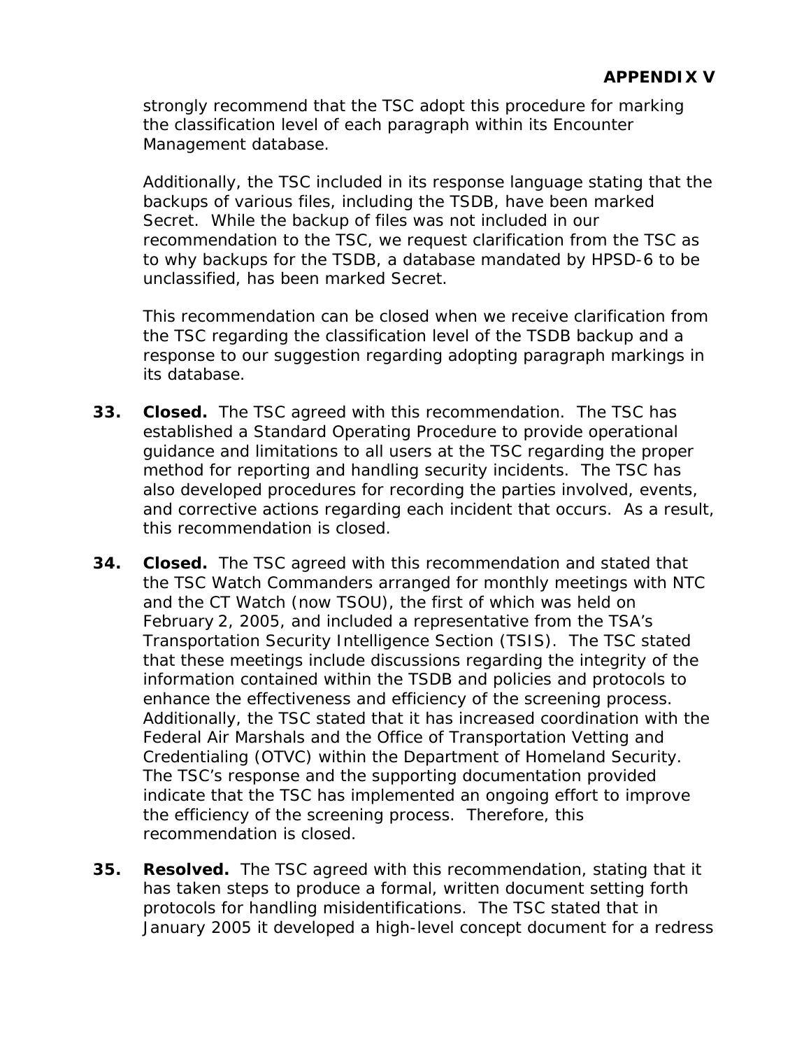strongly recommend that the TSC adopt this procedure for marking the classification level of each paragraph within its Encounter Management database.

Additionally, the TSC included in its response language stating that the backups of various files, including the TSDB, have been marked Secret. While the backup of files was not included in our recommendation to the TSC, we request clarification from the TSC as to why backups for the TSDB, a database mandated by HPSD-6 to be unclassified, has been marked Secret.

This recommendation can be closed when we receive clarification from the TSC regarding the classification level of the TSDB backup and a response to our suggestion regarding adopting paragraph markings in its database.

**33.** **Closed.** The TSC agreed with this recommendation. The TSC has established a Standard Operating Procedure to provide operational guidance and limitations to all users at the TSC regarding the proper method for reporting and handling security incidents. The TSC has also developed procedures for recording the parties involved, events, and corrective actions regarding each incident that occurs. As a result, this recommendation is closed.

**34.** **Closed.** The TSC agreed with this recommendation and stated that the TSC Watch Commanders arranged for monthly meetings with NTC and the CT Watch (now TSOU), the first of which was held on February 2, 2005, and included a representative from the TSA's Transportation Security Intelligence Section (TSIS). The TSC stated that these meetings include discussions regarding the integrity of the information contained within the TSDB and policies and protocols to enhance the effectiveness and efficiency of the screening process. Additionally, the TSC stated that it has increased coordination with the Federal Air Marshals and the Office of Transportation Vetting and Credentialing (OTVC) within the Department of Homeland Security. The TSC's response and the supporting documentation provided indicate that the TSC has implemented an ongoing effort to improve the efficiency of the screening process. Therefore, this recommendation is closed.

**35.** **Resolved.** The TSC agreed with this recommendation, stating that it has taken steps to produce a formal, written document setting forth protocols for handling misidentifications. The TSC stated that in January 2005 it developed a high-level concept document for a redress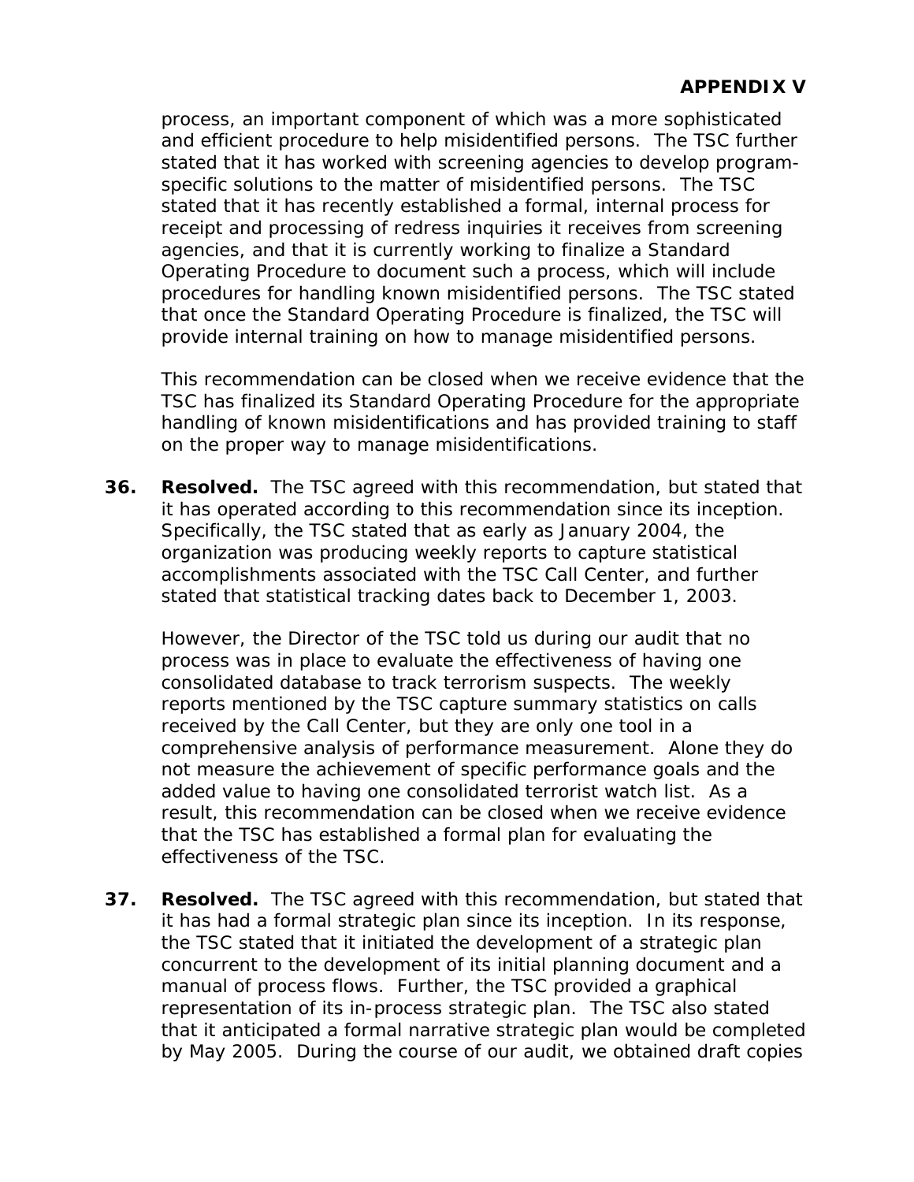process, an important component of which was a more sophisticated and efficient procedure to help misidentified persons. The TSC further stated that it has worked with screening agencies to develop program-specific solutions to the matter of misidentified persons. The TSC stated that it has recently established a formal, internal process for receipt and processing of redress inquiries it receives from screening agencies, and that it is currently working to finalize a Standard Operating Procedure to document such a process, which will include procedures for handling known misidentified persons. The TSC stated that once the Standard Operating Procedure is finalized, the TSC will provide internal training on how to manage misidentified persons.

This recommendation can be closed when we receive evidence that the TSC has finalized its Standard Operating Procedure for the appropriate handling of known misidentifications and has provided training to staff on the proper way to manage misidentifications.

36. **Resolved.** The TSC agreed with this recommendation, but stated that it has operated according to this recommendation since its inception. Specifically, the TSC stated that as early as January 2004, the organization was producing weekly reports to capture statistical accomplishments associated with the TSC Call Center, and further stated that statistical tracking dates back to December 1, 2003.

    However, the Director of the TSC told us during our audit that no process was in place to evaluate the effectiveness of having one consolidated database to track terrorism suspects. The weekly reports mentioned by the TSC capture summary statistics on calls received by the Call Center, but they are only one tool in a comprehensive analysis of performance measurement. Alone they do not measure the achievement of specific performance goals and the added value to having one consolidated terrorist watch list. As a result, this recommendation can be closed when we receive evidence that the TSC has established a formal plan for evaluating the effectiveness of the TSC.

37. **Resolved.** The TSC agreed with this recommendation, but stated that it has had a formal strategic plan since its inception. In its response, the TSC stated that it initiated the development of a strategic plan concurrent to the development of its initial planning document and a manual of process flows. Further, the TSC provided a graphical representation of its in-process strategic plan. The TSC also stated that it anticipated a formal narrative strategic plan would be completed by May 2005. During the course of our audit, we obtained draft copies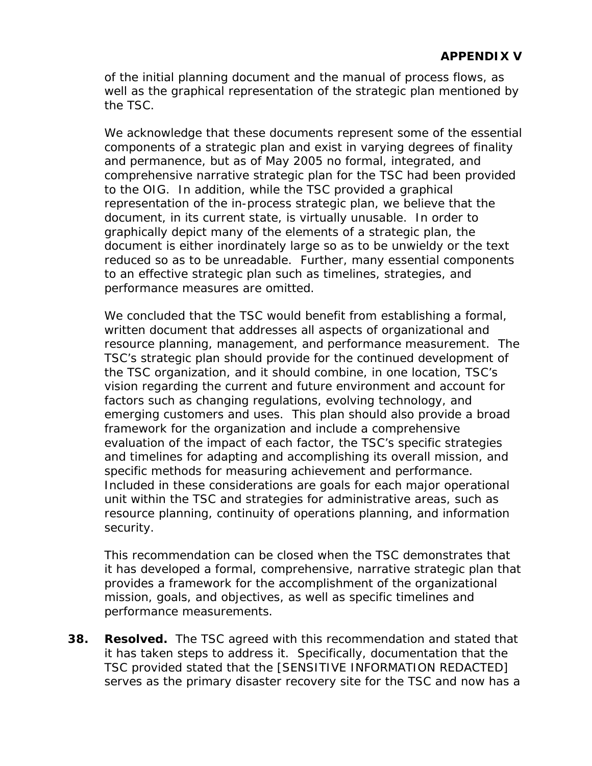of the initial planning document and the manual of process flows, as well as the graphical representation of the strategic plan mentioned by the TSC.

We acknowledge that these documents represent some of the essential components of a strategic plan and exist in varying degrees of finality and permanence, but as of May 2005 no formal, integrated, and comprehensive narrative strategic plan for the TSC had been provided to the OIG. In addition, while the TSC provided a graphical representation of the in-process strategic plan, we believe that the document, in its current state, is virtually unusable. In order to graphically depict many of the elements of a strategic plan, the document is either inordinately large so as to be unwieldy or the text reduced so as to be unreadable. Further, many essential components to an effective strategic plan such as timelines, strategies, and performance measures are omitted.

We concluded that the TSC would benefit from establishing a formal, written document that addresses all aspects of organizational and resource planning, management, and performance measurement. The TSC's strategic plan should provide for the continued development of the TSC organization, and it should combine, in one location, TSC's vision regarding the current and future environment and account for factors such as changing regulations, evolving technology, and emerging customers and uses. This plan should also provide a broad framework for the organization and include a comprehensive evaluation of the impact of each factor, the TSC's specific strategies and timelines for adapting and accomplishing its overall mission, and specific methods for measuring achievement and performance. Included in these considerations are goals for each major operational unit within the TSC and strategies for administrative areas, such as resource planning, continuity of operations planning, and information security.

This recommendation can be closed when the TSC demonstrates that it has developed a formal, comprehensive, narrative strategic plan that provides a framework for the accomplishment of the organizational mission, goals, and objectives, as well as specific timelines and performance measurements.

**38. Resolved.** The TSC agreed with this recommendation and stated that it has taken steps to address it. Specifically, documentation that the TSC provided stated that the [SENSITIVE INFORMATION REDACTED] serves as the primary disaster recovery site for the TSC and now has a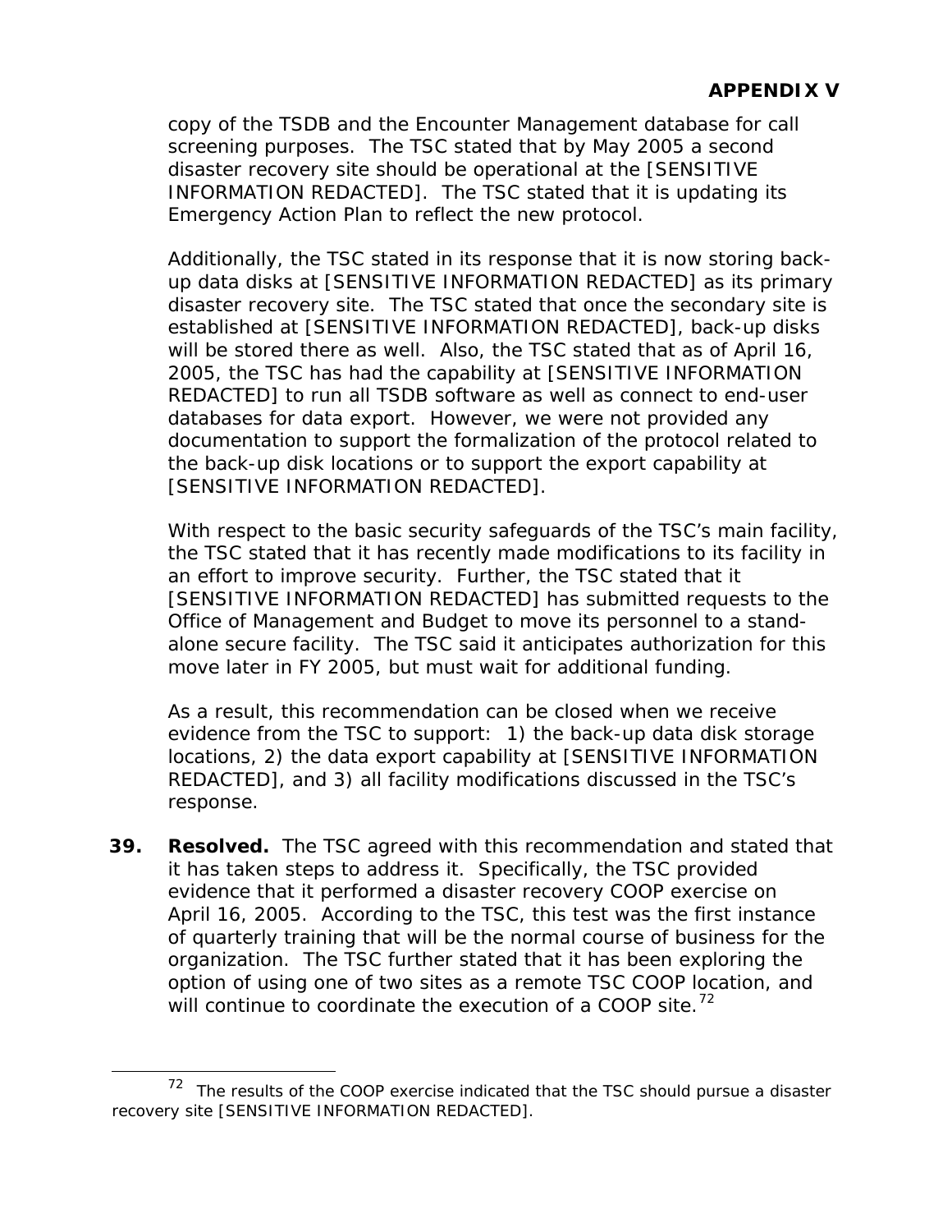copy of the TSDB and the Encounter Management database for call screening purposes. The TSC stated that by May 2005 a second disaster recovery site should be operational at the [SENSITIVE INFORMATION REDACTED]. The TSC stated that it is updating its Emergency Action Plan to reflect the new protocol.

Additionally, the TSC stated in its response that it is now storing back-up data disks at [SENSITIVE INFORMATION REDACTED] as its primary disaster recovery site. The TSC stated that once the secondary site is established at [SENSITIVE INFORMATION REDACTED], back-up disks will be stored there as well. Also, the TSC stated that as of April 16, 2005, the TSC has had the capability at [SENSITIVE INFORMATION REDACTED] to run all TSDB software as well as connect to end-user databases for data export. However, we were not provided any documentation to support the formalization of the protocol related to the back-up disk locations or to support the export capability at [SENSITIVE INFORMATION REDACTED].

With respect to the basic security safeguards of the TSC's main facility, the TSC stated that it has recently made modifications to its facility in an effort to improve security. Further, the TSC stated that it [SENSITIVE INFORMATION REDACTED] has submitted requests to the Office of Management and Budget to move its personnel to a stand-alone secure facility. The TSC said it anticipates authorization for this move later in FY 2005, but must wait for additional funding.

As a result, this recommendation can be closed when we receive evidence from the TSC to support: 1) the back-up data disk storage locations, 2) the data export capability at [SENSITIVE INFORMATION REDACTED], and 3) all facility modifications discussed in the TSC's response.

39. **Resolved.** The TSC agreed with this recommendation and stated that it has taken steps to address it. Specifically, the TSC provided evidence that it performed a disaster recovery COOP exercise on April 16, 2005. According to the TSC, this test was the first instance of quarterly training that will be the normal course of business for the organization. The TSC further stated that it has been exploring the option of using one of two sites as a remote TSC COOP location, and will continue to coordinate the execution of a COOP site.[72]

[72] The results of the COOP exercise indicated that the TSC should pursue a disaster recovery site [SENSITIVE INFORMATION REDACTED].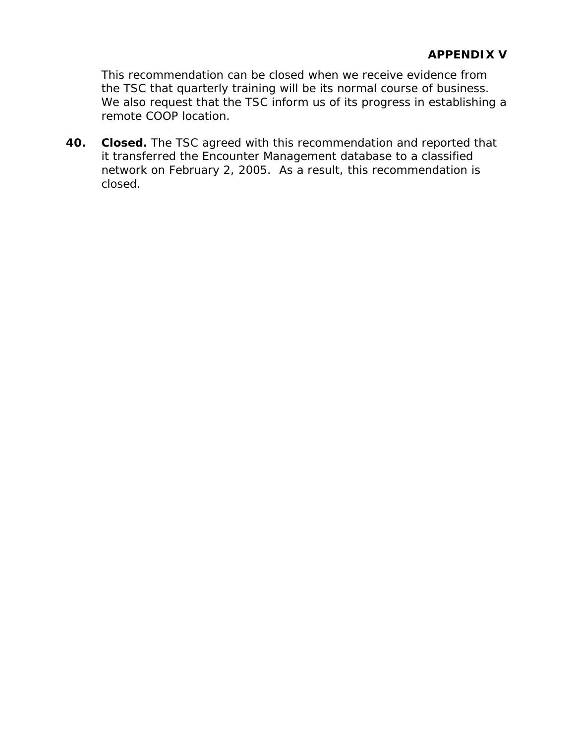This recommendation can be closed when we receive evidence from the TSC that quarterly training will be its normal course of business. We also request that the TSC inform us of its progress in establishing a remote COOP location.

40. **Closed.** The TSC agreed with this recommendation and reported that it transferred the Encounter Management database to a classified network on February 2, 2005. As a result, this recommendation is closed.